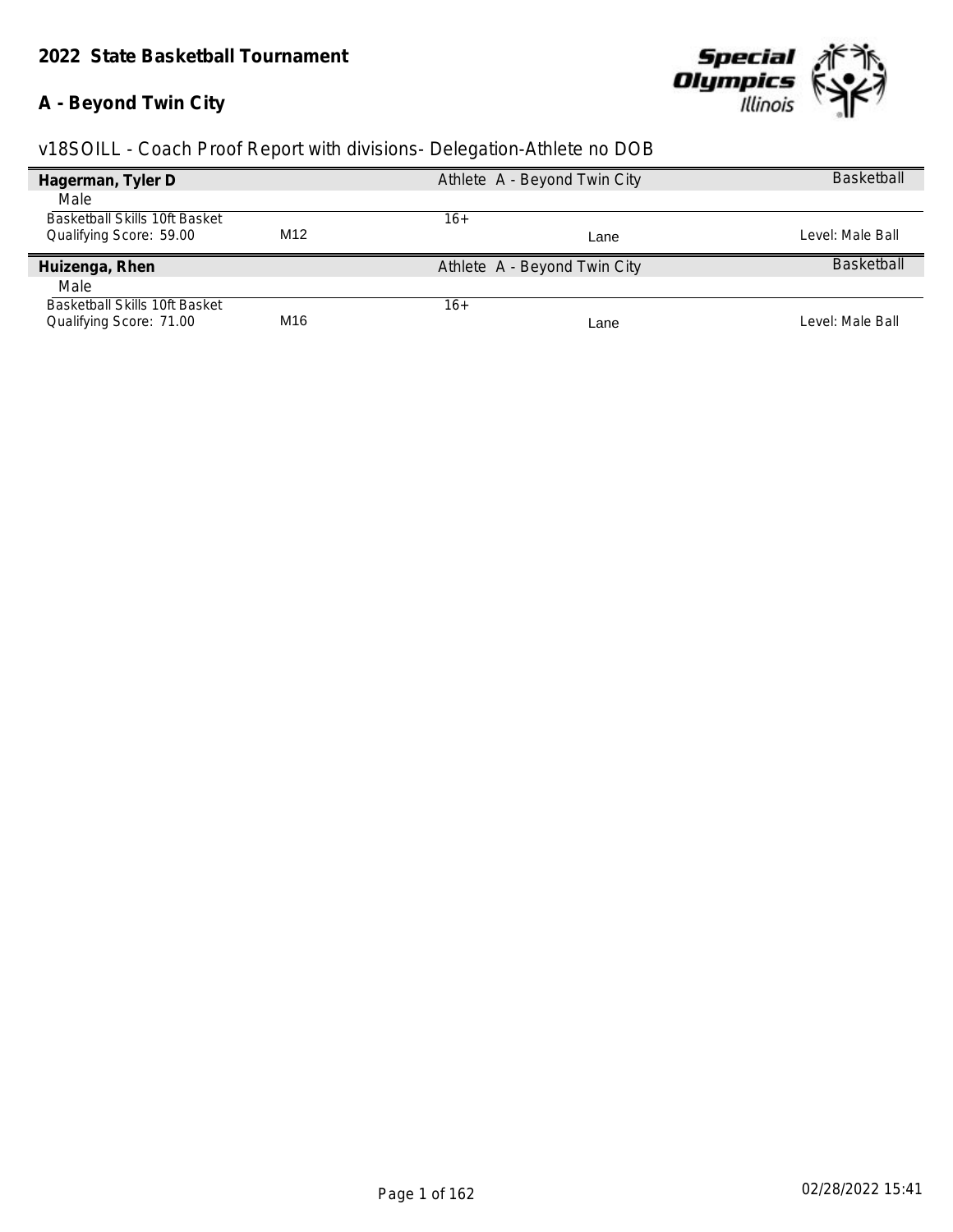# 2022 State Basketball Tournament

## A - Beyond Twin City

v18SOILL - Coach Proof Report with divisions- Delegation-Athlete no DOB

**Hagerman, Tyler D** — Athlete A - Beyond Twin City — Basketball

Male

| Basketball Skills 10ft Basket | | 16+ | | |
|---|---|---|---|---|
| Qualifying Score: 59.00 | M12 | | Lane | Level: Male Ball |

**Huizenga, Rhen** — Athlete A - Beyond Twin City — Basketball

Male

| Basketball Skills 10ft Basket | | 16+ | | |
|---|---|---|---|---|
| Qualifying Score: 71.00 | M16 | | Lane | Level: Male Ball |

02/28/2022 15:41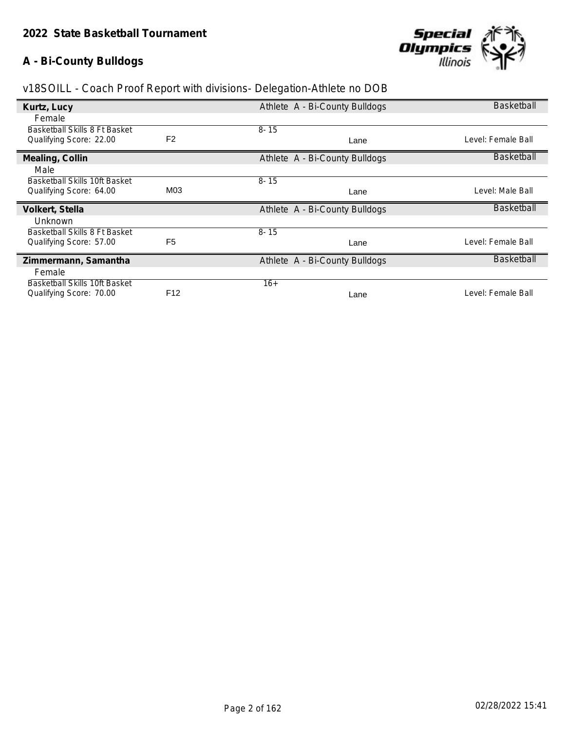## 2022 State Basketball Tournament

### A - Bi-County Bulldogs

v18SOILL - Coach Proof Report with divisions- Delegation-Athlete no DOB

**Kurtz, Lucy** — Athlete A - Bi-County Bulldogs — Basketball
Female

| Event | Division | Age Group | | Level |
|---|---|---|---|---|
| Basketball Skills 8 Ft Basket<br>Qualifying Score: 22.00 | F2 | 8- 15 | Lane | Level: Female Ball |

**Mealing, Collin** — Athlete A - Bi-County Bulldogs — Basketball
Male

| Event | Division | Age Group | | Level |
|---|---|---|---|---|
| Basketball Skills 10ft Basket<br>Qualifying Score: 64.00 | M03 | 8- 15 | Lane | Level: Male Ball |

**Volkert, Stella** — Athlete A - Bi-County Bulldogs — Basketball
Unknown

| Event | Division | Age Group | | Level |
|---|---|---|---|---|
| Basketball Skills 8 Ft Basket<br>Qualifying Score: 57.00 | F5 | 8- 15 | Lane | Level: Female Ball |

**Zimmermann, Samantha** — Athlete A - Bi-County Bulldogs — Basketball
Female

| Event | Division | Age Group | | Level |
|---|---|---|---|---|
| Basketball Skills 10ft Basket<br>Qualifying Score: 70.00 | F12 | 16+ | Lane | Level: Female Ball |

02/28/2022 15:41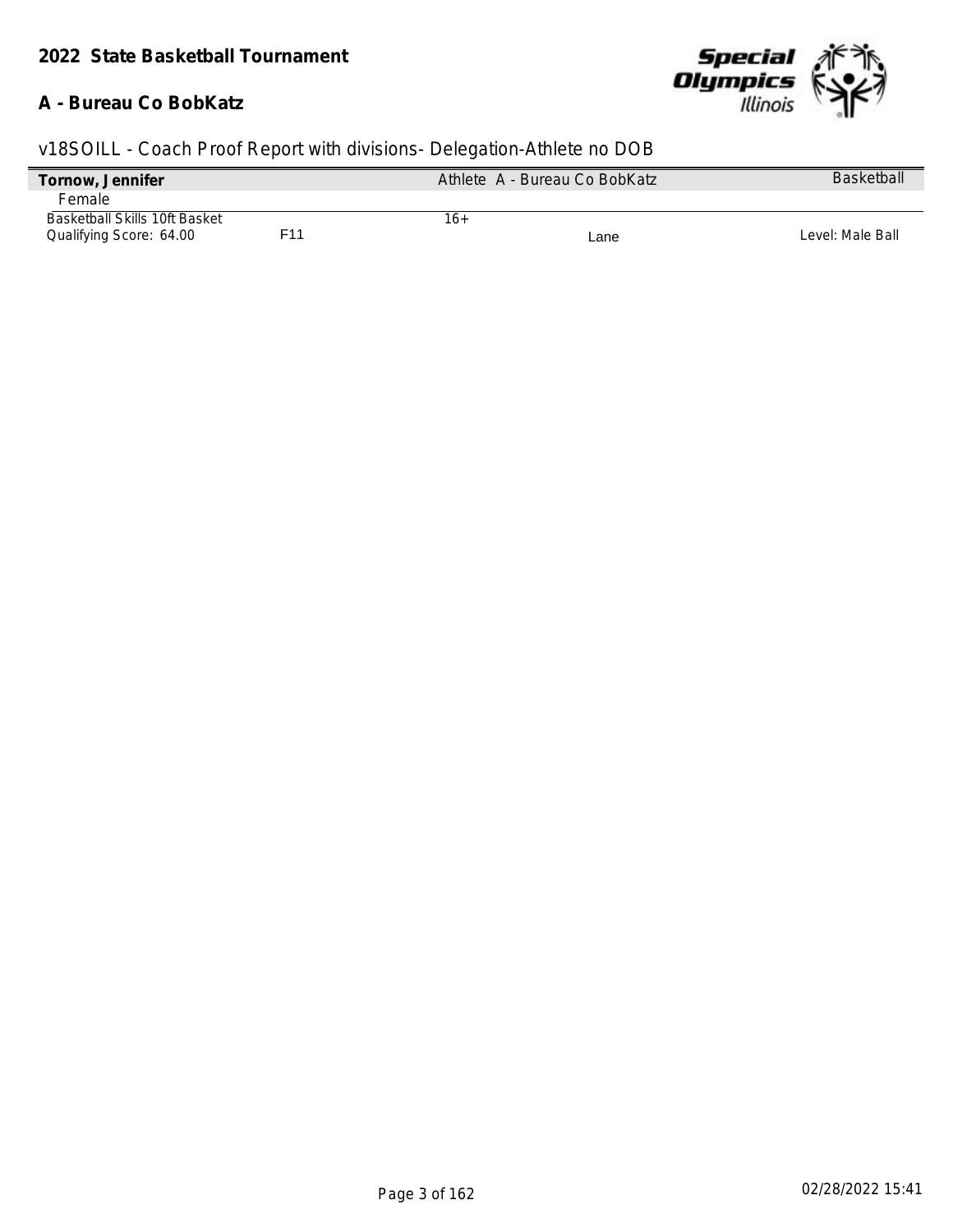**2022 State Basketball Tournament**

**A - Bureau Co BobKatz**

v18SOILL - Coach Proof Report with divisions- Delegation-Athlete no DOB

| **Tornow, Jennifer** | | Athlete A - Bureau Co BobKatz | | Basketball |
|---|---|---|---|---|
| Female | | | | |
| Basketball Skills 10ft Basket | | 16+ | | |
| Qualifying Score: 64.00 | F11 | | Lane | Level: Male Ball |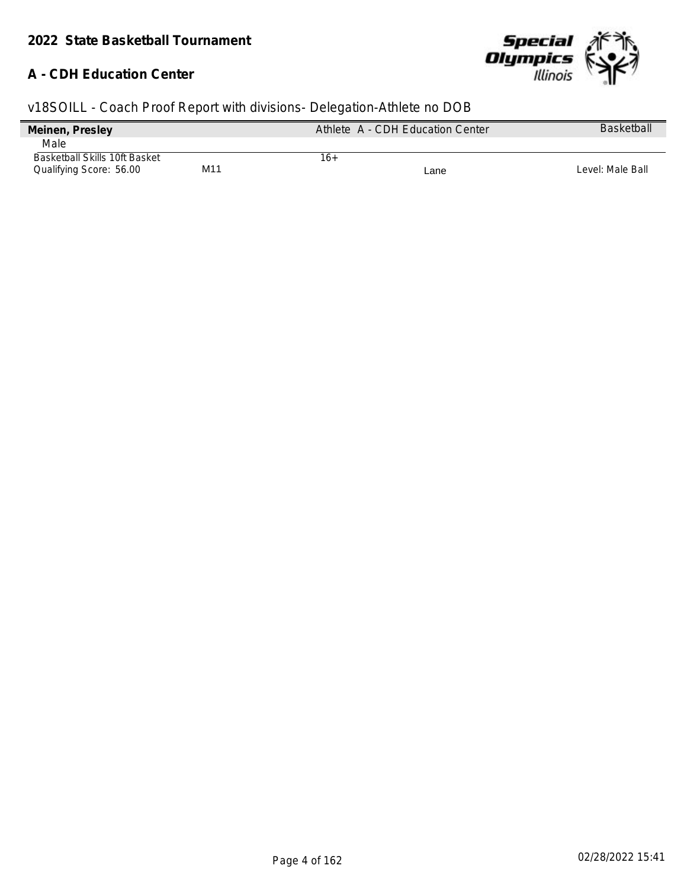## 2022 State Basketball Tournament

### A - CDH Education Center

v18SOILL - Coach Proof Report with divisions- Delegation-Athlete no DOB

| **Meinen, Presley** | | Athlete A - CDH Education Center | | Basketball |
|---|---|---|---|---|
| Male | | | | |
| Basketball Skills 10ft Basket | | 16+ | | |
| Qualifying Score: 56.00 | M11 | | Lane | Level: Male Ball |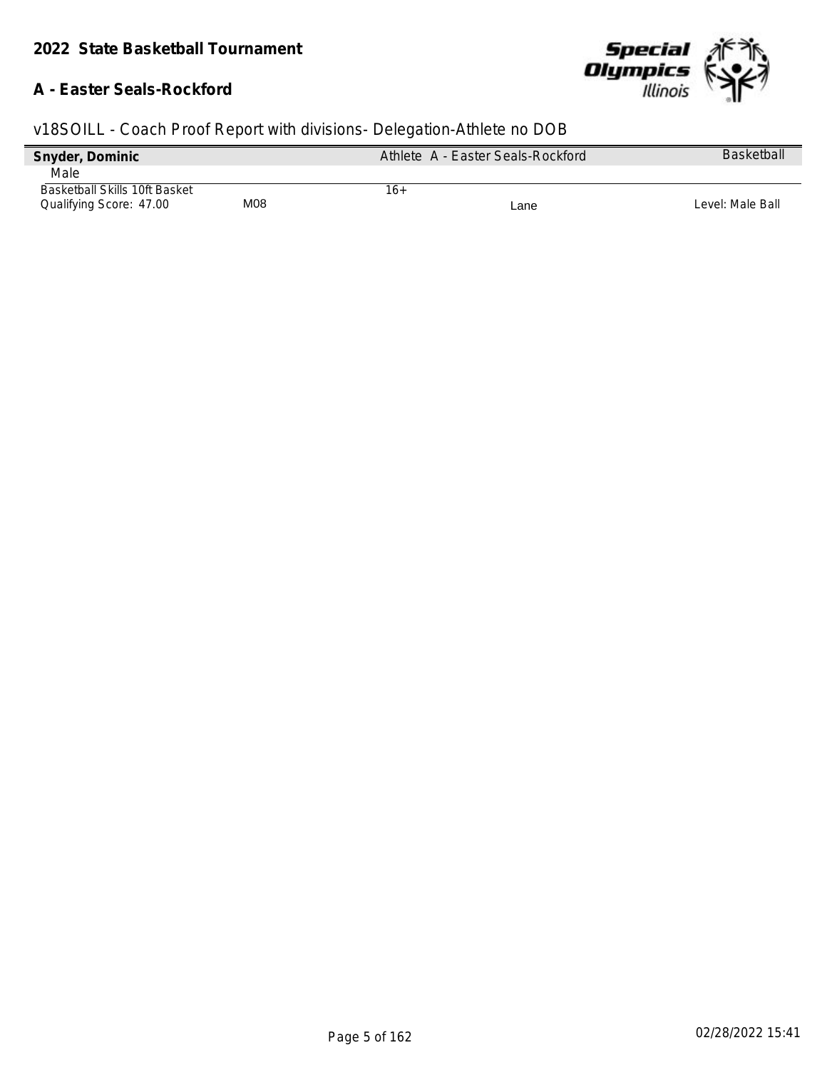## 2022 State Basketball Tournament

### A - Easter Seals-Rockford

v18SOILL - Coach Proof Report with divisions- Delegation-Athlete no DOB

| **Snyder, Dominic** | | Athlete A - Easter Seals-Rockford | | Basketball |
|---|---|---|---|---|
| Male | | | | |
| Basketball Skills 10ft Basket | | 16+ | | |
| Qualifying Score: 47.00 | M08 | | Lane | Level: Male Ball |

02/28/2022 15:41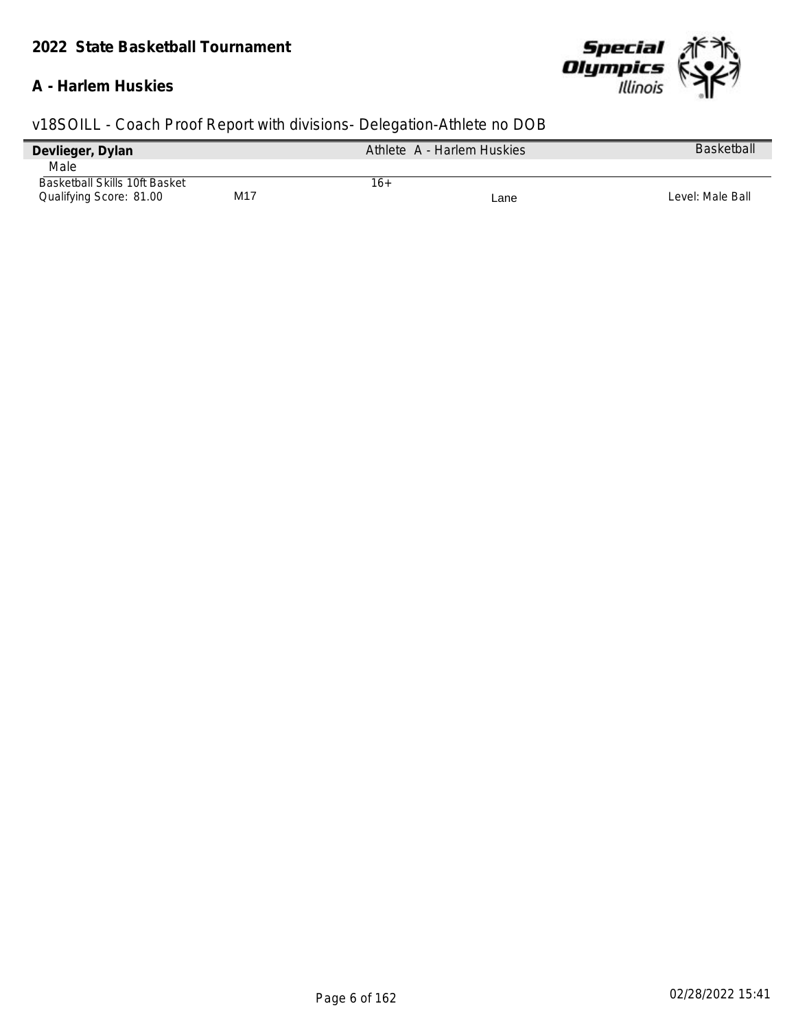**2022 State Basketball Tournament**

**A - Harlem Huskies**

v18SOILL - Coach Proof Report with divisions- Delegation-Athlete no DOB

| **Devlieger, Dylan** | | Athlete A - Harlem Huskies | | Basketball |
|---|---|---|---|---|
| Male | | | | |
| Basketball Skills 10ft Basket | | 16+ | | |
| Qualifying Score: 81.00 | M17 | | Lane | Level: Male Ball |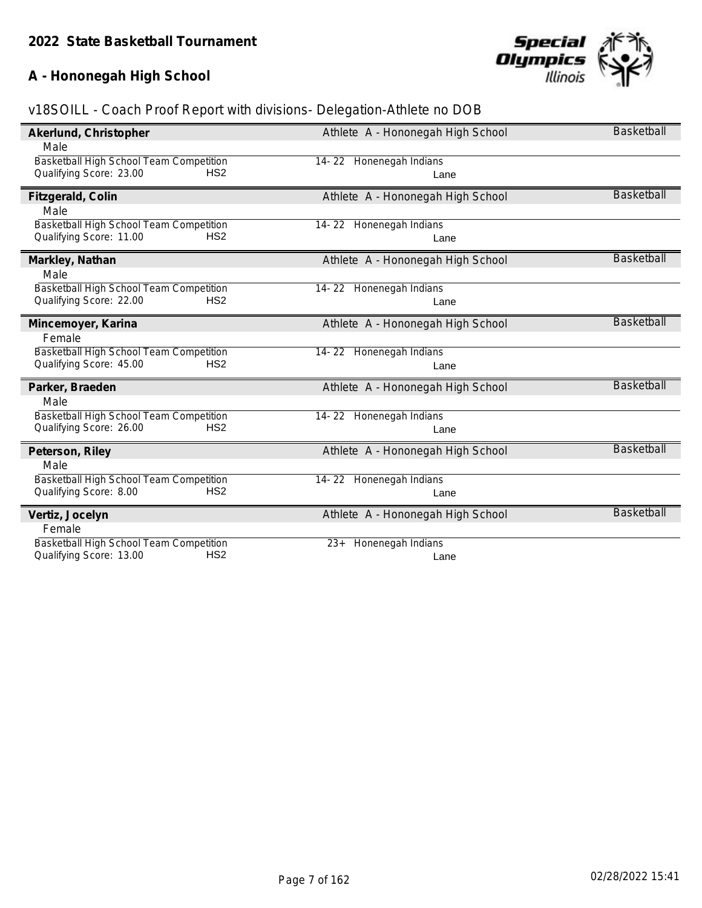## 2022 State Basketball Tournament

## A - Hononegah High School

### v18SOILL - Coach Proof Report with divisions- Delegation-Athlete no DOB

**Akerlund, Christopher** — Athlete A - Hononegah High School — Basketball
Male
Basketball High School Team Competition — 14- 22 Honenegah Indians
Qualifying Score: 23.00 HS2 — Lane

**Fitzgerald, Colin** — Athlete A - Hononegah High School — Basketball
Male
Basketball High School Team Competition — 14- 22 Honenegah Indians
Qualifying Score: 11.00 HS2 — Lane

**Markley, Nathan** — Athlete A - Hononegah High School — Basketball
Male
Basketball High School Team Competition — 14- 22 Honenegah Indians
Qualifying Score: 22.00 HS2 — Lane

**Mincemoyer, Karina** — Athlete A - Hononegah High School — Basketball
Female
Basketball High School Team Competition — 14- 22 Honenegah Indians
Qualifying Score: 45.00 HS2 — Lane

**Parker, Braeden** — Athlete A - Hononegah High School — Basketball
Male
Basketball High School Team Competition — 14- 22 Honenegah Indians
Qualifying Score: 26.00 HS2 — Lane

**Peterson, Riley** — Athlete A - Hononegah High School — Basketball
Male
Basketball High School Team Competition — 14- 22 Honenegah Indians
Qualifying Score: 8.00 HS2 — Lane

**Vertiz, Jocelyn** — Athlete A - Hononegah High School — Basketball
Female
Basketball High School Team Competition — 23+ Honenegah Indians
Qualifying Score: 13.00 HS2 — Lane

02/28/2022 15:41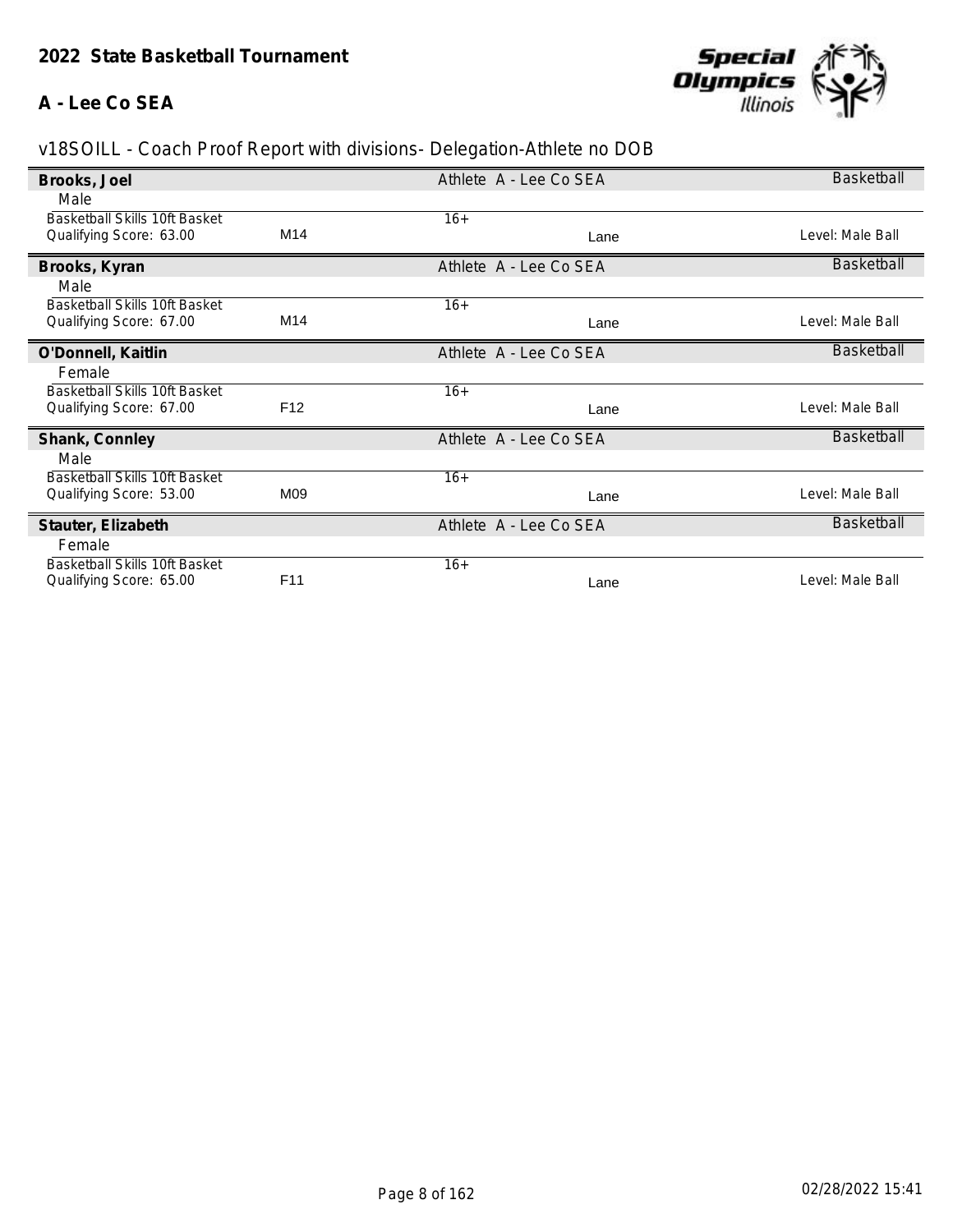## 2022 State Basketball Tournament

### A - Lee Co SEA

v18SOILL - Coach Proof Report with divisions- Delegation-Athlete no DOB

**Brooks, Joel** — Athlete A - Lee Co SEA — Basketball

Male

| Event | Division | Age Group | Lane | Level |
|---|---|---|---|---|
| Basketball Skills 10ft Basket<br>Qualifying Score: 63.00 | M14 | 16+ | Lane | Level: Male Ball |

**Brooks, Kyran** — Athlete A - Lee Co SEA — Basketball

Male

| Event | Division | Age Group | Lane | Level |
|---|---|---|---|---|
| Basketball Skills 10ft Basket<br>Qualifying Score: 67.00 | M14 | 16+ | Lane | Level: Male Ball |

**O'Donnell, Kaitlin** — Athlete A - Lee Co SEA — Basketball

Female

| Event | Division | Age Group | Lane | Level |
|---|---|---|---|---|
| Basketball Skills 10ft Basket<br>Qualifying Score: 67.00 | F12 | 16+ | Lane | Level: Male Ball |

**Shank, Connley** — Athlete A - Lee Co SEA — Basketball

Male

| Event | Division | Age Group | Lane | Level |
|---|---|---|---|---|
| Basketball Skills 10ft Basket<br>Qualifying Score: 53.00 | M09 | 16+ | Lane | Level: Male Ball |

**Stauter, Elizabeth** — Athlete A - Lee Co SEA — Basketball

Female

| Event | Division | Age Group | Lane | Level |
|---|---|---|---|---|
| Basketball Skills 10ft Basket<br>Qualifying Score: 65.00 | F11 | 16+ | Lane | Level: Male Ball |

02/28/2022 15:41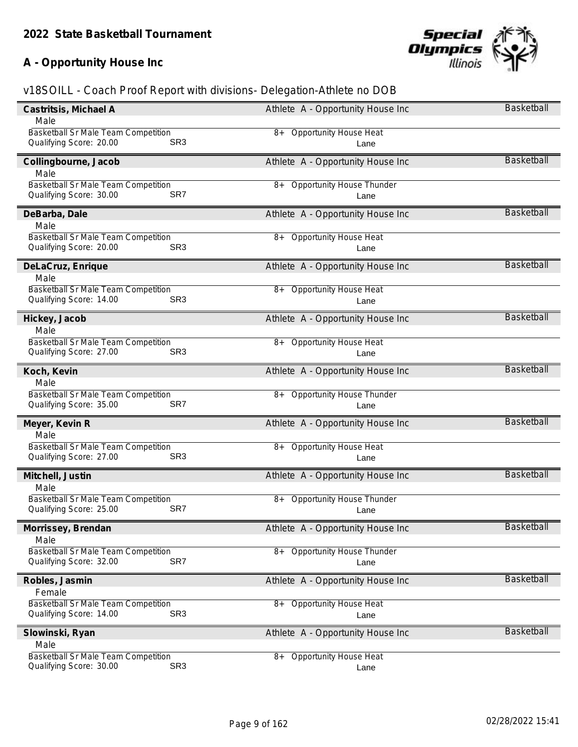## 2022 State Basketball Tournament

## A - Opportunity House Inc

v18SOILL - Coach Proof Report with divisions- Delegation-Athlete no DOB

**Castritsis, Michael A** — Athlete A - Opportunity House Inc — Basketball
Male
Basketball Sr Male Team Competition — 8+ Opportunity House Heat
Qualifying Score: 20.00 SR3 — Lane

**Collingbourne, Jacob** — Athlete A - Opportunity House Inc — Basketball
Male
Basketball Sr Male Team Competition — 8+ Opportunity House Thunder
Qualifying Score: 30.00 SR7 — Lane

**DeBarba, Dale** — Athlete A - Opportunity House Inc — Basketball
Male
Basketball Sr Male Team Competition — 8+ Opportunity House Heat
Qualifying Score: 20.00 SR3 — Lane

**DeLaCruz, Enrique** — Athlete A - Opportunity House Inc — Basketball
Male
Basketball Sr Male Team Competition — 8+ Opportunity House Heat
Qualifying Score: 14.00 SR3 — Lane

**Hickey, Jacob** — Athlete A - Opportunity House Inc — Basketball
Male
Basketball Sr Male Team Competition — 8+ Opportunity House Heat
Qualifying Score: 27.00 SR3 — Lane

**Koch, Kevin** — Athlete A - Opportunity House Inc — Basketball
Male
Basketball Sr Male Team Competition — 8+ Opportunity House Thunder
Qualifying Score: 35.00 SR7 — Lane

**Meyer, Kevin R** — Athlete A - Opportunity House Inc — Basketball
Male
Basketball Sr Male Team Competition — 8+ Opportunity House Heat
Qualifying Score: 27.00 SR3 — Lane

**Mitchell, Justin** — Athlete A - Opportunity House Inc — Basketball
Male
Basketball Sr Male Team Competition — 8+ Opportunity House Thunder
Qualifying Score: 25.00 SR7 — Lane

**Morrissey, Brendan** — Athlete A - Opportunity House Inc — Basketball
Male
Basketball Sr Male Team Competition — 8+ Opportunity House Thunder
Qualifying Score: 32.00 SR7 — Lane

**Robles, Jasmin** — Athlete A - Opportunity House Inc — Basketball
Female
Basketball Sr Male Team Competition — 8+ Opportunity House Heat
Qualifying Score: 14.00 SR3 — Lane

**Slowinski, Ryan** — Athlete A - Opportunity House Inc — Basketball
Male
Basketball Sr Male Team Competition — 8+ Opportunity House Heat
Qualifying Score: 30.00 SR3 — Lane

02/28/2022 15:41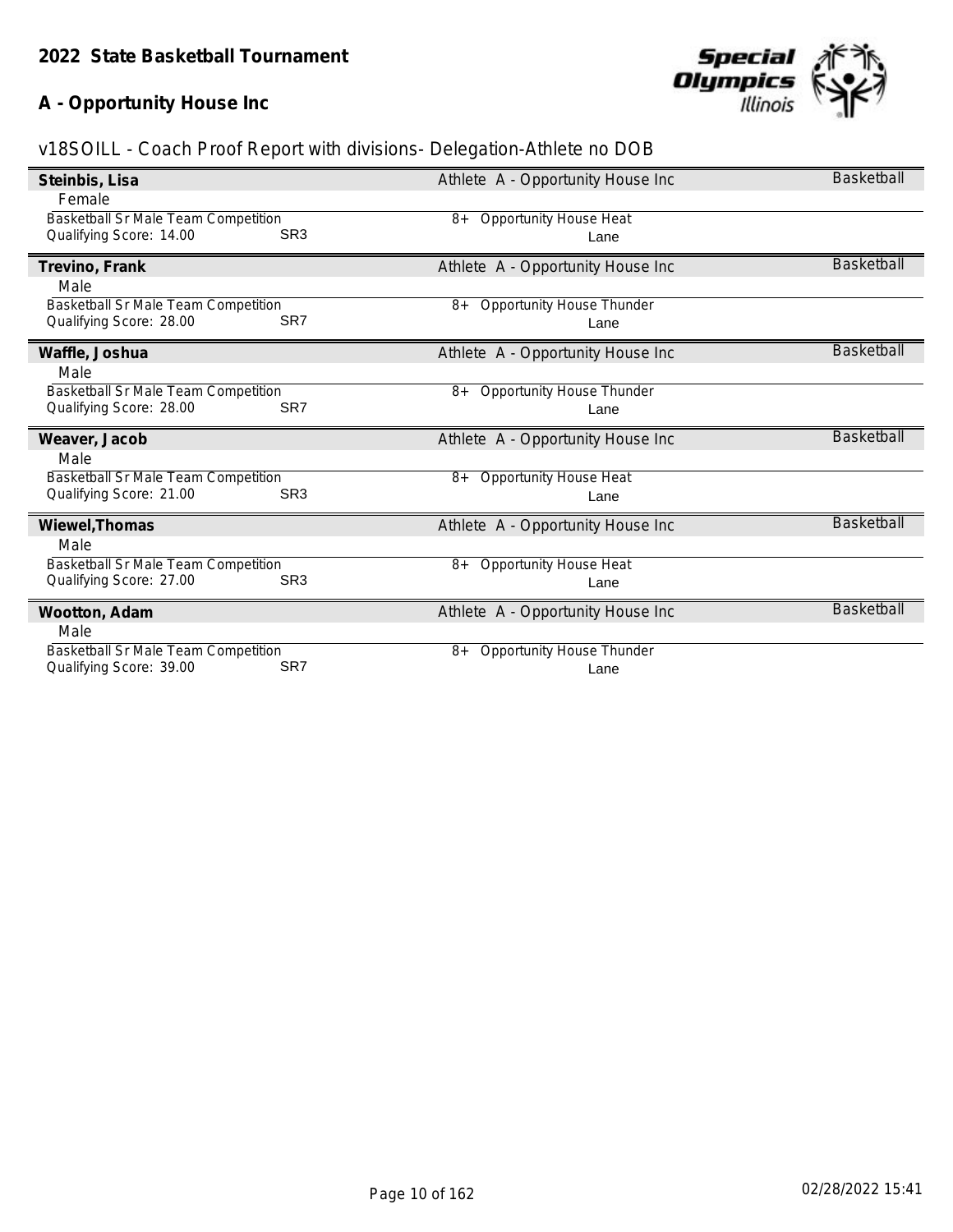## 2022 State Basketball Tournament

### A - Opportunity House Inc

v18SOILL - Coach Proof Report with divisions- Delegation-Athlete no DOB

**Steinbis, Lisa** | Athlete A - Opportunity House Inc | Basketball

Female

Basketball Sr Male Team Competition | 8+ Opportunity House Heat

Qualifying Score: 14.00 SR3 | Lane

---

**Trevino, Frank** | Athlete A - Opportunity House Inc | Basketball

Male

Basketball Sr Male Team Competition | 8+ Opportunity House Thunder

Qualifying Score: 28.00 SR7 | Lane

---

**Waffle, Joshua** | Athlete A - Opportunity House Inc | Basketball

Male

Basketball Sr Male Team Competition | 8+ Opportunity House Thunder

Qualifying Score: 28.00 SR7 | Lane

---

**Weaver, Jacob** | Athlete A - Opportunity House Inc | Basketball

Male

Basketball Sr Male Team Competition | 8+ Opportunity House Heat

Qualifying Score: 21.00 SR3 | Lane

---

**Wiewel,Thomas** | Athlete A - Opportunity House Inc | Basketball

Male

Basketball Sr Male Team Competition | 8+ Opportunity House Heat

Qualifying Score: 27.00 SR3 | Lane

---

**Wootton, Adam** | Athlete A - Opportunity House Inc | Basketball

Male

Basketball Sr Male Team Competition | 8+ Opportunity House Thunder

Qualifying Score: 39.00 SR7 | Lane

02/28/2022 15:41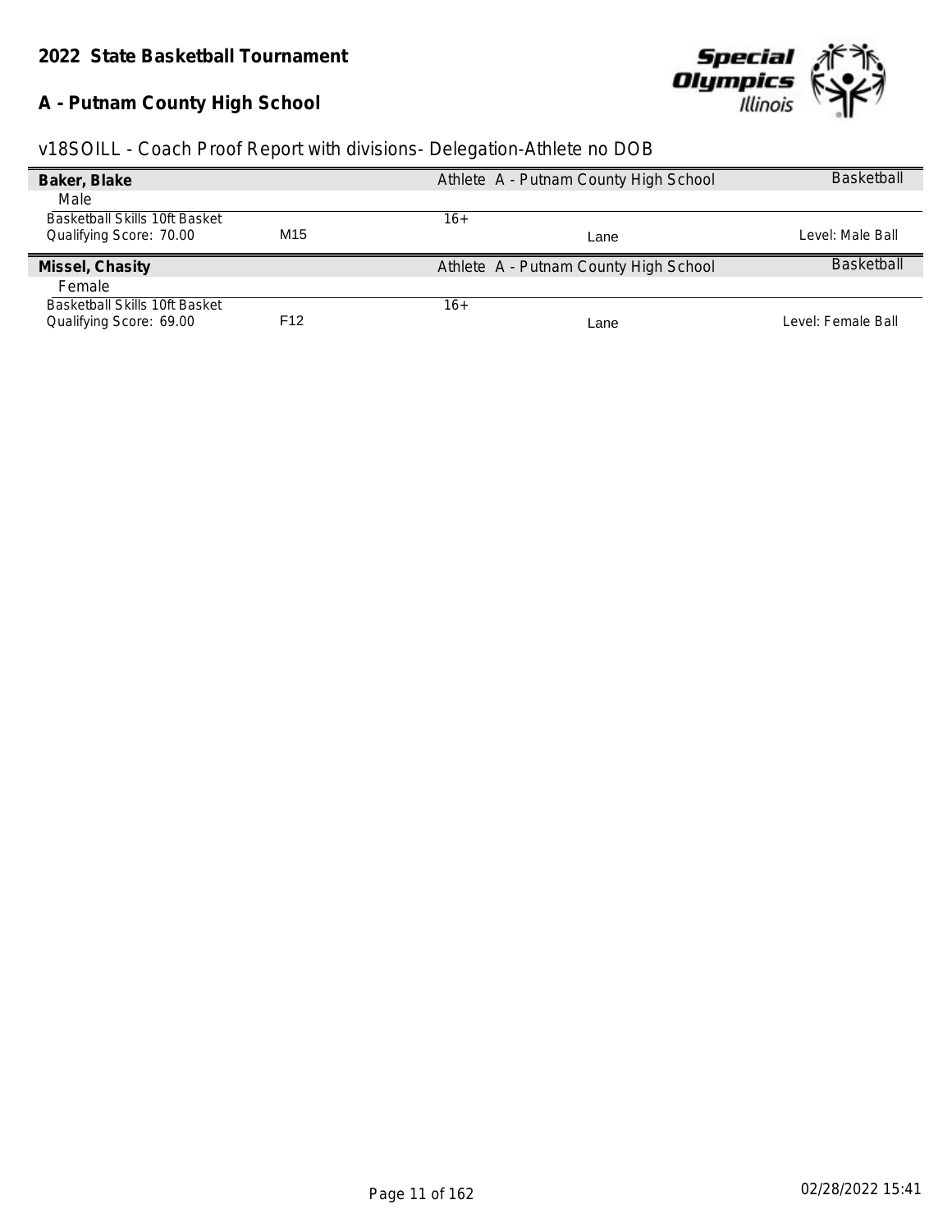## 2022 State Basketball Tournament

## A - Putnam County High School

v18SOILL - Coach Proof Report with divisions- Delegation-Athlete no DOB

**Baker, Blake** | Athlete A - Putnam County High School | Basketball

Male

Basketball Skills 10ft Basket | 16+

Qualifying Score: 70.00 | M15 | Lane | Level: Male Ball

**Missel, Chasity** | Athlete A - Putnam County High School | Basketball

Female

Basketball Skills 10ft Basket | 16+

Qualifying Score: 69.00 | F12 | Lane | Level: Female Ball

02/28/2022 15:41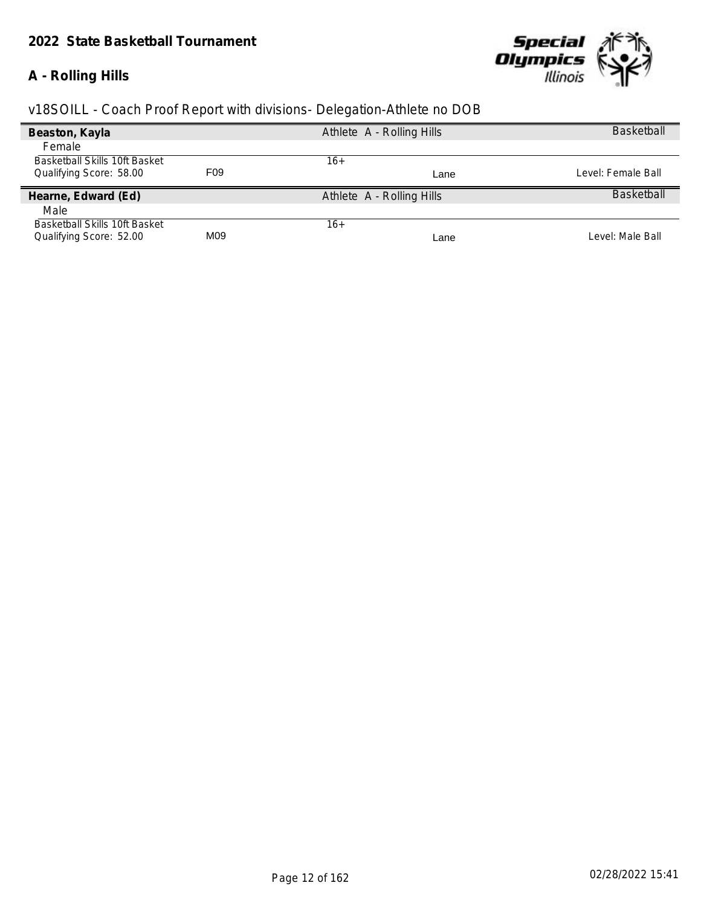## 2022 State Basketball Tournament

### A - Rolling Hills

v18SOILL - Coach Proof Report with divisions- Delegation-Athlete no DOB

**Beaston, Kayla** | Athlete A - Rolling Hills | Basketball

Female

| | | | | |
|---|---|---|---|---|
| Basketball Skills 10ft Basket | | 16+ | | |
| Qualifying Score: 58.00 | F09 | | Lane | Level: Female Ball |

**Hearne, Edward (Ed)** | Athlete A - Rolling Hills | Basketball

Male

| | | | | |
|---|---|---|---|---|
| Basketball Skills 10ft Basket | | 16+ | | |
| Qualifying Score: 52.00 | M09 | | Lane | Level: Male Ball |

02/28/2022 15:41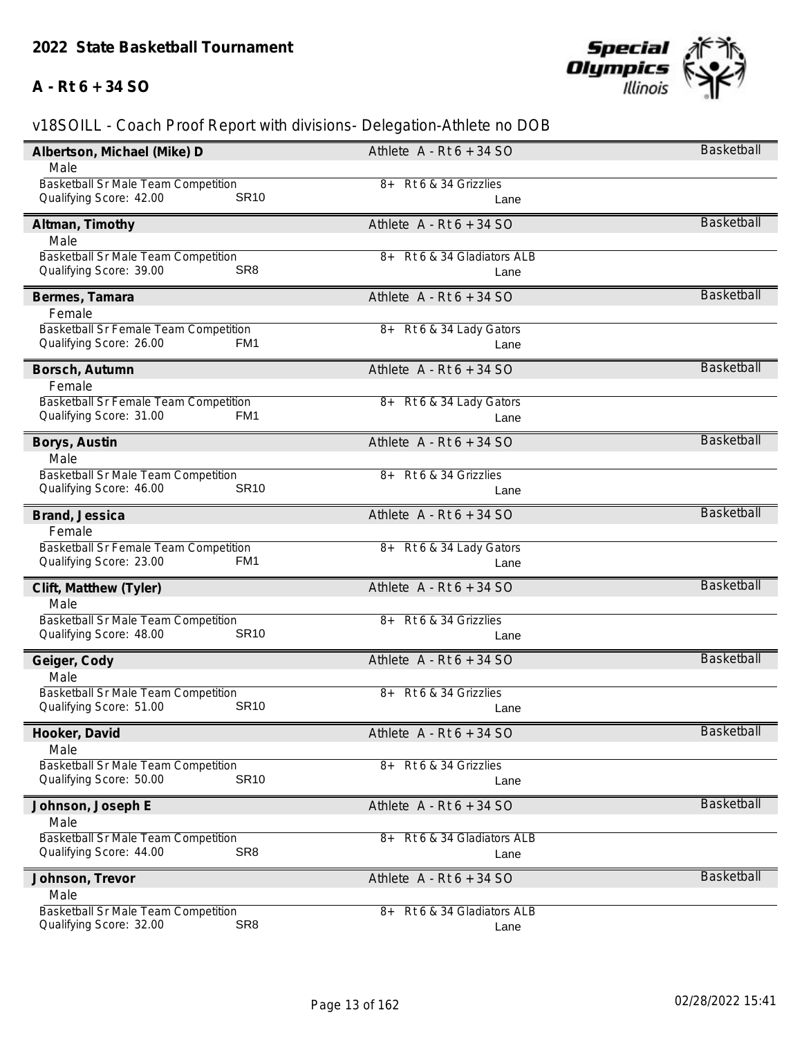# 2022 State Basketball Tournament

## A - Rt 6 + 34 SO

v18SOILL - Coach Proof Report with divisions- Delegation-Athlete no DOB

**Albertson, Michael (Mike) D** — Athlete A - Rt 6 + 34 SO — Basketball
Male
Basketball Sr Male Team Competition — 8+ Rt 6 & 34 Grizzlies
Qualifying Score: 42.00 — SR10 — Lane

**Altman, Timothy** — Athlete A - Rt 6 + 34 SO — Basketball
Male
Basketball Sr Male Team Competition — 8+ Rt 6 & 34 Gladiators ALB
Qualifying Score: 39.00 — SR8 — Lane

**Bermes, Tamara** — Athlete A - Rt 6 + 34 SO — Basketball
Female
Basketball Sr Female Team Competition — 8+ Rt 6 & 34 Lady Gators
Qualifying Score: 26.00 — FM1 — Lane

**Borsch, Autumn** — Athlete A - Rt 6 + 34 SO — Basketball
Female
Basketball Sr Female Team Competition — 8+ Rt 6 & 34 Lady Gators
Qualifying Score: 31.00 — FM1 — Lane

**Borys, Austin** — Athlete A - Rt 6 + 34 SO — Basketball
Male
Basketball Sr Male Team Competition — 8+ Rt 6 & 34 Grizzlies
Qualifying Score: 46.00 — SR10 — Lane

**Brand, Jessica** — Athlete A - Rt 6 + 34 SO — Basketball
Female
Basketball Sr Female Team Competition — 8+ Rt 6 & 34 Lady Gators
Qualifying Score: 23.00 — FM1 — Lane

**Clift, Matthew (Tyler)** — Athlete A - Rt 6 + 34 SO — Basketball
Male
Basketball Sr Male Team Competition — 8+ Rt 6 & 34 Grizzlies
Qualifying Score: 48.00 — SR10 — Lane

**Geiger, Cody** — Athlete A - Rt 6 + 34 SO — Basketball
Male
Basketball Sr Male Team Competition — 8+ Rt 6 & 34 Grizzlies
Qualifying Score: 51.00 — SR10 — Lane

**Hooker, David** — Athlete A - Rt 6 + 34 SO — Basketball
Male
Basketball Sr Male Team Competition — 8+ Rt 6 & 34 Grizzlies
Qualifying Score: 50.00 — SR10 — Lane

**Johnson, Joseph E** — Athlete A - Rt 6 + 34 SO — Basketball
Male
Basketball Sr Male Team Competition — 8+ Rt 6 & 34 Gladiators ALB
Qualifying Score: 44.00 — SR8 — Lane

**Johnson, Trevor** — Athlete A - Rt 6 + 34 SO — Basketball
Male
Basketball Sr Male Team Competition — 8+ Rt 6 & 34 Gladiators ALB
Qualifying Score: 32.00 — SR8 — Lane

02/28/2022 15:41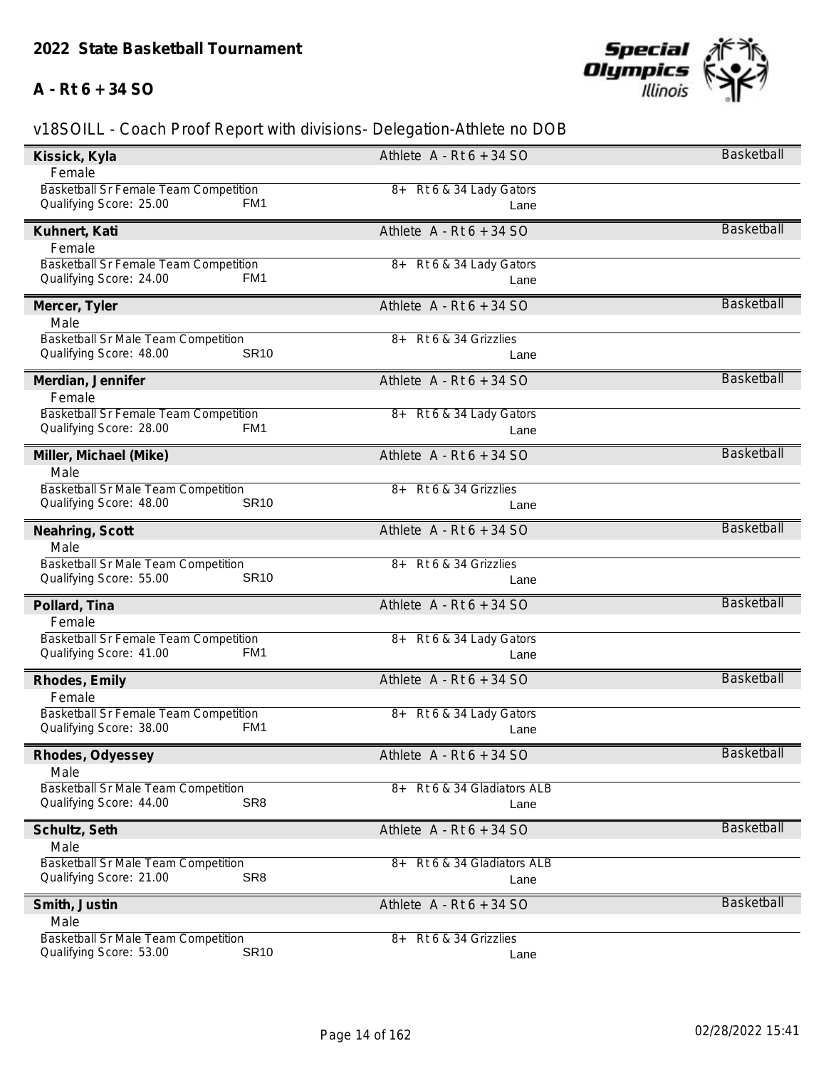## 2022 State Basketball Tournament

### A - Rt 6 + 34 SO

v18SOILL - Coach Proof Report with divisions- Delegation-Athlete no DOB

**Kissick, Kyla** — Athlete A - Rt 6 + 34 SO — Basketball
Female
Basketball Sr Female Team Competition — 8+ Rt 6 & 34 Lady Gators
Qualifying Score: 25.00 FM1 — Lane

**Kuhnert, Kati** — Athlete A - Rt 6 + 34 SO — Basketball
Female
Basketball Sr Female Team Competition — 8+ Rt 6 & 34 Lady Gators
Qualifying Score: 24.00 FM1 — Lane

**Mercer, Tyler** — Athlete A - Rt 6 + 34 SO — Basketball
Male
Basketball Sr Male Team Competition — 8+ Rt 6 & 34 Grizzlies
Qualifying Score: 48.00 SR10 — Lane

**Merdian, Jennifer** — Athlete A - Rt 6 + 34 SO — Basketball
Female
Basketball Sr Female Team Competition — 8+ Rt 6 & 34 Lady Gators
Qualifying Score: 28.00 FM1 — Lane

**Miller, Michael (Mike)** — Athlete A - Rt 6 + 34 SO — Basketball
Male
Basketball Sr Male Team Competition — 8+ Rt 6 & 34 Grizzlies
Qualifying Score: 48.00 SR10 — Lane

**Neahring, Scott** — Athlete A - Rt 6 + 34 SO — Basketball
Male
Basketball Sr Male Team Competition — 8+ Rt 6 & 34 Grizzlies
Qualifying Score: 55.00 SR10 — Lane

**Pollard, Tina** — Athlete A - Rt 6 + 34 SO — Basketball
Female
Basketball Sr Female Team Competition — 8+ Rt 6 & 34 Lady Gators
Qualifying Score: 41.00 FM1 — Lane

**Rhodes, Emily** — Athlete A - Rt 6 + 34 SO — Basketball
Female
Basketball Sr Female Team Competition — 8+ Rt 6 & 34 Lady Gators
Qualifying Score: 38.00 FM1 — Lane

**Rhodes, Odyessey** — Athlete A - Rt 6 + 34 SO — Basketball
Male
Basketball Sr Male Team Competition — 8+ Rt 6 & 34 Gladiators ALB
Qualifying Score: 44.00 SR8 — Lane

**Schultz, Seth** — Athlete A - Rt 6 + 34 SO — Basketball
Male
Basketball Sr Male Team Competition — 8+ Rt 6 & 34 Gladiators ALB
Qualifying Score: 21.00 SR8 — Lane

**Smith, Justin** — Athlete A - Rt 6 + 34 SO — Basketball
Male
Basketball Sr Male Team Competition — 8+ Rt 6 & 34 Grizzlies
Qualifying Score: 53.00 SR10 — Lane

02/28/2022 15:41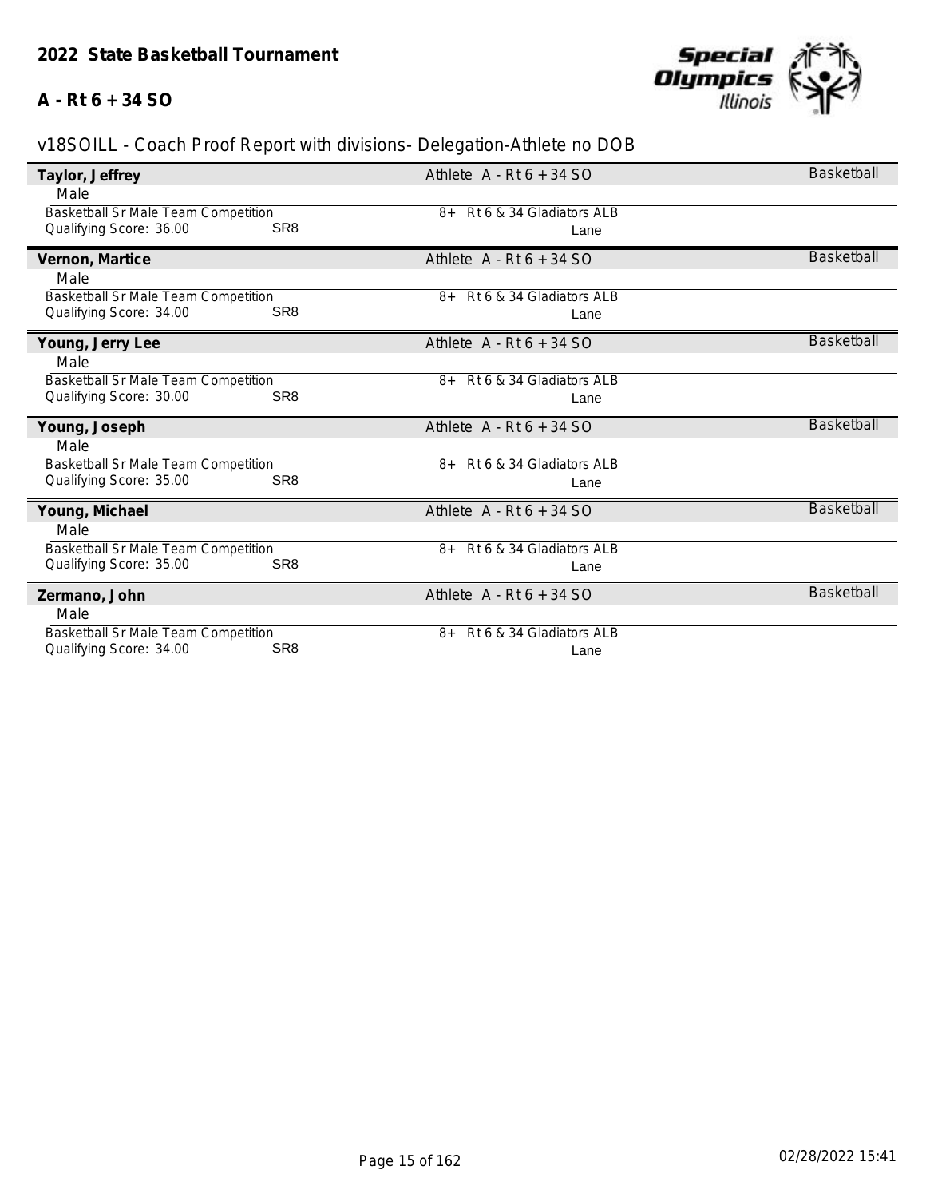## 2022 State Basketball Tournament

### A - Rt 6 + 34 SO

v18SOILL - Coach Proof Report with divisions- Delegation-Athlete no DOB

**Taylor, Jeffrey** — Athlete A - Rt 6 + 34 SO — Basketball
Male
Basketball Sr Male Team Competition — 8+ Rt 6 & 34 Gladiators ALB
Qualifying Score: 36.00 SR8 — Lane

**Vernon, Martice** — Athlete A - Rt 6 + 34 SO — Basketball
Male
Basketball Sr Male Team Competition — 8+ Rt 6 & 34 Gladiators ALB
Qualifying Score: 34.00 SR8 — Lane

**Young, Jerry Lee** — Athlete A - Rt 6 + 34 SO — Basketball
Male
Basketball Sr Male Team Competition — 8+ Rt 6 & 34 Gladiators ALB
Qualifying Score: 30.00 SR8 — Lane

**Young, Joseph** — Athlete A - Rt 6 + 34 SO — Basketball
Male
Basketball Sr Male Team Competition — 8+ Rt 6 & 34 Gladiators ALB
Qualifying Score: 35.00 SR8 — Lane

**Young, Michael** — Athlete A - Rt 6 + 34 SO — Basketball
Male
Basketball Sr Male Team Competition — 8+ Rt 6 & 34 Gladiators ALB
Qualifying Score: 35.00 SR8 — Lane

**Zermano, John** — Athlete A - Rt 6 + 34 SO — Basketball
Male
Basketball Sr Male Team Competition — 8+ Rt 6 & 34 Gladiators ALB
Qualifying Score: 34.00 SR8 — Lane

02/28/2022 15:41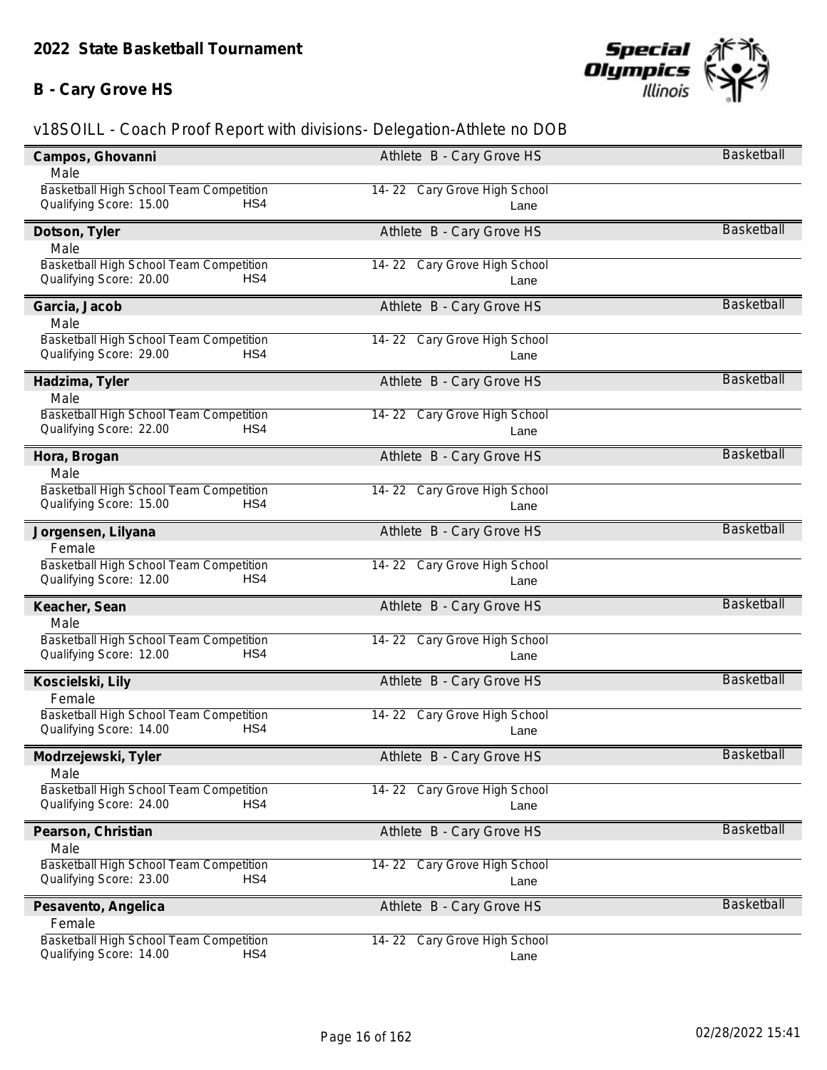## 2022 State Basketball Tournament

### B - Cary Grove HS

v18SOILL - Coach Proof Report with divisions- Delegation-Athlete no DOB

**Campos, Ghovanni** — Athlete B - Cary Grove HS — Basketball
Male
Basketball High School Team Competition — 14- 22 Cary Grove High School
Qualifying Score: 15.00 HS4 — Lane

**Dotson, Tyler** — Athlete B - Cary Grove HS — Basketball
Male
Basketball High School Team Competition — 14- 22 Cary Grove High School
Qualifying Score: 20.00 HS4 — Lane

**Garcia, Jacob** — Athlete B - Cary Grove HS — Basketball
Male
Basketball High School Team Competition — 14- 22 Cary Grove High School
Qualifying Score: 29.00 HS4 — Lane

**Hadzima, Tyler** — Athlete B - Cary Grove HS — Basketball
Male
Basketball High School Team Competition — 14- 22 Cary Grove High School
Qualifying Score: 22.00 HS4 — Lane

**Hora, Brogan** — Athlete B - Cary Grove HS — Basketball
Male
Basketball High School Team Competition — 14- 22 Cary Grove High School
Qualifying Score: 15.00 HS4 — Lane

**Jorgensen, Lilyana** — Athlete B - Cary Grove HS — Basketball
Female
Basketball High School Team Competition — 14- 22 Cary Grove High School
Qualifying Score: 12.00 HS4 — Lane

**Keacher, Sean** — Athlete B - Cary Grove HS — Basketball
Male
Basketball High School Team Competition — 14- 22 Cary Grove High School
Qualifying Score: 12.00 HS4 — Lane

**Koscielski, Lily** — Athlete B - Cary Grove HS — Basketball
Female
Basketball High School Team Competition — 14- 22 Cary Grove High School
Qualifying Score: 14.00 HS4 — Lane

**Modrzejewski, Tyler** — Athlete B - Cary Grove HS — Basketball
Male
Basketball High School Team Competition — 14- 22 Cary Grove High School
Qualifying Score: 24.00 HS4 — Lane

**Pearson, Christian** — Athlete B - Cary Grove HS — Basketball
Male
Basketball High School Team Competition — 14- 22 Cary Grove High School
Qualifying Score: 23.00 HS4 — Lane

**Pesavento, Angelica** — Athlete B - Cary Grove HS — Basketball
Female
Basketball High School Team Competition — 14- 22 Cary Grove High School
Qualifying Score: 14.00 HS4 — Lane

02/28/2022 15:41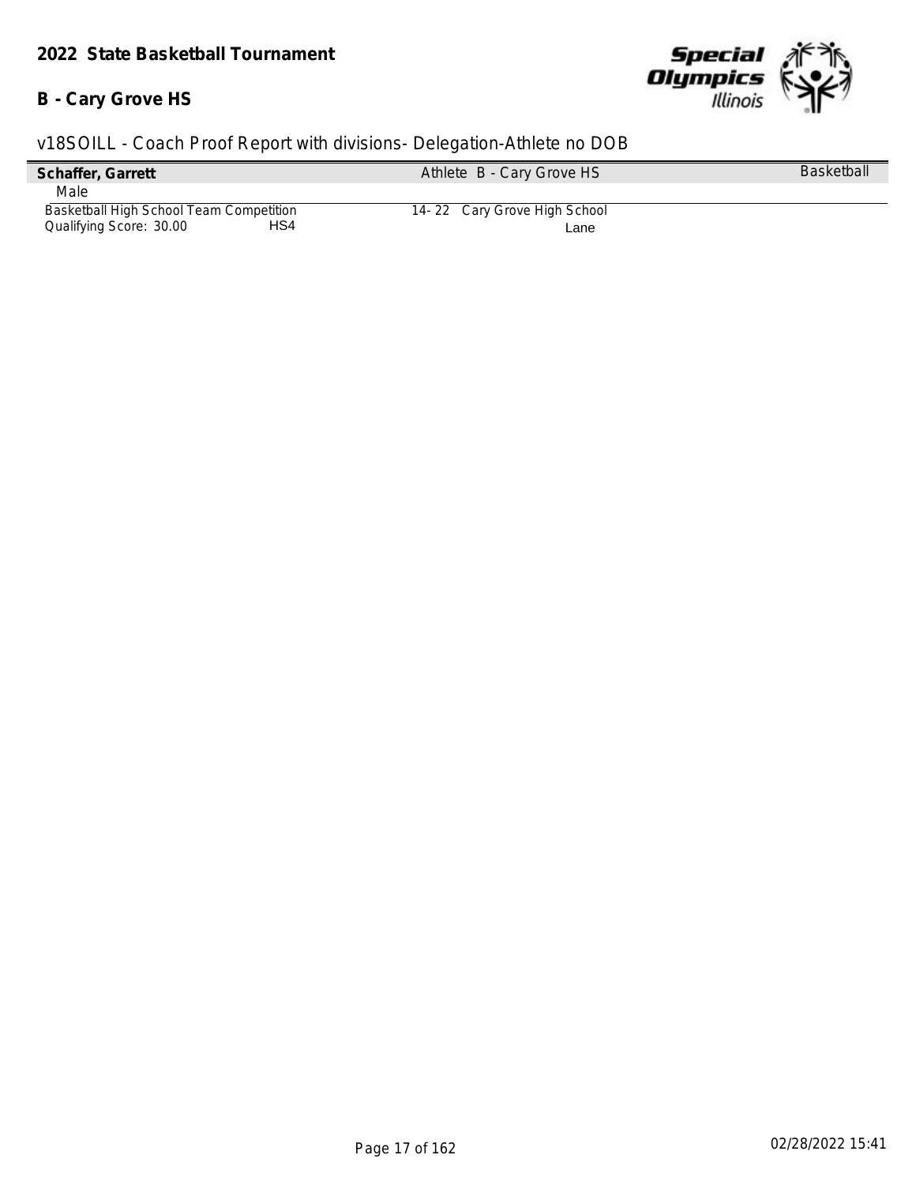## 2022 State Basketball Tournament

## B - Cary Grove HS

v18SOILL - Coach Proof Report with divisions- Delegation-Athlete no DOB

| **Schaffer, Garrett** | Athlete B - Cary Grove HS | Basketball |
|---|---|---|
| Male | | |
| Basketball High School Team Competition | 14- 22 Cary Grove High School | |
| Qualifying Score: 30.00 HS4 | Lane | |

02/28/2022 15:41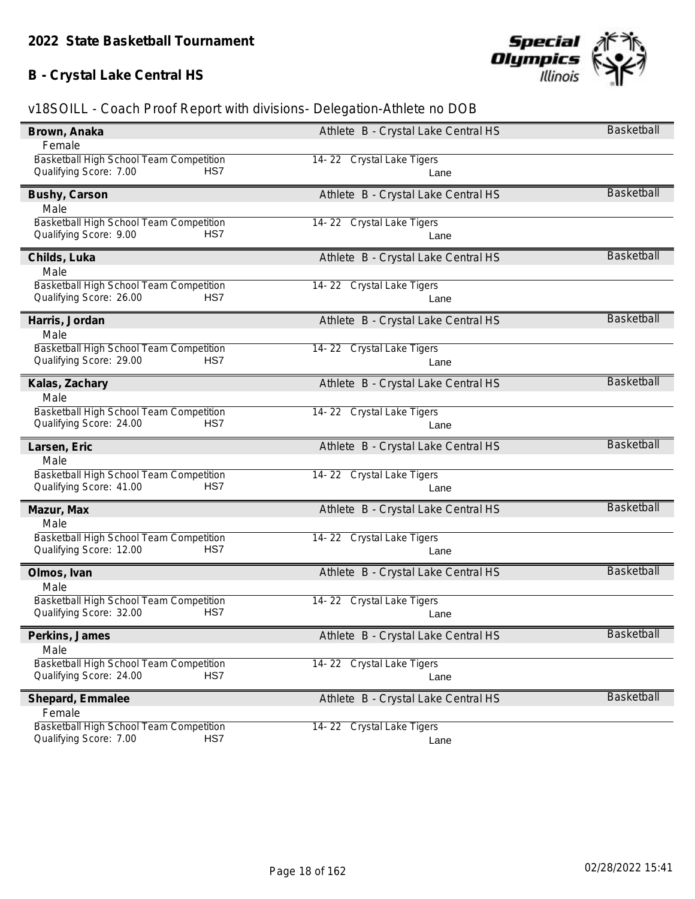## 2022 State Basketball Tournament

## B - Crystal Lake Central HS

v18SOILL - Coach Proof Report with divisions- Delegation-Athlete no DOB

**Brown, Anaka** — Athlete B - Crystal Lake Central HS — Basketball
Female
Basketball High School Team Competition — 14- 22 Crystal Lake Tigers
Qualifying Score: 7.00 — HS7 — Lane

**Bushy, Carson** — Athlete B - Crystal Lake Central HS — Basketball
Male
Basketball High School Team Competition — 14- 22 Crystal Lake Tigers
Qualifying Score: 9.00 — HS7 — Lane

**Childs, Luka** — Athlete B - Crystal Lake Central HS — Basketball
Male
Basketball High School Team Competition — 14- 22 Crystal Lake Tigers
Qualifying Score: 26.00 — HS7 — Lane

**Harris, Jordan** — Athlete B - Crystal Lake Central HS — Basketball
Male
Basketball High School Team Competition — 14- 22 Crystal Lake Tigers
Qualifying Score: 29.00 — HS7 — Lane

**Kalas, Zachary** — Athlete B - Crystal Lake Central HS — Basketball
Male
Basketball High School Team Competition — 14- 22 Crystal Lake Tigers
Qualifying Score: 24.00 — HS7 — Lane

**Larsen, Eric** — Athlete B - Crystal Lake Central HS — Basketball
Male
Basketball High School Team Competition — 14- 22 Crystal Lake Tigers
Qualifying Score: 41.00 — HS7 — Lane

**Mazur, Max** — Athlete B - Crystal Lake Central HS — Basketball
Male
Basketball High School Team Competition — 14- 22 Crystal Lake Tigers
Qualifying Score: 12.00 — HS7 — Lane

**Olmos, Ivan** — Athlete B - Crystal Lake Central HS — Basketball
Male
Basketball High School Team Competition — 14- 22 Crystal Lake Tigers
Qualifying Score: 32.00 — HS7 — Lane

**Perkins, James** — Athlete B - Crystal Lake Central HS — Basketball
Male
Basketball High School Team Competition — 14- 22 Crystal Lake Tigers
Qualifying Score: 24.00 — HS7 — Lane

**Shepard, Emmalee** — Athlete B - Crystal Lake Central HS — Basketball
Female
Basketball High School Team Competition — 14- 22 Crystal Lake Tigers
Qualifying Score: 7.00 — HS7 — Lane

02/28/2022 15:41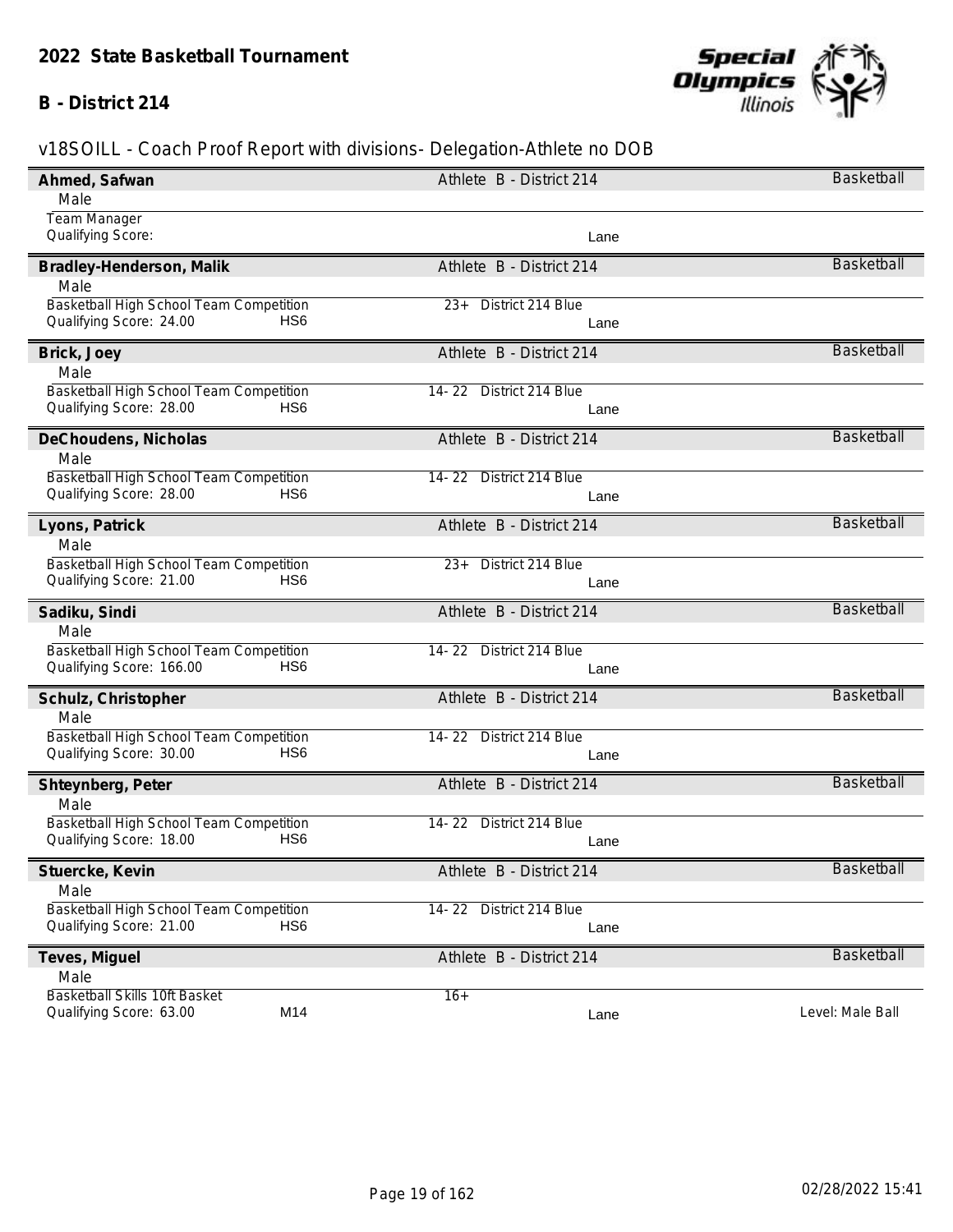## 2022 State Basketball Tournament

## B - District 214

v18SOILL - Coach Proof Report with divisions- Delegation-Athlete no DOB

**Ahmed, Safwan** — Athlete B - District 214 — Basketball
Male
Team Manager
Qualifying Score: — Lane

**Bradley-Henderson, Malik** — Athlete B - District 214 — Basketball
Male
Basketball High School Team Competition — 23+ District 214 Blue
Qualifying Score: 24.00 HS6 — Lane

**Brick, Joey** — Athlete B - District 214 — Basketball
Male
Basketball High School Team Competition — 14- 22 District 214 Blue
Qualifying Score: 28.00 HS6 — Lane

**DeChoudens, Nicholas** — Athlete B - District 214 — Basketball
Male
Basketball High School Team Competition — 14- 22 District 214 Blue
Qualifying Score: 28.00 HS6 — Lane

**Lyons, Patrick** — Athlete B - District 214 — Basketball
Male
Basketball High School Team Competition — 23+ District 214 Blue
Qualifying Score: 21.00 HS6 — Lane

**Sadiku, Sindi** — Athlete B - District 214 — Basketball
Male
Basketball High School Team Competition — 14- 22 District 214 Blue
Qualifying Score: 166.00 HS6 — Lane

**Schulz, Christopher** — Athlete B - District 214 — Basketball
Male
Basketball High School Team Competition — 14- 22 District 214 Blue
Qualifying Score: 30.00 HS6 — Lane

**Shteynberg, Peter** — Athlete B - District 214 — Basketball
Male
Basketball High School Team Competition — 14- 22 District 214 Blue
Qualifying Score: 18.00 HS6 — Lane

**Stuercke, Kevin** — Athlete B - District 214 — Basketball
Male
Basketball High School Team Competition — 14- 22 District 214 Blue
Qualifying Score: 21.00 HS6 — Lane

**Teves, Miguel** — Athlete B - District 214 — Basketball
Male
Basketball Skills 10ft Basket — 16+
Qualifying Score: 63.00 M14 — Lane — Level: Male Ball

02/28/2022 15:41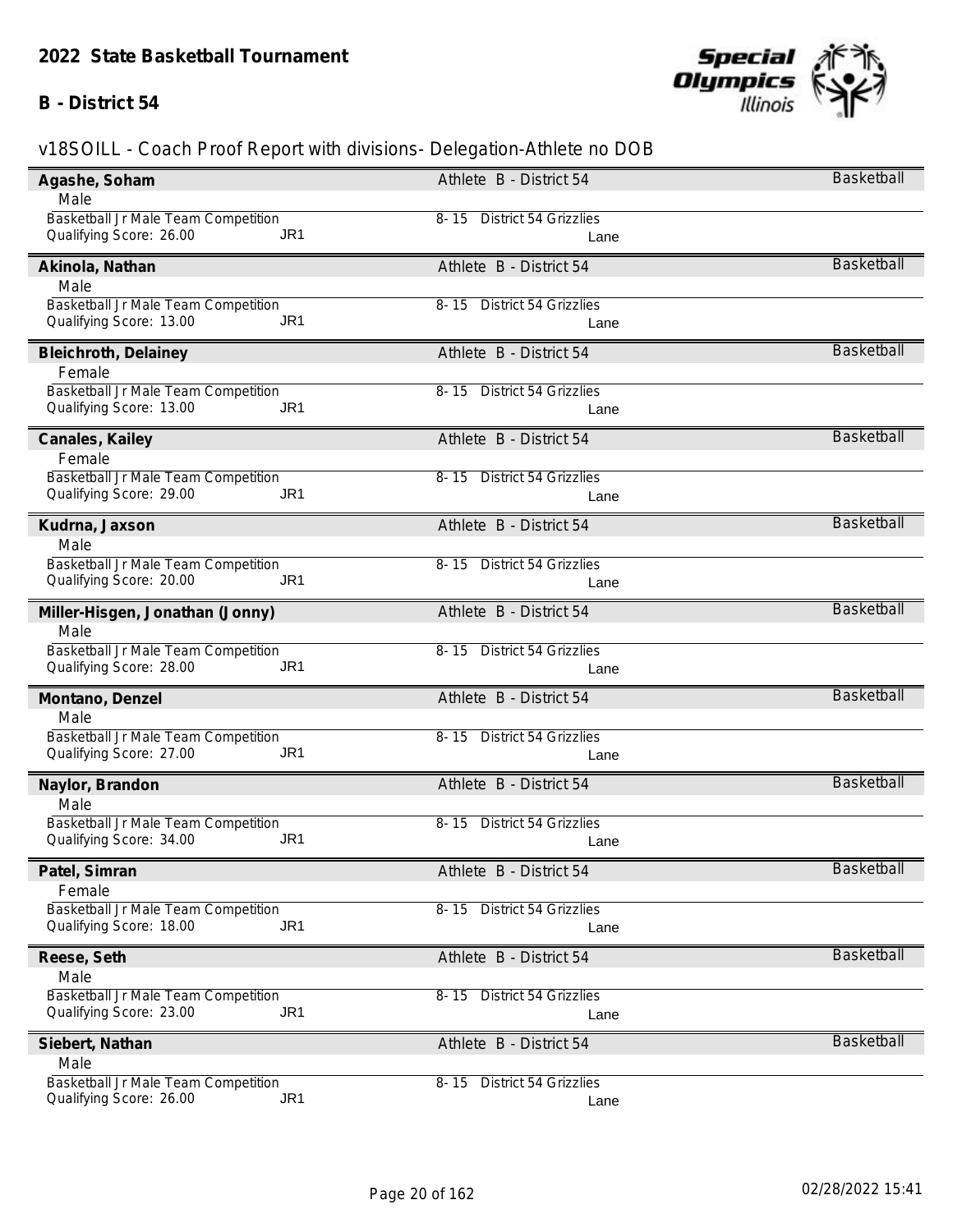# 2022 State Basketball Tournament

## B - District 54

v18SOILL - Coach Proof Report with divisions- Delegation-Athlete no DOB

**Agashe, Soham** — Athlete B - District 54 — Basketball
Male
Basketball Jr Male Team Competition — 8- 15 District 54 Grizzlies
Qualifying Score: 26.00 JR1 — Lane

**Akinola, Nathan** — Athlete B - District 54 — Basketball
Male
Basketball Jr Male Team Competition — 8- 15 District 54 Grizzlies
Qualifying Score: 13.00 JR1 — Lane

**Bleichroth, Delainey** — Athlete B - District 54 — Basketball
Female
Basketball Jr Male Team Competition — 8- 15 District 54 Grizzlies
Qualifying Score: 13.00 JR1 — Lane

**Canales, Kailey** — Athlete B - District 54 — Basketball
Female
Basketball Jr Male Team Competition — 8- 15 District 54 Grizzlies
Qualifying Score: 29.00 JR1 — Lane

**Kudrna, Jaxson** — Athlete B - District 54 — Basketball
Male
Basketball Jr Male Team Competition — 8- 15 District 54 Grizzlies
Qualifying Score: 20.00 JR1 — Lane

**Miller-Hisgen, Jonathan (Jonny)** — Athlete B - District 54 — Basketball
Male
Basketball Jr Male Team Competition — 8- 15 District 54 Grizzlies
Qualifying Score: 28.00 JR1 — Lane

**Montano, Denzel** — Athlete B - District 54 — Basketball
Male
Basketball Jr Male Team Competition — 8- 15 District 54 Grizzlies
Qualifying Score: 27.00 JR1 — Lane

**Naylor, Brandon** — Athlete B - District 54 — Basketball
Male
Basketball Jr Male Team Competition — 8- 15 District 54 Grizzlies
Qualifying Score: 34.00 JR1 — Lane

**Patel, Simran** — Athlete B - District 54 — Basketball
Female
Basketball Jr Male Team Competition — 8- 15 District 54 Grizzlies
Qualifying Score: 18.00 JR1 — Lane

**Reese, Seth** — Athlete B - District 54 — Basketball
Male
Basketball Jr Male Team Competition — 8- 15 District 54 Grizzlies
Qualifying Score: 23.00 JR1 — Lane

**Siebert, Nathan** — Athlete B - District 54 — Basketball
Male
Basketball Jr Male Team Competition — 8- 15 District 54 Grizzlies
Qualifying Score: 26.00 JR1 — Lane

02/28/2022 15:41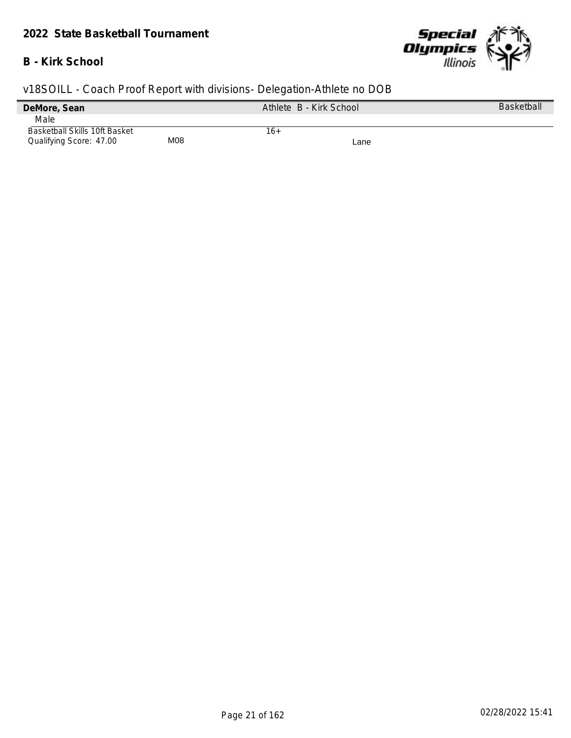**2022 State Basketball Tournament**

**B - Kirk School**

v18SOILL - Coach Proof Report with divisions- Delegation-Athlete no DOB

| **DeMore, Sean** | | Athlete B - Kirk School | Basketball |
|---|---|---|---|
| Male | | | |
| Basketball Skills 10ft Basket | | 16+ | |
| Qualifying Score: 47.00 | M08 | Lane | |

02/28/2022 15:41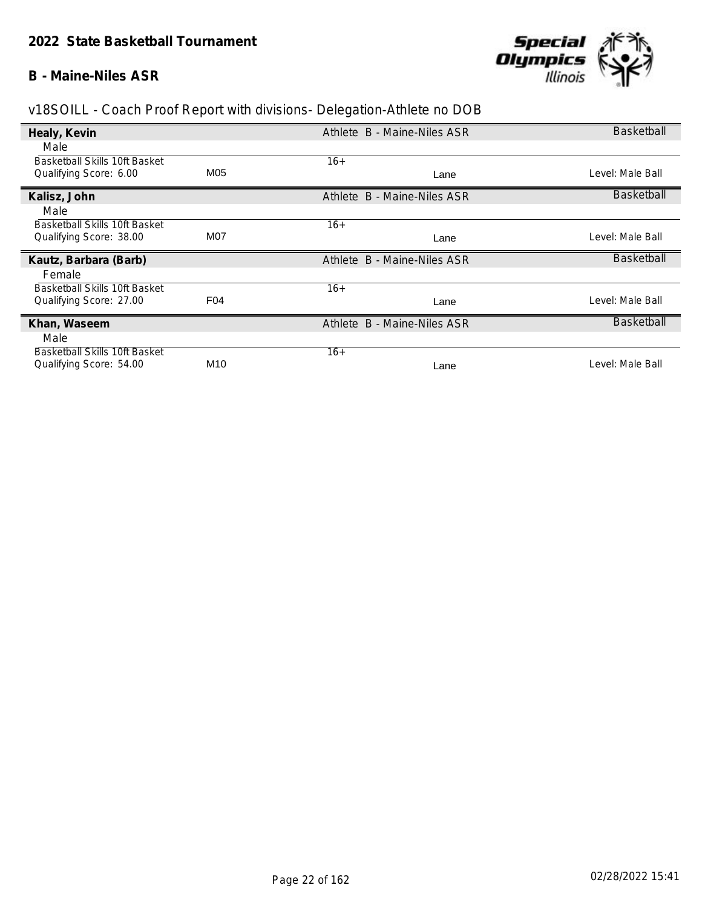## 2022 State Basketball Tournament

## B - Maine-Niles ASR

v18SOILL - Coach Proof Report with divisions- Delegation-Athlete no DOB

**Healy, Kevin** | Athlete B - Maine-Niles ASR | Basketball

Male

Basketball Skills 10ft Basket | 16+
Qualifying Score: 6.00 | M05 | Lane | Level: Male Ball

**Kalisz, John** | Athlete B - Maine-Niles ASR | Basketball

Male

Basketball Skills 10ft Basket | 16+
Qualifying Score: 38.00 | M07 | Lane | Level: Male Ball

**Kautz, Barbara (Barb)** | Athlete B - Maine-Niles ASR | Basketball

Female

Basketball Skills 10ft Basket | 16+
Qualifying Score: 27.00 | F04 | Lane | Level: Male Ball

**Khan, Waseem** | Athlete B - Maine-Niles ASR | Basketball

Male

Basketball Skills 10ft Basket | 16+
Qualifying Score: 54.00 | M10 | Lane | Level: Male Ball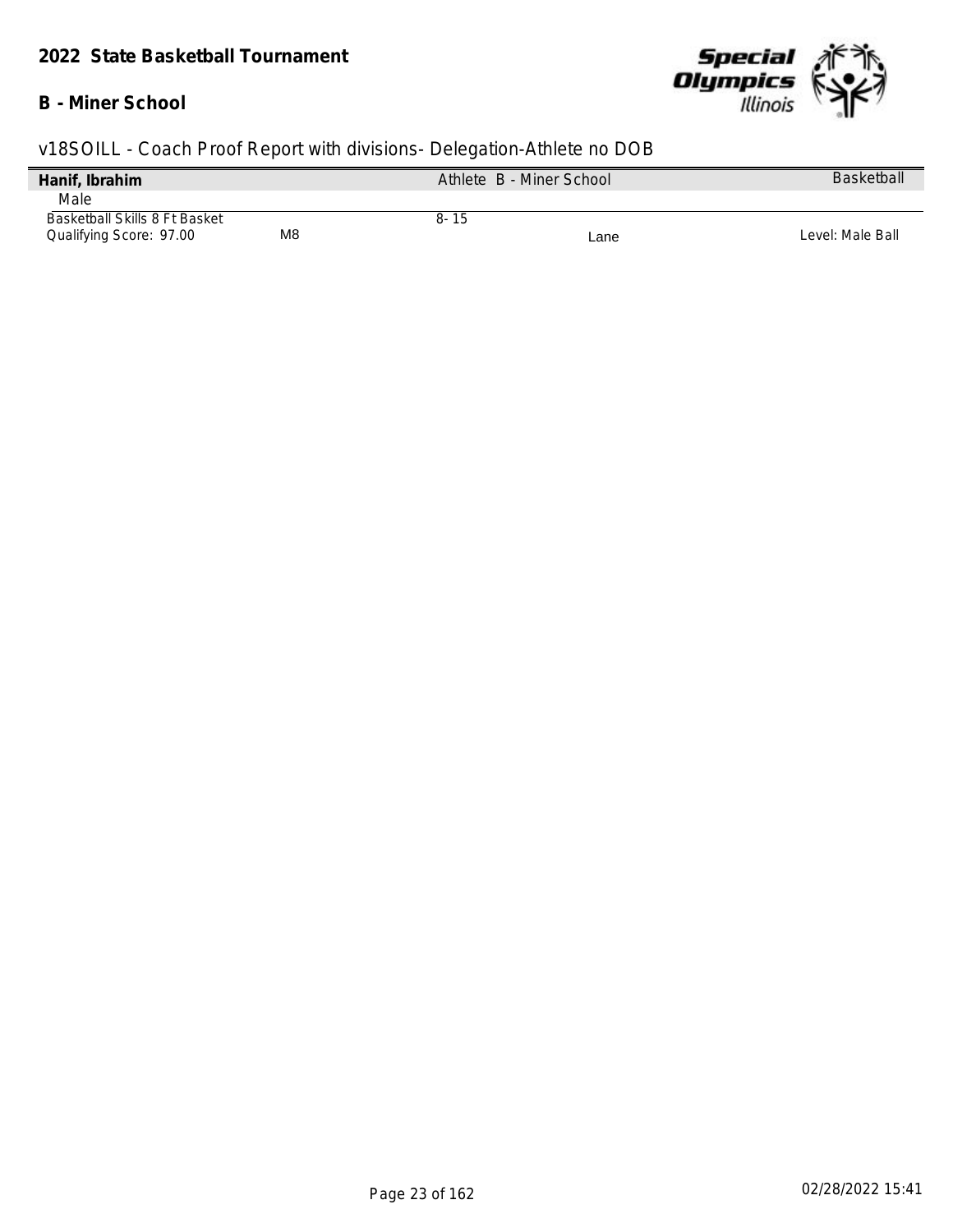## 2022 State Basketball Tournament

### B - Miner School

v18SOILL - Coach Proof Report with divisions- Delegation-Athlete no DOB

| **Hanif, Ibrahim** | | Athlete B - Miner School | | Basketball |
|---|---|---|---|---|
| Male | | | | |
| Basketball Skills 8 Ft Basket | | 8- 15 | | |
| Qualifying Score: 97.00 | M8 | | Lane | Level: Male Ball |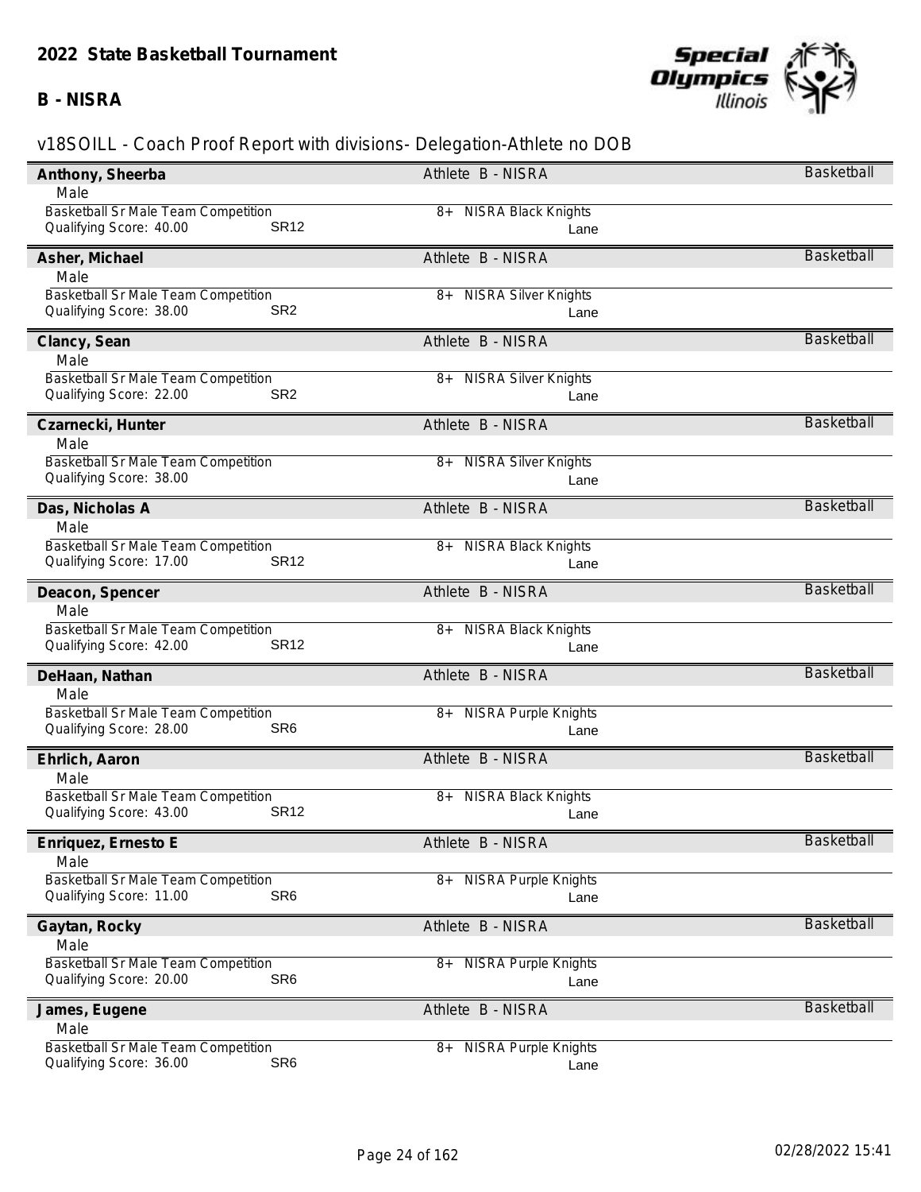## 2022 State Basketball Tournament

### B - NISRA

v18SOILL - Coach Proof Report with divisions- Delegation-Athlete no DOB

| Athlete | Delegation | Team / Lane | Sport |
|---|---|---|---|
| **Anthony, Sheerba** | Athlete B - NISRA | | Basketball |
| Male | | | |
| Basketball Sr Male Team Competition | | 8+ NISRA Black Knights | |
| Qualifying Score: 40.00 | SR12 | Lane | |
| **Asher, Michael** | Athlete B - NISRA | | Basketball |
| Male | | | |
| Basketball Sr Male Team Competition | | 8+ NISRA Silver Knights | |
| Qualifying Score: 38.00 | SR2 | Lane | |
| **Clancy, Sean** | Athlete B - NISRA | | Basketball |
| Male | | | |
| Basketball Sr Male Team Competition | | 8+ NISRA Silver Knights | |
| Qualifying Score: 22.00 | SR2 | Lane | |
| **Czarnecki, Hunter** | Athlete B - NISRA | | Basketball |
| Male | | | |
| Basketball Sr Male Team Competition | | 8+ NISRA Silver Knights | |
| Qualifying Score: 38.00 | | Lane | |
| **Das, Nicholas A** | Athlete B - NISRA | | Basketball |
| Male | | | |
| Basketball Sr Male Team Competition | | 8+ NISRA Black Knights | |
| Qualifying Score: 17.00 | SR12 | Lane | |
| **Deacon, Spencer** | Athlete B - NISRA | | Basketball |
| Male | | | |
| Basketball Sr Male Team Competition | | 8+ NISRA Black Knights | |
| Qualifying Score: 42.00 | SR12 | Lane | |
| **DeHaan, Nathan** | Athlete B - NISRA | | Basketball |
| Male | | | |
| Basketball Sr Male Team Competition | | 8+ NISRA Purple Knights | |
| Qualifying Score: 28.00 | SR6 | Lane | |
| **Ehrlich, Aaron** | Athlete B - NISRA | | Basketball |
| Male | | | |
| Basketball Sr Male Team Competition | | 8+ NISRA Black Knights | |
| Qualifying Score: 43.00 | SR12 | Lane | |
| **Enriquez, Ernesto E** | Athlete B - NISRA | | Basketball |
| Male | | | |
| Basketball Sr Male Team Competition | | 8+ NISRA Purple Knights | |
| Qualifying Score: 11.00 | SR6 | Lane | |
| **Gaytan, Rocky** | Athlete B - NISRA | | Basketball |
| Male | | | |
| Basketball Sr Male Team Competition | | 8+ NISRA Purple Knights | |
| Qualifying Score: 20.00 | SR6 | Lane | |
| **James, Eugene** | Athlete B - NISRA | | Basketball |
| Male | | | |
| Basketball Sr Male Team Competition | | 8+ NISRA Purple Knights | |
| Qualifying Score: 36.00 | SR6 | Lane | |

02/28/2022 15:41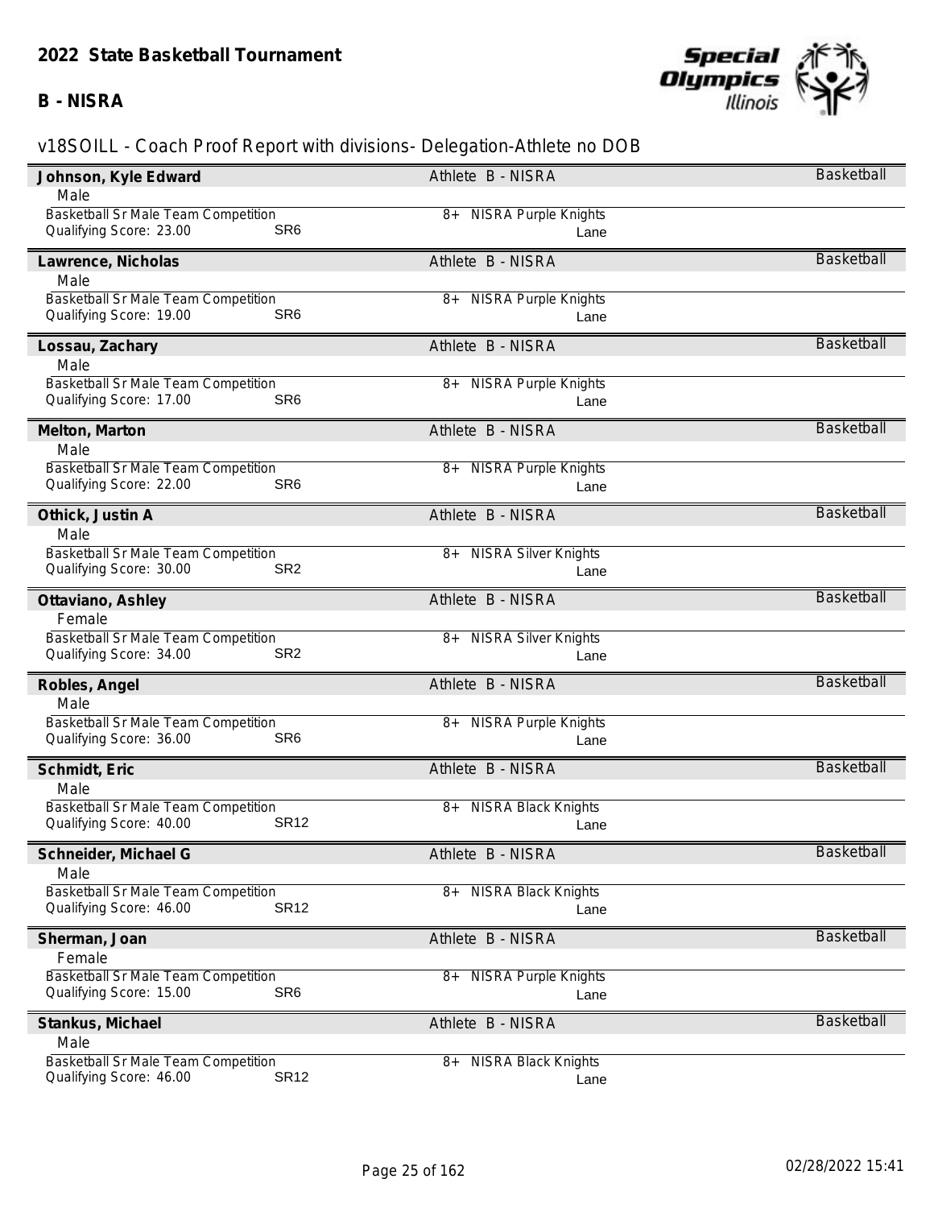## 2022 State Basketball Tournament

### B - NISRA

v18SOILL - Coach Proof Report with divisions- Delegation-Athlete no DOB

| Name | Gender | Event | Qualifying Score | Division | Delegation | Team | Lane | Sport |
|---|---|---|---|---|---|---|---|---|
| **Johnson, Kyle Edward** | Male | Basketball Sr Male Team Competition | 23.00 | SR6 | Athlete B - NISRA | 8+ NISRA Purple Knights | Lane | Basketball |
| **Lawrence, Nicholas** | Male | Basketball Sr Male Team Competition | 19.00 | SR6 | Athlete B - NISRA | 8+ NISRA Purple Knights | Lane | Basketball |
| **Lossau, Zachary** | Male | Basketball Sr Male Team Competition | 17.00 | SR6 | Athlete B - NISRA | 8+ NISRA Purple Knights | Lane | Basketball |
| **Melton, Marton** | Male | Basketball Sr Male Team Competition | 22.00 | SR6 | Athlete B - NISRA | 8+ NISRA Purple Knights | Lane | Basketball |
| **Othick, Justin A** | Male | Basketball Sr Male Team Competition | 30.00 | SR2 | Athlete B - NISRA | 8+ NISRA Silver Knights | Lane | Basketball |
| **Ottaviano, Ashley** | Female | Basketball Sr Male Team Competition | 34.00 | SR2 | Athlete B - NISRA | 8+ NISRA Silver Knights | Lane | Basketball |
| **Robles, Angel** | Male | Basketball Sr Male Team Competition | 36.00 | SR6 | Athlete B - NISRA | 8+ NISRA Purple Knights | Lane | Basketball |
| **Schmidt, Eric** | Male | Basketball Sr Male Team Competition | 40.00 | SR12 | Athlete B - NISRA | 8+ NISRA Black Knights | Lane | Basketball |
| **Schneider, Michael G** | Male | Basketball Sr Male Team Competition | 46.00 | SR12 | Athlete B - NISRA | 8+ NISRA Black Knights | Lane | Basketball |
| **Sherman, Joan** | Female | Basketball Sr Male Team Competition | 15.00 | SR6 | Athlete B - NISRA | 8+ NISRA Purple Knights | Lane | Basketball |
| **Stankus, Michael** | Male | Basketball Sr Male Team Competition | 46.00 | SR12 | Athlete B - NISRA | 8+ NISRA Black Knights | Lane | Basketball |

02/28/2022 15:41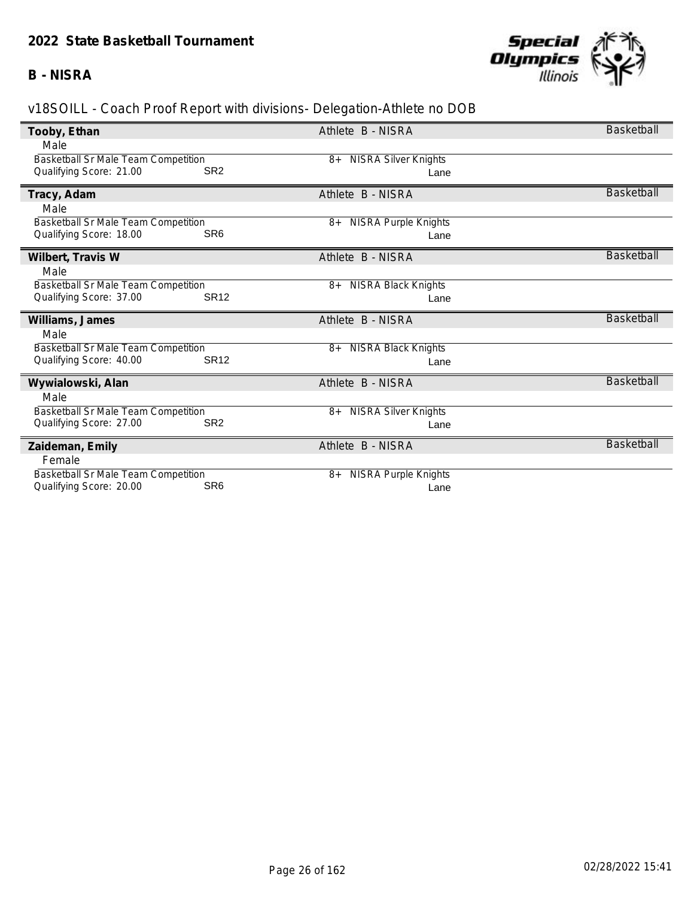## 2022 State Basketball Tournament

**B - NISRA**

v18SOILL - Coach Proof Report with divisions- Delegation-Athlete no DOB

**Tooby, Ethan** — Athlete B - NISRA — Basketball
Male
Basketball Sr Male Team Competition — 8+ NISRA Silver Knights
Qualifying Score: 21.00 SR2 — Lane

**Tracy, Adam** — Athlete B - NISRA — Basketball
Male
Basketball Sr Male Team Competition — 8+ NISRA Purple Knights
Qualifying Score: 18.00 SR6 — Lane

**Wilbert, Travis W** — Athlete B - NISRA — Basketball
Male
Basketball Sr Male Team Competition — 8+ NISRA Black Knights
Qualifying Score: 37.00 SR12 — Lane

**Williams, James** — Athlete B - NISRA — Basketball
Male
Basketball Sr Male Team Competition — 8+ NISRA Black Knights
Qualifying Score: 40.00 SR12 — Lane

**Wywialowski, Alan** — Athlete B - NISRA — Basketball
Male
Basketball Sr Male Team Competition — 8+ NISRA Silver Knights
Qualifying Score: 27.00 SR2 — Lane

**Zaideman, Emily** — Athlete B - NISRA — Basketball
Female
Basketball Sr Male Team Competition — 8+ NISRA Purple Knights
Qualifying Score: 20.00 SR6 — Lane

02/28/2022 15:41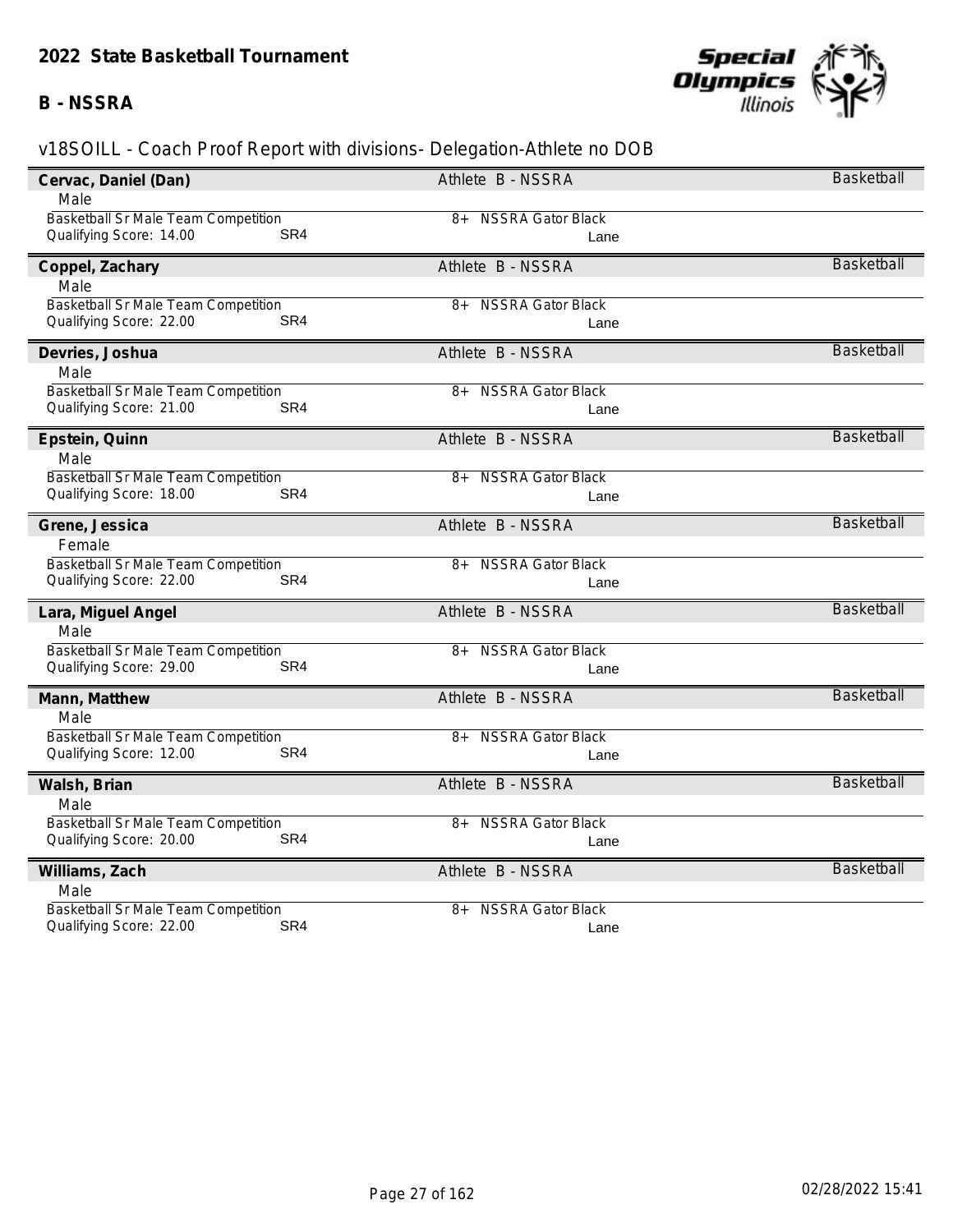## 2022 State Basketball Tournament

### B - NSSRA

v18SOILL - Coach Proof Report with divisions- Delegation-Athlete no DOB

**Cervac, Daniel (Dan)** — Athlete B - NSSRA — Basketball
Male
Basketball Sr Male Team Competition — 8+ NSSRA Gator Black
Qualifying Score: 14.00 SR4 — Lane

**Coppel, Zachary** — Athlete B - NSSRA — Basketball
Male
Basketball Sr Male Team Competition — 8+ NSSRA Gator Black
Qualifying Score: 22.00 SR4 — Lane

**Devries, Joshua** — Athlete B - NSSRA — Basketball
Male
Basketball Sr Male Team Competition — 8+ NSSRA Gator Black
Qualifying Score: 21.00 SR4 — Lane

**Epstein, Quinn** — Athlete B - NSSRA — Basketball
Male
Basketball Sr Male Team Competition — 8+ NSSRA Gator Black
Qualifying Score: 18.00 SR4 — Lane

**Grene, Jessica** — Athlete B - NSSRA — Basketball
Female
Basketball Sr Male Team Competition — 8+ NSSRA Gator Black
Qualifying Score: 22.00 SR4 — Lane

**Lara, Miguel Angel** — Athlete B - NSSRA — Basketball
Male
Basketball Sr Male Team Competition — 8+ NSSRA Gator Black
Qualifying Score: 29.00 SR4 — Lane

**Mann, Matthew** — Athlete B - NSSRA — Basketball
Male
Basketball Sr Male Team Competition — 8+ NSSRA Gator Black
Qualifying Score: 12.00 SR4 — Lane

**Walsh, Brian** — Athlete B - NSSRA — Basketball
Male
Basketball Sr Male Team Competition — 8+ NSSRA Gator Black
Qualifying Score: 20.00 SR4 — Lane

**Williams, Zach** — Athlete B - NSSRA — Basketball
Male
Basketball Sr Male Team Competition — 8+ NSSRA Gator Black
Qualifying Score: 22.00 SR4 — Lane

02/28/2022 15:41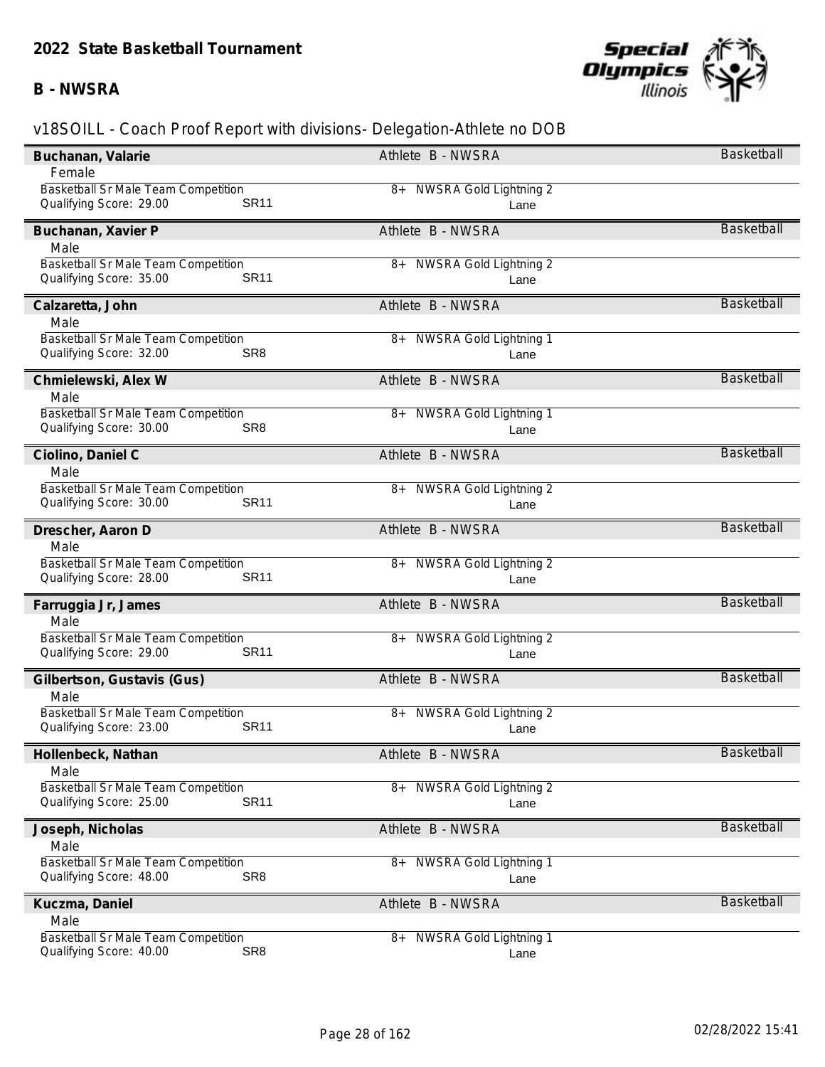## 2022 State Basketball Tournament

### B - NWSRA

v18SOILL - Coach Proof Report with divisions- Delegation-Athlete no DOB

**Buchanan, Valarie** — Athlete B - NWSRA — Basketball
Female
Basketball Sr Male Team Competition — 8+ NWSRA Gold Lightning 2
Qualifying Score: 29.00 — SR11 — Lane

**Buchanan, Xavier P** — Athlete B - NWSRA — Basketball
Male
Basketball Sr Male Team Competition — 8+ NWSRA Gold Lightning 2
Qualifying Score: 35.00 — SR11 — Lane

**Calzaretta, John** — Athlete B - NWSRA — Basketball
Male
Basketball Sr Male Team Competition — 8+ NWSRA Gold Lightning 1
Qualifying Score: 32.00 — SR8 — Lane

**Chmielewski, Alex W** — Athlete B - NWSRA — Basketball
Male
Basketball Sr Male Team Competition — 8+ NWSRA Gold Lightning 1
Qualifying Score: 30.00 — SR8 — Lane

**Ciolino, Daniel C** — Athlete B - NWSRA — Basketball
Male
Basketball Sr Male Team Competition — 8+ NWSRA Gold Lightning 2
Qualifying Score: 30.00 — SR11 — Lane

**Drescher, Aaron D** — Athlete B - NWSRA — Basketball
Male
Basketball Sr Male Team Competition — 8+ NWSRA Gold Lightning 2
Qualifying Score: 28.00 — SR11 — Lane

**Farruggia Jr, James** — Athlete B - NWSRA — Basketball
Male
Basketball Sr Male Team Competition — 8+ NWSRA Gold Lightning 2
Qualifying Score: 29.00 — SR11 — Lane

**Gilbertson, Gustavis (Gus)** — Athlete B - NWSRA — Basketball
Male
Basketball Sr Male Team Competition — 8+ NWSRA Gold Lightning 2
Qualifying Score: 23.00 — SR11 — Lane

**Hollenbeck, Nathan** — Athlete B - NWSRA — Basketball
Male
Basketball Sr Male Team Competition — 8+ NWSRA Gold Lightning 2
Qualifying Score: 25.00 — SR11 — Lane

**Joseph, Nicholas** — Athlete B - NWSRA — Basketball
Male
Basketball Sr Male Team Competition — 8+ NWSRA Gold Lightning 1
Qualifying Score: 48.00 — SR8 — Lane

**Kuczma, Daniel** — Athlete B - NWSRA — Basketball
Male
Basketball Sr Male Team Competition — 8+ NWSRA Gold Lightning 1
Qualifying Score: 40.00 — SR8 — Lane

02/28/2022 15:41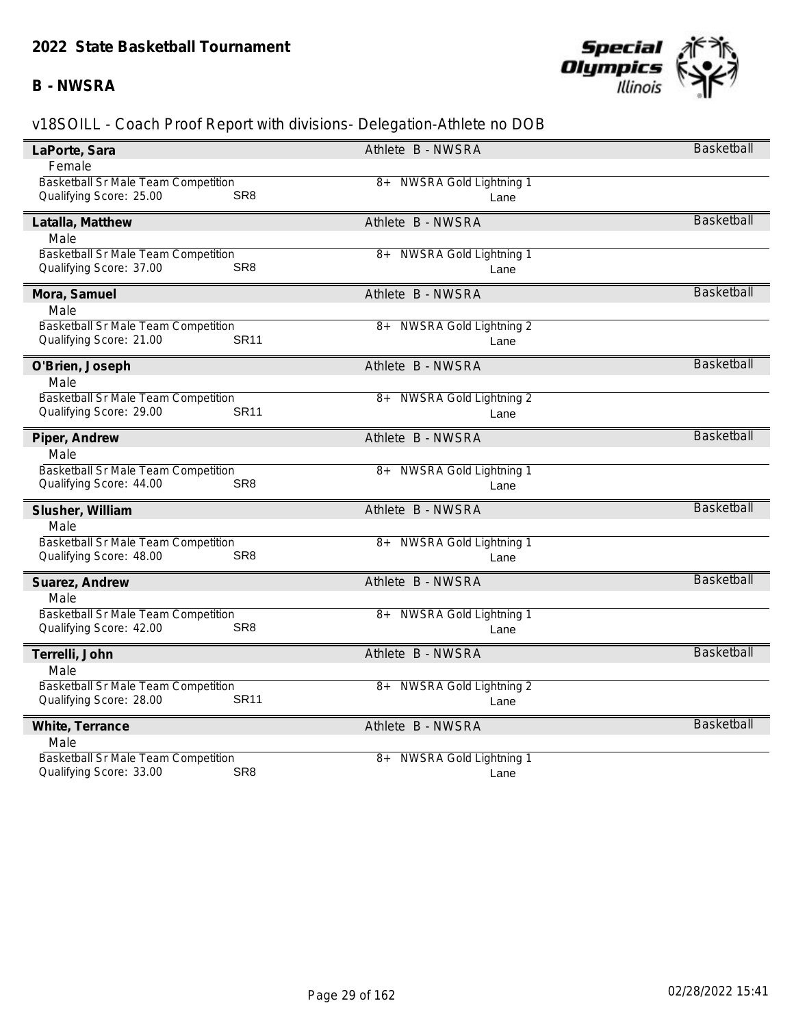## 2022 State Basketball Tournament

### B - NWSRA

v18SOILL - Coach Proof Report with divisions- Delegation-Athlete no DOB

| Name | Delegation | Sport |
|---|---|---|
| **LaPorte, Sara** | Athlete B - NWSRA | Basketball |
| Female | | |
| Basketball Sr Male Team Competition | 8+ NWSRA Gold Lightning 1 | |
| Qualifying Score: 25.00 SR8 | Lane | |
| **Latalla, Matthew** | Athlete B - NWSRA | Basketball |
| Male | | |
| Basketball Sr Male Team Competition | 8+ NWSRA Gold Lightning 1 | |
| Qualifying Score: 37.00 SR8 | Lane | |
| **Mora, Samuel** | Athlete B - NWSRA | Basketball |
| Male | | |
| Basketball Sr Male Team Competition | 8+ NWSRA Gold Lightning 2 | |
| Qualifying Score: 21.00 SR11 | Lane | |
| **O'Brien, Joseph** | Athlete B - NWSRA | Basketball |
| Male | | |
| Basketball Sr Male Team Competition | 8+ NWSRA Gold Lightning 2 | |
| Qualifying Score: 29.00 SR11 | Lane | |
| **Piper, Andrew** | Athlete B - NWSRA | Basketball |
| Male | | |
| Basketball Sr Male Team Competition | 8+ NWSRA Gold Lightning 1 | |
| Qualifying Score: 44.00 SR8 | Lane | |
| **Slusher, William** | Athlete B - NWSRA | Basketball |
| Male | | |
| Basketball Sr Male Team Competition | 8+ NWSRA Gold Lightning 1 | |
| Qualifying Score: 48.00 SR8 | Lane | |
| **Suarez, Andrew** | Athlete B - NWSRA | Basketball |
| Male | | |
| Basketball Sr Male Team Competition | 8+ NWSRA Gold Lightning 1 | |
| Qualifying Score: 42.00 SR8 | Lane | |
| **Terrelli, John** | Athlete B - NWSRA | Basketball |
| Male | | |
| Basketball Sr Male Team Competition | 8+ NWSRA Gold Lightning 2 | |
| Qualifying Score: 28.00 SR11 | Lane | |
| **White, Terrance** | Athlete B - NWSRA | Basketball |
| Male | | |
| Basketball Sr Male Team Competition | 8+ NWSRA Gold Lightning 1 | |
| Qualifying Score: 33.00 SR8 | Lane | |

02/28/2022 15:41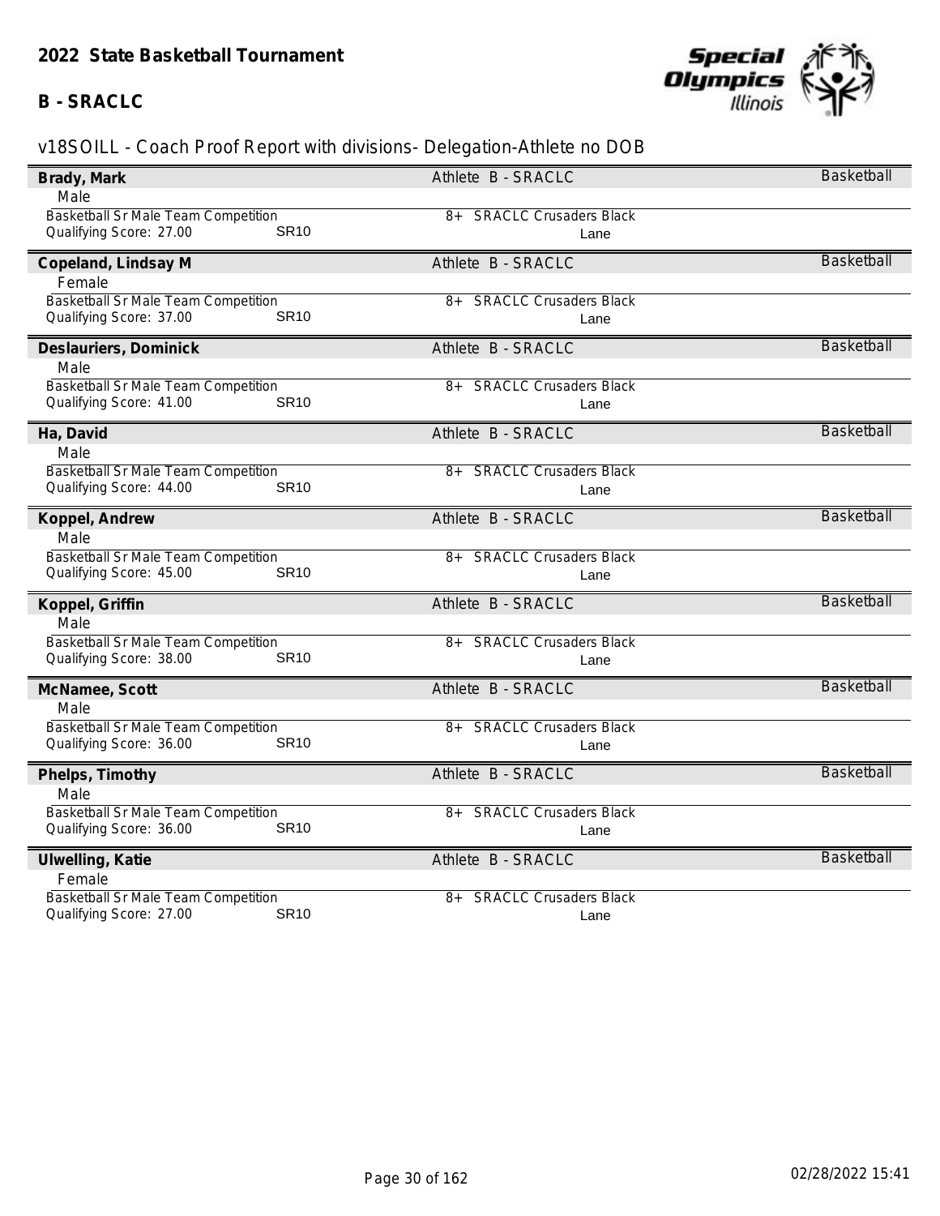## 2022 State Basketball Tournament

### B - SRACLC

v18SOILL - Coach Proof Report with divisions- Delegation-Athlete no DOB

**Brady, Mark** — Athlete B - SRACLC — Basketball
Male
Basketball Sr Male Team Competition — 8+ SRACLC Crusaders Black
Qualifying Score: 27.00 SR10 — Lane

**Copeland, Lindsay M** — Athlete B - SRACLC — Basketball
Female
Basketball Sr Male Team Competition — 8+ SRACLC Crusaders Black
Qualifying Score: 37.00 SR10 — Lane

**Deslauriers, Dominick** — Athlete B - SRACLC — Basketball
Male
Basketball Sr Male Team Competition — 8+ SRACLC Crusaders Black
Qualifying Score: 41.00 SR10 — Lane

**Ha, David** — Athlete B - SRACLC — Basketball
Male
Basketball Sr Male Team Competition — 8+ SRACLC Crusaders Black
Qualifying Score: 44.00 SR10 — Lane

**Koppel, Andrew** — Athlete B - SRACLC — Basketball
Male
Basketball Sr Male Team Competition — 8+ SRACLC Crusaders Black
Qualifying Score: 45.00 SR10 — Lane

**Koppel, Griffin** — Athlete B - SRACLC — Basketball
Male
Basketball Sr Male Team Competition — 8+ SRACLC Crusaders Black
Qualifying Score: 38.00 SR10 — Lane

**McNamee, Scott** — Athlete B - SRACLC — Basketball
Male
Basketball Sr Male Team Competition — 8+ SRACLC Crusaders Black
Qualifying Score: 36.00 SR10 — Lane

**Phelps, Timothy** — Athlete B - SRACLC — Basketball
Male
Basketball Sr Male Team Competition — 8+ SRACLC Crusaders Black
Qualifying Score: 36.00 SR10 — Lane

**Ulwelling, Katie** — Athlete B - SRACLC — Basketball
Female
Basketball Sr Male Team Competition — 8+ SRACLC Crusaders Black
Qualifying Score: 27.00 SR10 — Lane

02/28/2022 15:41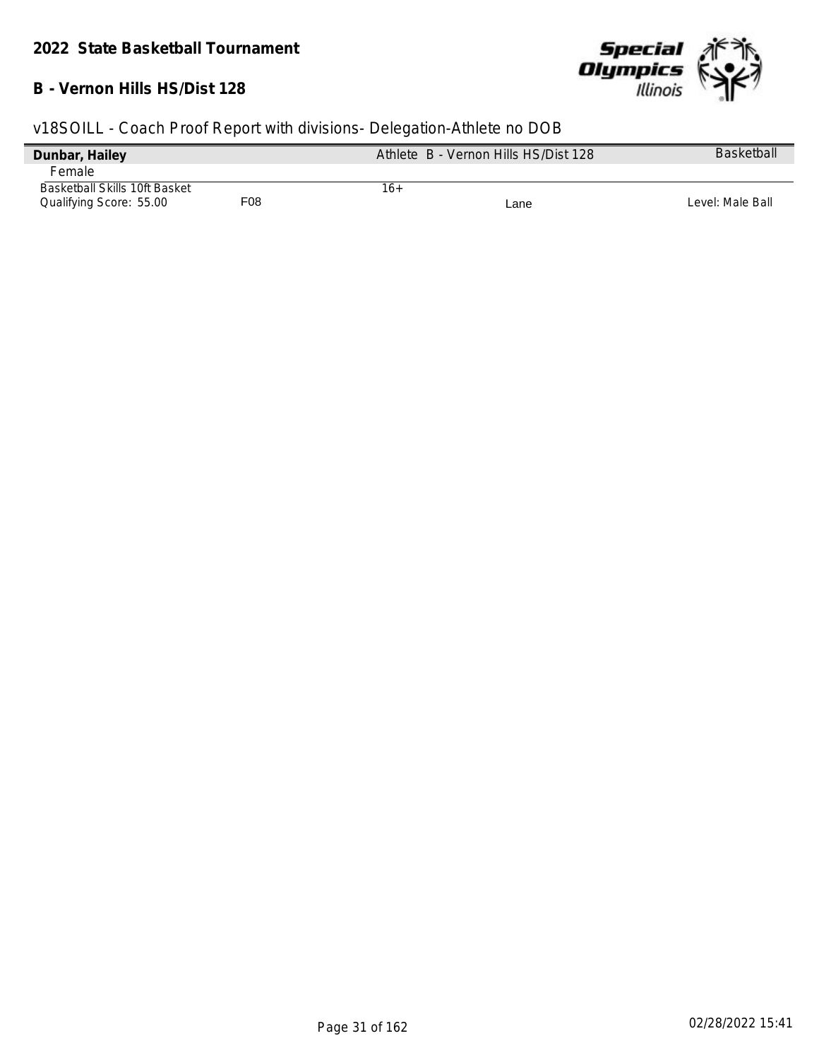**2022 State Basketball Tournament**

**B - Vernon Hills HS/Dist 128**

v18SOILL - Coach Proof Report with divisions- Delegation-Athlete no DOB

| **Dunbar, Hailey** | | Athlete B - Vernon Hills HS/Dist 128 | | Basketball |
|---|---|---|---|---|
| Female | | | | |
| Basketball Skills 10ft Basket | | 16+ | | |
| Qualifying Score: 55.00 | F08 | | Lane | Level: Male Ball |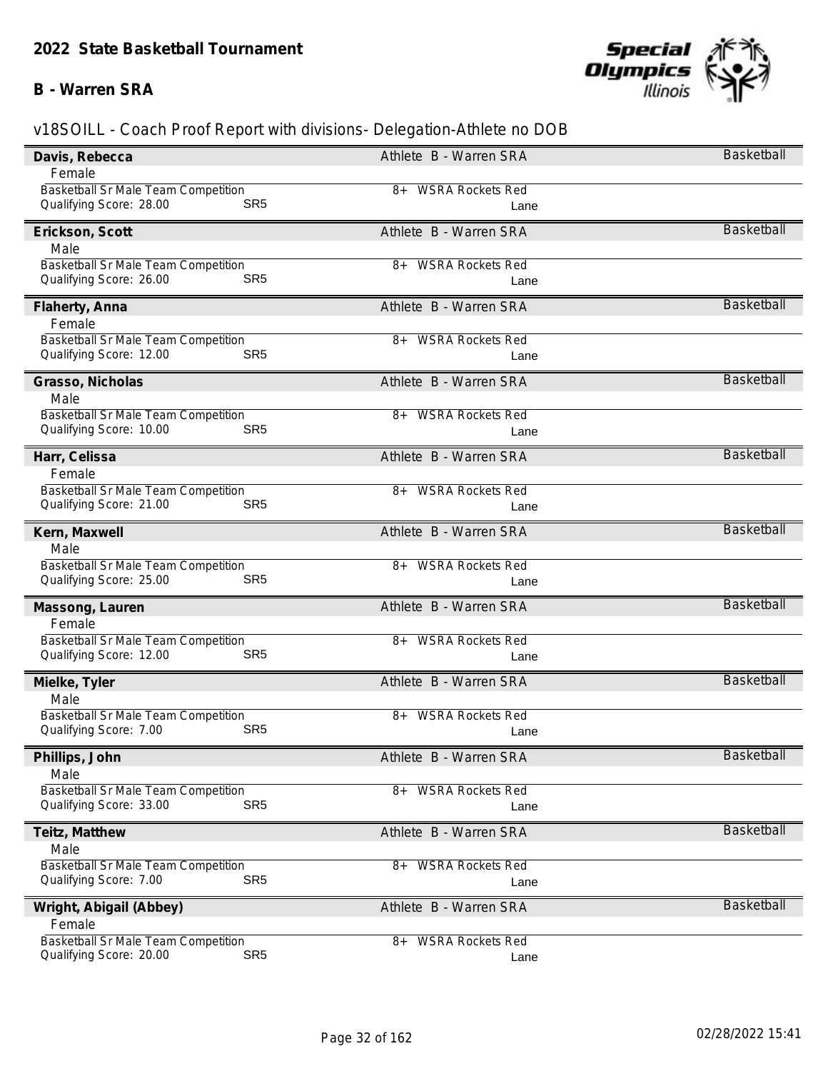# 2022 State Basketball Tournament

## B - Warren SRA

v18SOILL - Coach Proof Report with divisions- Delegation-Athlete no DOB

| Name | Role / Delegation | Sport |
|---|---|---|
| **Davis, Rebecca** | Athlete B - Warren SRA | Basketball |
| Female | | |
| Basketball Sr Male Team Competition | 8+ WSRA Rockets Red | |
| Qualifying Score: 28.00 SR5 | Lane | |
| **Erickson, Scott** | Athlete B - Warren SRA | Basketball |
| Male | | |
| Basketball Sr Male Team Competition | 8+ WSRA Rockets Red | |
| Qualifying Score: 26.00 SR5 | Lane | |
| **Flaherty, Anna** | Athlete B - Warren SRA | Basketball |
| Female | | |
| Basketball Sr Male Team Competition | 8+ WSRA Rockets Red | |
| Qualifying Score: 12.00 SR5 | Lane | |
| **Grasso, Nicholas** | Athlete B - Warren SRA | Basketball |
| Male | | |
| Basketball Sr Male Team Competition | 8+ WSRA Rockets Red | |
| Qualifying Score: 10.00 SR5 | Lane | |
| **Harr, Celissa** | Athlete B - Warren SRA | Basketball |
| Female | | |
| Basketball Sr Male Team Competition | 8+ WSRA Rockets Red | |
| Qualifying Score: 21.00 SR5 | Lane | |
| **Kern, Maxwell** | Athlete B - Warren SRA | Basketball |
| Male | | |
| Basketball Sr Male Team Competition | 8+ WSRA Rockets Red | |
| Qualifying Score: 25.00 SR5 | Lane | |
| **Massong, Lauren** | Athlete B - Warren SRA | Basketball |
| Female | | |
| Basketball Sr Male Team Competition | 8+ WSRA Rockets Red | |
| Qualifying Score: 12.00 SR5 | Lane | |
| **Mielke, Tyler** | Athlete B - Warren SRA | Basketball |
| Male | | |
| Basketball Sr Male Team Competition | 8+ WSRA Rockets Red | |
| Qualifying Score: 7.00 SR5 | Lane | |
| **Phillips, John** | Athlete B - Warren SRA | Basketball |
| Male | | |
| Basketball Sr Male Team Competition | 8+ WSRA Rockets Red | |
| Qualifying Score: 33.00 SR5 | Lane | |
| **Teitz, Matthew** | Athlete B - Warren SRA | Basketball |
| Male | | |
| Basketball Sr Male Team Competition | 8+ WSRA Rockets Red | |
| Qualifying Score: 7.00 SR5 | Lane | |
| **Wright, Abigail (Abbey)** | Athlete B - Warren SRA | Basketball |
| Female | | |
| Basketball Sr Male Team Competition | 8+ WSRA Rockets Red | |
| Qualifying Score: 20.00 SR5 | Lane | |

02/28/2022 15:41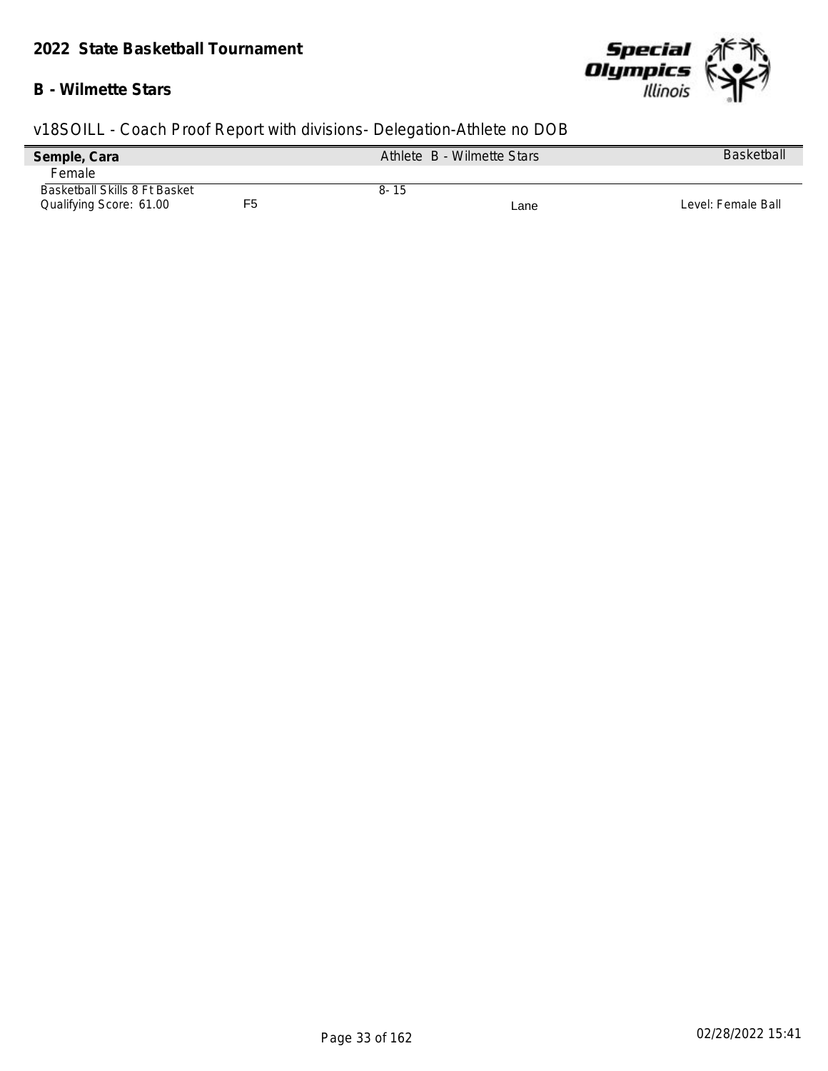## 2022 State Basketball Tournament

### B - Wilmette Stars

v18SOILL - Coach Proof Report with divisions- Delegation-Athlete no DOB

| Semple, Cara | | Athlete B - Wilmette Stars | | Basketball |
|---|---|---|---|---|
| Female | | | | |
| Basketball Skills 8 Ft Basket | | 8- 15 | | |
| Qualifying Score: 61.00 | F5 | | Lane | Level: Female Ball |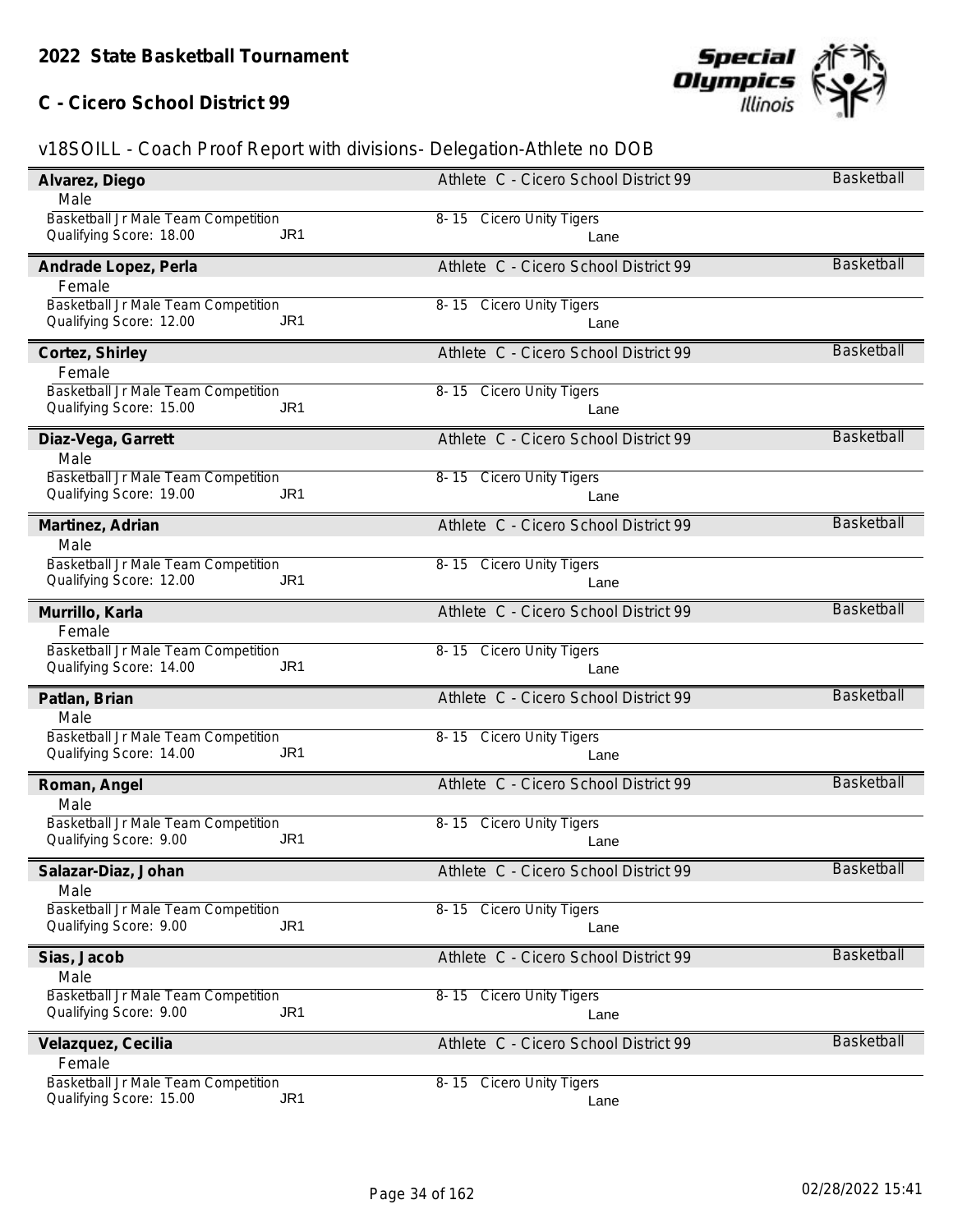## 2022 State Basketball Tournament

### C - Cicero School District 99

v18SOILL - Coach Proof Report with divisions- Delegation-Athlete no DOB

| Name | Gender | Event | Qualifying Score | Division | Type | Delegation | Team | Lane | Sport |
|---|---|---|---|---|---|---|---|---|---|
| Alvarez, Diego | Male | Basketball Jr Male Team Competition | 18.00 | JR1 | Athlete | C - Cicero School District 99 | 8- 15 Cicero Unity Tigers | Lane | Basketball |
| Andrade Lopez, Perla | Female | Basketball Jr Male Team Competition | 12.00 | JR1 | Athlete | C - Cicero School District 99 | 8- 15 Cicero Unity Tigers | Lane | Basketball |
| Cortez, Shirley | Female | Basketball Jr Male Team Competition | 15.00 | JR1 | Athlete | C - Cicero School District 99 | 8- 15 Cicero Unity Tigers | Lane | Basketball |
| Diaz-Vega, Garrett | Male | Basketball Jr Male Team Competition | 19.00 | JR1 | Athlete | C - Cicero School District 99 | 8- 15 Cicero Unity Tigers | Lane | Basketball |
| Martinez, Adrian | Male | Basketball Jr Male Team Competition | 12.00 | JR1 | Athlete | C - Cicero School District 99 | 8- 15 Cicero Unity Tigers | Lane | Basketball |
| Murrillo, Karla | Female | Basketball Jr Male Team Competition | 14.00 | JR1 | Athlete | C - Cicero School District 99 | 8- 15 Cicero Unity Tigers | Lane | Basketball |
| Patlan, Brian | Male | Basketball Jr Male Team Competition | 14.00 | JR1 | Athlete | C - Cicero School District 99 | 8- 15 Cicero Unity Tigers | Lane | Basketball |
| Roman, Angel | Male | Basketball Jr Male Team Competition | 9.00 | JR1 | Athlete | C - Cicero School District 99 | 8- 15 Cicero Unity Tigers | Lane | Basketball |
| Salazar-Diaz, Johan | Male | Basketball Jr Male Team Competition | 9.00 | JR1 | Athlete | C - Cicero School District 99 | 8- 15 Cicero Unity Tigers | Lane | Basketball |
| Sias, Jacob | Male | Basketball Jr Male Team Competition | 9.00 | JR1 | Athlete | C - Cicero School District 99 | 8- 15 Cicero Unity Tigers | Lane | Basketball |
| Velazquez, Cecilia | Female | Basketball Jr Male Team Competition | 15.00 | JR1 | Athlete | C - Cicero School District 99 | 8- 15 Cicero Unity Tigers | Lane | Basketball |

02/28/2022 15:41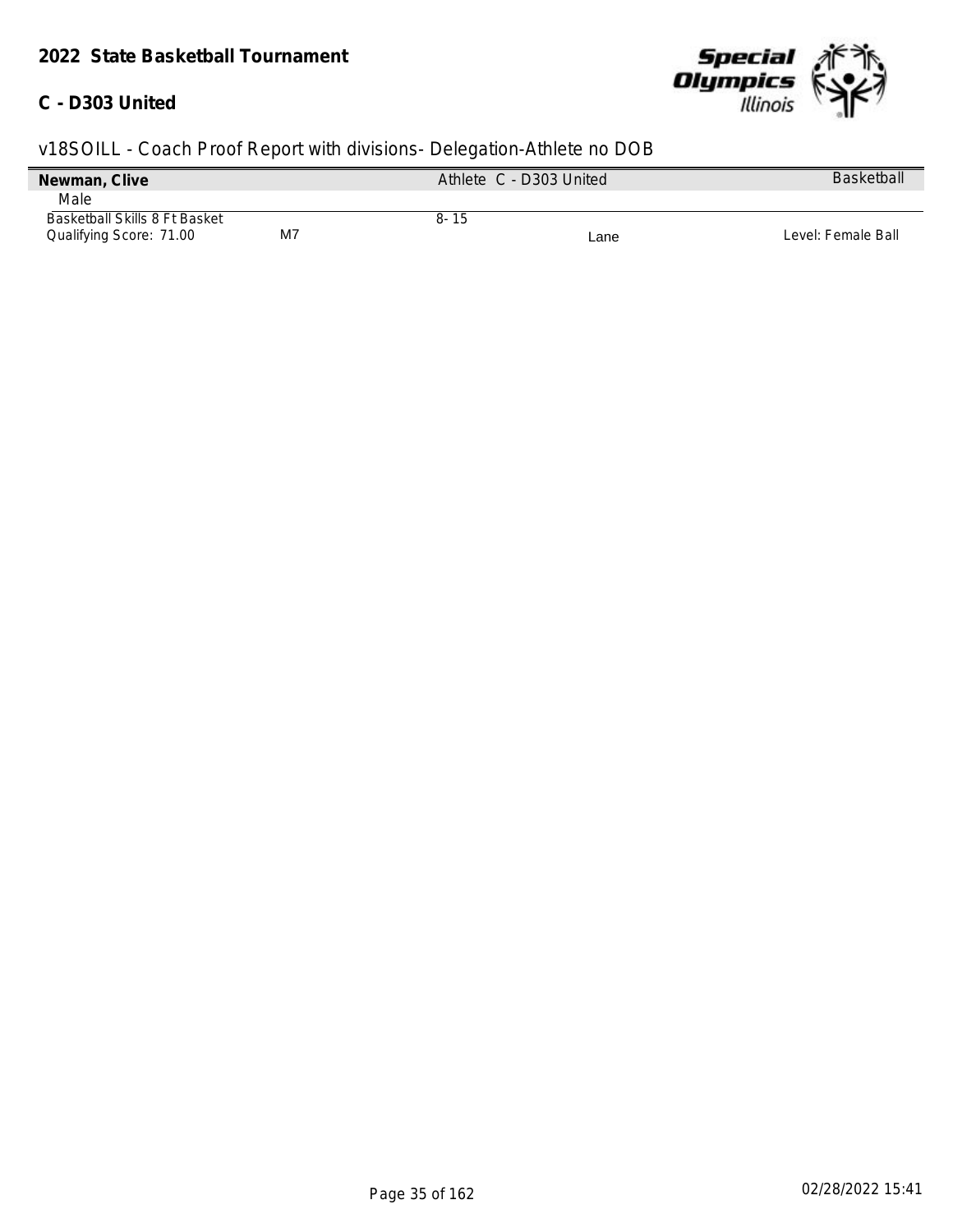**2022 State Basketball Tournament**

**C - D303 United**

v18SOILL - Coach Proof Report with divisions- Delegation-Athlete no DOB

| **Newman, Clive** | | Athlete C - D303 United | | Basketball |
|---|---|---|---|---|
| Male | | | | |
| Basketball Skills 8 Ft Basket | | 8- 15 | | |
| Qualifying Score: 71.00 | M7 | | Lane | Level: Female Ball |

02/28/2022 15:41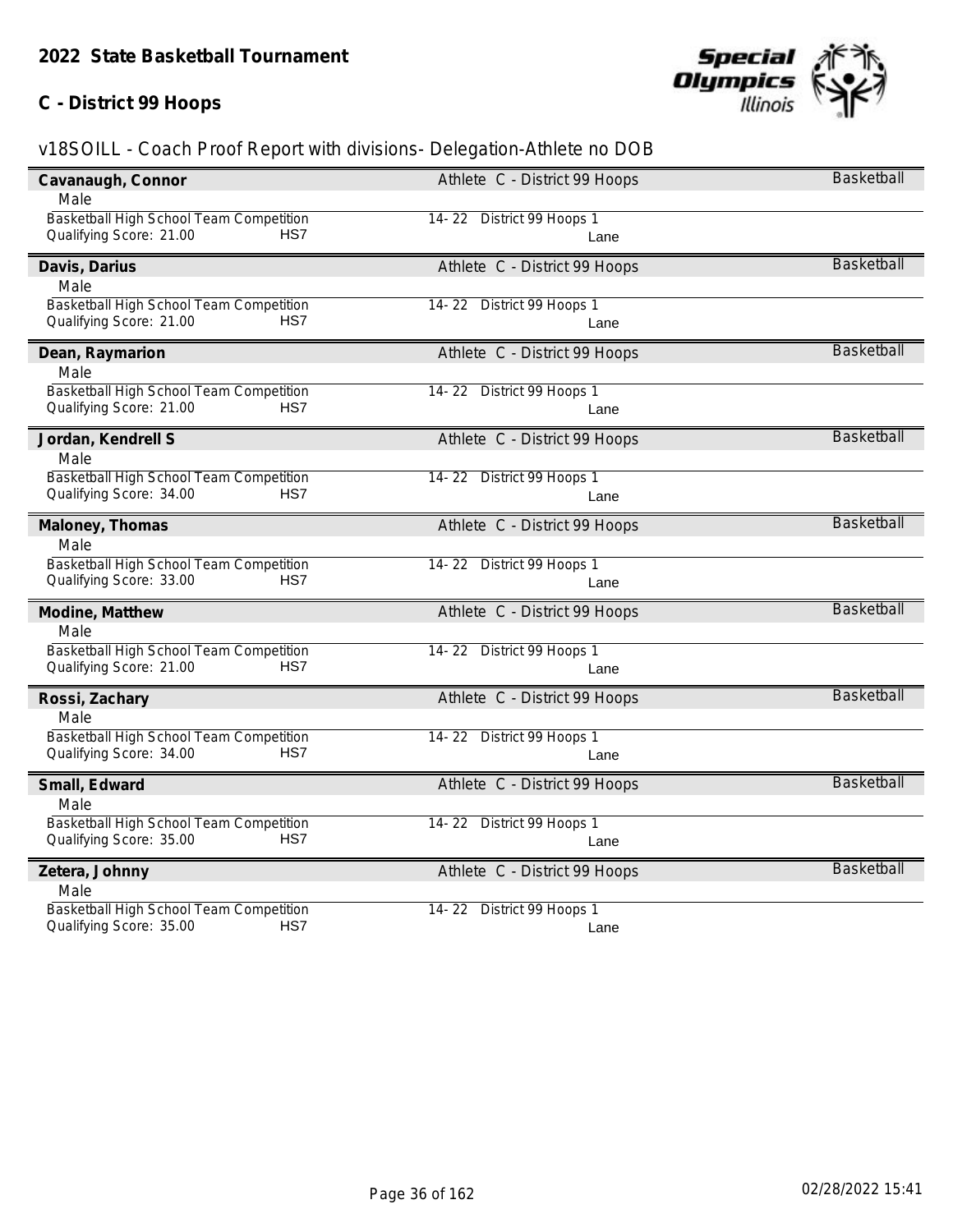## 2022 State Basketball Tournament

## C - District 99 Hoops

v18SOILL - Coach Proof Report with divisions- Delegation-Athlete no DOB

**Cavanaugh, Connor** — Athlete C - District 99 Hoops — Basketball
Male
Basketball High School Team Competition — 14- 22 District 99 Hoops 1
Qualifying Score: 21.00 HS7 — Lane

**Davis, Darius** — Athlete C - District 99 Hoops — Basketball
Male
Basketball High School Team Competition — 14- 22 District 99 Hoops 1
Qualifying Score: 21.00 HS7 — Lane

**Dean, Raymarion** — Athlete C - District 99 Hoops — Basketball
Male
Basketball High School Team Competition — 14- 22 District 99 Hoops 1
Qualifying Score: 21.00 HS7 — Lane

**Jordan, Kendrell S** — Athlete C - District 99 Hoops — Basketball
Male
Basketball High School Team Competition — 14- 22 District 99 Hoops 1
Qualifying Score: 34.00 HS7 — Lane

**Maloney, Thomas** — Athlete C - District 99 Hoops — Basketball
Male
Basketball High School Team Competition — 14- 22 District 99 Hoops 1
Qualifying Score: 33.00 HS7 — Lane

**Modine, Matthew** — Athlete C - District 99 Hoops — Basketball
Male
Basketball High School Team Competition — 14- 22 District 99 Hoops 1
Qualifying Score: 21.00 HS7 — Lane

**Rossi, Zachary** — Athlete C - District 99 Hoops — Basketball
Male
Basketball High School Team Competition — 14- 22 District 99 Hoops 1
Qualifying Score: 34.00 HS7 — Lane

**Small, Edward** — Athlete C - District 99 Hoops — Basketball
Male
Basketball High School Team Competition — 14- 22 District 99 Hoops 1
Qualifying Score: 35.00 HS7 — Lane

**Zetera, Johnny** — Athlete C - District 99 Hoops — Basketball
Male
Basketball High School Team Competition — 14- 22 District 99 Hoops 1
Qualifying Score: 35.00 HS7 — Lane

02/28/2022 15:41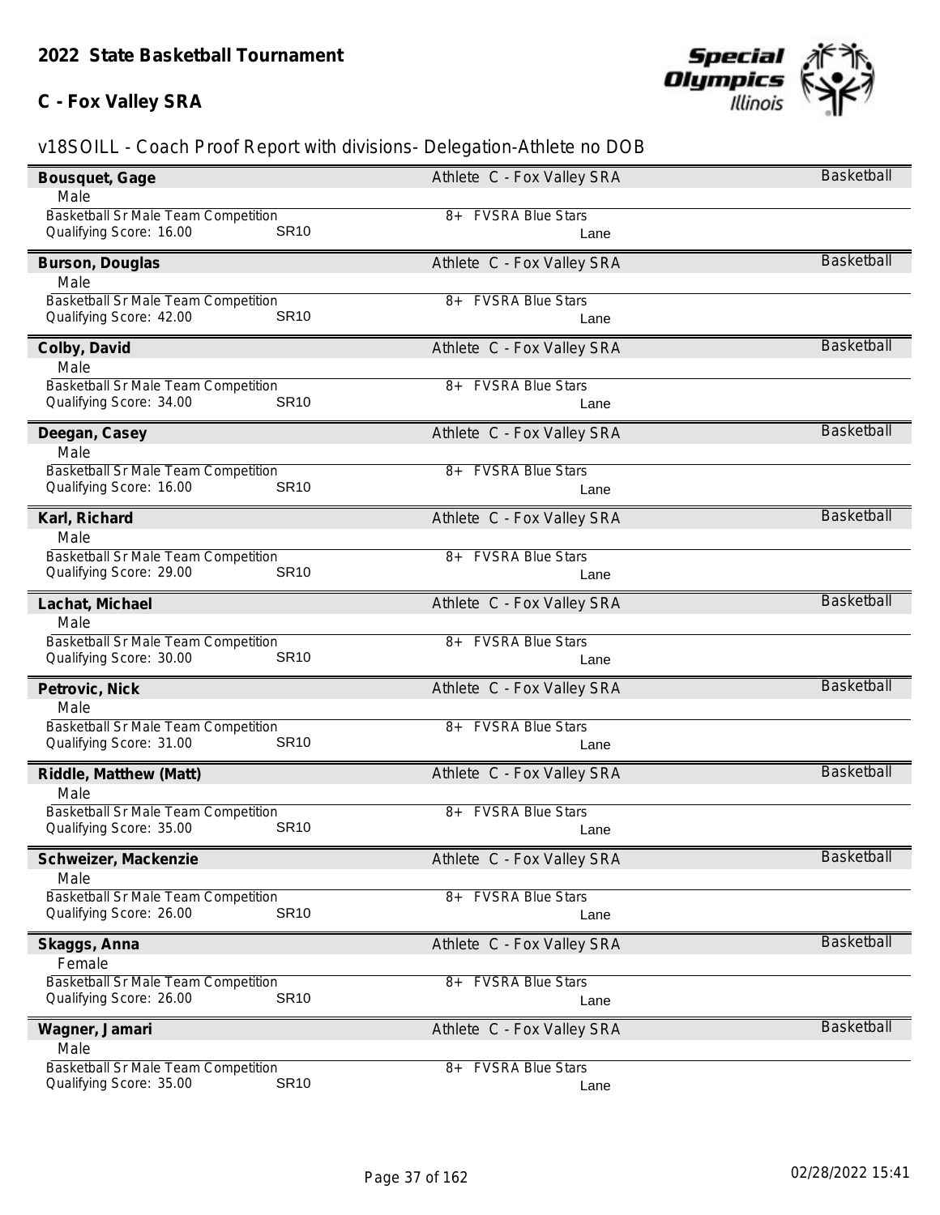## 2022 State Basketball Tournament

### C - Fox Valley SRA

v18SOILL - Coach Proof Report with divisions- Delegation-Athlete no DOB

**Bousquet, Gage** — Athlete C - Fox Valley SRA — Basketball
Male
Basketball Sr Male Team Competition — 8+ FVSRA Blue Stars
Qualifying Score: 16.00 SR10 — Lane

**Burson, Douglas** — Athlete C - Fox Valley SRA — Basketball
Male
Basketball Sr Male Team Competition — 8+ FVSRA Blue Stars
Qualifying Score: 42.00 SR10 — Lane

**Colby, David** — Athlete C - Fox Valley SRA — Basketball
Male
Basketball Sr Male Team Competition — 8+ FVSRA Blue Stars
Qualifying Score: 34.00 SR10 — Lane

**Deegan, Casey** — Athlete C - Fox Valley SRA — Basketball
Male
Basketball Sr Male Team Competition — 8+ FVSRA Blue Stars
Qualifying Score: 16.00 SR10 — Lane

**Karl, Richard** — Athlete C - Fox Valley SRA — Basketball
Male
Basketball Sr Male Team Competition — 8+ FVSRA Blue Stars
Qualifying Score: 29.00 SR10 — Lane

**Lachat, Michael** — Athlete C - Fox Valley SRA — Basketball
Male
Basketball Sr Male Team Competition — 8+ FVSRA Blue Stars
Qualifying Score: 30.00 SR10 — Lane

**Petrovic, Nick** — Athlete C - Fox Valley SRA — Basketball
Male
Basketball Sr Male Team Competition — 8+ FVSRA Blue Stars
Qualifying Score: 31.00 SR10 — Lane

**Riddle, Matthew (Matt)** — Athlete C - Fox Valley SRA — Basketball
Male
Basketball Sr Male Team Competition — 8+ FVSRA Blue Stars
Qualifying Score: 35.00 SR10 — Lane

**Schweizer, Mackenzie** — Athlete C - Fox Valley SRA — Basketball
Male
Basketball Sr Male Team Competition — 8+ FVSRA Blue Stars
Qualifying Score: 26.00 SR10 — Lane

**Skaggs, Anna** — Athlete C - Fox Valley SRA — Basketball
Female
Basketball Sr Male Team Competition — 8+ FVSRA Blue Stars
Qualifying Score: 26.00 SR10 — Lane

**Wagner, Jamari** — Athlete C - Fox Valley SRA — Basketball
Male
Basketball Sr Male Team Competition — 8+ FVSRA Blue Stars
Qualifying Score: 35.00 SR10 — Lane

02/28/2022 15:41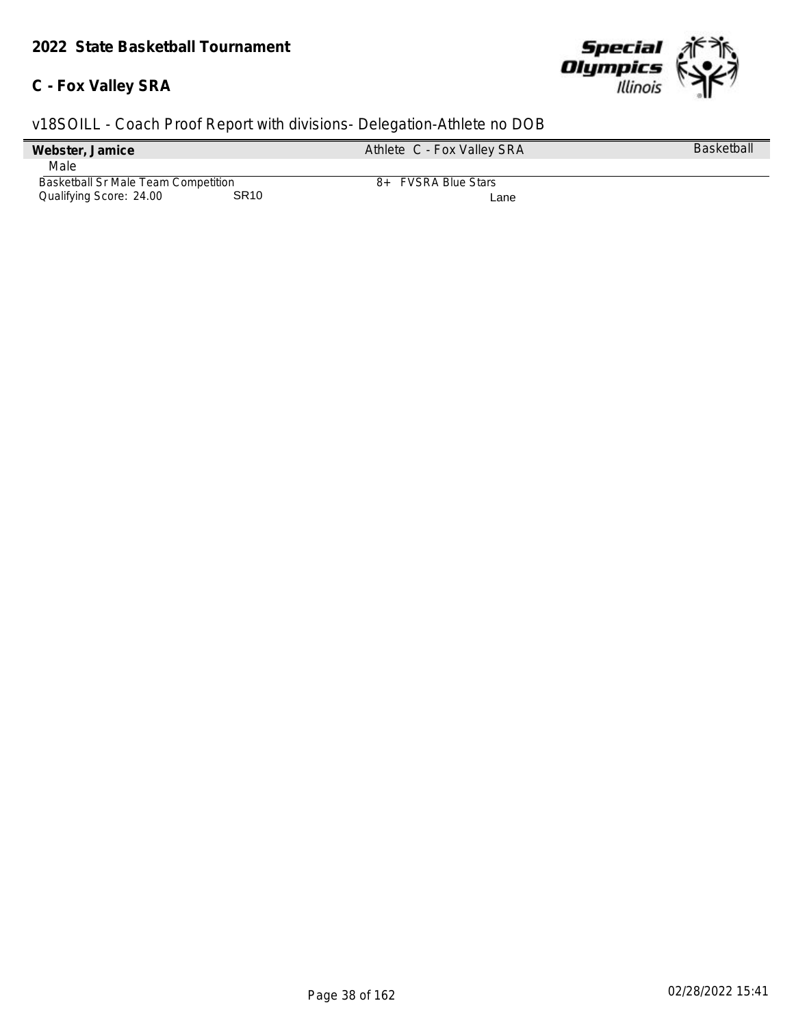**2022 State Basketball Tournament**

**C - Fox Valley SRA**

v18SOILL - Coach Proof Report with divisions- Delegation-Athlete no DOB

| **Webster, Jamice** | Athlete C - Fox Valley SRA | Basketball |
|---|---|---|
| Male | | |
| Basketball Sr Male Team Competition | 8+ FVSRA Blue Stars | |
| Qualifying Score: 24.00 SR10 | Lane | |

02/28/2022 15:41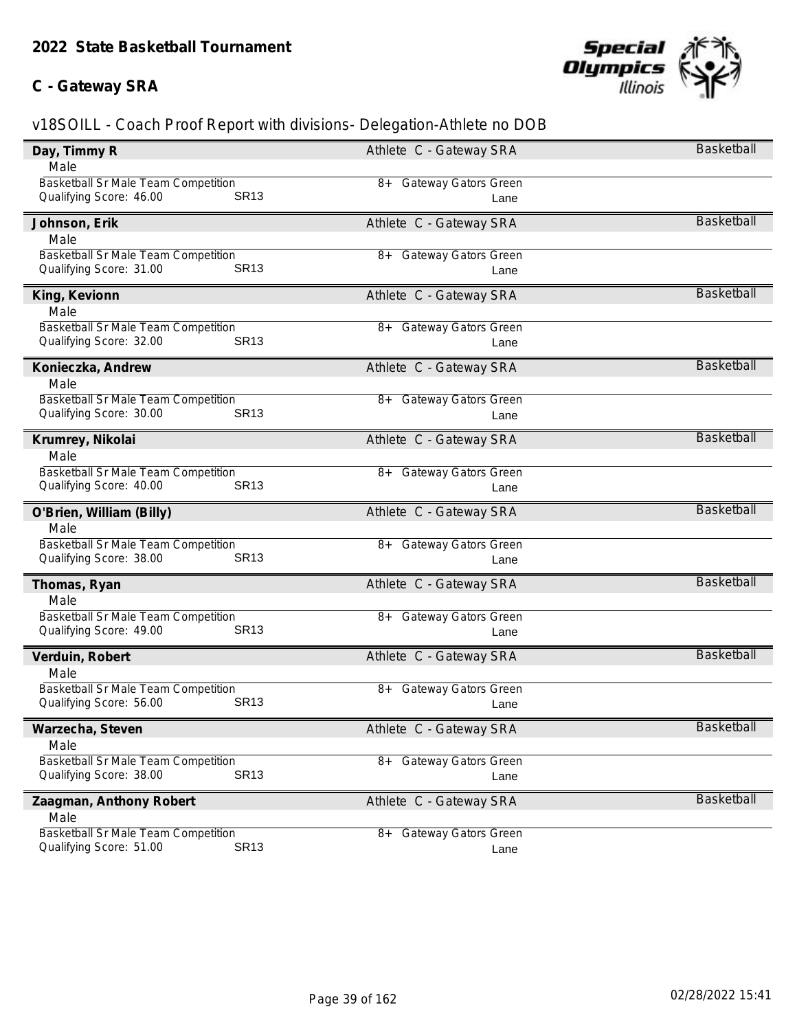# 2022 State Basketball Tournament

## C - Gateway SRA

v18SOILL - Coach Proof Report with divisions- Delegation-Athlete no DOB

**Day, Timmy R** — Athlete C - Gateway SRA — Basketball
Male
Basketball Sr Male Team Competition — 8+ Gateway Gators Green
Qualifying Score: 46.00 SR13 — Lane

**Johnson, Erik** — Athlete C - Gateway SRA — Basketball
Male
Basketball Sr Male Team Competition — 8+ Gateway Gators Green
Qualifying Score: 31.00 SR13 — Lane

**King, Kevionn** — Athlete C - Gateway SRA — Basketball
Male
Basketball Sr Male Team Competition — 8+ Gateway Gators Green
Qualifying Score: 32.00 SR13 — Lane

**Konieczka, Andrew** — Athlete C - Gateway SRA — Basketball
Male
Basketball Sr Male Team Competition — 8+ Gateway Gators Green
Qualifying Score: 30.00 SR13 — Lane

**Krumrey, Nikolai** — Athlete C - Gateway SRA — Basketball
Male
Basketball Sr Male Team Competition — 8+ Gateway Gators Green
Qualifying Score: 40.00 SR13 — Lane

**O'Brien, William (Billy)** — Athlete C - Gateway SRA — Basketball
Male
Basketball Sr Male Team Competition — 8+ Gateway Gators Green
Qualifying Score: 38.00 SR13 — Lane

**Thomas, Ryan** — Athlete C - Gateway SRA — Basketball
Male
Basketball Sr Male Team Competition — 8+ Gateway Gators Green
Qualifying Score: 49.00 SR13 — Lane

**Verduin, Robert** — Athlete C - Gateway SRA — Basketball
Male
Basketball Sr Male Team Competition — 8+ Gateway Gators Green
Qualifying Score: 56.00 SR13 — Lane

**Warzecha, Steven** — Athlete C - Gateway SRA — Basketball
Male
Basketball Sr Male Team Competition — 8+ Gateway Gators Green
Qualifying Score: 38.00 SR13 — Lane

**Zaagman, Anthony Robert** — Athlete C - Gateway SRA — Basketball
Male
Basketball Sr Male Team Competition — 8+ Gateway Gators Green
Qualifying Score: 51.00 SR13 — Lane

02/28/2022 15:41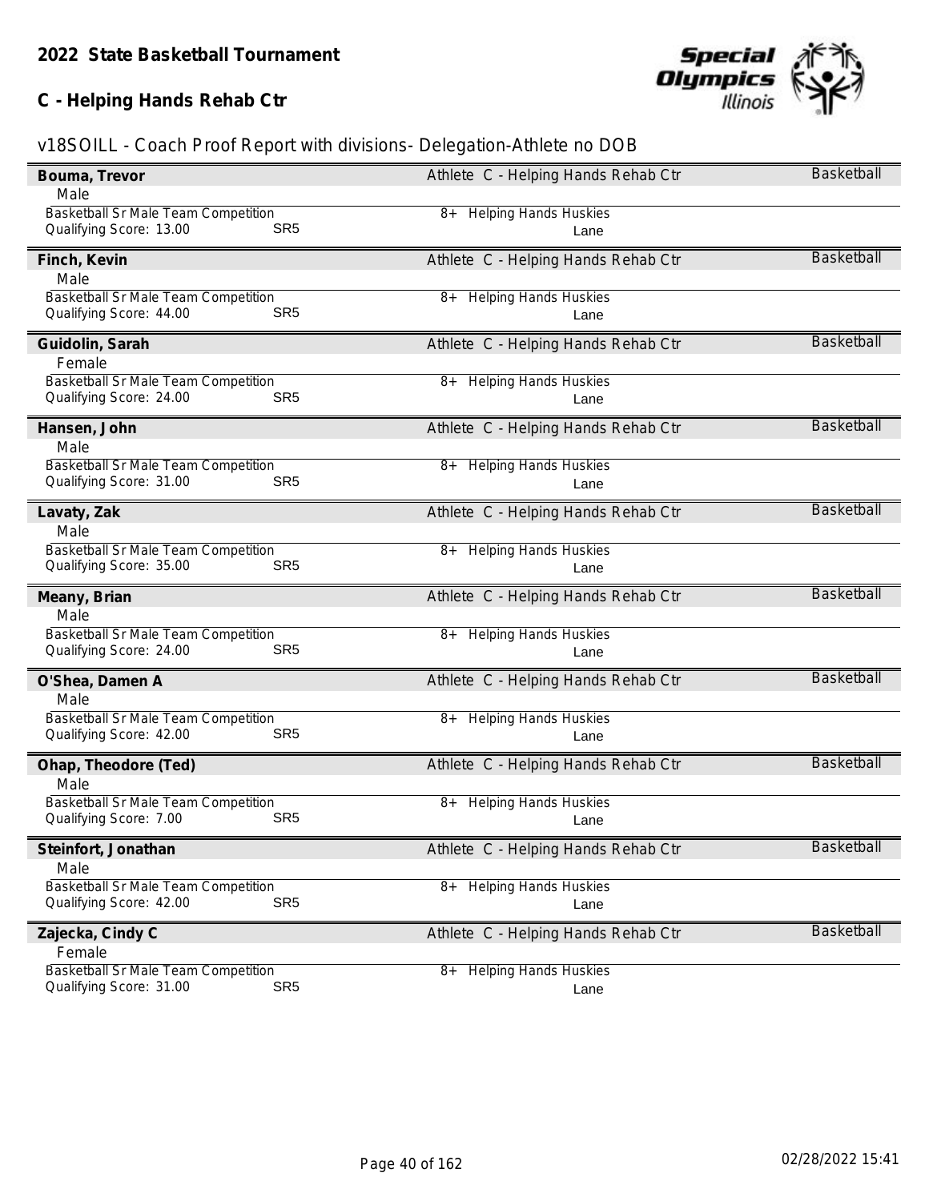## 2022 State Basketball Tournament

### C - Helping Hands Rehab Ctr

v18SOILL - Coach Proof Report with divisions- Delegation-Athlete no DOB

**Bouma, Trevor** — Athlete C - Helping Hands Rehab Ctr — Basketball
Male
Basketball Sr Male Team Competition — 8+ Helping Hands Huskies
Qualifying Score: 13.00 SR5 — Lane

**Finch, Kevin** — Athlete C - Helping Hands Rehab Ctr — Basketball
Male
Basketball Sr Male Team Competition — 8+ Helping Hands Huskies
Qualifying Score: 44.00 SR5 — Lane

**Guidolin, Sarah** — Athlete C - Helping Hands Rehab Ctr — Basketball
Female
Basketball Sr Male Team Competition — 8+ Helping Hands Huskies
Qualifying Score: 24.00 SR5 — Lane

**Hansen, John** — Athlete C - Helping Hands Rehab Ctr — Basketball
Male
Basketball Sr Male Team Competition — 8+ Helping Hands Huskies
Qualifying Score: 31.00 SR5 — Lane

**Lavaty, Zak** — Athlete C - Helping Hands Rehab Ctr — Basketball
Male
Basketball Sr Male Team Competition — 8+ Helping Hands Huskies
Qualifying Score: 35.00 SR5 — Lane

**Meany, Brian** — Athlete C - Helping Hands Rehab Ctr — Basketball
Male
Basketball Sr Male Team Competition — 8+ Helping Hands Huskies
Qualifying Score: 24.00 SR5 — Lane

**O'Shea, Damen A** — Athlete C - Helping Hands Rehab Ctr — Basketball
Male
Basketball Sr Male Team Competition — 8+ Helping Hands Huskies
Qualifying Score: 42.00 SR5 — Lane

**Ohap, Theodore (Ted)** — Athlete C - Helping Hands Rehab Ctr — Basketball
Male
Basketball Sr Male Team Competition — 8+ Helping Hands Huskies
Qualifying Score: 7.00 SR5 — Lane

**Steinfort, Jonathan** — Athlete C - Helping Hands Rehab Ctr — Basketball
Male
Basketball Sr Male Team Competition — 8+ Helping Hands Huskies
Qualifying Score: 42.00 SR5 — Lane

**Zajecka, Cindy C** — Athlete C - Helping Hands Rehab Ctr — Basketball
Female
Basketball Sr Male Team Competition — 8+ Helping Hands Huskies
Qualifying Score: 31.00 SR5 — Lane

02/28/2022 15:41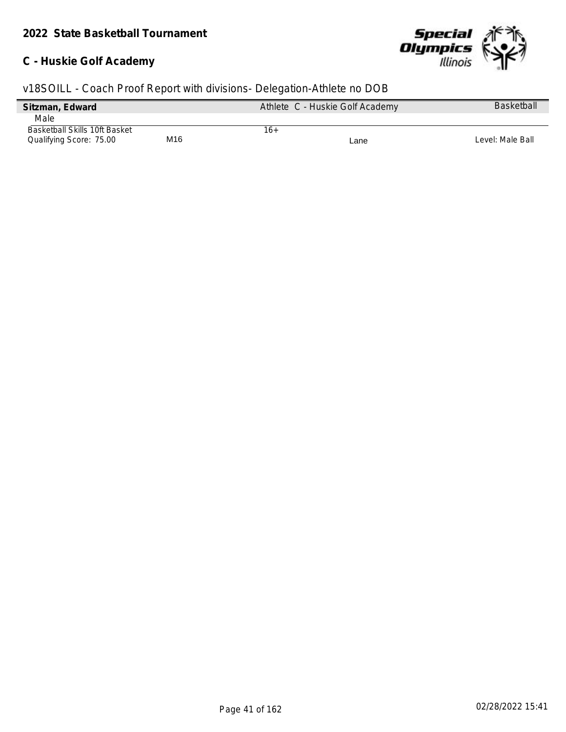**2022 State Basketball Tournament**

**C - Huskie Golf Academy**

v18SOILL - Coach Proof Report with divisions- Delegation-Athlete no DOB

| **Sitzman, Edward** | | Athlete C - Huskie Golf Academy | | Basketball |
|---|---|---|---|---|
| Male | | | | |
| Basketball Skills 10ft Basket | | 16+ | | |
| Qualifying Score: 75.00 | M16 | | Lane | Level: Male Ball |

02/28/2022 15:41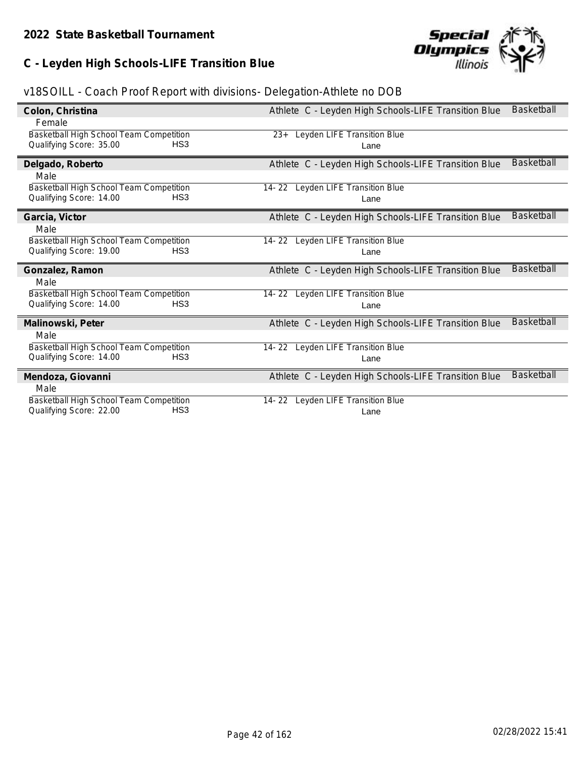# 2022 State Basketball Tournament

## C - Leyden High Schools-LIFE Transition Blue

v18SOILL - Coach Proof Report with divisions- Delegation-Athlete no DOB

**Colon, Christina** — Athlete C - Leyden High Schools-LIFE Transition Blue — Basketball
Female
Basketball High School Team Competition — 23+ Leyden LIFE Transition Blue
Qualifying Score: 35.00 HS3 — Lane

**Delgado, Roberto** — Athlete C - Leyden High Schools-LIFE Transition Blue — Basketball
Male
Basketball High School Team Competition — 14- 22 Leyden LIFE Transition Blue
Qualifying Score: 14.00 HS3 — Lane

**Garcia, Victor** — Athlete C - Leyden High Schools-LIFE Transition Blue — Basketball
Male
Basketball High School Team Competition — 14- 22 Leyden LIFE Transition Blue
Qualifying Score: 19.00 HS3 — Lane

**Gonzalez, Ramon** — Athlete C - Leyden High Schools-LIFE Transition Blue — Basketball
Male
Basketball High School Team Competition — 14- 22 Leyden LIFE Transition Blue
Qualifying Score: 14.00 HS3 — Lane

**Malinowski, Peter** — Athlete C - Leyden High Schools-LIFE Transition Blue — Basketball
Male
Basketball High School Team Competition — 14- 22 Leyden LIFE Transition Blue
Qualifying Score: 14.00 HS3 — Lane

**Mendoza, Giovanni** — Athlete C - Leyden High Schools-LIFE Transition Blue — Basketball
Male
Basketball High School Team Competition — 14- 22 Leyden LIFE Transition Blue
Qualifying Score: 22.00 HS3 — Lane

02/28/2022 15:41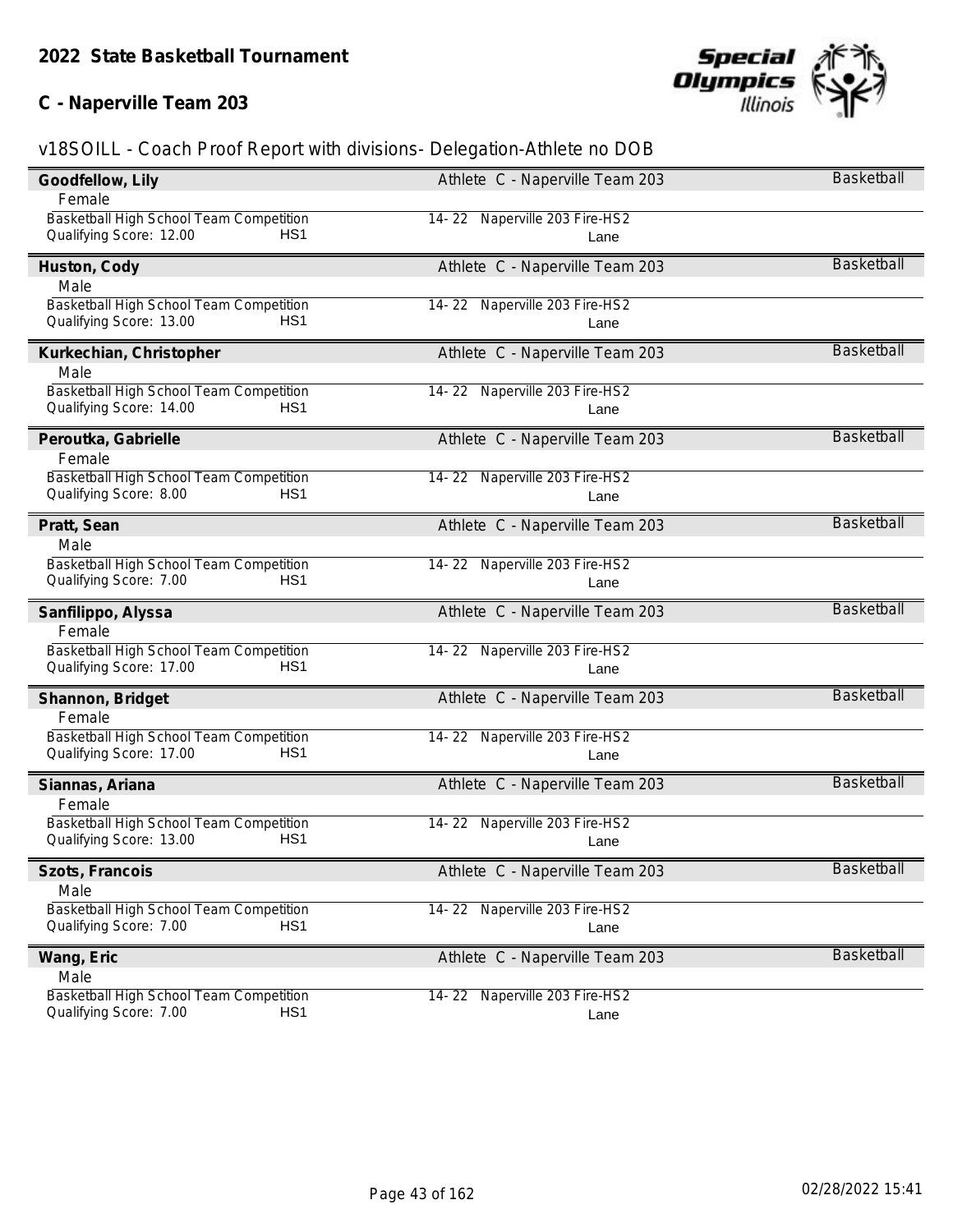## 2022 State Basketball Tournament

### C - Naperville Team 203

v18SOILL - Coach Proof Report with divisions- Delegation-Athlete no DOB

| Athlete | Delegation | Sport |
|---|---|---|
| **Goodfellow, Lily** | Athlete C - Naperville Team 203 | Basketball |
| Female | | |
| Basketball High School Team Competition | 14- 22 Naperville 203 Fire-HS2 | |
| Qualifying Score: 12.00 HS1 | Lane | |
| **Huston, Cody** | Athlete C - Naperville Team 203 | Basketball |
| Male | | |
| Basketball High School Team Competition | 14- 22 Naperville 203 Fire-HS2 | |
| Qualifying Score: 13.00 HS1 | Lane | |
| **Kurkechian, Christopher** | Athlete C - Naperville Team 203 | Basketball |
| Male | | |
| Basketball High School Team Competition | 14- 22 Naperville 203 Fire-HS2 | |
| Qualifying Score: 14.00 HS1 | Lane | |
| **Peroutka, Gabrielle** | Athlete C - Naperville Team 203 | Basketball |
| Female | | |
| Basketball High School Team Competition | 14- 22 Naperville 203 Fire-HS2 | |
| Qualifying Score: 8.00 HS1 | Lane | |
| **Pratt, Sean** | Athlete C - Naperville Team 203 | Basketball |
| Male | | |
| Basketball High School Team Competition | 14- 22 Naperville 203 Fire-HS2 | |
| Qualifying Score: 7.00 HS1 | Lane | |
| **Sanfilippo, Alyssa** | Athlete C - Naperville Team 203 | Basketball |
| Female | | |
| Basketball High School Team Competition | 14- 22 Naperville 203 Fire-HS2 | |
| Qualifying Score: 17.00 HS1 | Lane | |
| **Shannon, Bridget** | Athlete C - Naperville Team 203 | Basketball |
| Female | | |
| Basketball High School Team Competition | 14- 22 Naperville 203 Fire-HS2 | |
| Qualifying Score: 17.00 HS1 | Lane | |
| **Siannas, Ariana** | Athlete C - Naperville Team 203 | Basketball |
| Female | | |
| Basketball High School Team Competition | 14- 22 Naperville 203 Fire-HS2 | |
| Qualifying Score: 13.00 HS1 | Lane | |
| **Szots, Francois** | Athlete C - Naperville Team 203 | Basketball |
| Male | | |
| Basketball High School Team Competition | 14- 22 Naperville 203 Fire-HS2 | |
| Qualifying Score: 7.00 HS1 | Lane | |
| **Wang, Eric** | Athlete C - Naperville Team 203 | Basketball |
| Male | | |
| Basketball High School Team Competition | 14- 22 Naperville 203 Fire-HS2 | |
| Qualifying Score: 7.00 HS1 | Lane | |

02/28/2022 15:41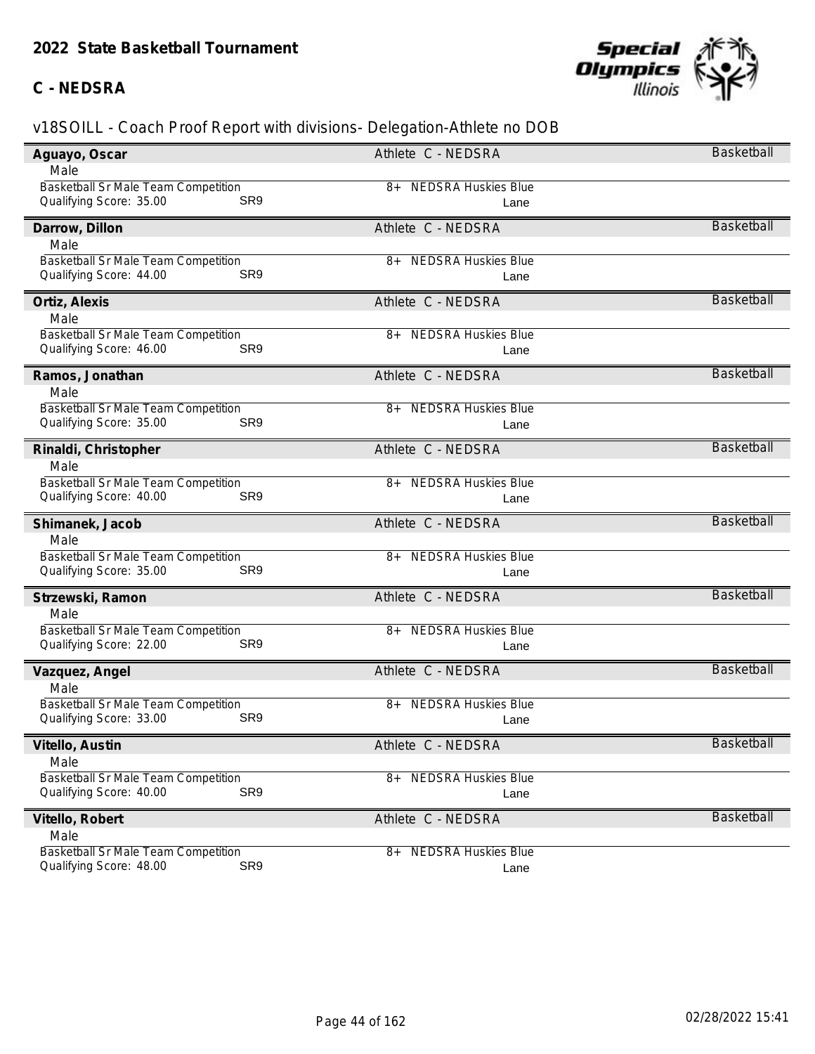## 2022 State Basketball Tournament

### C - NEDSRA

v18SOILL - Coach Proof Report with divisions- Delegation-Athlete no DOB

**Aguayo, Oscar** — Athlete C - NEDSRA — Basketball
Male
Basketball Sr Male Team Competition — 8+ NEDSRA Huskies Blue
Qualifying Score: 35.00 SR9 — Lane

**Darrow, Dillon** — Athlete C - NEDSRA — Basketball
Male
Basketball Sr Male Team Competition — 8+ NEDSRA Huskies Blue
Qualifying Score: 44.00 SR9 — Lane

**Ortiz, Alexis** — Athlete C - NEDSRA — Basketball
Male
Basketball Sr Male Team Competition — 8+ NEDSRA Huskies Blue
Qualifying Score: 46.00 SR9 — Lane

**Ramos, Jonathan** — Athlete C - NEDSRA — Basketball
Male
Basketball Sr Male Team Competition — 8+ NEDSRA Huskies Blue
Qualifying Score: 35.00 SR9 — Lane

**Rinaldi, Christopher** — Athlete C - NEDSRA — Basketball
Male
Basketball Sr Male Team Competition — 8+ NEDSRA Huskies Blue
Qualifying Score: 40.00 SR9 — Lane

**Shimanek, Jacob** — Athlete C - NEDSRA — Basketball
Male
Basketball Sr Male Team Competition — 8+ NEDSRA Huskies Blue
Qualifying Score: 35.00 SR9 — Lane

**Strzewski, Ramon** — Athlete C - NEDSRA — Basketball
Male
Basketball Sr Male Team Competition — 8+ NEDSRA Huskies Blue
Qualifying Score: 22.00 SR9 — Lane

**Vazquez, Angel** — Athlete C - NEDSRA — Basketball
Male
Basketball Sr Male Team Competition — 8+ NEDSRA Huskies Blue
Qualifying Score: 33.00 SR9 — Lane

**Vitello, Austin** — Athlete C - NEDSRA — Basketball
Male
Basketball Sr Male Team Competition — 8+ NEDSRA Huskies Blue
Qualifying Score: 40.00 SR9 — Lane

**Vitello, Robert** — Athlete C - NEDSRA — Basketball
Male
Basketball Sr Male Team Competition — 8+ NEDSRA Huskies Blue
Qualifying Score: 48.00 SR9 — Lane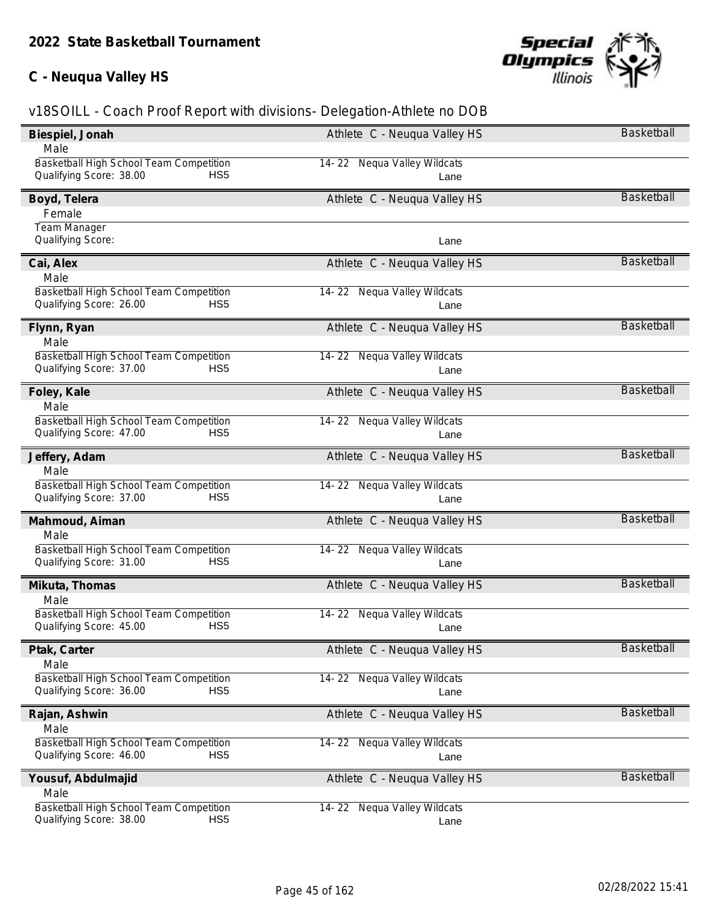## 2022 State Basketball Tournament

## C - Neuqua Valley HS

v18SOILL - Coach Proof Report with divisions- Delegation-Athlete no DOB

**Biespiel, Jonah** — Athlete C - Neuqua Valley HS — Basketball
Male
Basketball High School Team Competition — 14- 22 Nequa Valley Wildcats
Qualifying Score: 38.00 HS5 — Lane

**Boyd, Telera** — Athlete C - Neuqua Valley HS — Basketball
Female
Team Manager
Qualifying Score: — Lane

**Cai, Alex** — Athlete C - Neuqua Valley HS — Basketball
Male
Basketball High School Team Competition — 14- 22 Nequa Valley Wildcats
Qualifying Score: 26.00 HS5 — Lane

**Flynn, Ryan** — Athlete C - Neuqua Valley HS — Basketball
Male
Basketball High School Team Competition — 14- 22 Nequa Valley Wildcats
Qualifying Score: 37.00 HS5 — Lane

**Foley, Kale** — Athlete C - Neuqua Valley HS — Basketball
Male
Basketball High School Team Competition — 14- 22 Nequa Valley Wildcats
Qualifying Score: 47.00 HS5 — Lane

**Jeffery, Adam** — Athlete C - Neuqua Valley HS — Basketball
Male
Basketball High School Team Competition — 14- 22 Nequa Valley Wildcats
Qualifying Score: 37.00 HS5 — Lane

**Mahmoud, Aiman** — Athlete C - Neuqua Valley HS — Basketball
Male
Basketball High School Team Competition — 14- 22 Nequa Valley Wildcats
Qualifying Score: 31.00 HS5 — Lane

**Mikuta, Thomas** — Athlete C - Neuqua Valley HS — Basketball
Male
Basketball High School Team Competition — 14- 22 Nequa Valley Wildcats
Qualifying Score: 45.00 HS5 — Lane

**Ptak, Carter** — Athlete C - Neuqua Valley HS — Basketball
Male
Basketball High School Team Competition — 14- 22 Nequa Valley Wildcats
Qualifying Score: 36.00 HS5 — Lane

**Rajan, Ashwin** — Athlete C - Neuqua Valley HS — Basketball
Male
Basketball High School Team Competition — 14- 22 Nequa Valley Wildcats
Qualifying Score: 46.00 HS5 — Lane

**Yousuf, Abdulmajid** — Athlete C - Neuqua Valley HS — Basketball
Male
Basketball High School Team Competition — 14- 22 Nequa Valley Wildcats
Qualifying Score: 38.00 HS5 — Lane

02/28/2022 15:41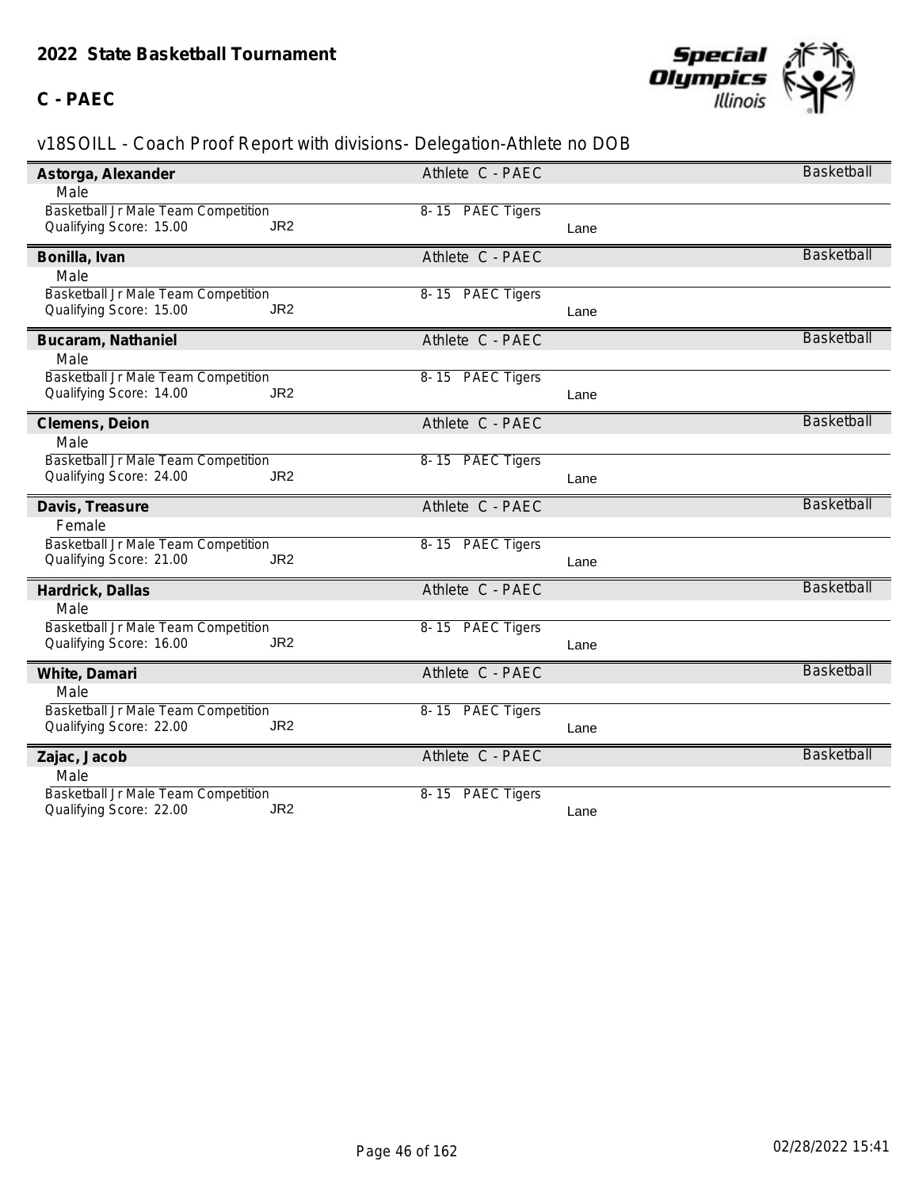## 2022 State Basketball Tournament

### C - PAEC

v18SOILL - Coach Proof Report with divisions- Delegation-Athlete no DOB

**Astorga, Alexander** — Athlete C - PAEC — Basketball
Male
Basketball Jr Male Team Competition — 8- 15 PAEC Tigers
Qualifying Score: 15.00 JR2 — Lane

**Bonilla, Ivan** — Athlete C - PAEC — Basketball
Male
Basketball Jr Male Team Competition — 8- 15 PAEC Tigers
Qualifying Score: 15.00 JR2 — Lane

**Bucaram, Nathaniel** — Athlete C - PAEC — Basketball
Male
Basketball Jr Male Team Competition — 8- 15 PAEC Tigers
Qualifying Score: 14.00 JR2 — Lane

**Clemens, Deion** — Athlete C - PAEC — Basketball
Male
Basketball Jr Male Team Competition — 8- 15 PAEC Tigers
Qualifying Score: 24.00 JR2 — Lane

**Davis, Treasure** — Athlete C - PAEC — Basketball
Female
Basketball Jr Male Team Competition — 8- 15 PAEC Tigers
Qualifying Score: 21.00 JR2 — Lane

**Hardrick, Dallas** — Athlete C - PAEC — Basketball
Male
Basketball Jr Male Team Competition — 8- 15 PAEC Tigers
Qualifying Score: 16.00 JR2 — Lane

**White, Damari** — Athlete C - PAEC — Basketball
Male
Basketball Jr Male Team Competition — 8- 15 PAEC Tigers
Qualifying Score: 22.00 JR2 — Lane

**Zajac, Jacob** — Athlete C - PAEC — Basketball
Male
Basketball Jr Male Team Competition — 8- 15 PAEC Tigers
Qualifying Score: 22.00 JR2 — Lane

02/28/2022 15:41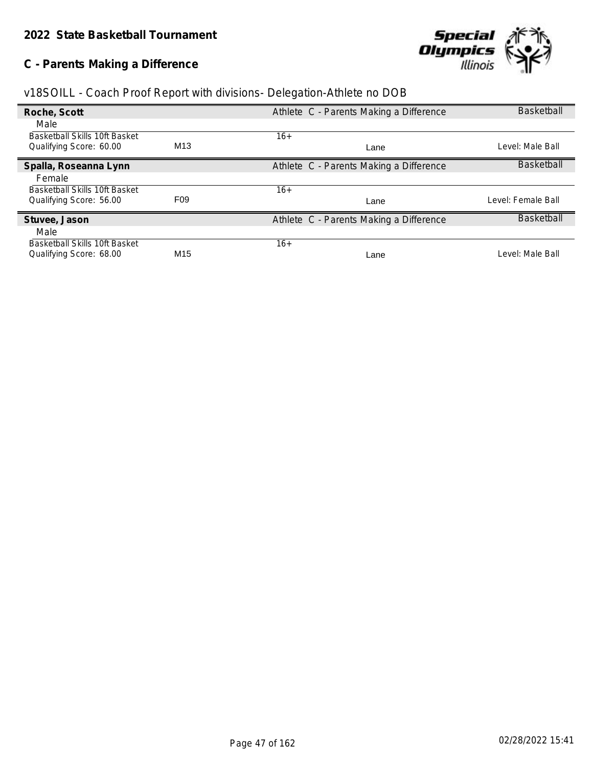# 2022 State Basketball Tournament

## C - Parents Making a Difference

v18SOILL - Coach Proof Report with divisions- Delegation-Athlete no DOB

| **Roche, Scott** | | Athlete C - Parents Making a Difference | | Basketball |
|---|---|---|---|---|
| Male | | | | |
| Basketball Skills 10ft Basket | | 16+ | | |
| Qualifying Score: 60.00 | M13 | | Lane | Level: Male Ball |

| **Spalla, Roseanna Lynn** | | Athlete C - Parents Making a Difference | | Basketball |
|---|---|---|---|---|
| Female | | | | |
| Basketball Skills 10ft Basket | | 16+ | | |
| Qualifying Score: 56.00 | F09 | | Lane | Level: Female Ball |

| **Stuvee, Jason** | | Athlete C - Parents Making a Difference | | Basketball |
|---|---|---|---|---|
| Male | | | | |
| Basketball Skills 10ft Basket | | 16+ | | |
| Qualifying Score: 68.00 | M15 | | Lane | Level: Male Ball |

02/28/2022 15:41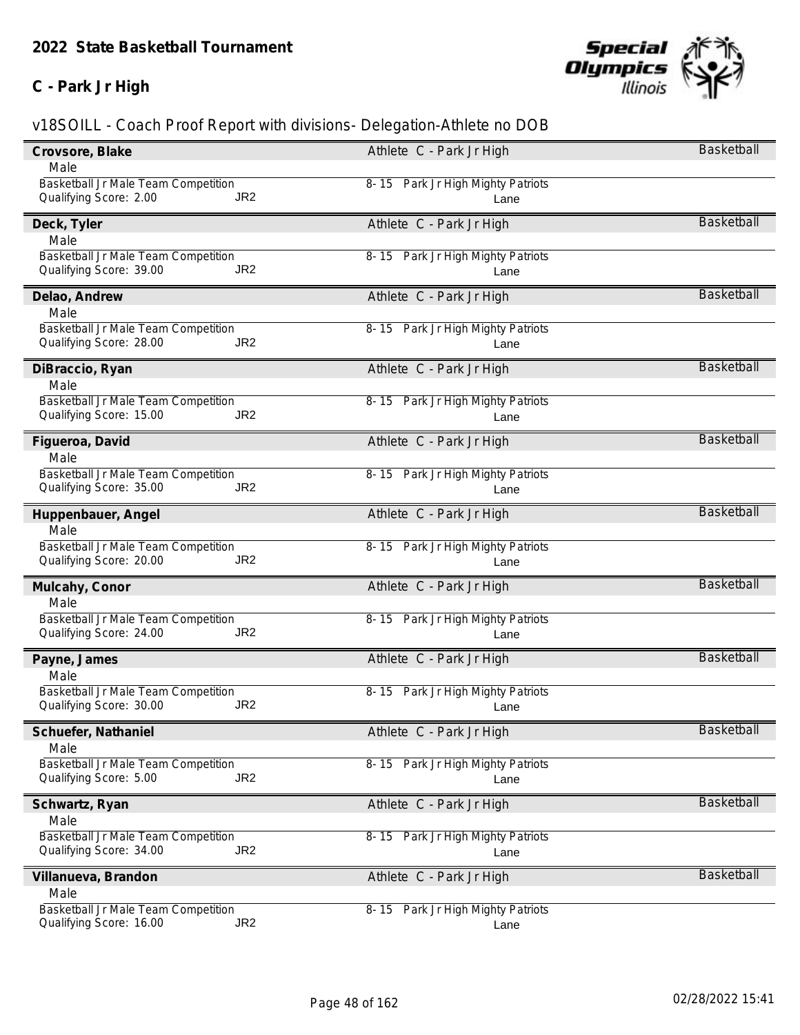**2022 State Basketball Tournament**

**C - Park Jr High**

v18SOILL - Coach Proof Report with divisions- Delegation-Athlete no DOB

**Crovsore, Blake** — Athlete C - Park Jr High — Basketball
Male
Basketball Jr Male Team Competition — 8- 15 Park Jr High Mighty Patriots
Qualifying Score: 2.00 JR2 — Lane

**Deck, Tyler** — Athlete C - Park Jr High — Basketball
Male
Basketball Jr Male Team Competition — 8- 15 Park Jr High Mighty Patriots
Qualifying Score: 39.00 JR2 — Lane

**Delao, Andrew** — Athlete C - Park Jr High — Basketball
Male
Basketball Jr Male Team Competition — 8- 15 Park Jr High Mighty Patriots
Qualifying Score: 28.00 JR2 — Lane

**DiBraccio, Ryan** — Athlete C - Park Jr High — Basketball
Male
Basketball Jr Male Team Competition — 8- 15 Park Jr High Mighty Patriots
Qualifying Score: 15.00 JR2 — Lane

**Figueroa, David** — Athlete C - Park Jr High — Basketball
Male
Basketball Jr Male Team Competition — 8- 15 Park Jr High Mighty Patriots
Qualifying Score: 35.00 JR2 — Lane

**Huppenbauer, Angel** — Athlete C - Park Jr High — Basketball
Male
Basketball Jr Male Team Competition — 8- 15 Park Jr High Mighty Patriots
Qualifying Score: 20.00 JR2 — Lane

**Mulcahy, Conor** — Athlete C - Park Jr High — Basketball
Male
Basketball Jr Male Team Competition — 8- 15 Park Jr High Mighty Patriots
Qualifying Score: 24.00 JR2 — Lane

**Payne, James** — Athlete C - Park Jr High — Basketball
Male
Basketball Jr Male Team Competition — 8- 15 Park Jr High Mighty Patriots
Qualifying Score: 30.00 JR2 — Lane

**Schuefer, Nathaniel** — Athlete C - Park Jr High — Basketball
Male
Basketball Jr Male Team Competition — 8- 15 Park Jr High Mighty Patriots
Qualifying Score: 5.00 JR2 — Lane

**Schwartz, Ryan** — Athlete C - Park Jr High — Basketball
Male
Basketball Jr Male Team Competition — 8- 15 Park Jr High Mighty Patriots
Qualifying Score: 34.00 JR2 — Lane

**Villanueva, Brandon** — Athlete C - Park Jr High — Basketball
Male
Basketball Jr Male Team Competition — 8- 15 Park Jr High Mighty Patriots
Qualifying Score: 16.00 JR2 — Lane

02/28/2022 15:41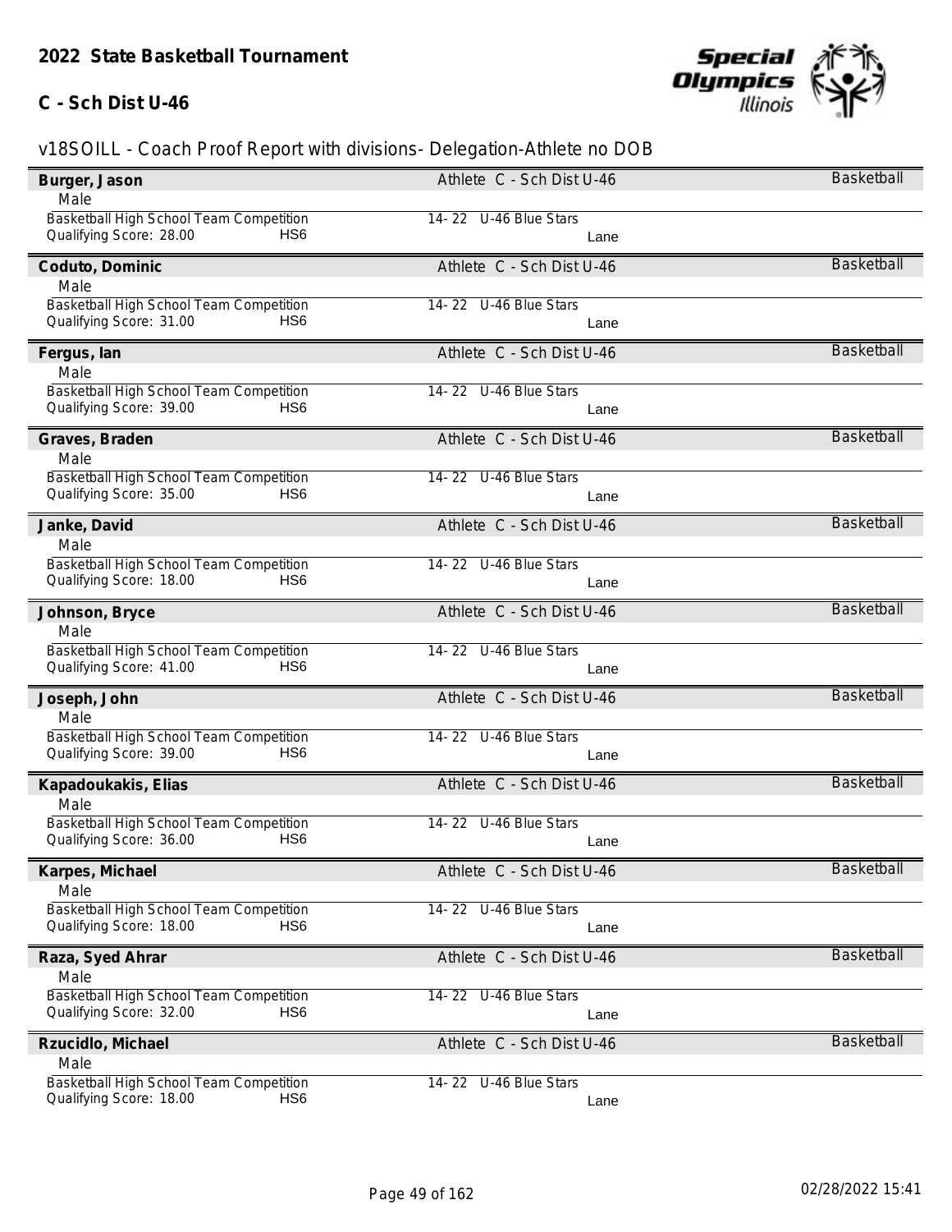## 2022 State Basketball Tournament

### C - Sch Dist U-46

v18SOILL - Coach Proof Report with divisions- Delegation-Athlete no DOB

**Burger, Jason** — Athlete C - Sch Dist U-46 — Basketball
Male
Basketball High School Team Competition — 14- 22 U-46 Blue Stars
Qualifying Score: 28.00 HS6 — Lane

**Coduto, Dominic** — Athlete C - Sch Dist U-46 — Basketball
Male
Basketball High School Team Competition — 14- 22 U-46 Blue Stars
Qualifying Score: 31.00 HS6 — Lane

**Fergus, Ian** — Athlete C - Sch Dist U-46 — Basketball
Male
Basketball High School Team Competition — 14- 22 U-46 Blue Stars
Qualifying Score: 39.00 HS6 — Lane

**Graves, Braden** — Athlete C - Sch Dist U-46 — Basketball
Male
Basketball High School Team Competition — 14- 22 U-46 Blue Stars
Qualifying Score: 35.00 HS6 — Lane

**Janke, David** — Athlete C - Sch Dist U-46 — Basketball
Male
Basketball High School Team Competition — 14- 22 U-46 Blue Stars
Qualifying Score: 18.00 HS6 — Lane

**Johnson, Bryce** — Athlete C - Sch Dist U-46 — Basketball
Male
Basketball High School Team Competition — 14- 22 U-46 Blue Stars
Qualifying Score: 41.00 HS6 — Lane

**Joseph, John** — Athlete C - Sch Dist U-46 — Basketball
Male
Basketball High School Team Competition — 14- 22 U-46 Blue Stars
Qualifying Score: 39.00 HS6 — Lane

**Kapadoukakis, Elias** — Athlete C - Sch Dist U-46 — Basketball
Male
Basketball High School Team Competition — 14- 22 U-46 Blue Stars
Qualifying Score: 36.00 HS6 — Lane

**Karpes, Michael** — Athlete C - Sch Dist U-46 — Basketball
Male
Basketball High School Team Competition — 14- 22 U-46 Blue Stars
Qualifying Score: 18.00 HS6 — Lane

**Raza, Syed Ahrar** — Athlete C - Sch Dist U-46 — Basketball
Male
Basketball High School Team Competition — 14- 22 U-46 Blue Stars
Qualifying Score: 32.00 HS6 — Lane

**Rzucidlo, Michael** — Athlete C - Sch Dist U-46 — Basketball
Male
Basketball High School Team Competition — 14- 22 U-46 Blue Stars
Qualifying Score: 18.00 HS6 — Lane

02/28/2022 15:41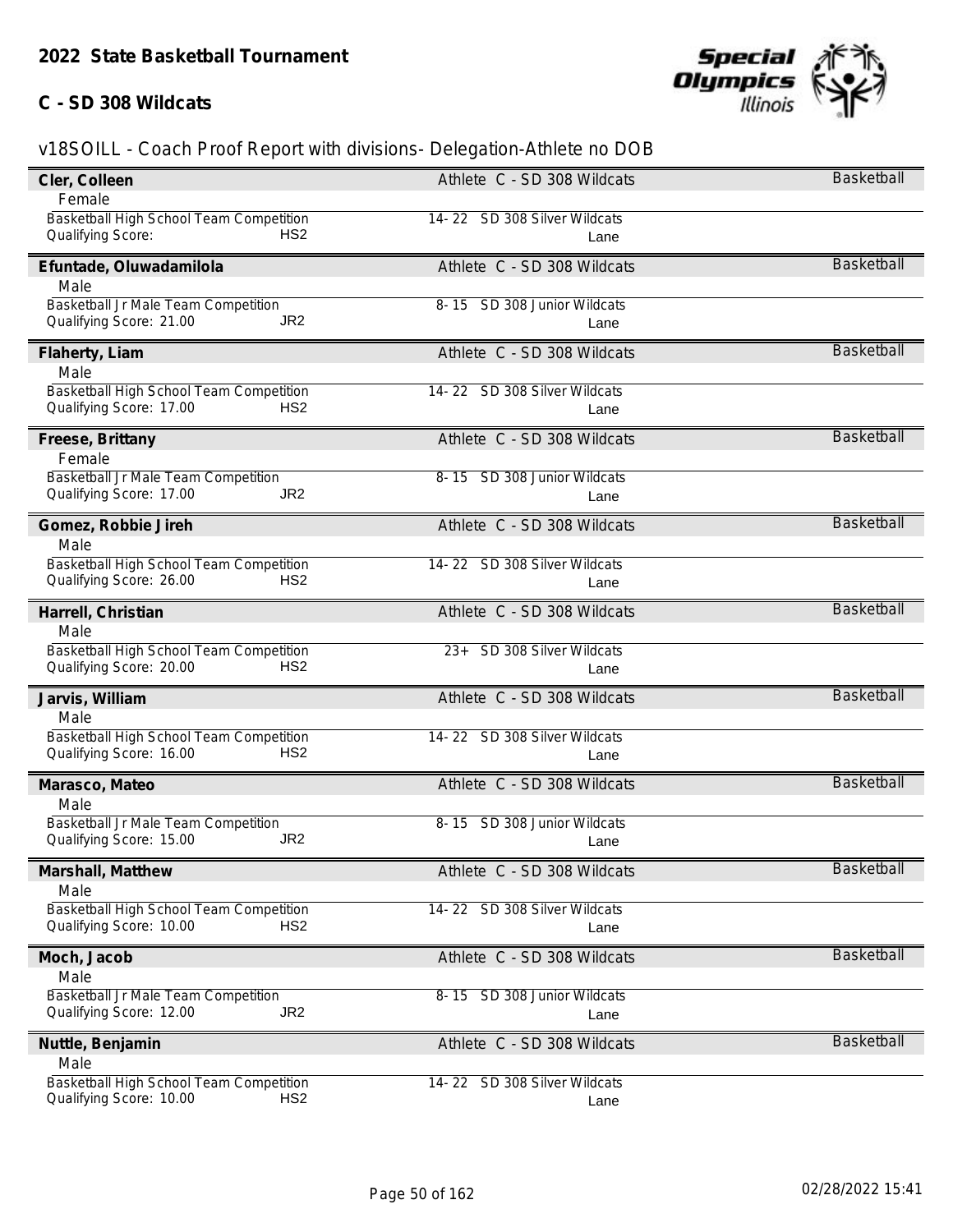# 2022 State Basketball Tournament

## C - SD 308 Wildcats

v18SOILL - Coach Proof Report with divisions- Delegation-Athlete no DOB

| Name | Gender | Event | Qualifying Score | Division | Age Group | Team | Lane | Role | Delegation | Sport |
|---|---|---|---|---|---|---|---|---|---|---|
| Cler, Colleen | Female | Basketball High School Team Competition | | HS2 | 14- 22 | SD 308 Silver Wildcats | Lane | Athlete | C - SD 308 Wildcats | Basketball |
| Efuntade, Oluwadamilola | Male | Basketball Jr Male Team Competition | 21.00 | JR2 | 8- 15 | SD 308 Junior Wildcats | Lane | Athlete | C - SD 308 Wildcats | Basketball |
| Flaherty, Liam | Male | Basketball High School Team Competition | 17.00 | HS2 | 14- 22 | SD 308 Silver Wildcats | Lane | Athlete | C - SD 308 Wildcats | Basketball |
| Freese, Brittany | Female | Basketball Jr Male Team Competition | 17.00 | JR2 | 8- 15 | SD 308 Junior Wildcats | Lane | Athlete | C - SD 308 Wildcats | Basketball |
| Gomez, Robbie Jireh | Male | Basketball High School Team Competition | 26.00 | HS2 | 14- 22 | SD 308 Silver Wildcats | Lane | Athlete | C - SD 308 Wildcats | Basketball |
| Harrell, Christian | Male | Basketball High School Team Competition | 20.00 | HS2 | 23+ | SD 308 Silver Wildcats | Lane | Athlete | C - SD 308 Wildcats | Basketball |
| Jarvis, William | Male | Basketball High School Team Competition | 16.00 | HS2 | 14- 22 | SD 308 Silver Wildcats | Lane | Athlete | C - SD 308 Wildcats | Basketball |
| Marasco, Mateo | Male | Basketball Jr Male Team Competition | 15.00 | JR2 | 8- 15 | SD 308 Junior Wildcats | Lane | Athlete | C - SD 308 Wildcats | Basketball |
| Marshall, Matthew | Male | Basketball High School Team Competition | 10.00 | HS2 | 14- 22 | SD 308 Silver Wildcats | Lane | Athlete | C - SD 308 Wildcats | Basketball |
| Moch, Jacob | Male | Basketball Jr Male Team Competition | 12.00 | JR2 | 8- 15 | SD 308 Junior Wildcats | Lane | Athlete | C - SD 308 Wildcats | Basketball |
| Nuttle, Benjamin | Male | Basketball High School Team Competition | 10.00 | HS2 | 14- 22 | SD 308 Silver Wildcats | Lane | Athlete | C - SD 308 Wildcats | Basketball |

02/28/2022 15:41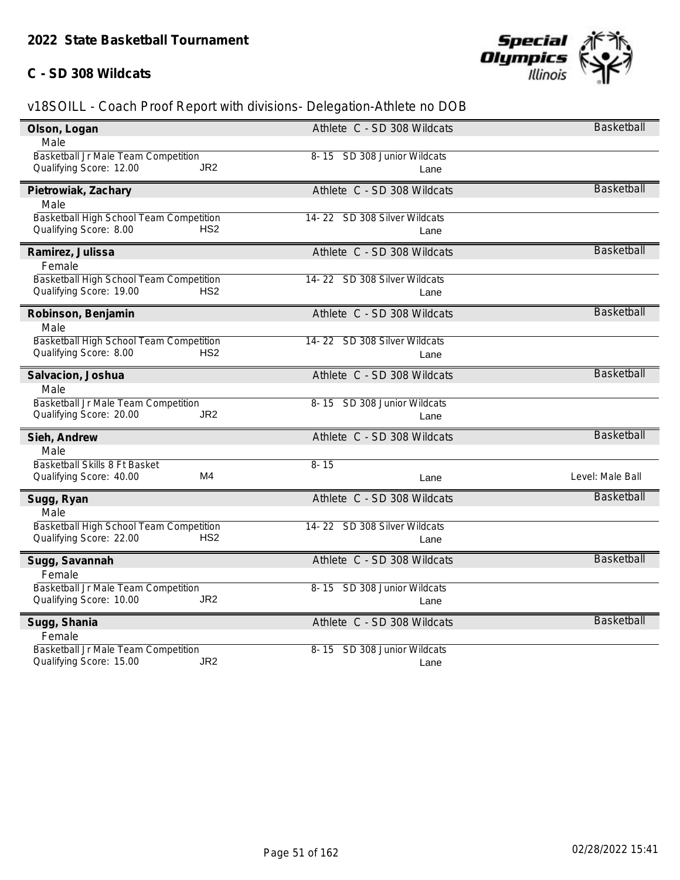## 2022 State Basketball Tournament

## C - SD 308 Wildcats

v18SOILL - Coach Proof Report with divisions- Delegation-Athlete no DOB

**Olson, Logan** — Athlete C - SD 308 Wildcats — Basketball
Male
Basketball Jr Male Team Competition — 8- 15 SD 308 Junior Wildcats
Qualifying Score: 12.00 JR2 — Lane

**Pietrowiak, Zachary** — Athlete C - SD 308 Wildcats — Basketball
Male
Basketball High School Team Competition — 14- 22 SD 308 Silver Wildcats
Qualifying Score: 8.00 HS2 — Lane

**Ramirez, Julissa** — Athlete C - SD 308 Wildcats — Basketball
Female
Basketball High School Team Competition — 14- 22 SD 308 Silver Wildcats
Qualifying Score: 19.00 HS2 — Lane

**Robinson, Benjamin** — Athlete C - SD 308 Wildcats — Basketball
Male
Basketball High School Team Competition — 14- 22 SD 308 Silver Wildcats
Qualifying Score: 8.00 HS2 — Lane

**Salvacion, Joshua** — Athlete C - SD 308 Wildcats — Basketball
Male
Basketball Jr Male Team Competition — 8- 15 SD 308 Junior Wildcats
Qualifying Score: 20.00 JR2 — Lane

**Sieh, Andrew** — Athlete C - SD 308 Wildcats — Basketball
Male
Basketball Skills 8 Ft Basket — 8- 15
Qualifying Score: 40.00 M4 — Lane — Level: Male Ball

**Sugg, Ryan** — Athlete C - SD 308 Wildcats — Basketball
Male
Basketball High School Team Competition — 14- 22 SD 308 Silver Wildcats
Qualifying Score: 22.00 HS2 — Lane

**Sugg, Savannah** — Athlete C - SD 308 Wildcats — Basketball
Female
Basketball Jr Male Team Competition — 8- 15 SD 308 Junior Wildcats
Qualifying Score: 10.00 JR2 — Lane

**Sugg, Shania** — Athlete C - SD 308 Wildcats — Basketball
Female
Basketball Jr Male Team Competition — 8- 15 SD 308 Junior Wildcats
Qualifying Score: 15.00 JR2 — Lane

02/28/2022 15:41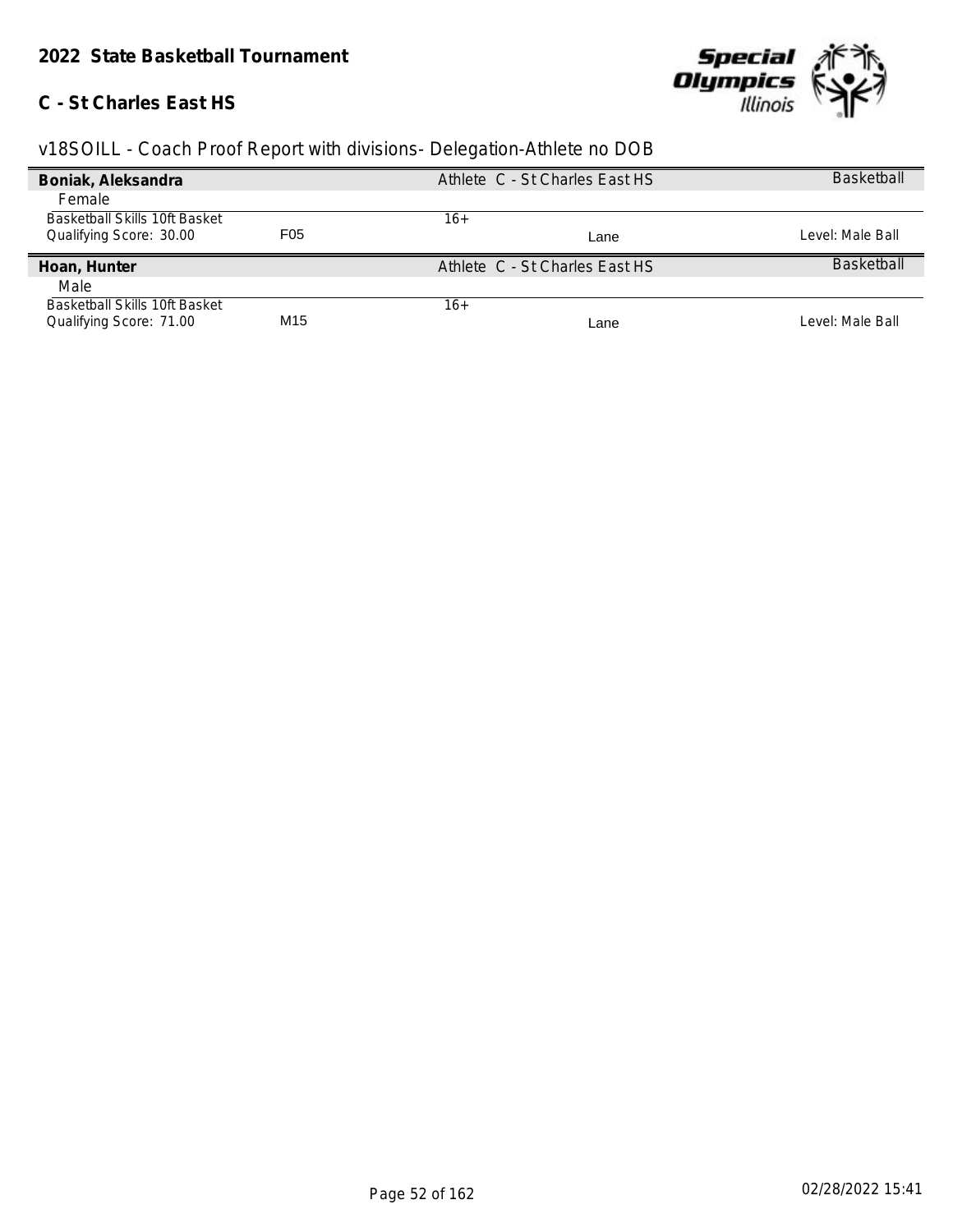## 2022 State Basketball Tournament

### C - St Charles East HS

v18SOILL - Coach Proof Report with divisions- Delegation-Athlete no DOB

| **Boniak, Aleksandra** | | Athlete C - St Charles East HS | | Basketball |
|---|---|---|---|---|
| Female | | | | |
| Basketball Skills 10ft Basket | | 16+ | | |
| Qualifying Score: 30.00 | F05 | | Lane | Level: Male Ball |

| **Hoan, Hunter** | | Athlete C - St Charles East HS | | Basketball |
|---|---|---|---|---|
| Male | | | | |
| Basketball Skills 10ft Basket | | 16+ | | |
| Qualifying Score: 71.00 | M15 | | Lane | Level: Male Ball |

02/28/2022 15:41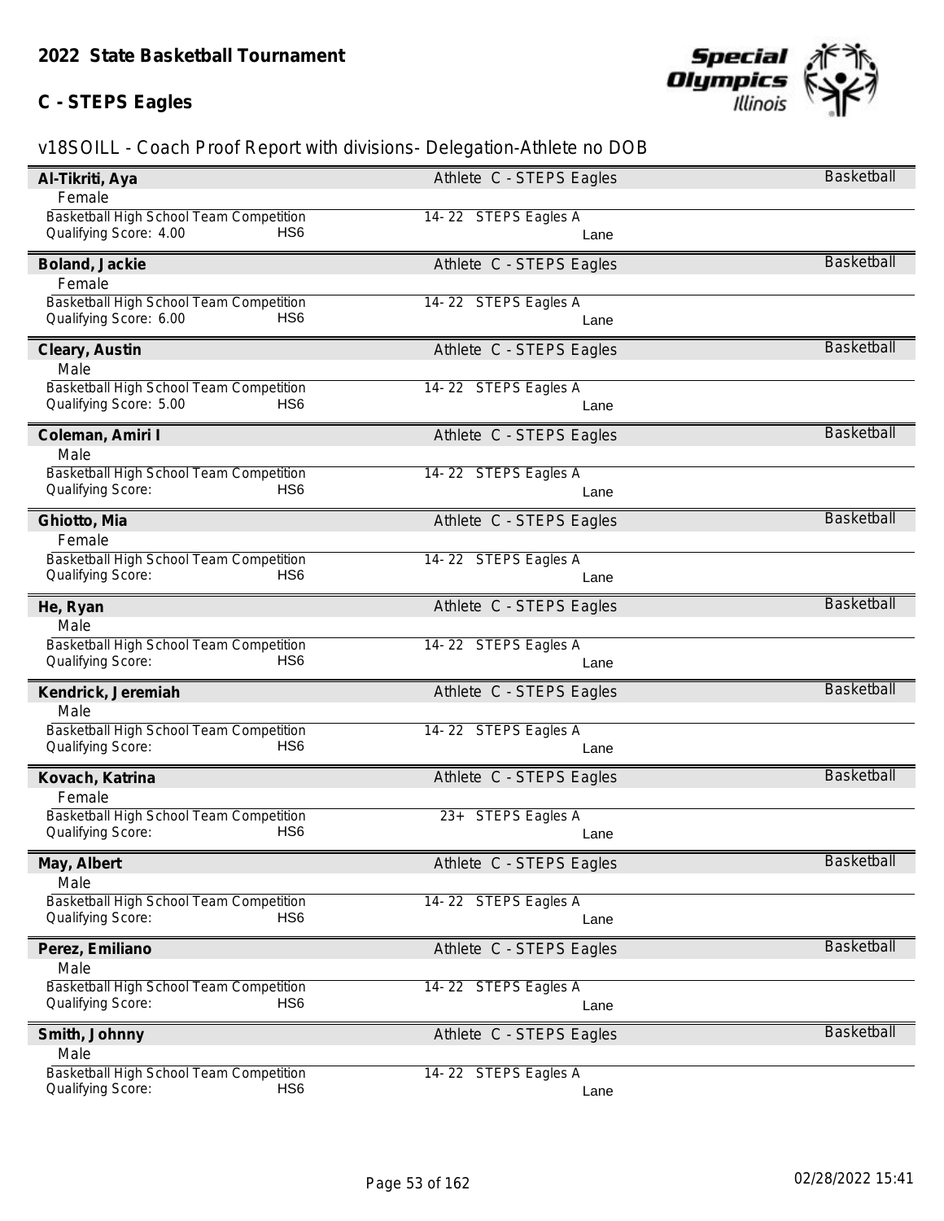## 2022 State Basketball Tournament

## C - STEPS Eagles

v18SOILL - Coach Proof Report with divisions- Delegation-Athlete no DOB

**Al-Tikriti, Aya** — Athlete C - STEPS Eagles — Basketball
Female
Basketball High School Team Competition — 14- 22 STEPS Eagles A
Qualifying Score: 4.00 — HS6 — Lane

**Boland, Jackie** — Athlete C - STEPS Eagles — Basketball
Female
Basketball High School Team Competition — 14- 22 STEPS Eagles A
Qualifying Score: 6.00 — HS6 — Lane

**Cleary, Austin** — Athlete C - STEPS Eagles — Basketball
Male
Basketball High School Team Competition — 14- 22 STEPS Eagles A
Qualifying Score: 5.00 — HS6 — Lane

**Coleman, Amiri I** — Athlete C - STEPS Eagles — Basketball
Male
Basketball High School Team Competition — 14- 22 STEPS Eagles A
Qualifying Score: — HS6 — Lane

**Ghiotto, Mia** — Athlete C - STEPS Eagles — Basketball
Female
Basketball High School Team Competition — 14- 22 STEPS Eagles A
Qualifying Score: — HS6 — Lane

**He, Ryan** — Athlete C - STEPS Eagles — Basketball
Male
Basketball High School Team Competition — 14- 22 STEPS Eagles A
Qualifying Score: — HS6 — Lane

**Kendrick, Jeremiah** — Athlete C - STEPS Eagles — Basketball
Male
Basketball High School Team Competition — 14- 22 STEPS Eagles A
Qualifying Score: — HS6 — Lane

**Kovach, Katrina** — Athlete C - STEPS Eagles — Basketball
Female
Basketball High School Team Competition — 23+ STEPS Eagles A
Qualifying Score: — HS6 — Lane

**May, Albert** — Athlete C - STEPS Eagles — Basketball
Male
Basketball High School Team Competition — 14- 22 STEPS Eagles A
Qualifying Score: — HS6 — Lane

**Perez, Emiliano** — Athlete C - STEPS Eagles — Basketball
Male
Basketball High School Team Competition — 14- 22 STEPS Eagles A
Qualifying Score: — HS6 — Lane

**Smith, Johnny** — Athlete C - STEPS Eagles — Basketball
Male
Basketball High School Team Competition — 14- 22 STEPS Eagles A
Qualifying Score: — HS6 — Lane

02/28/2022 15:41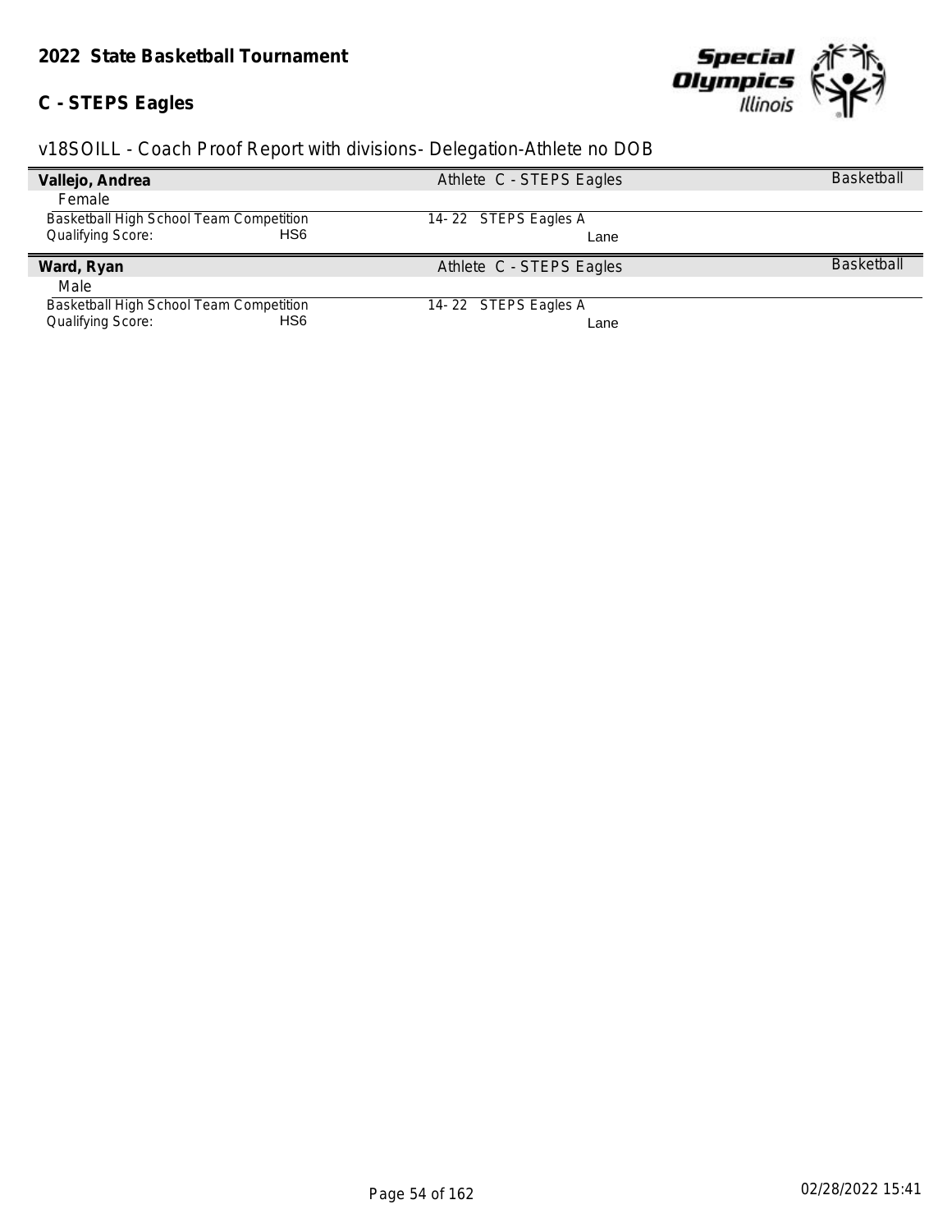**2022 State Basketball Tournament**

**C - STEPS Eagles**

v18SOILL - Coach Proof Report with divisions- Delegation-Athlete no DOB

| **Vallejo, Andrea** | Athlete C - STEPS Eagles | Basketball |
|---|---|---|
| Female | | |
| Basketball High School Team Competition | 14- 22 STEPS Eagles A | |
| Qualifying Score: HS6 | Lane | |

| **Ward, Ryan** | Athlete C - STEPS Eagles | Basketball |
|---|---|---|
| Male | | |
| Basketball High School Team Competition | 14- 22 STEPS Eagles A | |
| Qualifying Score: HS6 | Lane | |

02/28/2022 15:41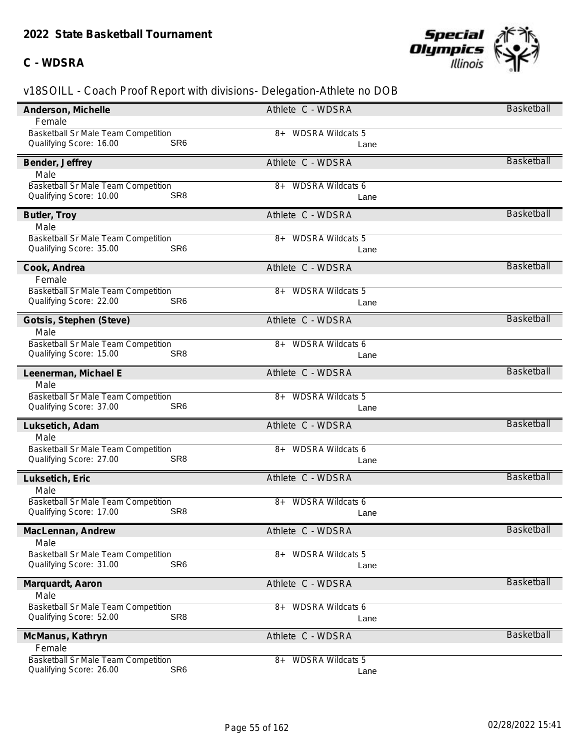## 2022 State Basketball Tournament

### C - WDSRA

v18SOILL - Coach Proof Report with divisions- Delegation-Athlete no DOB

**Anderson, Michelle** — Athlete C - WDSRA — Basketball
Female
Basketball Sr Male Team Competition — 8+ WDSRA Wildcats 5
Qualifying Score: 16.00 SR6 — Lane

**Bender, Jeffrey** — Athlete C - WDSRA — Basketball
Male
Basketball Sr Male Team Competition — 8+ WDSRA Wildcats 6
Qualifying Score: 10.00 SR8 — Lane

**Butler, Troy** — Athlete C - WDSRA — Basketball
Male
Basketball Sr Male Team Competition — 8+ WDSRA Wildcats 5
Qualifying Score: 35.00 SR6 — Lane

**Cook, Andrea** — Athlete C - WDSRA — Basketball
Female
Basketball Sr Male Team Competition — 8+ WDSRA Wildcats 5
Qualifying Score: 22.00 SR6 — Lane

**Gotsis, Stephen (Steve)** — Athlete C - WDSRA — Basketball
Male
Basketball Sr Male Team Competition — 8+ WDSRA Wildcats 6
Qualifying Score: 15.00 SR8 — Lane

**Leenerman, Michael E** — Athlete C - WDSRA — Basketball
Male
Basketball Sr Male Team Competition — 8+ WDSRA Wildcats 5
Qualifying Score: 37.00 SR6 — Lane

**Luksetich, Adam** — Athlete C - WDSRA — Basketball
Male
Basketball Sr Male Team Competition — 8+ WDSRA Wildcats 6
Qualifying Score: 27.00 SR8 — Lane

**Luksetich, Eric** — Athlete C - WDSRA — Basketball
Male
Basketball Sr Male Team Competition — 8+ WDSRA Wildcats 6
Qualifying Score: 17.00 SR8 — Lane

**MacLennan, Andrew** — Athlete C - WDSRA — Basketball
Male
Basketball Sr Male Team Competition — 8+ WDSRA Wildcats 5
Qualifying Score: 31.00 SR6 — Lane

**Marquardt, Aaron** — Athlete C - WDSRA — Basketball
Male
Basketball Sr Male Team Competition — 8+ WDSRA Wildcats 6
Qualifying Score: 52.00 SR8 — Lane

**McManus, Kathryn** — Athlete C - WDSRA — Basketball
Female
Basketball Sr Male Team Competition — 8+ WDSRA Wildcats 5
Qualifying Score: 26.00 SR6 — Lane

02/28/2022 15:41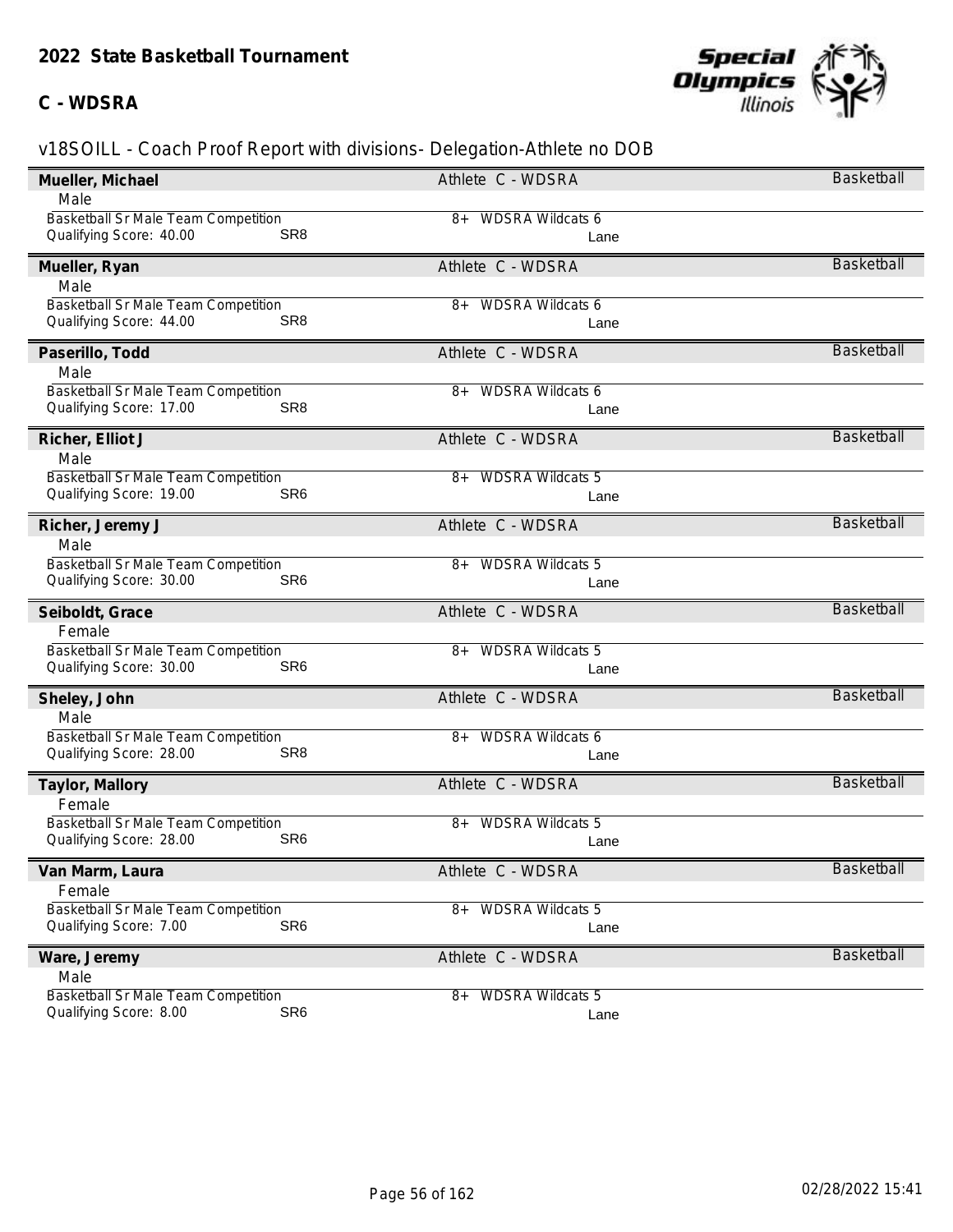## 2022 State Basketball Tournament

### C - WDSRA

v18SOILL - Coach Proof Report with divisions- Delegation-Athlete no DOB

| Name | Delegation | Sport |
|---|---|---|
| **Mueller, Michael** | Athlete C - WDSRA | Basketball |
| Male | | |
| Basketball Sr Male Team Competition | 8+ WDSRA Wildcats 6 | |
| Qualifying Score: 40.00 SR8 | Lane | |
| **Mueller, Ryan** | Athlete C - WDSRA | Basketball |
| Male | | |
| Basketball Sr Male Team Competition | 8+ WDSRA Wildcats 6 | |
| Qualifying Score: 44.00 SR8 | Lane | |
| **Paserillo, Todd** | Athlete C - WDSRA | Basketball |
| Male | | |
| Basketball Sr Male Team Competition | 8+ WDSRA Wildcats 6 | |
| Qualifying Score: 17.00 SR8 | Lane | |
| **Richer, Elliot J** | Athlete C - WDSRA | Basketball |
| Male | | |
| Basketball Sr Male Team Competition | 8+ WDSRA Wildcats 5 | |
| Qualifying Score: 19.00 SR6 | Lane | |
| **Richer, Jeremy J** | Athlete C - WDSRA | Basketball |
| Male | | |
| Basketball Sr Male Team Competition | 8+ WDSRA Wildcats 5 | |
| Qualifying Score: 30.00 SR6 | Lane | |
| **Seiboldt, Grace** | Athlete C - WDSRA | Basketball |
| Female | | |
| Basketball Sr Male Team Competition | 8+ WDSRA Wildcats 5 | |
| Qualifying Score: 30.00 SR6 | Lane | |
| **Sheley, John** | Athlete C - WDSRA | Basketball |
| Male | | |
| Basketball Sr Male Team Competition | 8+ WDSRA Wildcats 6 | |
| Qualifying Score: 28.00 SR8 | Lane | |
| **Taylor, Mallory** | Athlete C - WDSRA | Basketball |
| Female | | |
| Basketball Sr Male Team Competition | 8+ WDSRA Wildcats 5 | |
| Qualifying Score: 28.00 SR6 | Lane | |
| **Van Marm, Laura** | Athlete C - WDSRA | Basketball |
| Female | | |
| Basketball Sr Male Team Competition | 8+ WDSRA Wildcats 5 | |
| Qualifying Score: 7.00 SR6 | Lane | |
| **Ware, Jeremy** | Athlete C - WDSRA | Basketball |
| Male | | |
| Basketball Sr Male Team Competition | 8+ WDSRA Wildcats 5 | |
| Qualifying Score: 8.00 SR6 | Lane | |

02/28/2022 15:41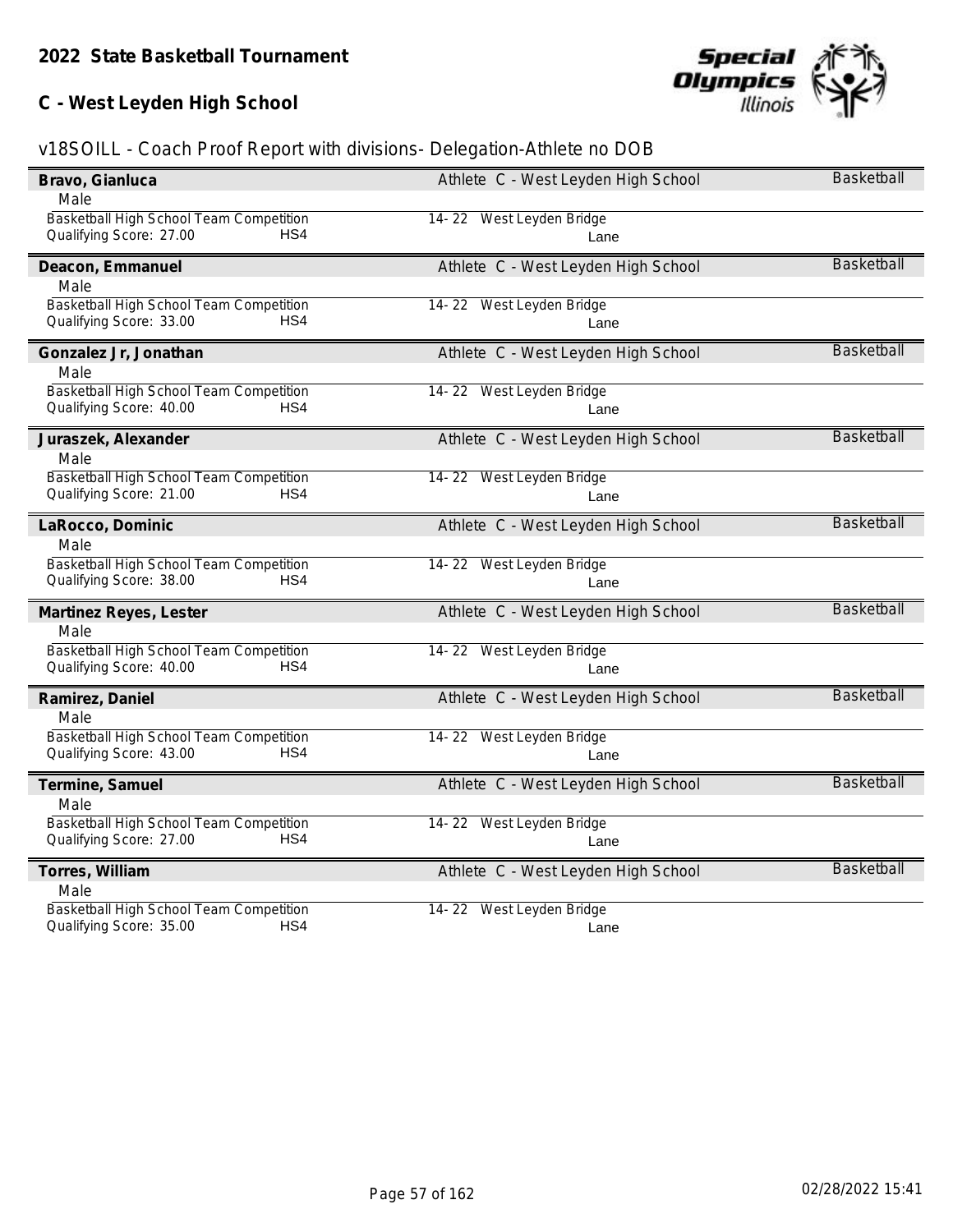## 2022 State Basketball Tournament

## C - West Leyden High School

v18SOILL - Coach Proof Report with divisions- Delegation-Athlete no DOB

**Bravo, Gianluca** | Athlete C - West Leyden High School | Basketball
Male
Basketball High School Team Competition | 14- 22 West Leyden Bridge
Qualifying Score: 27.00 HS4 | Lane

**Deacon, Emmanuel** | Athlete C - West Leyden High School | Basketball
Male
Basketball High School Team Competition | 14- 22 West Leyden Bridge
Qualifying Score: 33.00 HS4 | Lane

**Gonzalez Jr, Jonathan** | Athlete C - West Leyden High School | Basketball
Male
Basketball High School Team Competition | 14- 22 West Leyden Bridge
Qualifying Score: 40.00 HS4 | Lane

**Juraszek, Alexander** | Athlete C - West Leyden High School | Basketball
Male
Basketball High School Team Competition | 14- 22 West Leyden Bridge
Qualifying Score: 21.00 HS4 | Lane

**LaRocco, Dominic** | Athlete C - West Leyden High School | Basketball
Male
Basketball High School Team Competition | 14- 22 West Leyden Bridge
Qualifying Score: 38.00 HS4 | Lane

**Martinez Reyes, Lester** | Athlete C - West Leyden High School | Basketball
Male
Basketball High School Team Competition | 14- 22 West Leyden Bridge
Qualifying Score: 40.00 HS4 | Lane

**Ramirez, Daniel** | Athlete C - West Leyden High School | Basketball
Male
Basketball High School Team Competition | 14- 22 West Leyden Bridge
Qualifying Score: 43.00 HS4 | Lane

**Termine, Samuel** | Athlete C - West Leyden High School | Basketball
Male
Basketball High School Team Competition | 14- 22 West Leyden Bridge
Qualifying Score: 27.00 HS4 | Lane

**Torres, William** | Athlete C - West Leyden High School | Basketball
Male
Basketball High School Team Competition | 14- 22 West Leyden Bridge
Qualifying Score: 35.00 HS4 | Lane

02/28/2022 15:41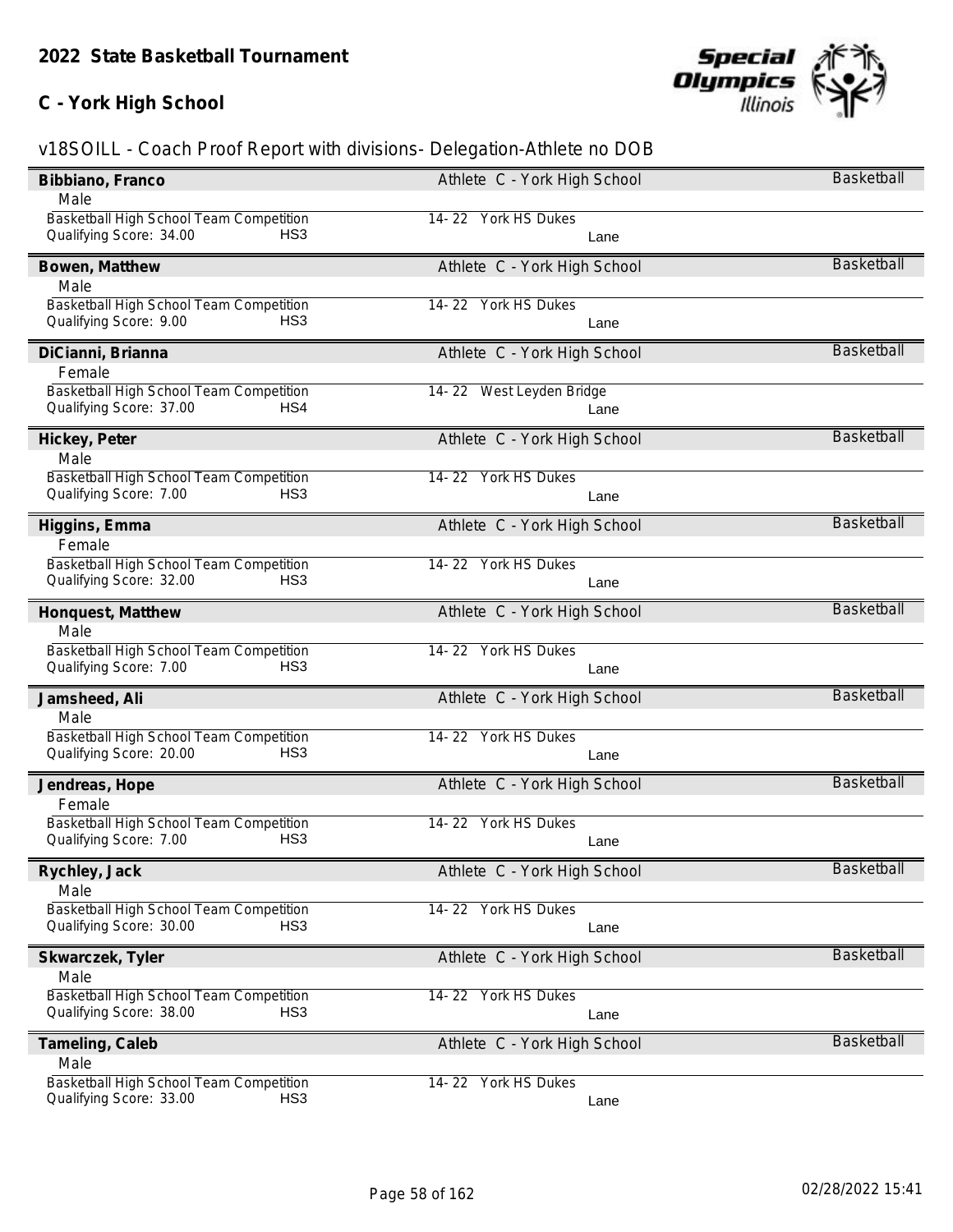## 2022 State Basketball Tournament

## C - York High School

v18SOILL - Coach Proof Report with divisions- Delegation-Athlete no DOB

| Name | Details | Sport |
|---|---|---|
| **Bibbiano, Franco** | Athlete C - York High School | Basketball |
| Male | | |
| Basketball High School Team Competition | 14- 22 York HS Dukes | |
| Qualifying Score: 34.00 HS3 | Lane | |
| **Bowen, Matthew** | Athlete C - York High School | Basketball |
| Male | | |
| Basketball High School Team Competition | 14- 22 York HS Dukes | |
| Qualifying Score: 9.00 HS3 | Lane | |
| **DiCianni, Brianna** | Athlete C - York High School | Basketball |
| Female | | |
| Basketball High School Team Competition | 14- 22 West Leyden Bridge | |
| Qualifying Score: 37.00 HS4 | Lane | |
| **Hickey, Peter** | Athlete C - York High School | Basketball |
| Male | | |
| Basketball High School Team Competition | 14- 22 York HS Dukes | |
| Qualifying Score: 7.00 HS3 | Lane | |
| **Higgins, Emma** | Athlete C - York High School | Basketball |
| Female | | |
| Basketball High School Team Competition | 14- 22 York HS Dukes | |
| Qualifying Score: 32.00 HS3 | Lane | |
| **Honquest, Matthew** | Athlete C - York High School | Basketball |
| Male | | |
| Basketball High School Team Competition | 14- 22 York HS Dukes | |
| Qualifying Score: 7.00 HS3 | Lane | |
| **Jamsheed, Ali** | Athlete C - York High School | Basketball |
| Male | | |
| Basketball High School Team Competition | 14- 22 York HS Dukes | |
| Qualifying Score: 20.00 HS3 | Lane | |
| **Jendreas, Hope** | Athlete C - York High School | Basketball |
| Female | | |
| Basketball High School Team Competition | 14- 22 York HS Dukes | |
| Qualifying Score: 7.00 HS3 | Lane | |
| **Rychley, Jack** | Athlete C - York High School | Basketball |
| Male | | |
| Basketball High School Team Competition | 14- 22 York HS Dukes | |
| Qualifying Score: 30.00 HS3 | Lane | |
| **Skwarczek, Tyler** | Athlete C - York High School | Basketball |
| Male | | |
| Basketball High School Team Competition | 14- 22 York HS Dukes | |
| Qualifying Score: 38.00 HS3 | Lane | |
| **Tameling, Caleb** | Athlete C - York High School | Basketball |
| Male | | |
| Basketball High School Team Competition | 14- 22 York HS Dukes | |
| Qualifying Score: 33.00 HS3 | Lane | |

02/28/2022 15:41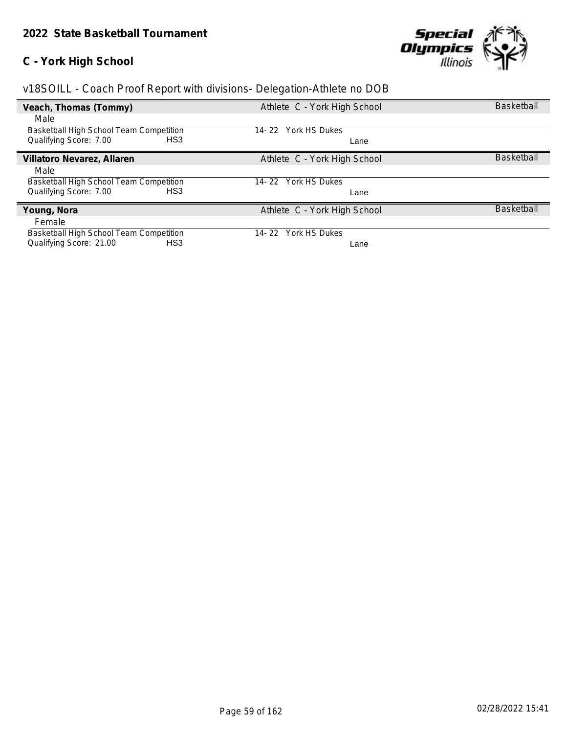## 2022 State Basketball Tournament

### C - York High School

v18SOILL - Coach Proof Report with divisions- Delegation-Athlete no DOB

**Veach, Thomas (Tommy)** — Athlete C - York High School — Basketball

Male

Basketball High School Team Competition — 14- 22 York HS Dukes

Qualifying Score: 7.00 — HS3 — Lane

**Villatoro Nevarez, Allaren** — Athlete C - York High School — Basketball

Male

Basketball High School Team Competition — 14- 22 York HS Dukes

Qualifying Score: 7.00 — HS3 — Lane

**Young, Nora** — Athlete C - York High School — Basketball

Female

Basketball High School Team Competition — 14- 22 York HS Dukes

Qualifying Score: 21.00 — HS3 — Lane

02/28/2022 15:41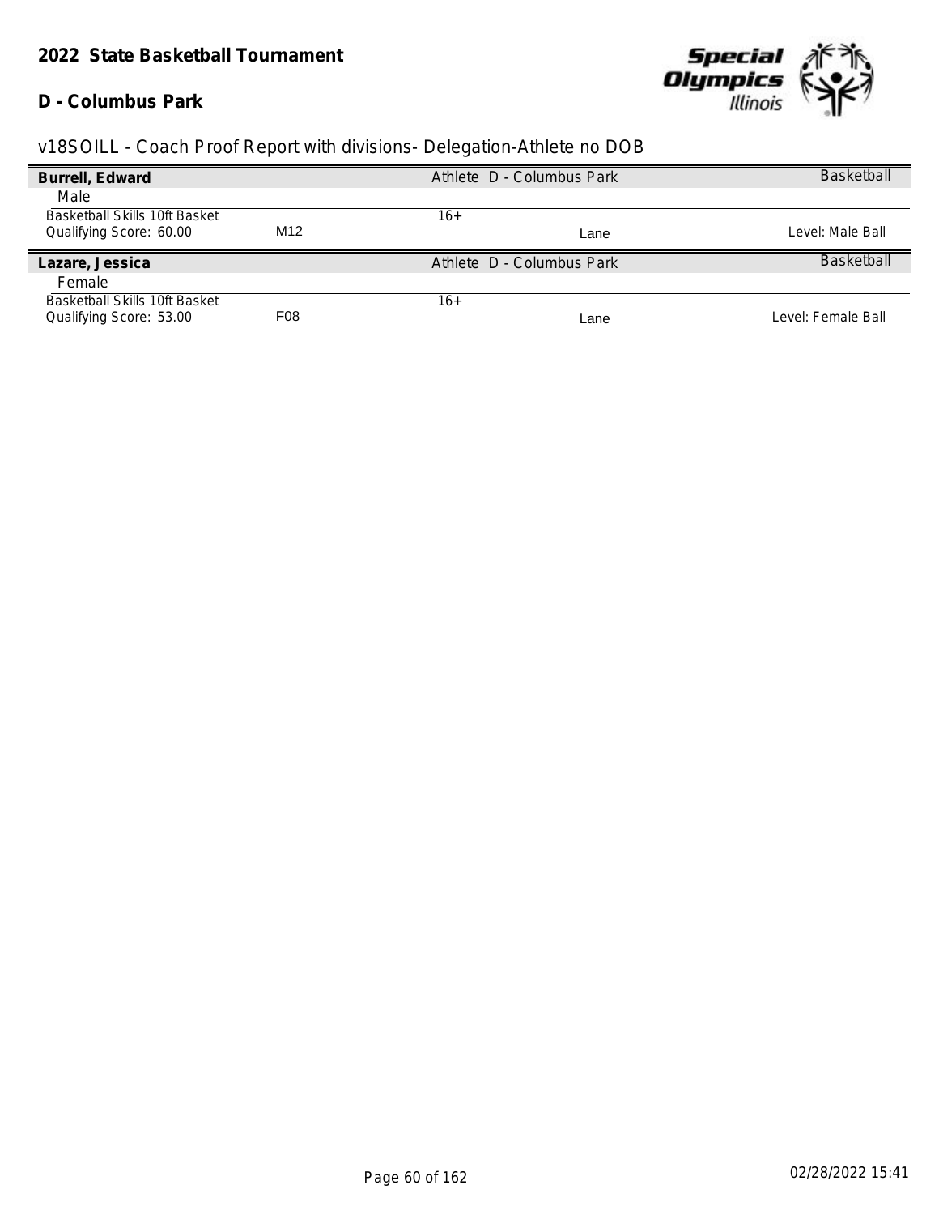# 2022 State Basketball Tournament

## D - Columbus Park

v18SOILL - Coach Proof Report with divisions- Delegation-Athlete no DOB

**Burrell, Edward** | Athlete D - Columbus Park | Basketball

Male

| Basketball Skills 10ft Basket | | 16+ | | |
|---|---|---|---|---|
| Qualifying Score: 60.00 | M12 | | Lane | Level: Male Ball |

**Lazare, Jessica** | Athlete D - Columbus Park | Basketball

Female

| Basketball Skills 10ft Basket | | 16+ | | |
|---|---|---|---|---|
| Qualifying Score: 53.00 | F08 | | Lane | Level: Female Ball |

02/28/2022 15:41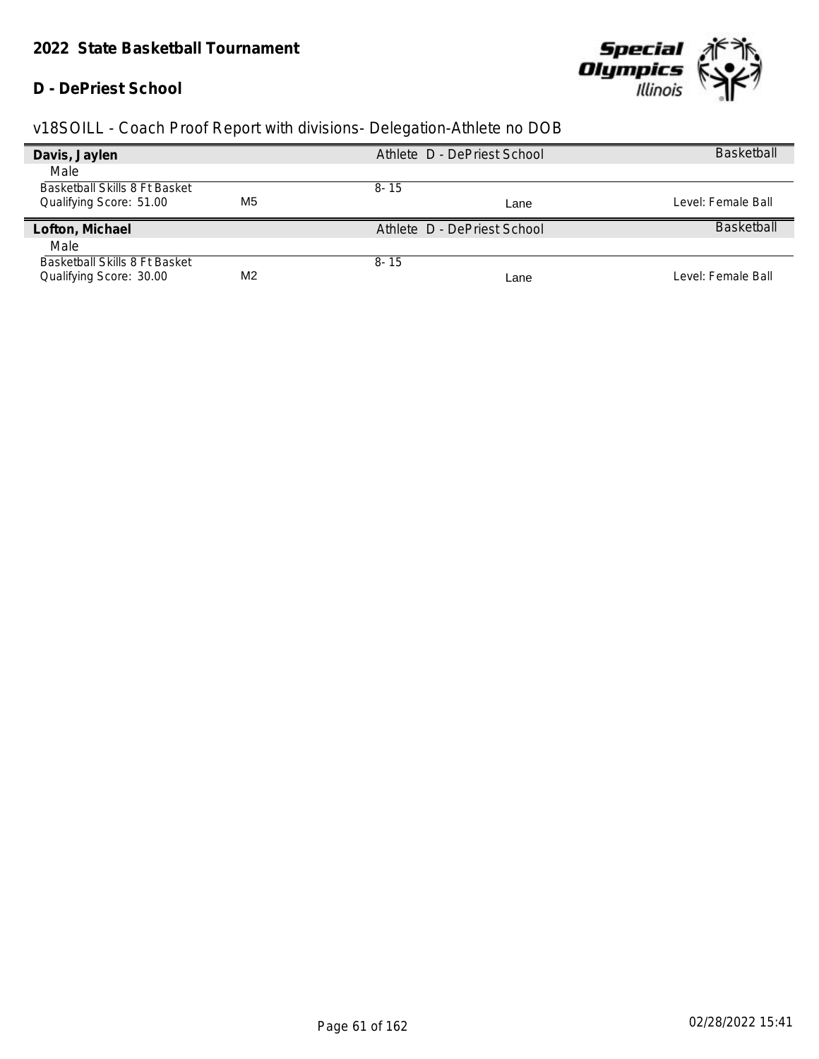## 2022 State Basketball Tournament

### D - DePriest School

v18SOILL - Coach Proof Report with divisions- Delegation-Athlete no DOB

| **Davis, Jaylen** | | Athlete D - DePriest School | | Basketball |
|---|---|---|---|---|
| Male | | | | |
| Basketball Skills 8 Ft Basket | | 8- 15 | | |
| Qualifying Score: 51.00 | M5 | | Lane | Level: Female Ball |

| **Lofton, Michael** | | Athlete D - DePriest School | | Basketball |
|---|---|---|---|---|
| Male | | | | |
| Basketball Skills 8 Ft Basket | | 8- 15 | | |
| Qualifying Score: 30.00 | M2 | | Lane | Level: Female Ball |

02/28/2022 15:41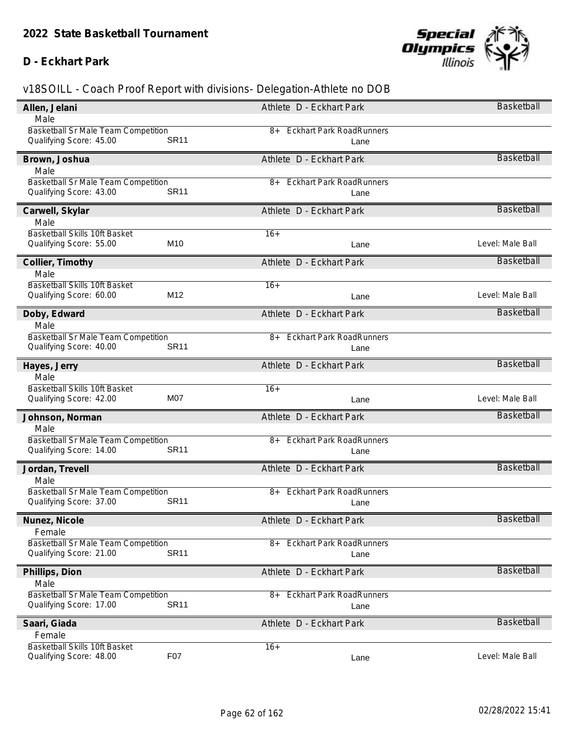## 2022 State Basketball Tournament

### D - Eckhart Park

v18SOILL - Coach Proof Report with divisions- Delegation-Athlete no DOB

**Allen, Jelani** — Athlete D - Eckhart Park — Basketball
Male
Basketball Sr Male Team Competition — 8+ Eckhart Park RoadRunners
Qualifying Score: 45.00 — SR11 — Lane

**Brown, Joshua** — Athlete D - Eckhart Park — Basketball
Male
Basketball Sr Male Team Competition — 8+ Eckhart Park RoadRunners
Qualifying Score: 43.00 — SR11 — Lane

**Carwell, Skylar** — Athlete D - Eckhart Park — Basketball
Male
Basketball Skills 10ft Basket — 16+
Qualifying Score: 55.00 — M10 — Lane — Level: Male Ball

**Collier, Timothy** — Athlete D - Eckhart Park — Basketball
Male
Basketball Skills 10ft Basket — 16+
Qualifying Score: 60.00 — M12 — Lane — Level: Male Ball

**Doby, Edward** — Athlete D - Eckhart Park — Basketball
Male
Basketball Sr Male Team Competition — 8+ Eckhart Park RoadRunners
Qualifying Score: 40.00 — SR11 — Lane

**Hayes, Jerry** — Athlete D - Eckhart Park — Basketball
Male
Basketball Skills 10ft Basket — 16+
Qualifying Score: 42.00 — M07 — Lane — Level: Male Ball

**Johnson, Norman** — Athlete D - Eckhart Park — Basketball
Male
Basketball Sr Male Team Competition — 8+ Eckhart Park RoadRunners
Qualifying Score: 14.00 — SR11 — Lane

**Jordan, Trevell** — Athlete D - Eckhart Park — Basketball
Male
Basketball Sr Male Team Competition — 8+ Eckhart Park RoadRunners
Qualifying Score: 37.00 — SR11 — Lane

**Nunez, Nicole** — Athlete D - Eckhart Park — Basketball
Female
Basketball Sr Male Team Competition — 8+ Eckhart Park RoadRunners
Qualifying Score: 21.00 — SR11 — Lane

**Phillips, Dion** — Athlete D - Eckhart Park — Basketball
Male
Basketball Sr Male Team Competition — 8+ Eckhart Park RoadRunners
Qualifying Score: 17.00 — SR11 — Lane

**Saari, Giada** — Athlete D - Eckhart Park — Basketball
Female
Basketball Skills 10ft Basket — 16+
Qualifying Score: 48.00 — F07 — Lane — Level: Male Ball

02/28/2022 15:41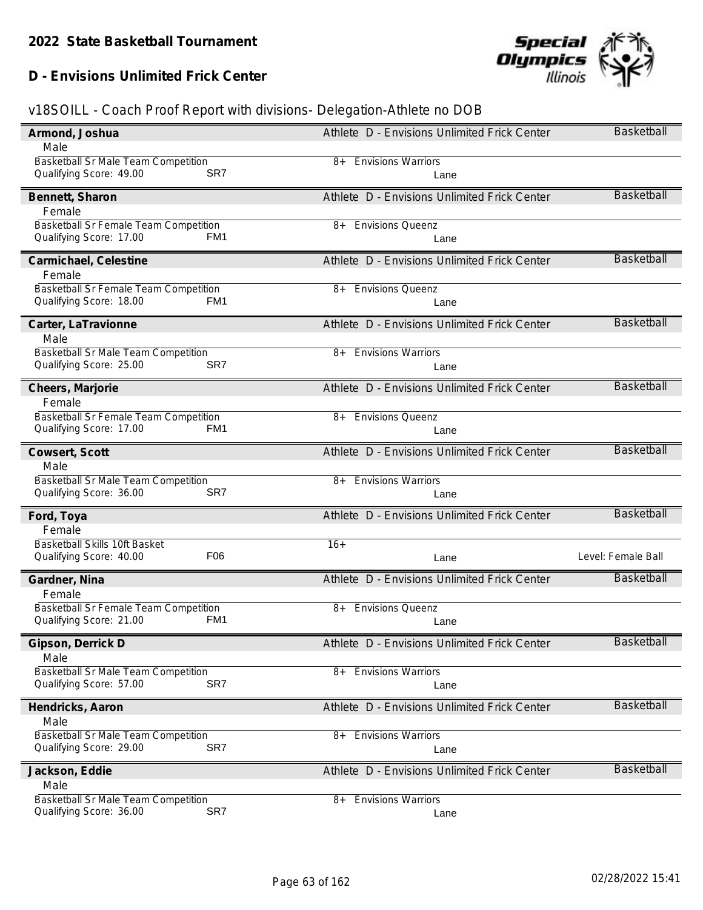# 2022 State Basketball Tournament

## D - Envisions Unlimited Frick Center

v18SOILL - Coach Proof Report with divisions- Delegation-Athlete no DOB

**Armond, Joshua** — Athlete D - Envisions Unlimited Frick Center — Basketball
Male
Basketball Sr Male Team Competition — 8+ Envisions Warriors
Qualifying Score: 49.00 — SR7 — Lane

**Bennett, Sharon** — Athlete D - Envisions Unlimited Frick Center — Basketball
Female
Basketball Sr Female Team Competition — 8+ Envisions Queenz
Qualifying Score: 17.00 — FM1 — Lane

**Carmichael, Celestine** — Athlete D - Envisions Unlimited Frick Center — Basketball
Female
Basketball Sr Female Team Competition — 8+ Envisions Queenz
Qualifying Score: 18.00 — FM1 — Lane

**Carter, LaTravionne** — Athlete D - Envisions Unlimited Frick Center — Basketball
Male
Basketball Sr Male Team Competition — 8+ Envisions Warriors
Qualifying Score: 25.00 — SR7 — Lane

**Cheers, Marjorie** — Athlete D - Envisions Unlimited Frick Center — Basketball
Female
Basketball Sr Female Team Competition — 8+ Envisions Queenz
Qualifying Score: 17.00 — FM1 — Lane

**Cowsert, Scott** — Athlete D - Envisions Unlimited Frick Center — Basketball
Male
Basketball Sr Male Team Competition — 8+ Envisions Warriors
Qualifying Score: 36.00 — SR7 — Lane

**Ford, Toya** — Athlete D - Envisions Unlimited Frick Center — Basketball
Female
Basketball Skills 10ft Basket — 16+
Qualifying Score: 40.00 — F06 — Lane — Level: Female Ball

**Gardner, Nina** — Athlete D - Envisions Unlimited Frick Center — Basketball
Female
Basketball Sr Female Team Competition — 8+ Envisions Queenz
Qualifying Score: 21.00 — FM1 — Lane

**Gipson, Derrick D** — Athlete D - Envisions Unlimited Frick Center — Basketball
Male
Basketball Sr Male Team Competition — 8+ Envisions Warriors
Qualifying Score: 57.00 — SR7 — Lane

**Hendricks, Aaron** — Athlete D - Envisions Unlimited Frick Center — Basketball
Male
Basketball Sr Male Team Competition — 8+ Envisions Warriors
Qualifying Score: 29.00 — SR7 — Lane

**Jackson, Eddie** — Athlete D - Envisions Unlimited Frick Center — Basketball
Male
Basketball Sr Male Team Competition — 8+ Envisions Warriors
Qualifying Score: 36.00 — SR7 — Lane

02/28/2022 15:41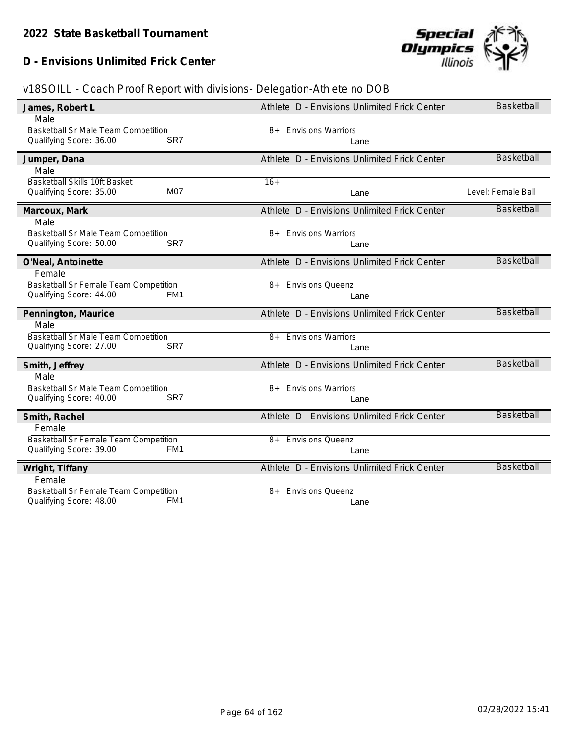**2022 State Basketball Tournament**

**D - Envisions Unlimited Frick Center**

v18SOILL - Coach Proof Report with divisions- Delegation-Athlete no DOB

---

**James, Robert L** — Athlete D - Envisions Unlimited Frick Center — Basketball
Male
Basketball Sr Male Team Competition — 8+ Envisions Warriors
Qualifying Score: 36.00 — SR7 — Lane

---

**Jumper, Dana** — Athlete D - Envisions Unlimited Frick Center — Basketball
Male
Basketball Skills 10ft Basket — 16+
Qualifying Score: 35.00 — M07 — Lane — Level: Female Ball

---

**Marcoux, Mark** — Athlete D - Envisions Unlimited Frick Center — Basketball
Male
Basketball Sr Male Team Competition — 8+ Envisions Warriors
Qualifying Score: 50.00 — SR7 — Lane

---

**O'Neal, Antoinette** — Athlete D - Envisions Unlimited Frick Center — Basketball
Female
Basketball Sr Female Team Competition — 8+ Envisions Queenz
Qualifying Score: 44.00 — FM1 — Lane

---

**Pennington, Maurice** — Athlete D - Envisions Unlimited Frick Center — Basketball
Male
Basketball Sr Male Team Competition — 8+ Envisions Warriors
Qualifying Score: 27.00 — SR7 — Lane

---

**Smith, Jeffrey** — Athlete D - Envisions Unlimited Frick Center — Basketball
Male
Basketball Sr Male Team Competition — 8+ Envisions Warriors
Qualifying Score: 40.00 — SR7 — Lane

---

**Smith, Rachel** — Athlete D - Envisions Unlimited Frick Center — Basketball
Female
Basketball Sr Female Team Competition — 8+ Envisions Queenz
Qualifying Score: 39.00 — FM1 — Lane

---

**Wright, Tiffany** — Athlete D - Envisions Unlimited Frick Center — Basketball
Female
Basketball Sr Female Team Competition — 8+ Envisions Queenz
Qualifying Score: 48.00 — FM1 — Lane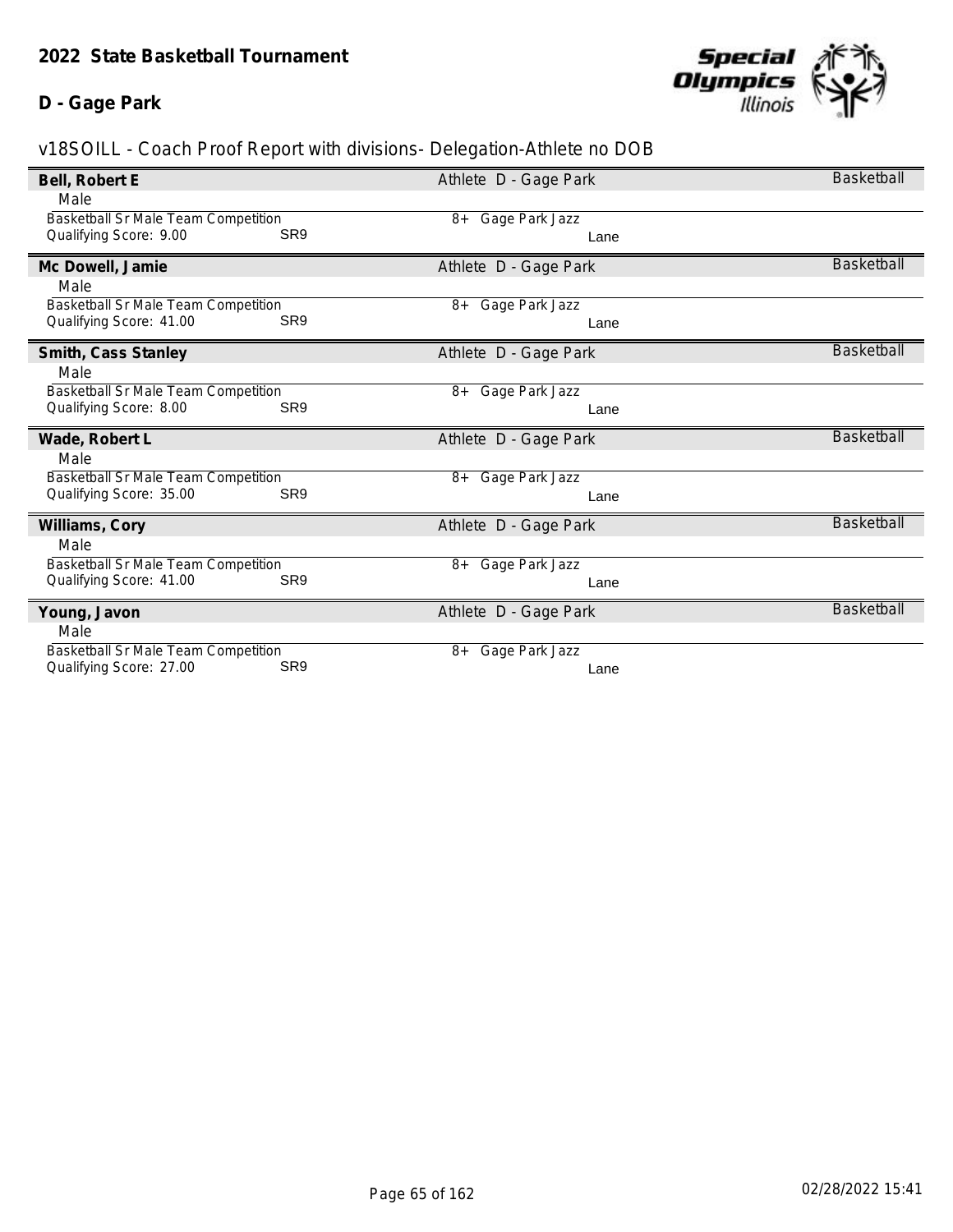## 2022 State Basketball Tournament

### D - Gage Park

v18SOILL - Coach Proof Report with divisions- Delegation-Athlete no DOB

**Bell, Robert E** — Athlete D - Gage Park — Basketball
Male
Basketball Sr Male Team Competition — 8+ Gage Park Jazz
Qualifying Score: 9.00 — SR9 — Lane

**Mc Dowell, Jamie** — Athlete D - Gage Park — Basketball
Male
Basketball Sr Male Team Competition — 8+ Gage Park Jazz
Qualifying Score: 41.00 — SR9 — Lane

**Smith, Cass Stanley** — Athlete D - Gage Park — Basketball
Male
Basketball Sr Male Team Competition — 8+ Gage Park Jazz
Qualifying Score: 8.00 — SR9 — Lane

**Wade, Robert L** — Athlete D - Gage Park — Basketball
Male
Basketball Sr Male Team Competition — 8+ Gage Park Jazz
Qualifying Score: 35.00 — SR9 — Lane

**Williams, Cory** — Athlete D - Gage Park — Basketball
Male
Basketball Sr Male Team Competition — 8+ Gage Park Jazz
Qualifying Score: 41.00 — SR9 — Lane

**Young, Javon** — Athlete D - Gage Park — Basketball
Male
Basketball Sr Male Team Competition — 8+ Gage Park Jazz
Qualifying Score: 27.00 — SR9 — Lane

02/28/2022 15:41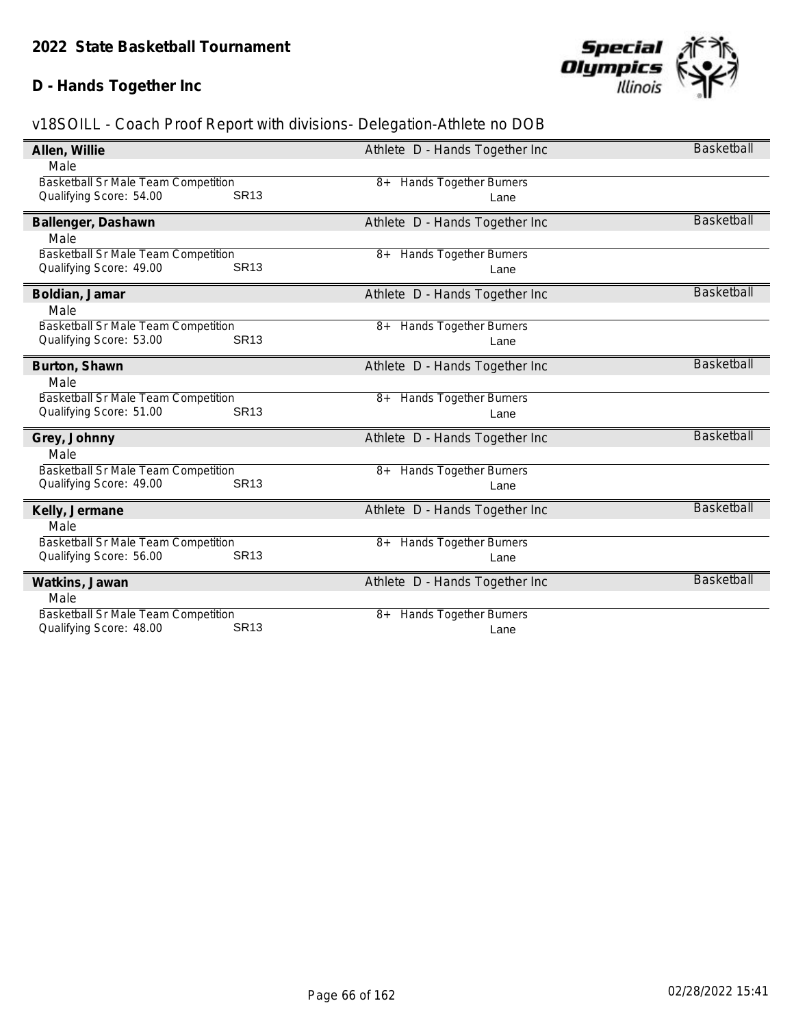# 2022 State Basketball Tournament

## D - Hands Together Inc

v18SOILL - Coach Proof Report with divisions- Delegation-Athlete no DOB

**Allen, Willie** — Athlete D - Hands Together Inc — Basketball
Male
Basketball Sr Male Team Competition — 8+ Hands Together Burners
Qualifying Score: 54.00 SR13 — Lane

**Ballenger, Dashawn** — Athlete D - Hands Together Inc — Basketball
Male
Basketball Sr Male Team Competition — 8+ Hands Together Burners
Qualifying Score: 49.00 SR13 — Lane

**Boldian, Jamar** — Athlete D - Hands Together Inc — Basketball
Male
Basketball Sr Male Team Competition — 8+ Hands Together Burners
Qualifying Score: 53.00 SR13 — Lane

**Burton, Shawn** — Athlete D - Hands Together Inc — Basketball
Male
Basketball Sr Male Team Competition — 8+ Hands Together Burners
Qualifying Score: 51.00 SR13 — Lane

**Grey, Johnny** — Athlete D - Hands Together Inc — Basketball
Male
Basketball Sr Male Team Competition — 8+ Hands Together Burners
Qualifying Score: 49.00 SR13 — Lane

**Kelly, Jermane** — Athlete D - Hands Together Inc — Basketball
Male
Basketball Sr Male Team Competition — 8+ Hands Together Burners
Qualifying Score: 56.00 SR13 — Lane

**Watkins, Jawan** — Athlete D - Hands Together Inc — Basketball
Male
Basketball Sr Male Team Competition — 8+ Hands Together Burners
Qualifying Score: 48.00 SR13 — Lane

02/28/2022 15:41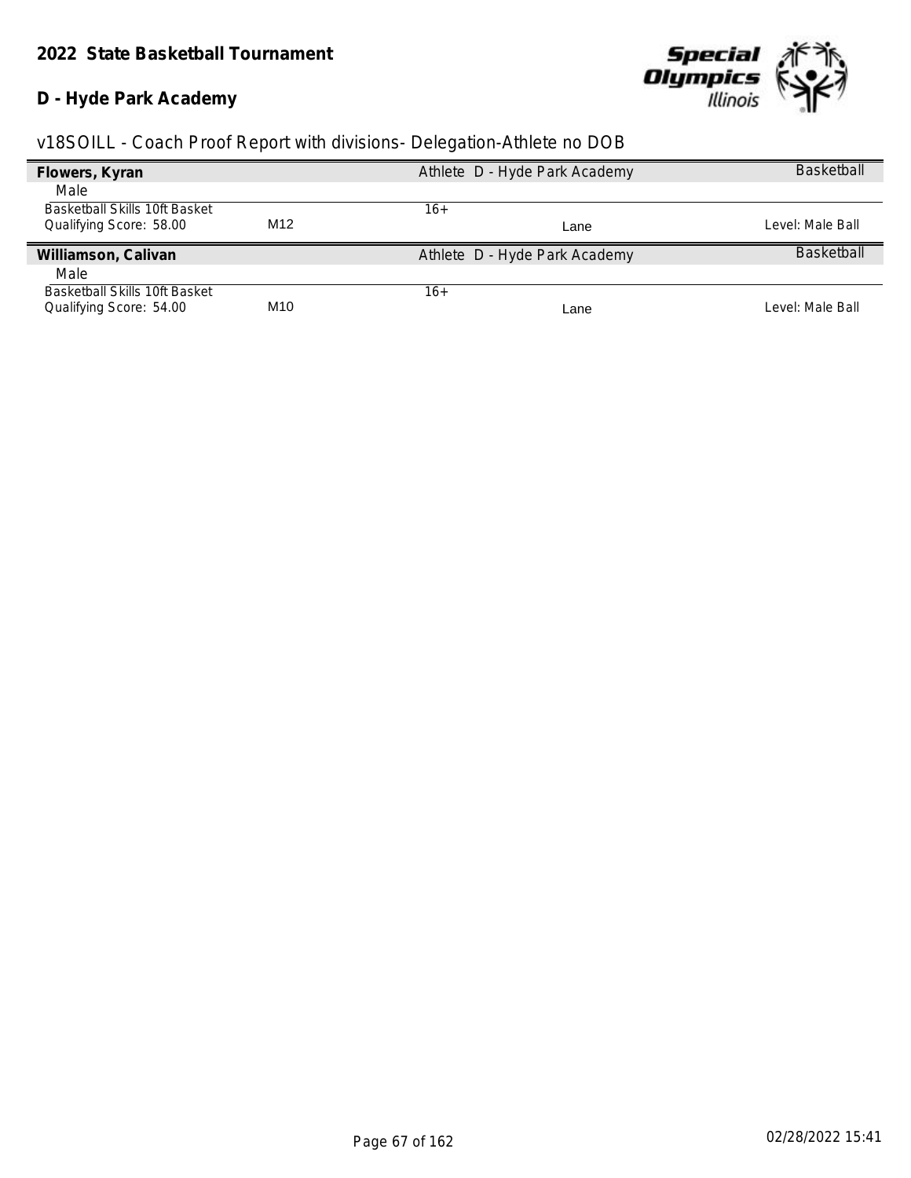**2022 State Basketball Tournament**

**D - Hyde Park Academy**

v18SOILL - Coach Proof Report with divisions- Delegation-Athlete no DOB

| **Flowers, Kyran** | | Athlete D - Hyde Park Academy | | Basketball |
|---|---|---|---|---|
| Male | | | | |
| Basketball Skills 10ft Basket | | 16+ | | |
| Qualifying Score: 58.00 | M12 | | Lane | Level: Male Ball |

| **Williamson, Calivan** | | Athlete D - Hyde Park Academy | | Basketball |
|---|---|---|---|---|
| Male | | | | |
| Basketball Skills 10ft Basket | | 16+ | | |
| Qualifying Score: 54.00 | M10 | | Lane | Level: Male Ball |

02/28/2022 15:41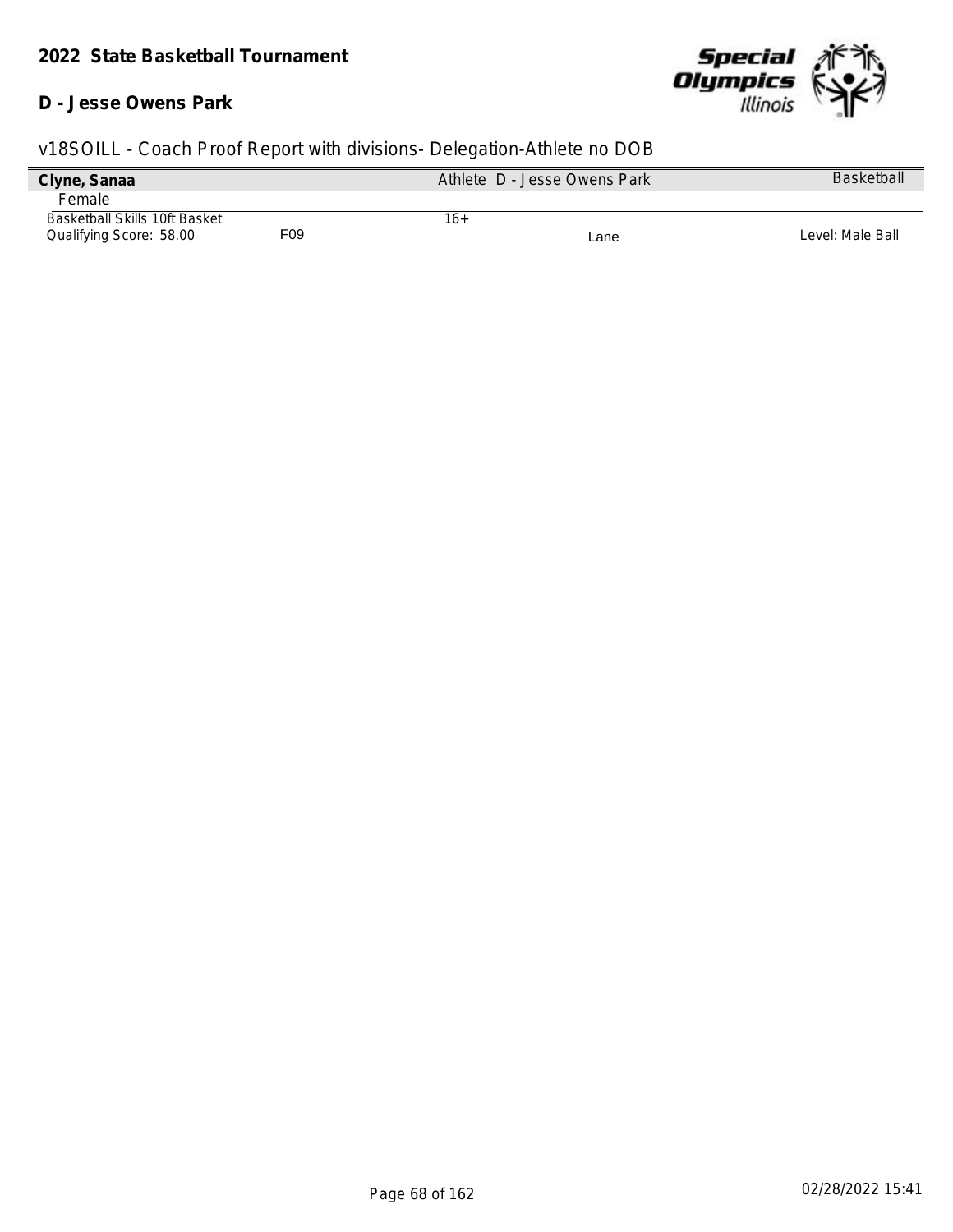**2022 State Basketball Tournament**

**D - Jesse Owens Park**

v18SOILL - Coach Proof Report with divisions- Delegation-Athlete no DOB

| **Clyne, Sanaa** | | Athlete D - Jesse Owens Park | | Basketball |
|---|---|---|---|---|
| Female | | | | |
| Basketball Skills 10ft Basket | | 16+ | | |
| Qualifying Score: 58.00 | F09 | | Lane | Level: Male Ball |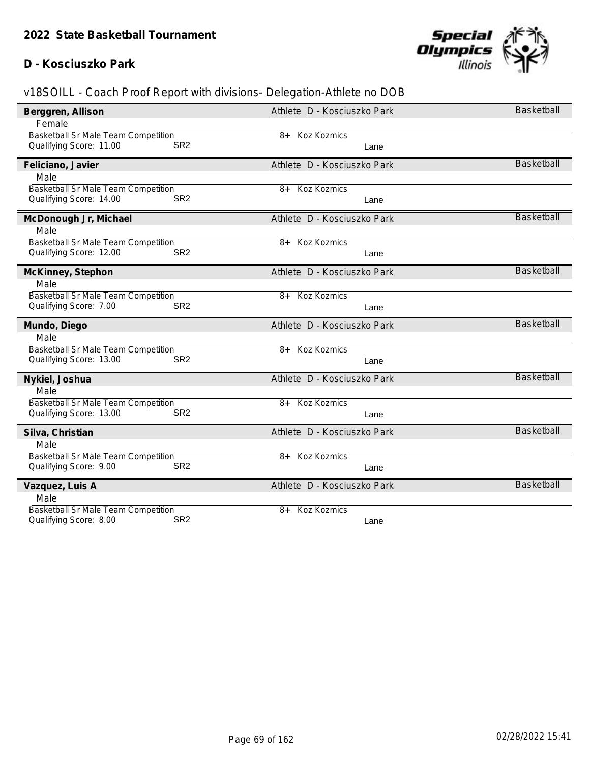## 2022 State Basketball Tournament

### D - Kosciuszko Park

v18SOILL - Coach Proof Report with divisions- Delegation-Athlete no DOB

**Berggren, Allison** — Athlete D - Kosciuszko Park — Basketball
Female
Basketball Sr Male Team Competition — 8+ Koz Kozmics
Qualifying Score: 11.00 SR2 — Lane

**Feliciano, Javier** — Athlete D - Kosciuszko Park — Basketball
Male
Basketball Sr Male Team Competition — 8+ Koz Kozmics
Qualifying Score: 14.00 SR2 — Lane

**McDonough Jr, Michael** — Athlete D - Kosciuszko Park — Basketball
Male
Basketball Sr Male Team Competition — 8+ Koz Kozmics
Qualifying Score: 12.00 SR2 — Lane

**McKinney, Stephon** — Athlete D - Kosciuszko Park — Basketball
Male
Basketball Sr Male Team Competition — 8+ Koz Kozmics
Qualifying Score: 7.00 SR2 — Lane

**Mundo, Diego** — Athlete D - Kosciuszko Park — Basketball
Male
Basketball Sr Male Team Competition — 8+ Koz Kozmics
Qualifying Score: 13.00 SR2 — Lane

**Nykiel, Joshua** — Athlete D - Kosciuszko Park — Basketball
Male
Basketball Sr Male Team Competition — 8+ Koz Kozmics
Qualifying Score: 13.00 SR2 — Lane

**Silva, Christian** — Athlete D - Kosciuszko Park — Basketball
Male
Basketball Sr Male Team Competition — 8+ Koz Kozmics
Qualifying Score: 9.00 SR2 — Lane

**Vazquez, Luis A** — Athlete D - Kosciuszko Park — Basketball
Male
Basketball Sr Male Team Competition — 8+ Koz Kozmics
Qualifying Score: 8.00 SR2 — Lane

02/28/2022 15:41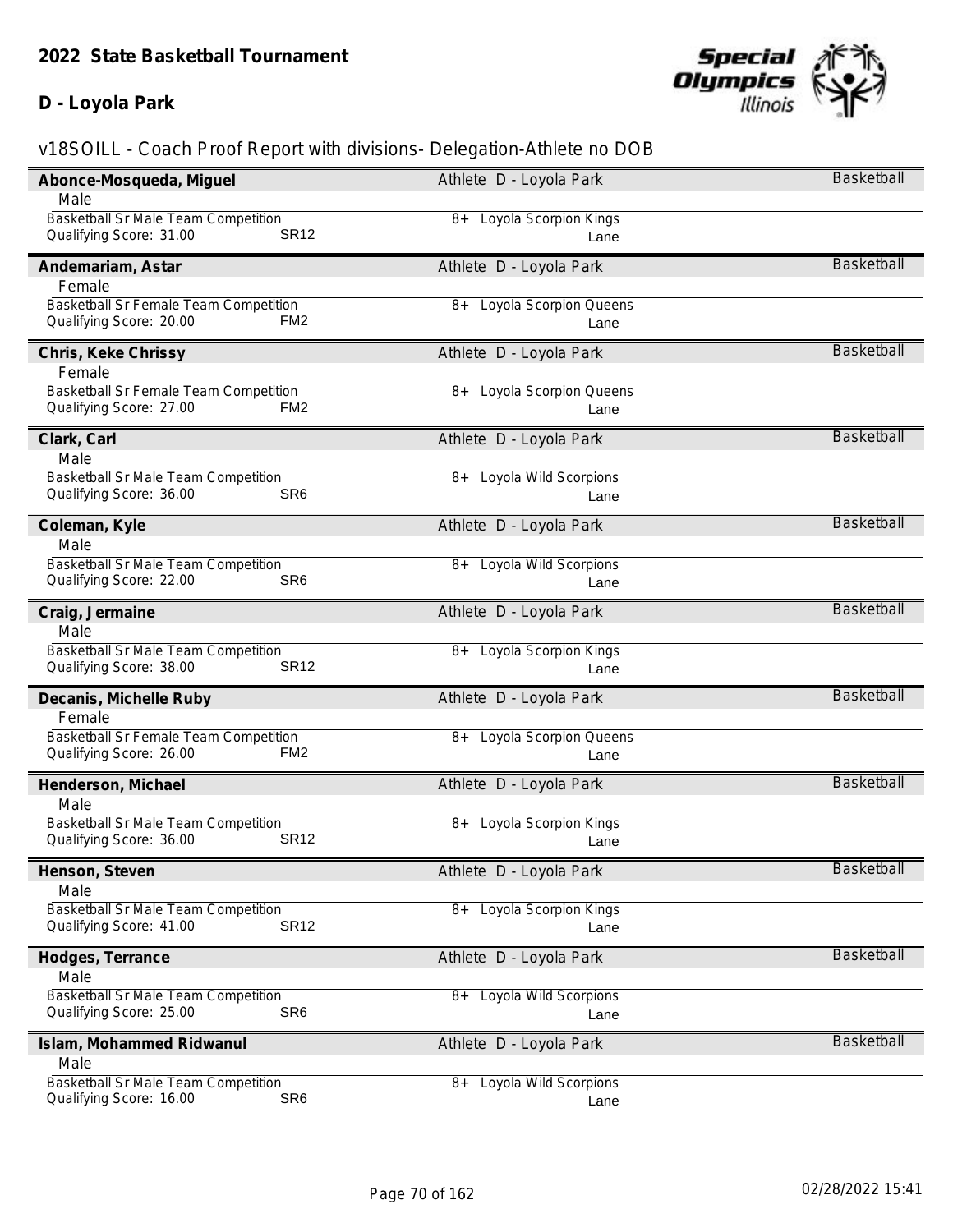## 2022 State Basketball Tournament

## D - Loyola Park

v18SOILL - Coach Proof Report with divisions- Delegation-Athlete no DOB

**Abonce-Mosqueda, Miguel** — Athlete D - Loyola Park — Basketball
Male
Basketball Sr Male Team Competition — 8+ Loyola Scorpion Kings
Qualifying Score: 31.00 — SR12 — Lane

**Andemariam, Astar** — Athlete D - Loyola Park — Basketball
Female
Basketball Sr Female Team Competition — 8+ Loyola Scorpion Queens
Qualifying Score: 20.00 — FM2 — Lane

**Chris, Keke Chrissy** — Athlete D - Loyola Park — Basketball
Female
Basketball Sr Female Team Competition — 8+ Loyola Scorpion Queens
Qualifying Score: 27.00 — FM2 — Lane

**Clark, Carl** — Athlete D - Loyola Park — Basketball
Male
Basketball Sr Male Team Competition — 8+ Loyola Wild Scorpions
Qualifying Score: 36.00 — SR6 — Lane

**Coleman, Kyle** — Athlete D - Loyola Park — Basketball
Male
Basketball Sr Male Team Competition — 8+ Loyola Wild Scorpions
Qualifying Score: 22.00 — SR6 — Lane

**Craig, Jermaine** — Athlete D - Loyola Park — Basketball
Male
Basketball Sr Male Team Competition — 8+ Loyola Scorpion Kings
Qualifying Score: 38.00 — SR12 — Lane

**Decanis, Michelle Ruby** — Athlete D - Loyola Park — Basketball
Female
Basketball Sr Female Team Competition — 8+ Loyola Scorpion Queens
Qualifying Score: 26.00 — FM2 — Lane

**Henderson, Michael** — Athlete D - Loyola Park — Basketball
Male
Basketball Sr Male Team Competition — 8+ Loyola Scorpion Kings
Qualifying Score: 36.00 — SR12 — Lane

**Henson, Steven** — Athlete D - Loyola Park — Basketball
Male
Basketball Sr Male Team Competition — 8+ Loyola Scorpion Kings
Qualifying Score: 41.00 — SR12 — Lane

**Hodges, Terrance** — Athlete D - Loyola Park — Basketball
Male
Basketball Sr Male Team Competition — 8+ Loyola Wild Scorpions
Qualifying Score: 25.00 — SR6 — Lane

**Islam, Mohammed Ridwanul** — Athlete D - Loyola Park — Basketball
Male
Basketball Sr Male Team Competition — 8+ Loyola Wild Scorpions
Qualifying Score: 16.00 — SR6 — Lane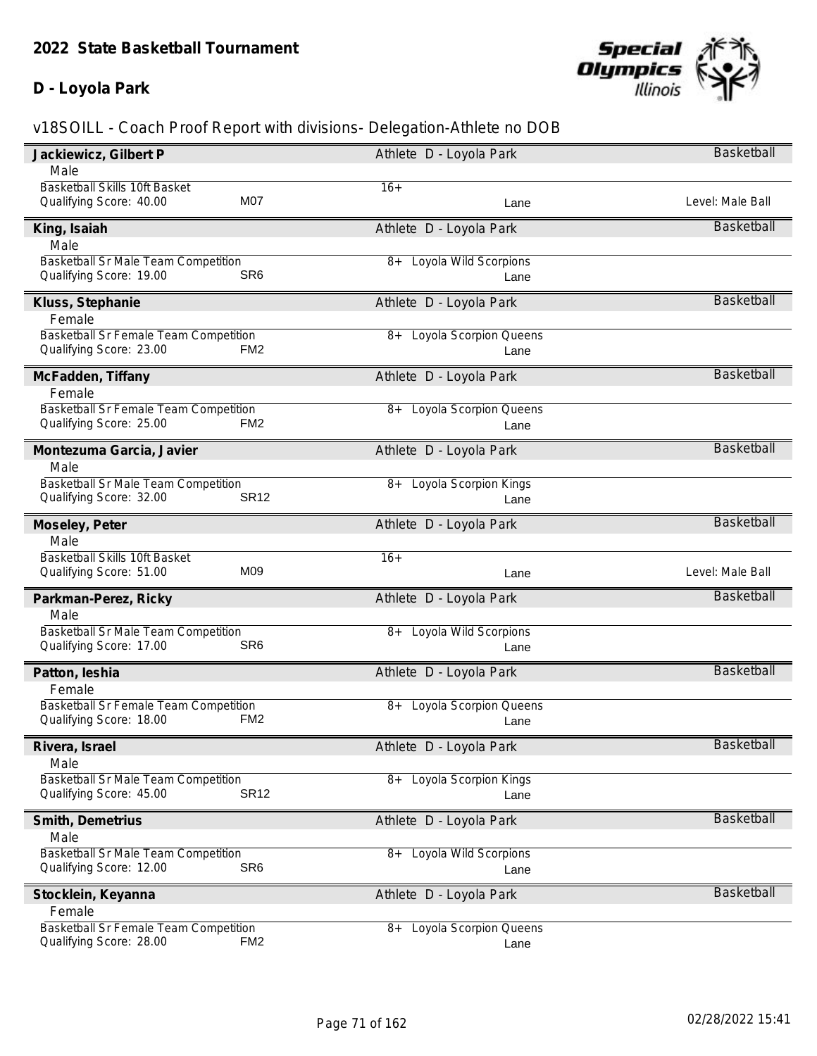## 2022 State Basketball Tournament

## D - Loyola Park

v18SOILL - Coach Proof Report with divisions- Delegation-Athlete no DOB

**Jackiewicz, Gilbert P** — Athlete D - Loyola Park — Basketball
Male
Basketball Skills 10ft Basket — 16+
Qualifying Score: 40.00 — M07 — Lane — Level: Male Ball

**King, Isaiah** — Athlete D - Loyola Park — Basketball
Male
Basketball Sr Male Team Competition — 8+ Loyola Wild Scorpions
Qualifying Score: 19.00 — SR6 — Lane

**Kluss, Stephanie** — Athlete D - Loyola Park — Basketball
Female
Basketball Sr Female Team Competition — 8+ Loyola Scorpion Queens
Qualifying Score: 23.00 — FM2 — Lane

**McFadden, Tiffany** — Athlete D - Loyola Park — Basketball
Female
Basketball Sr Female Team Competition — 8+ Loyola Scorpion Queens
Qualifying Score: 25.00 — FM2 — Lane

**Montezuma Garcia, Javier** — Athlete D - Loyola Park — Basketball
Male
Basketball Sr Male Team Competition — 8+ Loyola Scorpion Kings
Qualifying Score: 32.00 — SR12 — Lane

**Moseley, Peter** — Athlete D - Loyola Park — Basketball
Male
Basketball Skills 10ft Basket — 16+
Qualifying Score: 51.00 — M09 — Lane — Level: Male Ball

**Parkman-Perez, Ricky** — Athlete D - Loyola Park — Basketball
Male
Basketball Sr Male Team Competition — 8+ Loyola Wild Scorpions
Qualifying Score: 17.00 — SR6 — Lane

**Patton, Ieshia** — Athlete D - Loyola Park — Basketball
Female
Basketball Sr Female Team Competition — 8+ Loyola Scorpion Queens
Qualifying Score: 18.00 — FM2 — Lane

**Rivera, Israel** — Athlete D - Loyola Park — Basketball
Male
Basketball Sr Male Team Competition — 8+ Loyola Scorpion Kings
Qualifying Score: 45.00 — SR12 — Lane

**Smith, Demetrius** — Athlete D - Loyola Park — Basketball
Male
Basketball Sr Male Team Competition — 8+ Loyola Wild Scorpions
Qualifying Score: 12.00 — SR6 — Lane

**Stocklein, Keyanna** — Athlete D - Loyola Park — Basketball
Female
Basketball Sr Female Team Competition — 8+ Loyola Scorpion Queens
Qualifying Score: 28.00 — FM2 — Lane

02/28/2022 15:41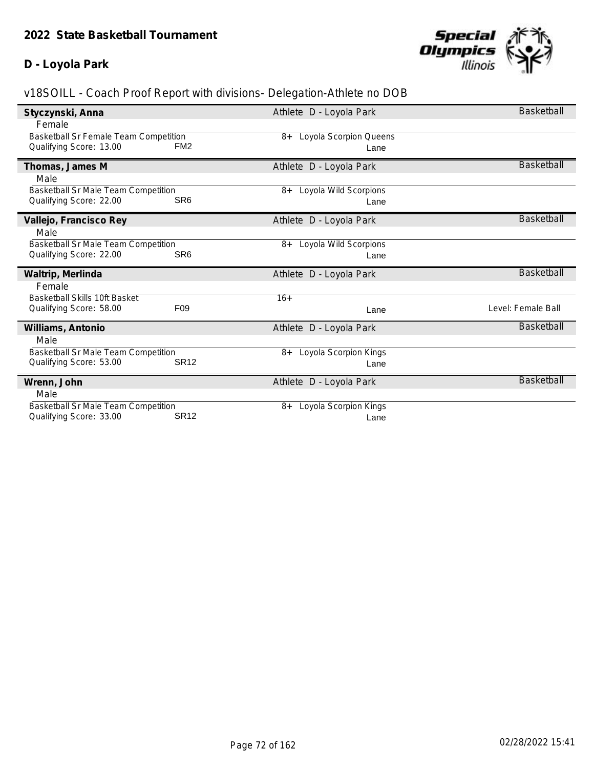## 2022 State Basketball Tournament

### D - Loyola Park

v18SOILL - Coach Proof Report with divisions- Delegation-Athlete no DOB

**Styczynski, Anna** — Athlete D - Loyola Park — Basketball

Female

| Event | | Division | | |
|---|---|---|---|---|
| Basketball Sr Female Team Competition | | 8+ Loyola Scorpion Queens | | |
| Qualifying Score: 13.00 | FM2 | | Lane | |

**Thomas, James M** — Athlete D - Loyola Park — Basketball

Male

| Event | | Division | | |
|---|---|---|---|---|
| Basketball Sr Male Team Competition | | 8+ Loyola Wild Scorpions | | |
| Qualifying Score: 22.00 | SR6 | | Lane | |

**Vallejo, Francisco Rey** — Athlete D - Loyola Park — Basketball

Male

| Event | | Division | | |
|---|---|---|---|---|
| Basketball Sr Male Team Competition | | 8+ Loyola Wild Scorpions | | |
| Qualifying Score: 22.00 | SR6 | | Lane | |

**Waltrip, Merlinda** — Athlete D - Loyola Park — Basketball

Female

| Event | | Division | | |
|---|---|---|---|---|
| Basketball Skills 10ft Basket | | 16+ | | |
| Qualifying Score: 58.00 | F09 | | Lane | Level: Female Ball |

**Williams, Antonio** — Athlete D - Loyola Park — Basketball

Male

| Event | | Division | | |
|---|---|---|---|---|
| Basketball Sr Male Team Competition | | 8+ Loyola Scorpion Kings | | |
| Qualifying Score: 53.00 | SR12 | | Lane | |

**Wrenn, John** — Athlete D - Loyola Park — Basketball

Male

| Event | | Division | | |
|---|---|---|---|---|
| Basketball Sr Male Team Competition | | 8+ Loyola Scorpion Kings | | |
| Qualifying Score: 33.00 | SR12 | | Lane | |

02/28/2022 15:41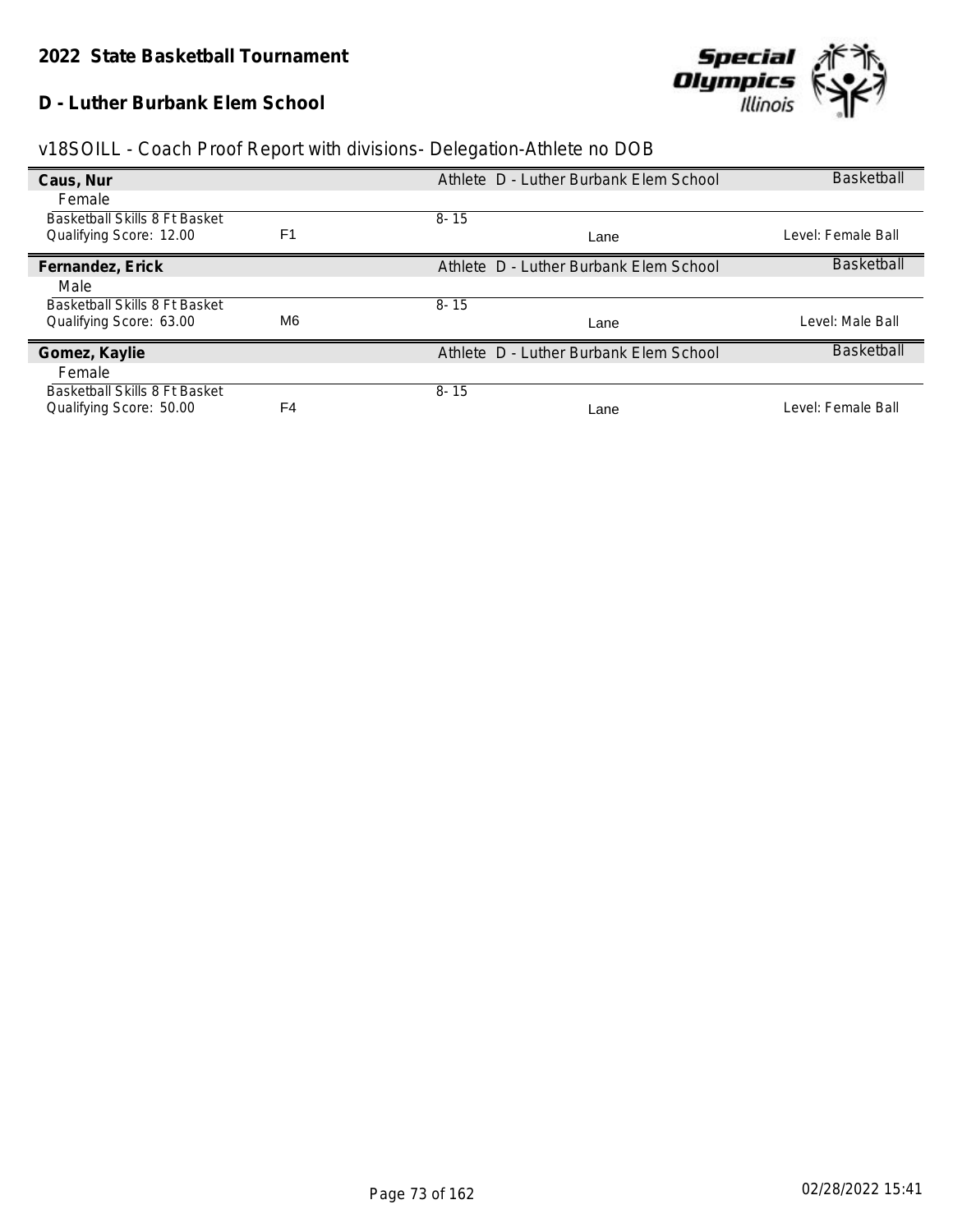**2022 State Basketball Tournament**

**D - Luther Burbank Elem School**

v18SOILL - Coach Proof Report with divisions- Delegation-Athlete no DOB

| **Caus, Nur** | | Athlete D - Luther Burbank Elem School | Basketball |
|---|---|---|---|
| Female | | | |
| Basketball Skills 8 Ft Basket | | 8- 15 | |
| Qualifying Score: 12.00 | F1 | Lane | Level: Female Ball |
| **Fernandez, Erick** | | Athlete D - Luther Burbank Elem School | Basketball |
| Male | | | |
| Basketball Skills 8 Ft Basket | | 8- 15 | |
| Qualifying Score: 63.00 | M6 | Lane | Level: Male Ball |
| **Gomez, Kaylie** | | Athlete D - Luther Burbank Elem School | Basketball |
| Female | | | |
| Basketball Skills 8 Ft Basket | | 8- 15 | |
| Qualifying Score: 50.00 | F4 | Lane | Level: Female Ball |

02/28/2022 15:41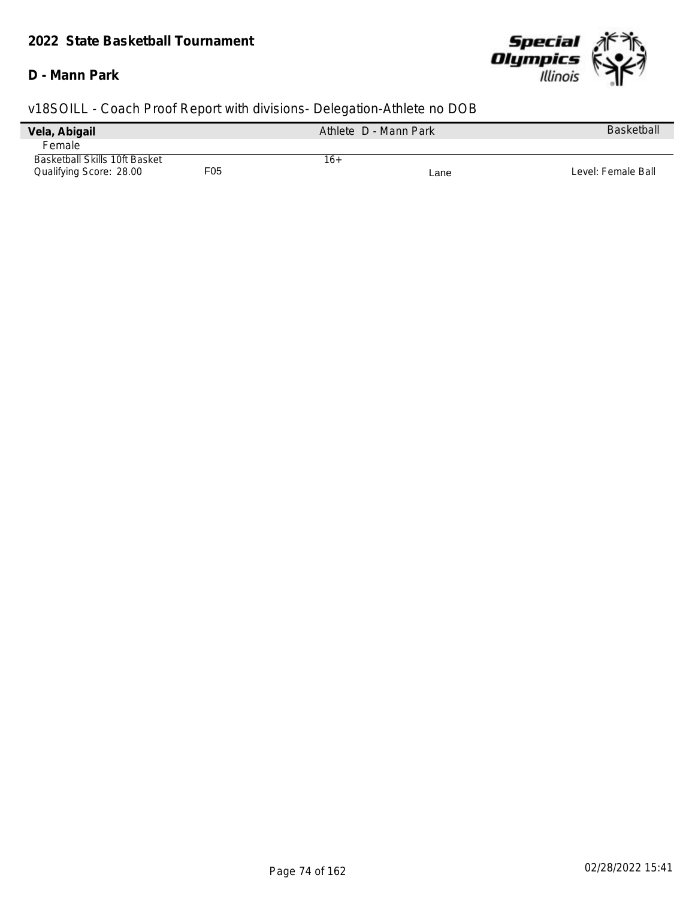## 2022 State Basketball Tournament

**D - Mann Park**

v18SOILL - Coach Proof Report with divisions- Delegation-Athlete no DOB

| **Vela, Abigail** | | Athlete D - Mann Park | | Basketball |
|---|---|---|---|---|
| Female | | | | |
| Basketball Skills 10ft Basket | | 16+ | | |
| Qualifying Score: 28.00 | F05 | | Lane | Level: Female Ball |

02/28/2022 15:41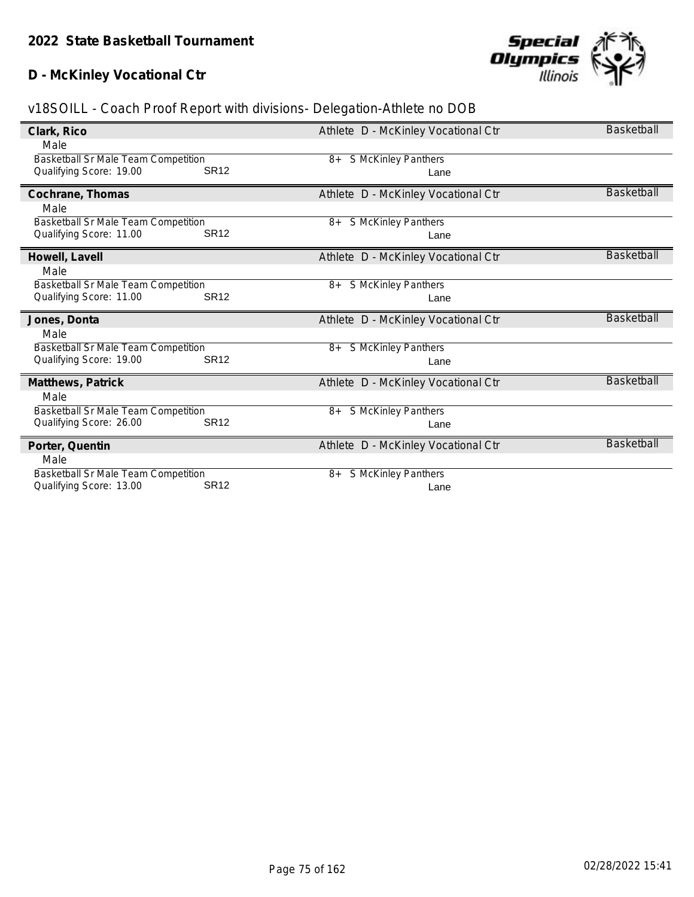## 2022 State Basketball Tournament

## D - McKinley Vocational Ctr

v18SOILL - Coach Proof Report with divisions- Delegation-Athlete no DOB

**Clark, Rico** — Athlete D - McKinley Vocational Ctr — Basketball
Male
Basketball Sr Male Team Competition — 8+ S McKinley Panthers
Qualifying Score: 19.00 SR12 — Lane

**Cochrane, Thomas** — Athlete D - McKinley Vocational Ctr — Basketball
Male
Basketball Sr Male Team Competition — 8+ S McKinley Panthers
Qualifying Score: 11.00 SR12 — Lane

**Howell, Lavell** — Athlete D - McKinley Vocational Ctr — Basketball
Male
Basketball Sr Male Team Competition — 8+ S McKinley Panthers
Qualifying Score: 11.00 SR12 — Lane

**Jones, Donta** — Athlete D - McKinley Vocational Ctr — Basketball
Male
Basketball Sr Male Team Competition — 8+ S McKinley Panthers
Qualifying Score: 19.00 SR12 — Lane

**Matthews, Patrick** — Athlete D - McKinley Vocational Ctr — Basketball
Male
Basketball Sr Male Team Competition — 8+ S McKinley Panthers
Qualifying Score: 26.00 SR12 — Lane

**Porter, Quentin** — Athlete D - McKinley Vocational Ctr — Basketball
Male
Basketball Sr Male Team Competition — 8+ S McKinley Panthers
Qualifying Score: 13.00 SR12 — Lane

02/28/2022 15:41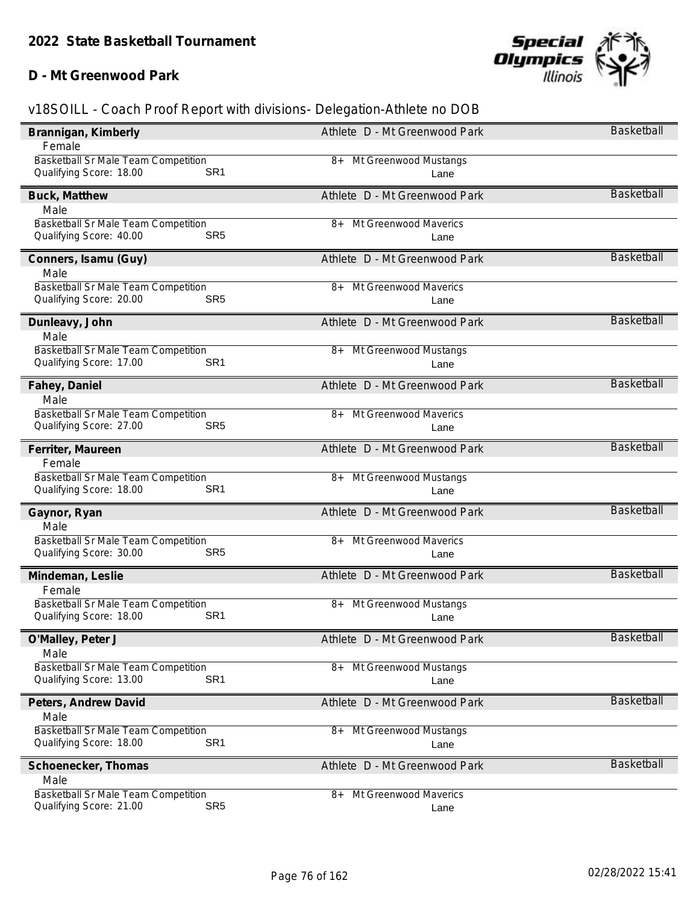## 2022 State Basketball Tournament

## D - Mt Greenwood Park

v18SOILL - Coach Proof Report with divisions- Delegation-Athlete no DOB

**Brannigan, Kimberly** — Athlete D - Mt Greenwood Park — Basketball
Female
Basketball Sr Male Team Competition — 8+ Mt Greenwood Mustangs
Qualifying Score: 18.00 SR1 — Lane

**Buck, Matthew** — Athlete D - Mt Greenwood Park — Basketball
Male
Basketball Sr Male Team Competition — 8+ Mt Greenwood Maverics
Qualifying Score: 40.00 SR5 — Lane

**Conners, Isamu (Guy)** — Athlete D - Mt Greenwood Park — Basketball
Male
Basketball Sr Male Team Competition — 8+ Mt Greenwood Maverics
Qualifying Score: 20.00 SR5 — Lane

**Dunleavy, John** — Athlete D - Mt Greenwood Park — Basketball
Male
Basketball Sr Male Team Competition — 8+ Mt Greenwood Mustangs
Qualifying Score: 17.00 SR1 — Lane

**Fahey, Daniel** — Athlete D - Mt Greenwood Park — Basketball
Male
Basketball Sr Male Team Competition — 8+ Mt Greenwood Maverics
Qualifying Score: 27.00 SR5 — Lane

**Ferriter, Maureen** — Athlete D - Mt Greenwood Park — Basketball
Female
Basketball Sr Male Team Competition — 8+ Mt Greenwood Mustangs
Qualifying Score: 18.00 SR1 — Lane

**Gaynor, Ryan** — Athlete D - Mt Greenwood Park — Basketball
Male
Basketball Sr Male Team Competition — 8+ Mt Greenwood Maverics
Qualifying Score: 30.00 SR5 — Lane

**Mindeman, Leslie** — Athlete D - Mt Greenwood Park — Basketball
Female
Basketball Sr Male Team Competition — 8+ Mt Greenwood Mustangs
Qualifying Score: 18.00 SR1 — Lane

**O'Malley, Peter J** — Athlete D - Mt Greenwood Park — Basketball
Male
Basketball Sr Male Team Competition — 8+ Mt Greenwood Mustangs
Qualifying Score: 13.00 SR1 — Lane

**Peters, Andrew David** — Athlete D - Mt Greenwood Park — Basketball
Male
Basketball Sr Male Team Competition — 8+ Mt Greenwood Mustangs
Qualifying Score: 18.00 SR1 — Lane

**Schoenecker, Thomas** — Athlete D - Mt Greenwood Park — Basketball
Male
Basketball Sr Male Team Competition — 8+ Mt Greenwood Maverics
Qualifying Score: 21.00 SR5 — Lane

02/28/2022 15:41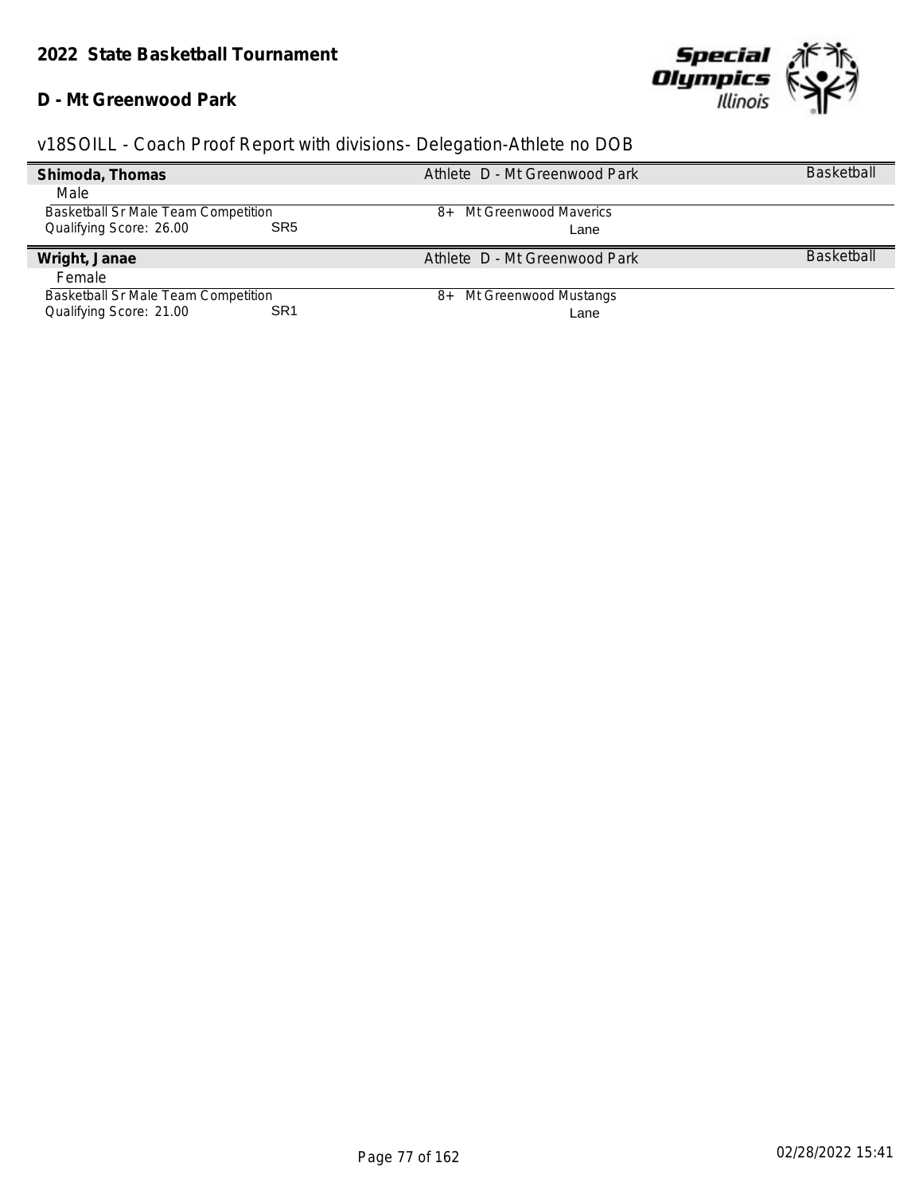# 2022 State Basketball Tournament

## D - Mt Greenwood Park

v18SOILL - Coach Proof Report with divisions- Delegation-Athlete no DOB

**Shimoda, Thomas** | Athlete D - Mt Greenwood Park | Basketball

Male

Basketball Sr Male Team Competition | 8+ Mt Greenwood Maverics

Qualifying Score: 26.00 | SR5 | Lane

**Wright, Janae** | Athlete D - Mt Greenwood Park | Basketball

Female

Basketball Sr Male Team Competition | 8+ Mt Greenwood Mustangs

Qualifying Score: 21.00 | SR1 | Lane

02/28/2022 15:41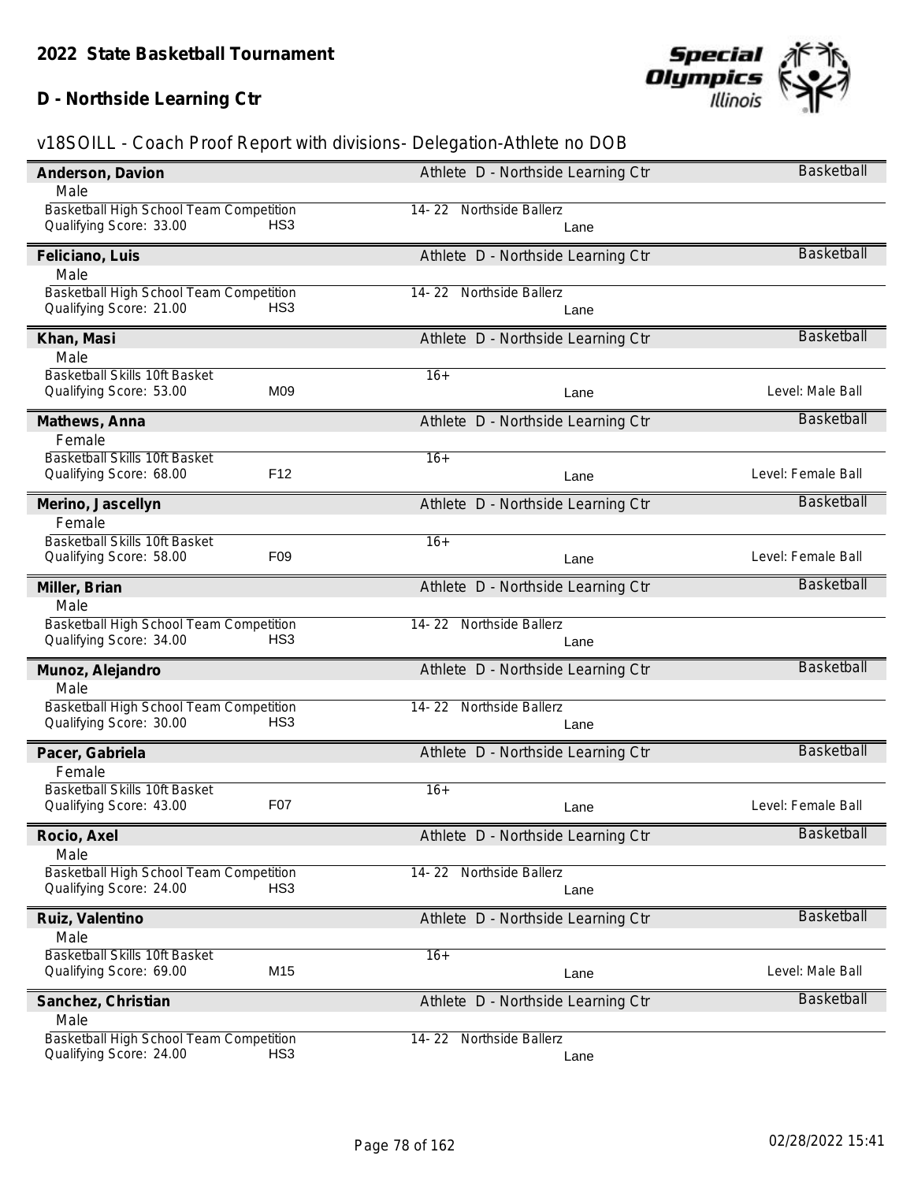## 2022 State Basketball Tournament

### D - Northside Learning Ctr

v18SOILL - Coach Proof Report with divisions- Delegation-Athlete no DOB

**Anderson, Davion** — Athlete D - Northside Learning Ctr — Basketball
Male
Basketball High School Team Competition — 14- 22 Northside Ballerz
Qualifying Score: 33.00 — HS3 — Lane

**Feliciano, Luis** — Athlete D - Northside Learning Ctr — Basketball
Male
Basketball High School Team Competition — 14- 22 Northside Ballerz
Qualifying Score: 21.00 — HS3 — Lane

**Khan, Masi** — Athlete D - Northside Learning Ctr — Basketball
Male
Basketball Skills 10ft Basket — 16+
Qualifying Score: 53.00 — M09 — Lane — Level: Male Ball

**Mathews, Anna** — Athlete D - Northside Learning Ctr — Basketball
Female
Basketball Skills 10ft Basket — 16+
Qualifying Score: 68.00 — F12 — Lane — Level: Female Ball

**Merino, Jascellyn** — Athlete D - Northside Learning Ctr — Basketball
Female
Basketball Skills 10ft Basket — 16+
Qualifying Score: 58.00 — F09 — Lane — Level: Female Ball

**Miller, Brian** — Athlete D - Northside Learning Ctr — Basketball
Male
Basketball High School Team Competition — 14- 22 Northside Ballerz
Qualifying Score: 34.00 — HS3 — Lane

**Munoz, Alejandro** — Athlete D - Northside Learning Ctr — Basketball
Male
Basketball High School Team Competition — 14- 22 Northside Ballerz
Qualifying Score: 30.00 — HS3 — Lane

**Pacer, Gabriela** — Athlete D - Northside Learning Ctr — Basketball
Female
Basketball Skills 10ft Basket — 16+
Qualifying Score: 43.00 — F07 — Lane — Level: Female Ball

**Rocio, Axel** — Athlete D - Northside Learning Ctr — Basketball
Male
Basketball High School Team Competition — 14- 22 Northside Ballerz
Qualifying Score: 24.00 — HS3 — Lane

**Ruiz, Valentino** — Athlete D - Northside Learning Ctr — Basketball
Male
Basketball Skills 10ft Basket — 16+
Qualifying Score: 69.00 — M15 — Lane — Level: Male Ball

**Sanchez, Christian** — Athlete D - Northside Learning Ctr — Basketball
Male
Basketball High School Team Competition — 14- 22 Northside Ballerz
Qualifying Score: 24.00 — HS3 — Lane

02/28/2022 15:41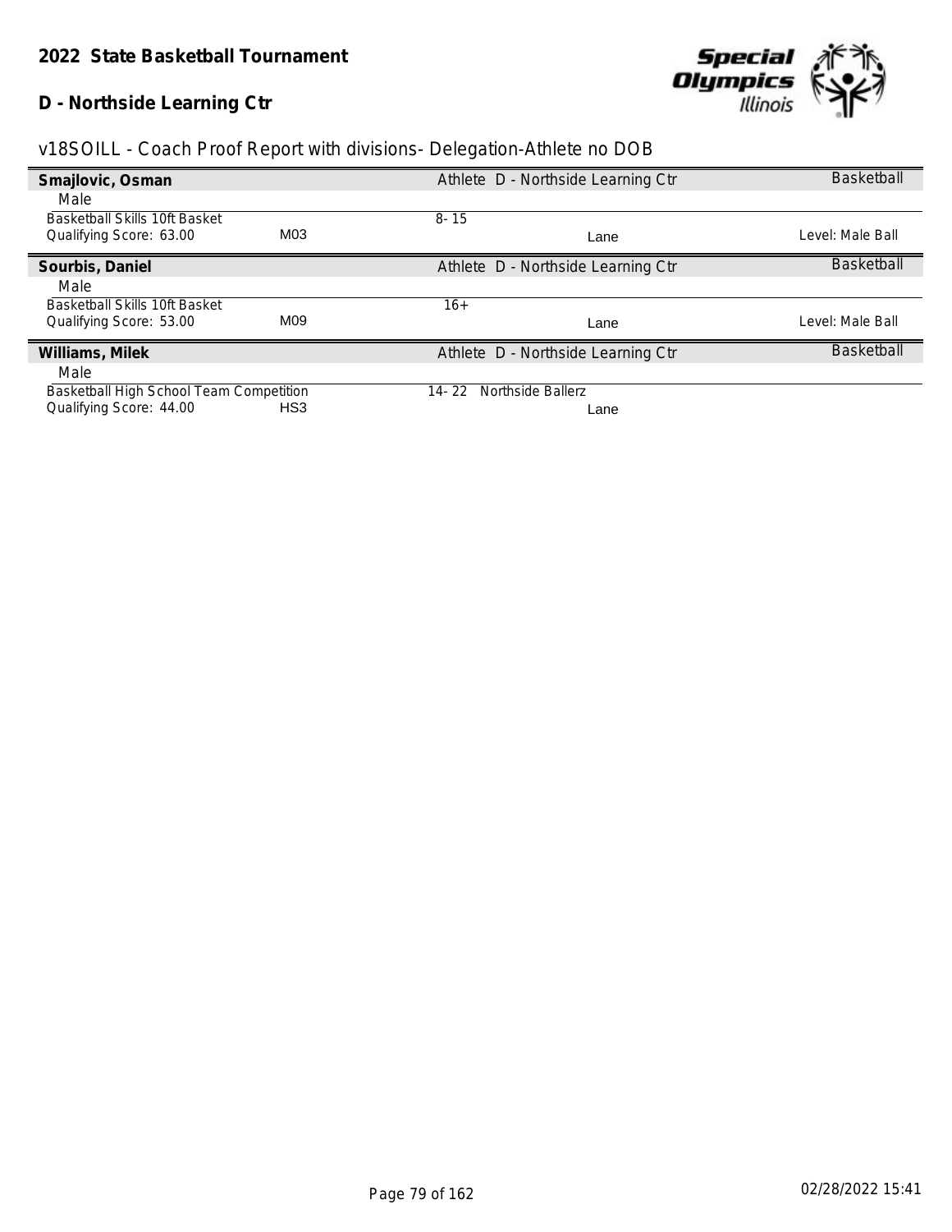## 2022 State Basketball Tournament

### D - Northside Learning Ctr

v18SOILL - Coach Proof Report with divisions- Delegation-Athlete no DOB

| | | | | |
|---|---|---|---|---|
| **Smajlovic, Osman** | | Athlete D - Northside Learning Ctr | | Basketball |
| Male | | | | |
| Basketball Skills 10ft Basket | | 8- 15 | | |
| Qualifying Score: 63.00 | M03 | | Lane | Level: Male Ball |
| **Sourbis, Daniel** | | Athlete D - Northside Learning Ctr | | Basketball |
| Male | | | | |
| Basketball Skills 10ft Basket | | 16+ | | |
| Qualifying Score: 53.00 | M09 | | Lane | Level: Male Ball |
| **Williams, Milek** | | Athlete D - Northside Learning Ctr | | Basketball |
| Male | | | | |
| Basketball High School Team Competition | | 14- 22 Northside Ballerz | | |
| Qualifying Score: 44.00 | HS3 | | Lane | |

02/28/2022 15:41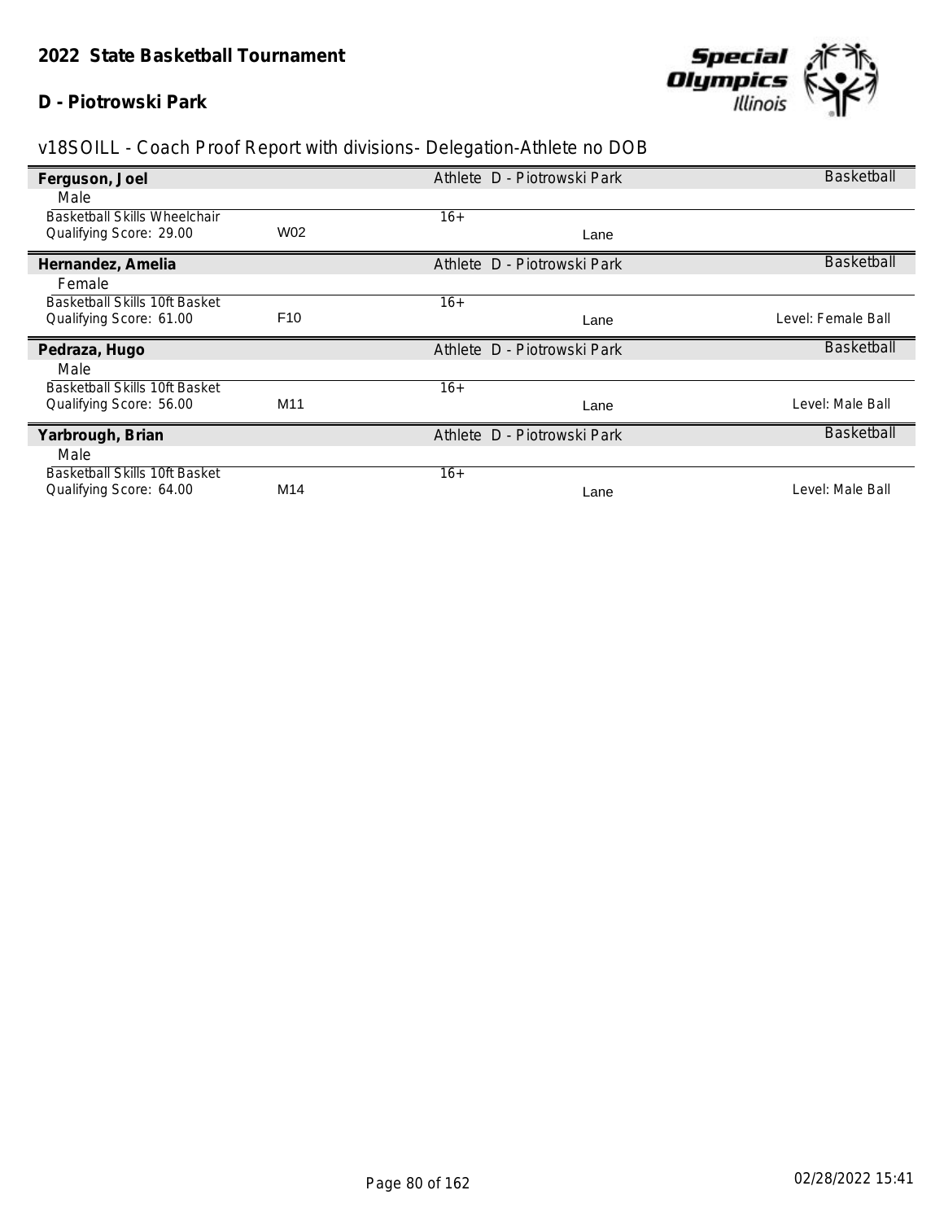# 2022 State Basketball Tournament

## D - Piotrowski Park

v18SOILL - Coach Proof Report with divisions- Delegation-Athlete no DOB

**Ferguson, Joel** — Athlete D - Piotrowski Park — Basketball

Male

| Basketball Skills Wheelchair | | 16+ | | |
|---|---|---|---|---|
| Qualifying Score: 29.00 | W02 | | Lane | |

**Hernandez, Amelia** — Athlete D - Piotrowski Park — Basketball

Female

| Basketball Skills 10ft Basket | | 16+ | | |
|---|---|---|---|---|
| Qualifying Score: 61.00 | F10 | | Lane | Level: Female Ball |

**Pedraza, Hugo** — Athlete D - Piotrowski Park — Basketball

Male

| Basketball Skills 10ft Basket | | 16+ | | |
|---|---|---|---|---|
| Qualifying Score: 56.00 | M11 | | Lane | Level: Male Ball |

**Yarbrough, Brian** — Athlete D - Piotrowski Park — Basketball

Male

| Basketball Skills 10ft Basket | | 16+ | | |
|---|---|---|---|---|
| Qualifying Score: 64.00 | M14 | | Lane | Level: Male Ball |

02/28/2022 15:41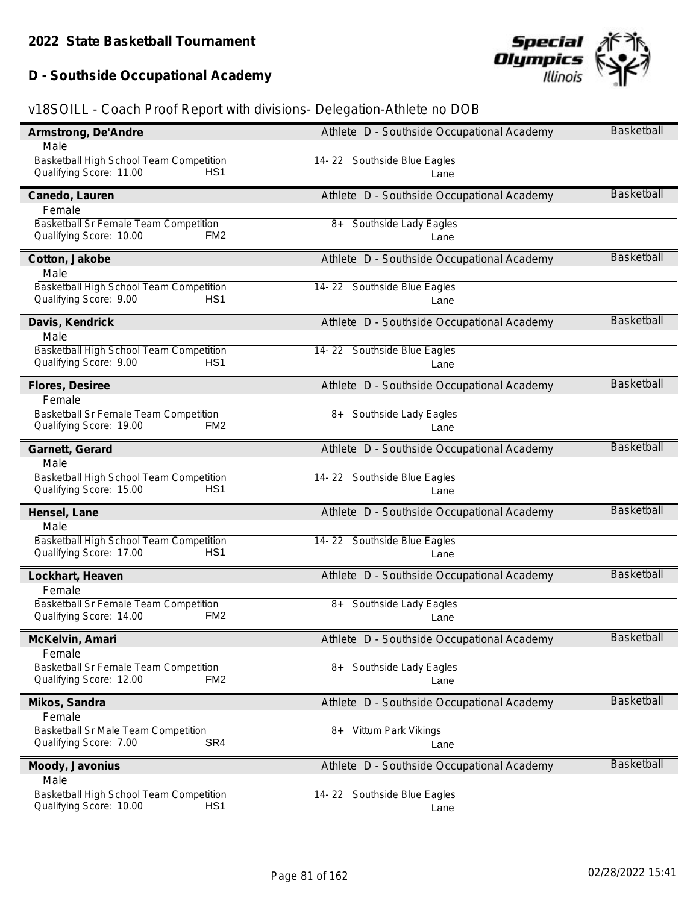## 2022 State Basketball Tournament

## D - Southside Occupational Academy

v18SOILL - Coach Proof Report with divisions- Delegation-Athlete no DOB

**Armstrong, De'Andre** — Athlete D - Southside Occupational Academy — Basketball
Male
Basketball High School Team Competition — 14- 22 Southside Blue Eagles
Qualifying Score: 11.00 HS1 — Lane

**Canedo, Lauren** — Athlete D - Southside Occupational Academy — Basketball
Female
Basketball Sr Female Team Competition — 8+ Southside Lady Eagles
Qualifying Score: 10.00 FM2 — Lane

**Cotton, Jakobe** — Athlete D - Southside Occupational Academy — Basketball
Male
Basketball High School Team Competition — 14- 22 Southside Blue Eagles
Qualifying Score: 9.00 HS1 — Lane

**Davis, Kendrick** — Athlete D - Southside Occupational Academy — Basketball
Male
Basketball High School Team Competition — 14- 22 Southside Blue Eagles
Qualifying Score: 9.00 HS1 — Lane

**Flores, Desiree** — Athlete D - Southside Occupational Academy — Basketball
Female
Basketball Sr Female Team Competition — 8+ Southside Lady Eagles
Qualifying Score: 19.00 FM2 — Lane

**Garnett, Gerard** — Athlete D - Southside Occupational Academy — Basketball
Male
Basketball High School Team Competition — 14- 22 Southside Blue Eagles
Qualifying Score: 15.00 HS1 — Lane

**Hensel, Lane** — Athlete D - Southside Occupational Academy — Basketball
Male
Basketball High School Team Competition — 14- 22 Southside Blue Eagles
Qualifying Score: 17.00 HS1 — Lane

**Lockhart, Heaven** — Athlete D - Southside Occupational Academy — Basketball
Female
Basketball Sr Female Team Competition — 8+ Southside Lady Eagles
Qualifying Score: 14.00 FM2 — Lane

**McKelvin, Amari** — Athlete D - Southside Occupational Academy — Basketball
Female
Basketball Sr Female Team Competition — 8+ Southside Lady Eagles
Qualifying Score: 12.00 FM2 — Lane

**Mikos, Sandra** — Athlete D - Southside Occupational Academy — Basketball
Female
Basketball Sr Male Team Competition — 8+ Vittum Park Vikings
Qualifying Score: 7.00 SR4 — Lane

**Moody, Javonius** — Athlete D - Southside Occupational Academy — Basketball
Male
Basketball High School Team Competition — 14- 22 Southside Blue Eagles
Qualifying Score: 10.00 HS1 — Lane

02/28/2022 15:41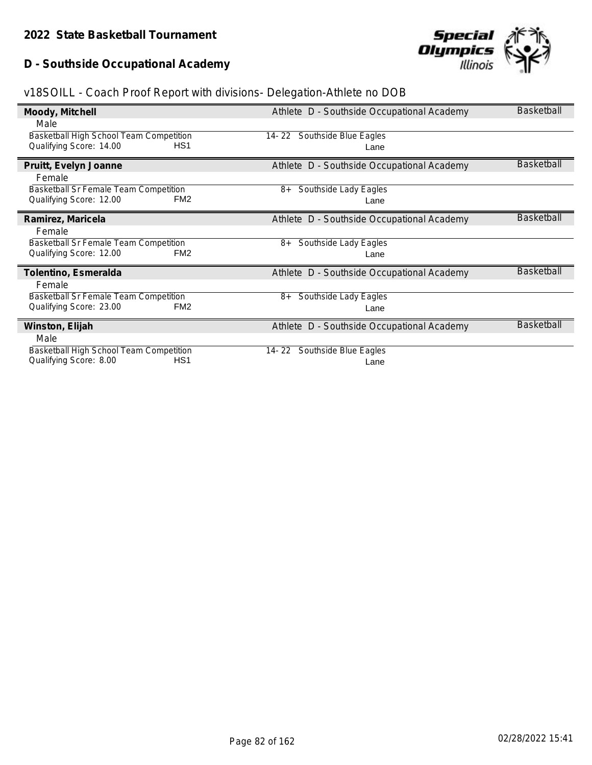**2022 State Basketball Tournament**

**D - Southside Occupational Academy**

v18SOILL - Coach Proof Report with divisions- Delegation-Athlete no DOB

**Moody, Mitchell** — Athlete D - Southside Occupational Academy — Basketball

Male

Basketball High School Team Competition — 14- 22 Southside Blue Eagles
Qualifying Score: 14.00 HS1 — Lane

**Pruitt, Evelyn Joanne** — Athlete D - Southside Occupational Academy — Basketball

Female

Basketball Sr Female Team Competition — 8+ Southside Lady Eagles
Qualifying Score: 12.00 FM2 — Lane

**Ramirez, Maricela** — Athlete D - Southside Occupational Academy — Basketball

Female

Basketball Sr Female Team Competition — 8+ Southside Lady Eagles
Qualifying Score: 12.00 FM2 — Lane

**Tolentino, Esmeralda** — Athlete D - Southside Occupational Academy — Basketball

Female

Basketball Sr Female Team Competition — 8+ Southside Lady Eagles
Qualifying Score: 23.00 FM2 — Lane

**Winston, Elijah** — Athlete D - Southside Occupational Academy — Basketball

Male

Basketball High School Team Competition — 14- 22 Southside Blue Eagles
Qualifying Score: 8.00 HS1 — Lane

02/28/2022 15:41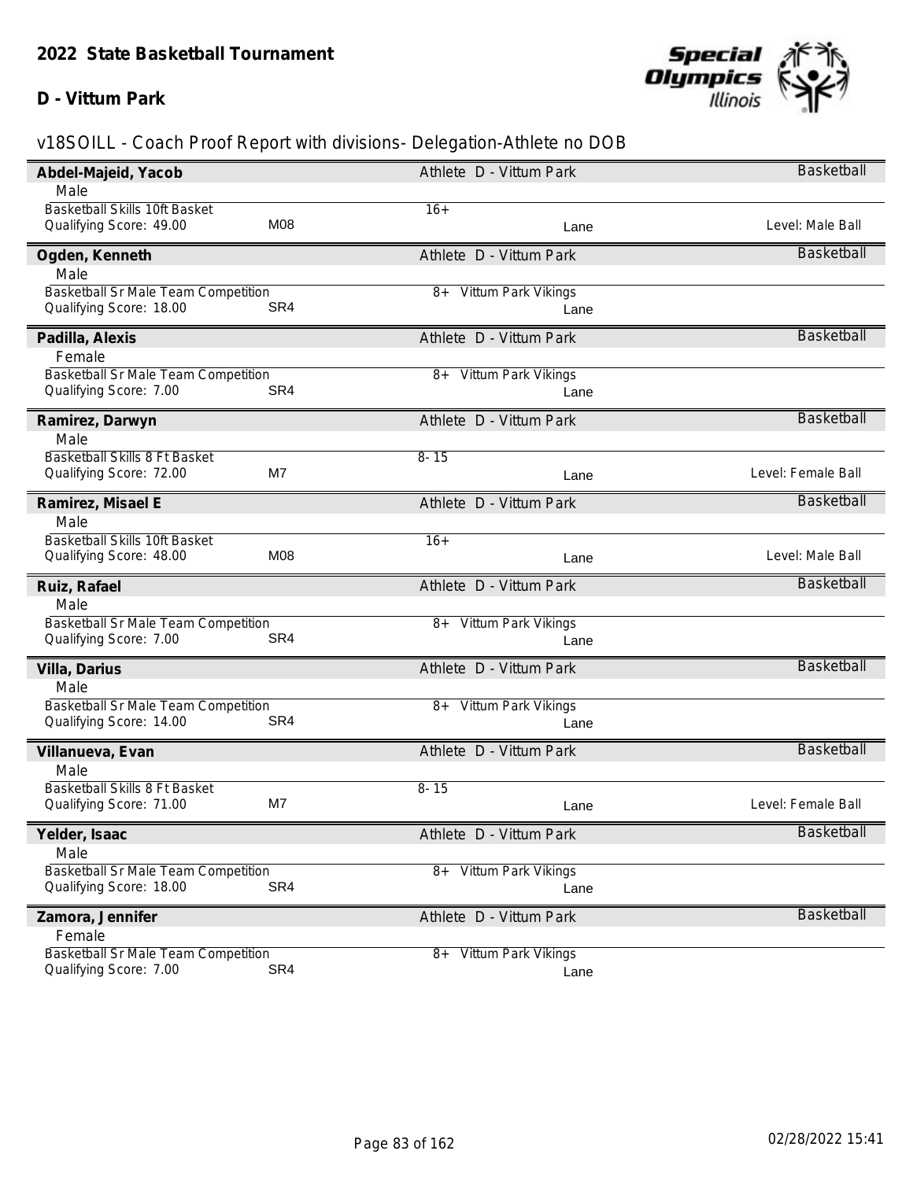## 2022 State Basketball Tournament

### D - Vittum Park

v18SOILL - Coach Proof Report with divisions- Delegation-Athlete no DOB

**Abdel-Majeid, Yacob** — Athlete D - Vittum Park — Basketball
Male
Basketball Skills 10ft Basket — 16+
Qualifying Score: 49.00 — M08 — Lane — Level: Male Ball

**Ogden, Kenneth** — Athlete D - Vittum Park — Basketball
Male
Basketball Sr Male Team Competition — 8+ Vittum Park Vikings
Qualifying Score: 18.00 — SR4 — Lane

**Padilla, Alexis** — Athlete D - Vittum Park — Basketball
Female
Basketball Sr Male Team Competition — 8+ Vittum Park Vikings
Qualifying Score: 7.00 — SR4 — Lane

**Ramirez, Darwyn** — Athlete D - Vittum Park — Basketball
Male
Basketball Skills 8 Ft Basket — 8- 15
Qualifying Score: 72.00 — M7 — Lane — Level: Female Ball

**Ramirez, Misael E** — Athlete D - Vittum Park — Basketball
Male
Basketball Skills 10ft Basket — 16+
Qualifying Score: 48.00 — M08 — Lane — Level: Male Ball

**Ruiz, Rafael** — Athlete D - Vittum Park — Basketball
Male
Basketball Sr Male Team Competition — 8+ Vittum Park Vikings
Qualifying Score: 7.00 — SR4 — Lane

**Villa, Darius** — Athlete D - Vittum Park — Basketball
Male
Basketball Sr Male Team Competition — 8+ Vittum Park Vikings
Qualifying Score: 14.00 — SR4 — Lane

**Villanueva, Evan** — Athlete D - Vittum Park — Basketball
Male
Basketball Skills 8 Ft Basket — 8- 15
Qualifying Score: 71.00 — M7 — Lane — Level: Female Ball

**Yelder, Isaac** — Athlete D - Vittum Park — Basketball
Male
Basketball Sr Male Team Competition — 8+ Vittum Park Vikings
Qualifying Score: 18.00 — SR4 — Lane

**Zamora, Jennifer** — Athlete D - Vittum Park — Basketball
Female
Basketball Sr Male Team Competition — 8+ Vittum Park Vikings
Qualifying Score: 7.00 — SR4 — Lane

02/28/2022 15:41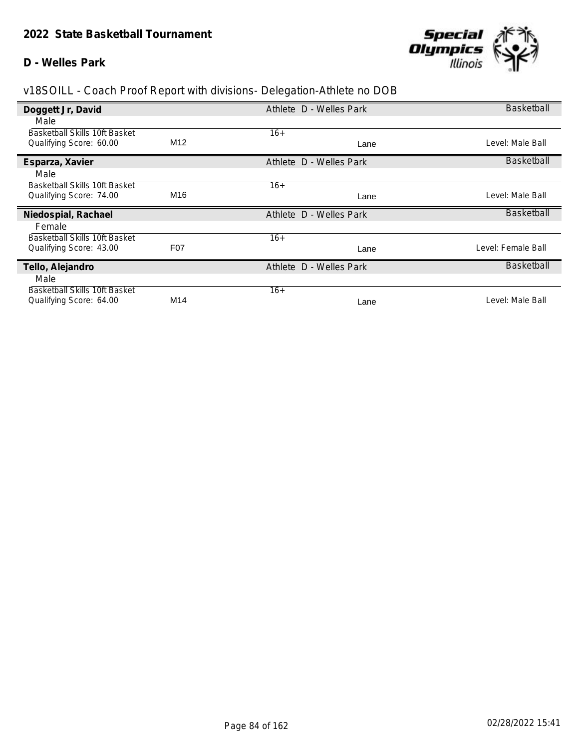## 2022 State Basketball Tournament

### D - Welles Park

v18SOILL - Coach Proof Report with divisions- Delegation-Athlete no DOB

**Doggett Jr, David** — Athlete D - Welles Park — Basketball

Male

Basketball Skills 10ft Basket — 16+

Qualifying Score: 60.00 — M12 — Lane — Level: Male Ball

**Esparza, Xavier** — Athlete D - Welles Park — Basketball

Male

Basketball Skills 10ft Basket — 16+

Qualifying Score: 74.00 — M16 — Lane — Level: Male Ball

**Niedospial, Rachael** — Athlete D - Welles Park — Basketball

Female

Basketball Skills 10ft Basket — 16+

Qualifying Score: 43.00 — F07 — Lane — Level: Female Ball

**Tello, Alejandro** — Athlete D - Welles Park — Basketball

Male

Basketball Skills 10ft Basket — 16+

Qualifying Score: 64.00 — M14 — Lane — Level: Male Ball

02/28/2022 15:41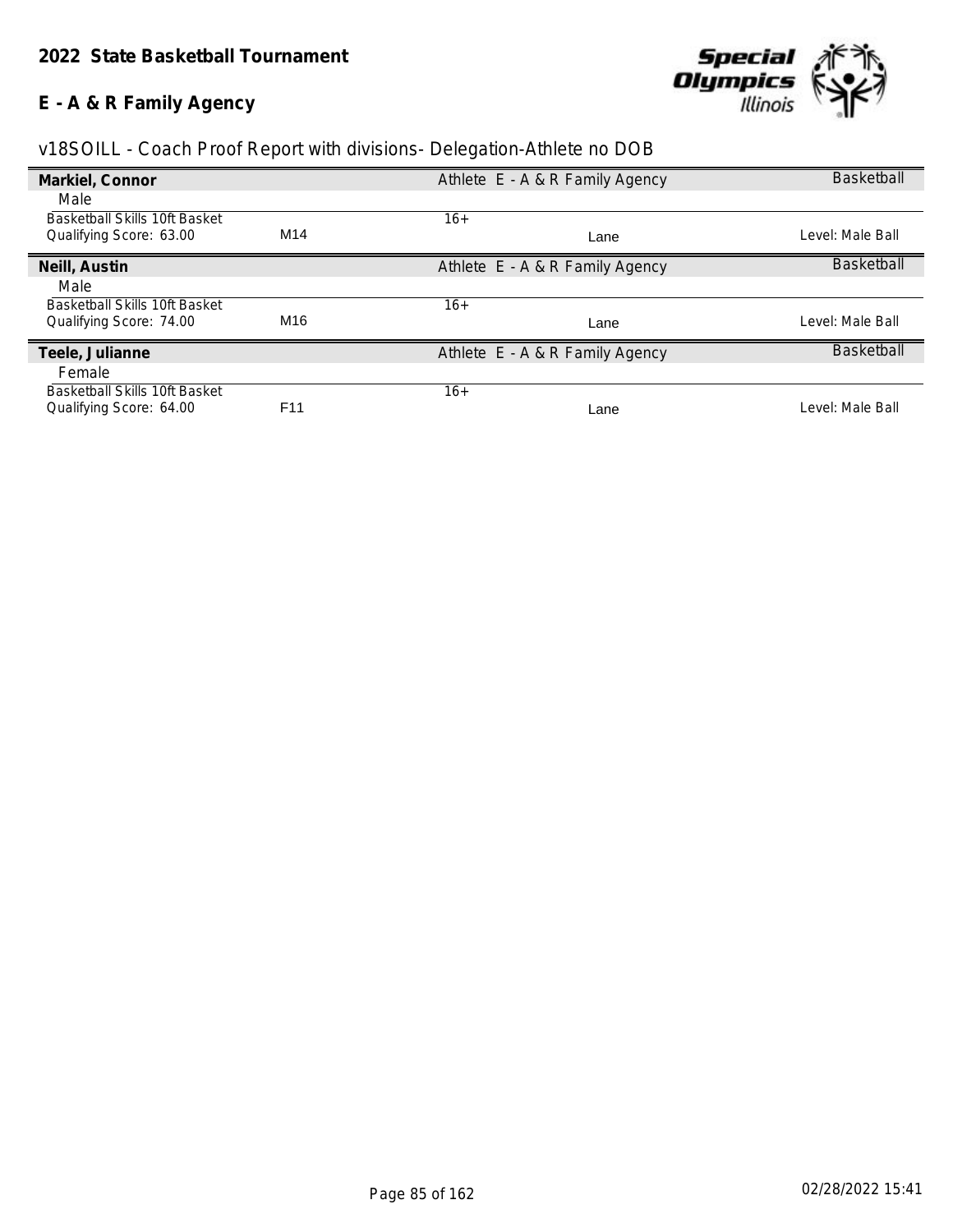## 2022 State Basketball Tournament

## E - A & R Family Agency

v18SOILL - Coach Proof Report with divisions- Delegation-Athlete no DOB

| **Markiel, Connor** | | Athlete E - A & R Family Agency | | Basketball |
|---|---|---|---|---|
| Male | | | | |
| Basketball Skills 10ft Basket | | 16+ | | |
| Qualifying Score: 63.00 | M14 | | Lane | Level: Male Ball |

| **Neill, Austin** | | Athlete E - A & R Family Agency | | Basketball |
|---|---|---|---|---|
| Male | | | | |
| Basketball Skills 10ft Basket | | 16+ | | |
| Qualifying Score: 74.00 | M16 | | Lane | Level: Male Ball |

| **Teele, Julianne** | | Athlete E - A & R Family Agency | | Basketball |
|---|---|---|---|---|
| Female | | | | |
| Basketball Skills 10ft Basket | | 16+ | | |
| Qualifying Score: 64.00 | F11 | | Lane | Level: Male Ball |

02/28/2022 15:41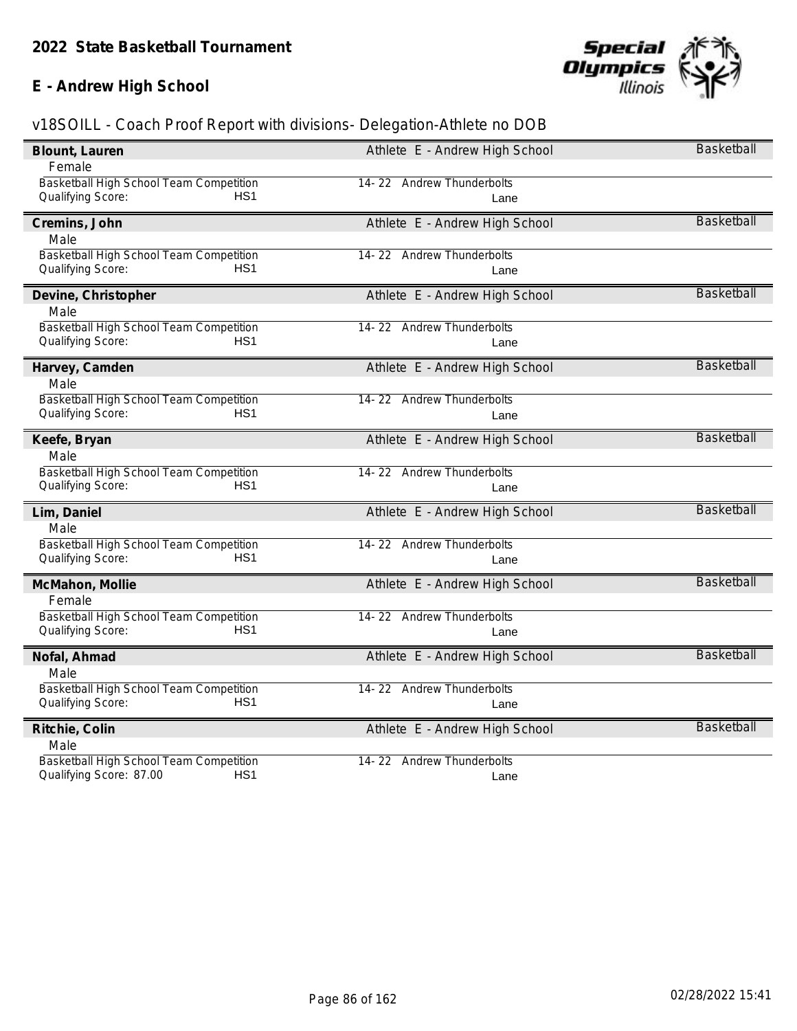## 2022 State Basketball Tournament

## E - Andrew High School

v18SOILL - Coach Proof Report with divisions- Delegation-Athlete no DOB

**Blount, Lauren** — Athlete E - Andrew High School — Basketball
Female
Basketball High School Team Competition — 14- 22 Andrew Thunderbolts
Qualifying Score: HS1 — Lane

**Cremins, John** — Athlete E - Andrew High School — Basketball
Male
Basketball High School Team Competition — 14- 22 Andrew Thunderbolts
Qualifying Score: HS1 — Lane

**Devine, Christopher** — Athlete E - Andrew High School — Basketball
Male
Basketball High School Team Competition — 14- 22 Andrew Thunderbolts
Qualifying Score: HS1 — Lane

**Harvey, Camden** — Athlete E - Andrew High School — Basketball
Male
Basketball High School Team Competition — 14- 22 Andrew Thunderbolts
Qualifying Score: HS1 — Lane

**Keefe, Bryan** — Athlete E - Andrew High School — Basketball
Male
Basketball High School Team Competition — 14- 22 Andrew Thunderbolts
Qualifying Score: HS1 — Lane

**Lim, Daniel** — Athlete E - Andrew High School — Basketball
Male
Basketball High School Team Competition — 14- 22 Andrew Thunderbolts
Qualifying Score: HS1 — Lane

**McMahon, Mollie** — Athlete E - Andrew High School — Basketball
Female
Basketball High School Team Competition — 14- 22 Andrew Thunderbolts
Qualifying Score: HS1 — Lane

**Nofal, Ahmad** — Athlete E - Andrew High School — Basketball
Male
Basketball High School Team Competition — 14- 22 Andrew Thunderbolts
Qualifying Score: HS1 — Lane

**Ritchie, Colin** — Athlete E - Andrew High School — Basketball
Male
Basketball High School Team Competition — 14- 22 Andrew Thunderbolts
Qualifying Score: 87.00 HS1 — Lane

02/28/2022 15:41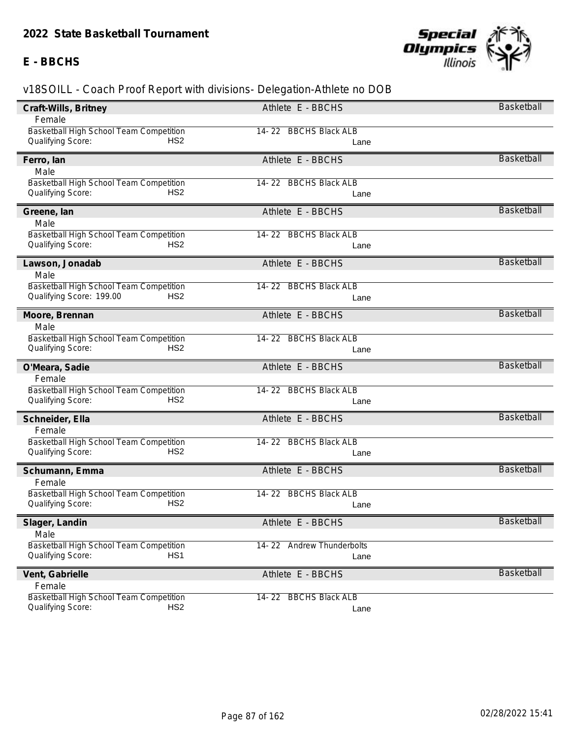# 2022 State Basketball Tournament

## E - BBCHS

### v18SOILL - Coach Proof Report with divisions- Delegation-Athlete no DOB

**Craft-Wills, Britney** — Athlete E - BBCHS — Basketball
Female
Basketball High School Team Competition — 14- 22 BBCHS Black ALB
Qualifying Score: HS2 — Lane

**Ferro, Ian** — Athlete E - BBCHS — Basketball
Male
Basketball High School Team Competition — 14- 22 BBCHS Black ALB
Qualifying Score: HS2 — Lane

**Greene, Ian** — Athlete E - BBCHS — Basketball
Male
Basketball High School Team Competition — 14- 22 BBCHS Black ALB
Qualifying Score: HS2 — Lane

**Lawson, Jonadab** — Athlete E - BBCHS — Basketball
Male
Basketball High School Team Competition — 14- 22 BBCHS Black ALB
Qualifying Score: 199.00 HS2 — Lane

**Moore, Brennan** — Athlete E - BBCHS — Basketball
Male
Basketball High School Team Competition — 14- 22 BBCHS Black ALB
Qualifying Score: HS2 — Lane

**O'Meara, Sadie** — Athlete E - BBCHS — Basketball
Female
Basketball High School Team Competition — 14- 22 BBCHS Black ALB
Qualifying Score: HS2 — Lane

**Schneider, Ella** — Athlete E - BBCHS — Basketball
Female
Basketball High School Team Competition — 14- 22 BBCHS Black ALB
Qualifying Score: HS2 — Lane

**Schumann, Emma** — Athlete E - BBCHS — Basketball
Female
Basketball High School Team Competition — 14- 22 BBCHS Black ALB
Qualifying Score: HS2 — Lane

**Slager, Landin** — Athlete E - BBCHS — Basketball
Male
Basketball High School Team Competition — 14- 22 Andrew Thunderbolts
Qualifying Score: HS1 — Lane

**Vent, Gabrielle** — Athlete E - BBCHS — Basketball
Female
Basketball High School Team Competition — 14- 22 BBCHS Black ALB
Qualifying Score: HS2 — Lane

02/28/2022 15:41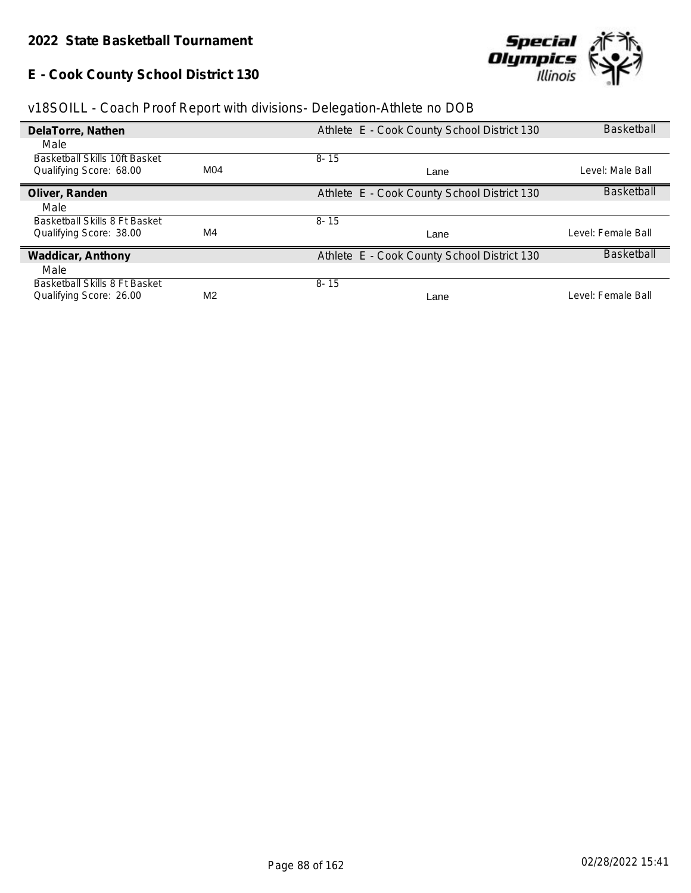# 2022 State Basketball Tournament

## E - Cook County School District 130

### v18SOILL - Coach Proof Report with divisions- Delegation-Athlete no DOB

**DelaTorre, Nathen** — Athlete E - Cook County School District 130 — Basketball

Male

| Event | Division | Age | Type | Level |
|---|---|---|---|---|
| Basketball Skills 10ft Basket<br>Qualifying Score: 68.00 | M04 | 8- 15 | Lane | Level: Male Ball |

**Oliver, Randen** — Athlete E - Cook County School District 130 — Basketball

Male

| Event | Division | Age | Type | Level |
|---|---|---|---|---|
| Basketball Skills 8 Ft Basket<br>Qualifying Score: 38.00 | M4 | 8- 15 | Lane | Level: Female Ball |

**Waddicar, Anthony** — Athlete E - Cook County School District 130 — Basketball

Male

| Event | Division | Age | Type | Level |
|---|---|---|---|---|
| Basketball Skills 8 Ft Basket<br>Qualifying Score: 26.00 | M2 | 8- 15 | Lane | Level: Female Ball |

02/28/2022 15:41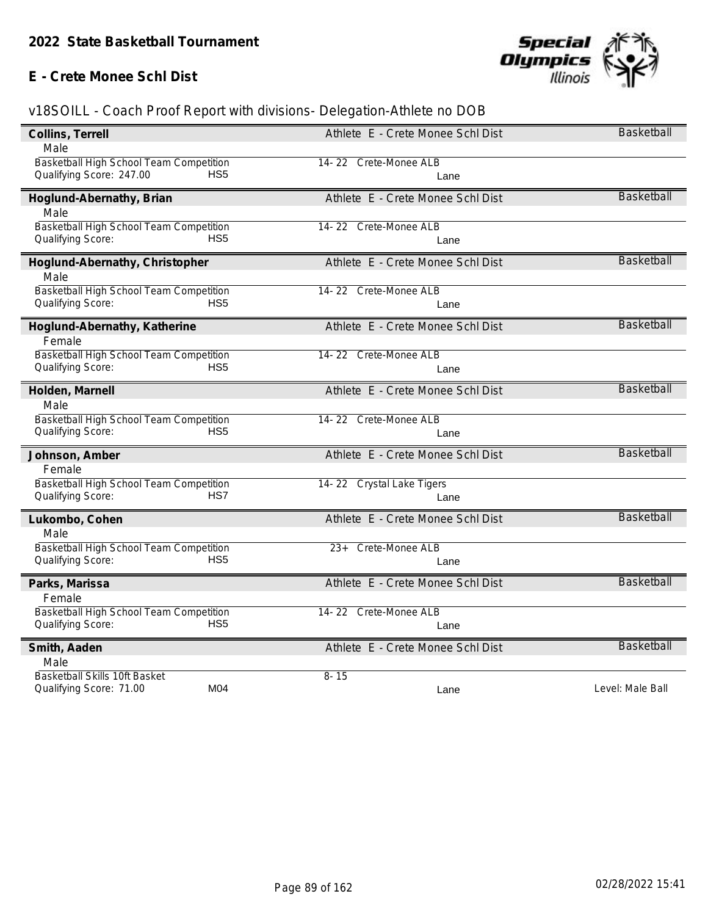**2022 State Basketball Tournament**

**E - Crete Monee Schl Dist**

v18SOILL - Coach Proof Report with divisions- Delegation-Athlete no DOB

**Collins, Terrell** | Athlete E - Crete Monee Schl Dist | Basketball
Male
Basketball High School Team Competition | 14- 22 Crete-Monee ALB
Qualifying Score: 247.00 HS5 | Lane

**Hoglund-Abernathy, Brian** | Athlete E - Crete Monee Schl Dist | Basketball
Male
Basketball High School Team Competition | 14- 22 Crete-Monee ALB
Qualifying Score: HS5 | Lane

**Hoglund-Abernathy, Christopher** | Athlete E - Crete Monee Schl Dist | Basketball
Male
Basketball High School Team Competition | 14- 22 Crete-Monee ALB
Qualifying Score: HS5 | Lane

**Hoglund-Abernathy, Katherine** | Athlete E - Crete Monee Schl Dist | Basketball
Female
Basketball High School Team Competition | 14- 22 Crete-Monee ALB
Qualifying Score: HS5 | Lane

**Holden, Marnell** | Athlete E - Crete Monee Schl Dist | Basketball
Male
Basketball High School Team Competition | 14- 22 Crete-Monee ALB
Qualifying Score: HS5 | Lane

**Johnson, Amber** | Athlete E - Crete Monee Schl Dist | Basketball
Female
Basketball High School Team Competition | 14- 22 Crystal Lake Tigers
Qualifying Score: HS7 | Lane

**Lukombo, Cohen** | Athlete E - Crete Monee Schl Dist | Basketball
Male
Basketball High School Team Competition | 23+ Crete-Monee ALB
Qualifying Score: HS5 | Lane

**Parks, Marissa** | Athlete E - Crete Monee Schl Dist | Basketball
Female
Basketball High School Team Competition | 14- 22 Crete-Monee ALB
Qualifying Score: HS5 | Lane

**Smith, Aaden** | Athlete E - Crete Monee Schl Dist | Basketball
Male
Basketball Skills 10ft Basket | 8- 15
Qualifying Score: 71.00 M04 | Lane | Level: Male Ball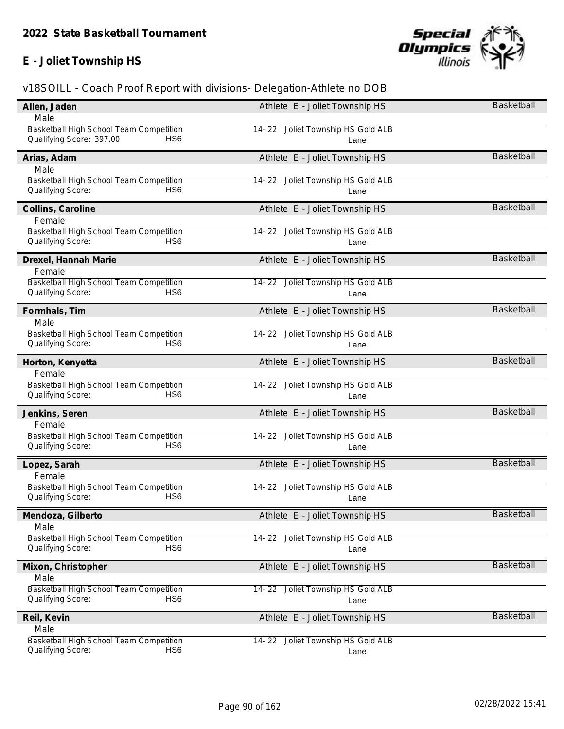## 2022 State Basketball Tournament

## E - Joliet Township HS

v18SOILL - Coach Proof Report with divisions- Delegation-Athlete no DOB

**Allen, Jaden** — Athlete E - Joliet Township HS — Basketball
Male
Basketball High School Team Competition — 14- 22 Joliet Township HS Gold ALB
Qualifying Score: 397.00 HS6 — Lane

**Arias, Adam** — Athlete E - Joliet Township HS — Basketball
Male
Basketball High School Team Competition — 14- 22 Joliet Township HS Gold ALB
Qualifying Score: HS6 — Lane

**Collins, Caroline** — Athlete E - Joliet Township HS — Basketball
Female
Basketball High School Team Competition — 14- 22 Joliet Township HS Gold ALB
Qualifying Score: HS6 — Lane

**Drexel, Hannah Marie** — Athlete E - Joliet Township HS — Basketball
Female
Basketball High School Team Competition — 14- 22 Joliet Township HS Gold ALB
Qualifying Score: HS6 — Lane

**Formhals, Tim** — Athlete E - Joliet Township HS — Basketball
Male
Basketball High School Team Competition — 14- 22 Joliet Township HS Gold ALB
Qualifying Score: HS6 — Lane

**Horton, Kenyetta** — Athlete E - Joliet Township HS — Basketball
Female
Basketball High School Team Competition — 14- 22 Joliet Township HS Gold ALB
Qualifying Score: HS6 — Lane

**Jenkins, Seren** — Athlete E - Joliet Township HS — Basketball
Female
Basketball High School Team Competition — 14- 22 Joliet Township HS Gold ALB
Qualifying Score: HS6 — Lane

**Lopez, Sarah** — Athlete E - Joliet Township HS — Basketball
Female
Basketball High School Team Competition — 14- 22 Joliet Township HS Gold ALB
Qualifying Score: HS6 — Lane

**Mendoza, Gilberto** — Athlete E - Joliet Township HS — Basketball
Male
Basketball High School Team Competition — 14- 22 Joliet Township HS Gold ALB
Qualifying Score: HS6 — Lane

**Mixon, Christopher** — Athlete E - Joliet Township HS — Basketball
Male
Basketball High School Team Competition — 14- 22 Joliet Township HS Gold ALB
Qualifying Score: HS6 — Lane

**Reil, Kevin** — Athlete E - Joliet Township HS — Basketball
Male
Basketball High School Team Competition — 14- 22 Joliet Township HS Gold ALB
Qualifying Score: HS6 — Lane

02/28/2022 15:41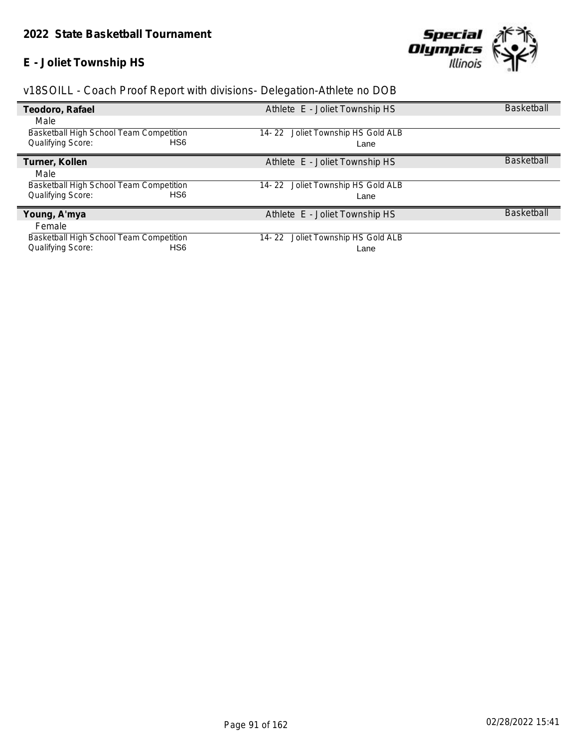## 2022 State Basketball Tournament

## E - Joliet Township HS

v18SOILL - Coach Proof Report with divisions- Delegation-Athlete no DOB

**Teodoro, Rafael** — Athlete E - Joliet Township HS — Basketball

Male

Basketball High School Team Competition — 14- 22 Joliet Township HS Gold ALB

Qualifying Score: HS6 — Lane

**Turner, Kollen** — Athlete E - Joliet Township HS — Basketball

Male

Basketball High School Team Competition — 14- 22 Joliet Township HS Gold ALB

Qualifying Score: HS6 — Lane

**Young, A'mya** — Athlete E - Joliet Township HS — Basketball

Female

Basketball High School Team Competition — 14- 22 Joliet Township HS Gold ALB

Qualifying Score: HS6 — Lane

02/28/2022 15:41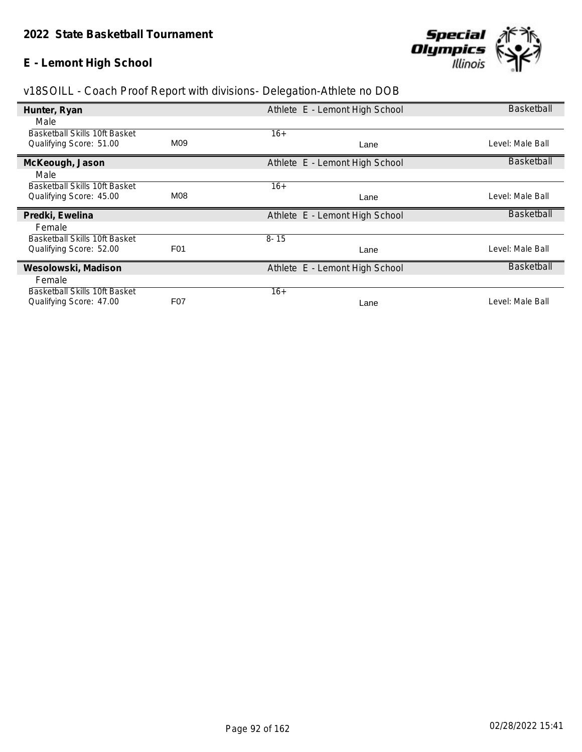**2022 State Basketball Tournament**

**E - Lemont High School**

v18SOILL - Coach Proof Report with divisions- Delegation-Athlete no DOB

| **Hunter, Ryan** | | Athlete E - Lemont High School | Basketball |
|---|---|---|---|
| Male | | | |
| Basketball Skills 10ft Basket | | 16+ | |
| Qualifying Score: 51.00 | M09 | Lane | Level: Male Ball |
| **McKeough, Jason** | | Athlete E - Lemont High School | Basketball |
| Male | | | |
| Basketball Skills 10ft Basket | | 16+ | |
| Qualifying Score: 45.00 | M08 | Lane | Level: Male Ball |
| **Predki, Ewelina** | | Athlete E - Lemont High School | Basketball |
| Female | | | |
| Basketball Skills 10ft Basket | | 8- 15 | |
| Qualifying Score: 52.00 | F01 | Lane | Level: Male Ball |
| **Wesolowski, Madison** | | Athlete E - Lemont High School | Basketball |
| Female | | | |
| Basketball Skills 10ft Basket | | 16+ | |
| Qualifying Score: 47.00 | F07 | Lane | Level: Male Ball |

02/28/2022 15:41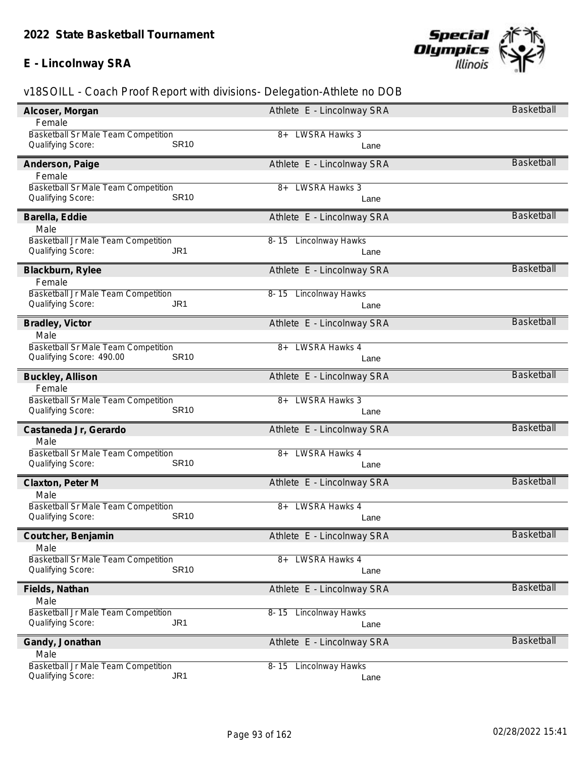# 2022 State Basketball Tournament

## E - Lincolnway SRA

### v18SOILL - Coach Proof Report with divisions- Delegation-Athlete no DOB

**Alcoser, Morgan** — Athlete E - Lincolnway SRA — Basketball
Female
Basketball Sr Male Team Competition — 8+ LWSRA Hawks 3
Qualifying Score: SR10 — Lane

**Anderson, Paige** — Athlete E - Lincolnway SRA — Basketball
Female
Basketball Sr Male Team Competition — 8+ LWSRA Hawks 3
Qualifying Score: SR10 — Lane

**Barella, Eddie** — Athlete E - Lincolnway SRA — Basketball
Male
Basketball Jr Male Team Competition — 8- 15 Lincolnway Hawks
Qualifying Score: JR1 — Lane

**Blackburn, Rylee** — Athlete E - Lincolnway SRA — Basketball
Female
Basketball Jr Male Team Competition — 8- 15 Lincolnway Hawks
Qualifying Score: JR1 — Lane

**Bradley, Victor** — Athlete E - Lincolnway SRA — Basketball
Male
Basketball Sr Male Team Competition — 8+ LWSRA Hawks 4
Qualifying Score: 490.00 SR10 — Lane

**Buckley, Allison** — Athlete E - Lincolnway SRA — Basketball
Female
Basketball Sr Male Team Competition — 8+ LWSRA Hawks 3
Qualifying Score: SR10 — Lane

**Castaneda Jr, Gerardo** — Athlete E - Lincolnway SRA — Basketball
Male
Basketball Sr Male Team Competition — 8+ LWSRA Hawks 4
Qualifying Score: SR10 — Lane

**Claxton, Peter M** — Athlete E - Lincolnway SRA — Basketball
Male
Basketball Sr Male Team Competition — 8+ LWSRA Hawks 4
Qualifying Score: SR10 — Lane

**Coutcher, Benjamin** — Athlete E - Lincolnway SRA — Basketball
Male
Basketball Sr Male Team Competition — 8+ LWSRA Hawks 4
Qualifying Score: SR10 — Lane

**Fields, Nathan** — Athlete E - Lincolnway SRA — Basketball
Male
Basketball Jr Male Team Competition — 8- 15 Lincolnway Hawks
Qualifying Score: JR1 — Lane

**Gandy, Jonathan** — Athlete E - Lincolnway SRA — Basketball
Male
Basketball Jr Male Team Competition — 8- 15 Lincolnway Hawks
Qualifying Score: JR1 — Lane

02/28/2022 15:41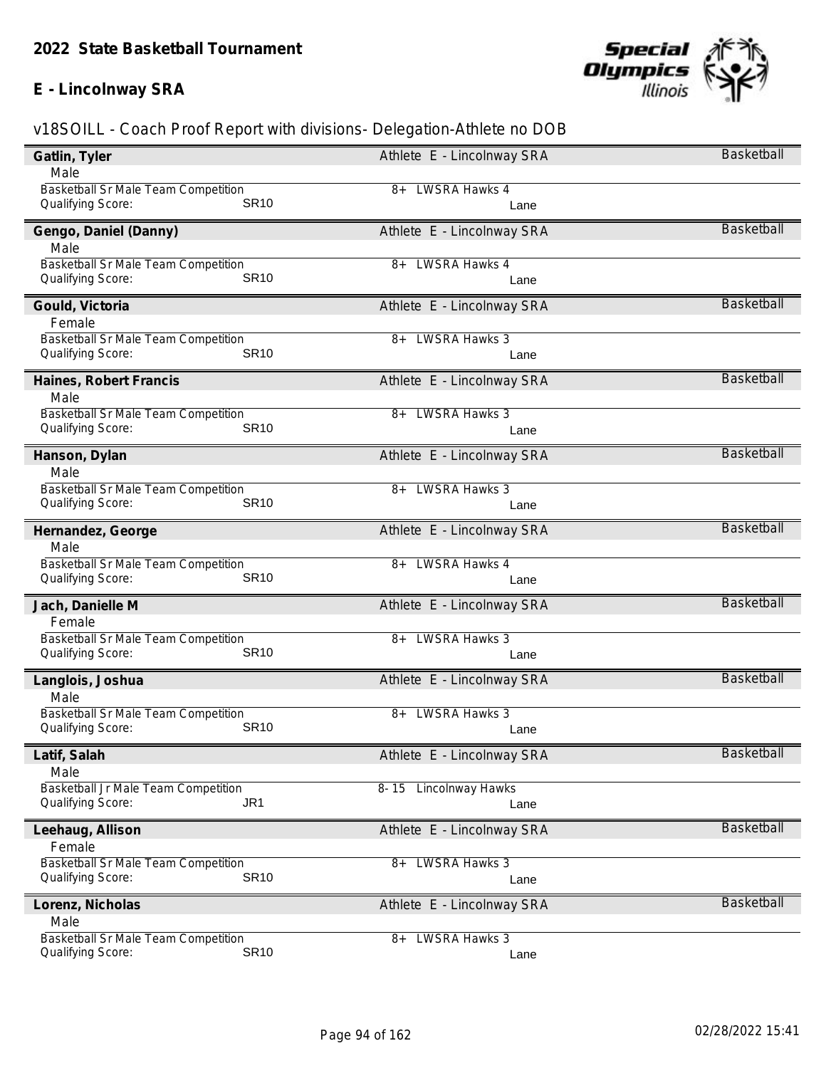## 2022 State Basketball Tournament

## E - Lincolnway SRA

v18SOILL - Coach Proof Report with divisions- Delegation-Athlete no DOB

**Gatlin, Tyler** — Athlete E - Lincolnway SRA — Basketball
Male
Basketball Sr Male Team Competition — 8+ LWSRA Hawks 4
Qualifying Score: SR10 — Lane

**Gengo, Daniel (Danny)** — Athlete E - Lincolnway SRA — Basketball
Male
Basketball Sr Male Team Competition — 8+ LWSRA Hawks 4
Qualifying Score: SR10 — Lane

**Gould, Victoria** — Athlete E - Lincolnway SRA — Basketball
Female
Basketball Sr Male Team Competition — 8+ LWSRA Hawks 3
Qualifying Score: SR10 — Lane

**Haines, Robert Francis** — Athlete E - Lincolnway SRA — Basketball
Male
Basketball Sr Male Team Competition — 8+ LWSRA Hawks 3
Qualifying Score: SR10 — Lane

**Hanson, Dylan** — Athlete E - Lincolnway SRA — Basketball
Male
Basketball Sr Male Team Competition — 8+ LWSRA Hawks 3
Qualifying Score: SR10 — Lane

**Hernandez, George** — Athlete E - Lincolnway SRA — Basketball
Male
Basketball Sr Male Team Competition — 8+ LWSRA Hawks 4
Qualifying Score: SR10 — Lane

**Jach, Danielle M** — Athlete E - Lincolnway SRA — Basketball
Female
Basketball Sr Male Team Competition — 8+ LWSRA Hawks 3
Qualifying Score: SR10 — Lane

**Langlois, Joshua** — Athlete E - Lincolnway SRA — Basketball
Male
Basketball Sr Male Team Competition — 8+ LWSRA Hawks 3
Qualifying Score: SR10 — Lane

**Latif, Salah** — Athlete E - Lincolnway SRA — Basketball
Male
Basketball Jr Male Team Competition — 8- 15 Lincolnway Hawks
Qualifying Score: JR1 — Lane

**Leehaug, Allison** — Athlete E - Lincolnway SRA — Basketball
Female
Basketball Sr Male Team Competition — 8+ LWSRA Hawks 3
Qualifying Score: SR10 — Lane

**Lorenz, Nicholas** — Athlete E - Lincolnway SRA — Basketball
Male
Basketball Sr Male Team Competition — 8+ LWSRA Hawks 3
Qualifying Score: SR10 — Lane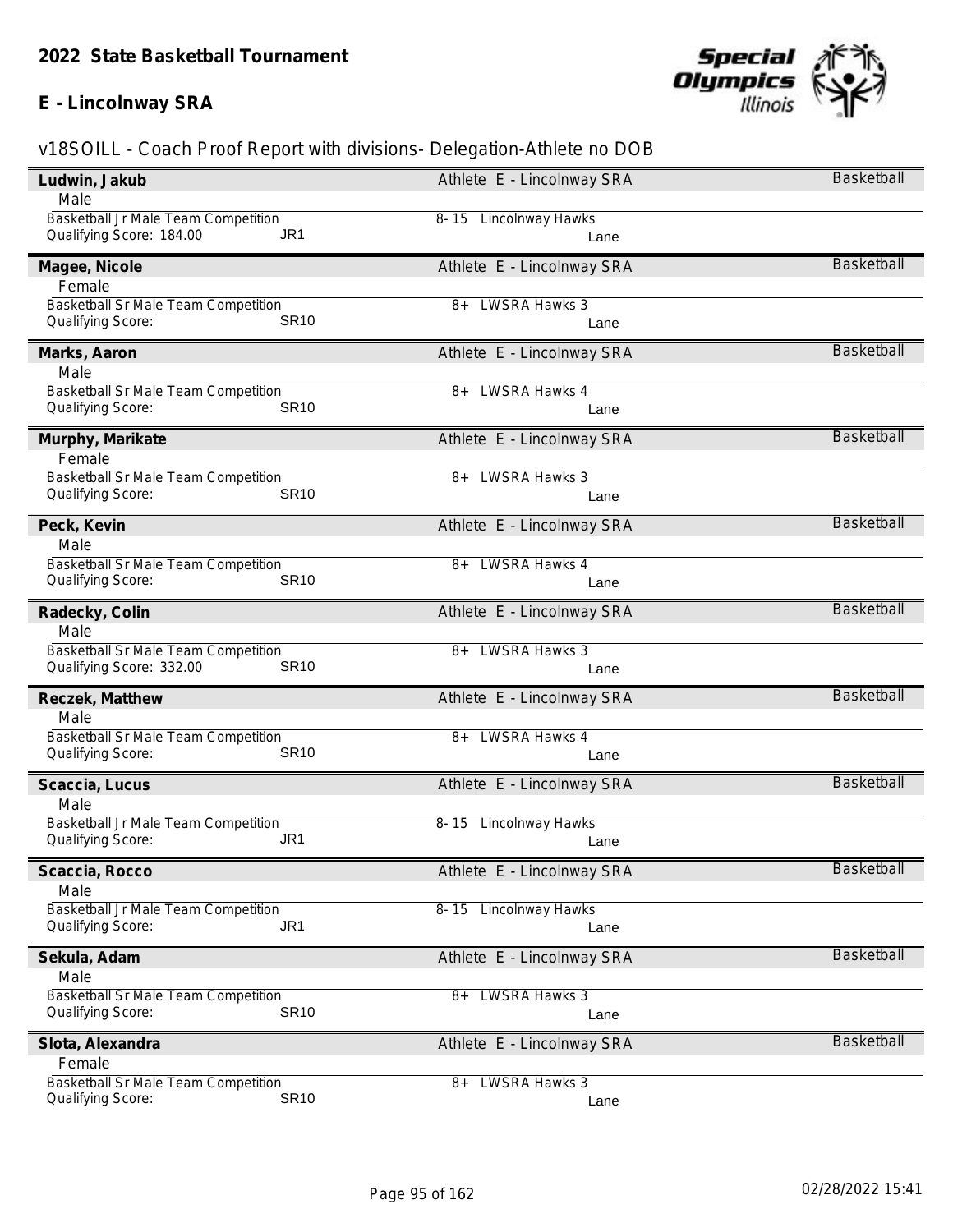# 2022 State Basketball Tournament

## E - Lincolnway SRA

v18SOILL - Coach Proof Report with divisions- Delegation-Athlete no DOB

**Ludwin, Jakub** — Athlete E - Lincolnway SRA — Basketball
Male
Basketball Jr Male Team Competition — 8- 15 Lincolnway Hawks
Qualifying Score: 184.00 — JR1 — Lane

**Magee, Nicole** — Athlete E - Lincolnway SRA — Basketball
Female
Basketball Sr Male Team Competition — 8+ LWSRA Hawks 3
Qualifying Score: — SR10 — Lane

**Marks, Aaron** — Athlete E - Lincolnway SRA — Basketball
Male
Basketball Sr Male Team Competition — 8+ LWSRA Hawks 4
Qualifying Score: — SR10 — Lane

**Murphy, Marikate** — Athlete E - Lincolnway SRA — Basketball
Female
Basketball Sr Male Team Competition — 8+ LWSRA Hawks 3
Qualifying Score: — SR10 — Lane

**Peck, Kevin** — Athlete E - Lincolnway SRA — Basketball
Male
Basketball Sr Male Team Competition — 8+ LWSRA Hawks 4
Qualifying Score: — SR10 — Lane

**Radecky, Colin** — Athlete E - Lincolnway SRA — Basketball
Male
Basketball Sr Male Team Competition — 8+ LWSRA Hawks 3
Qualifying Score: 332.00 — SR10 — Lane

**Reczek, Matthew** — Athlete E - Lincolnway SRA — Basketball
Male
Basketball Sr Male Team Competition — 8+ LWSRA Hawks 4
Qualifying Score: — SR10 — Lane

**Scaccia, Lucus** — Athlete E - Lincolnway SRA — Basketball
Male
Basketball Jr Male Team Competition — 8- 15 Lincolnway Hawks
Qualifying Score: — JR1 — Lane

**Scaccia, Rocco** — Athlete E - Lincolnway SRA — Basketball
Male
Basketball Jr Male Team Competition — 8- 15 Lincolnway Hawks
Qualifying Score: — JR1 — Lane

**Sekula, Adam** — Athlete E - Lincolnway SRA — Basketball
Male
Basketball Sr Male Team Competition — 8+ LWSRA Hawks 3
Qualifying Score: — SR10 — Lane

**Slota, Alexandra** — Athlete E - Lincolnway SRA — Basketball
Female
Basketball Sr Male Team Competition — 8+ LWSRA Hawks 3
Qualifying Score: — SR10 — Lane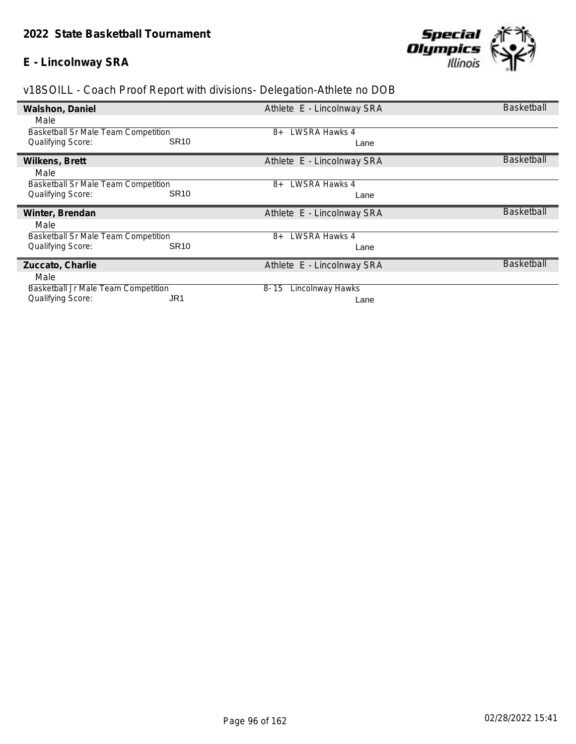**2022 State Basketball Tournament**

**E - Lincolnway SRA**

v18SOILL - Coach Proof Report with divisions- Delegation-Athlete no DOB

| **Walshon, Daniel** | Athlete E - Lincolnway SRA | Basketball |
|---|---|---|
| Male | | |
| Basketball Sr Male Team Competition | 8+ LWSRA Hawks 4 | |
| Qualifying Score: SR10 | Lane | |

| **Wilkens, Brett** | Athlete E - Lincolnway SRA | Basketball |
|---|---|---|
| Male | | |
| Basketball Sr Male Team Competition | 8+ LWSRA Hawks 4 | |
| Qualifying Score: SR10 | Lane | |

| **Winter, Brendan** | Athlete E - Lincolnway SRA | Basketball |
|---|---|---|
| Male | | |
| Basketball Sr Male Team Competition | 8+ LWSRA Hawks 4 | |
| Qualifying Score: SR10 | Lane | |

| **Zuccato, Charlie** | Athlete E - Lincolnway SRA | Basketball |
|---|---|---|
| Male | | |
| Basketball Jr Male Team Competition | 8- 15 Lincolnway Hawks | |
| Qualifying Score: JR1 | Lane | |

02/28/2022 15:41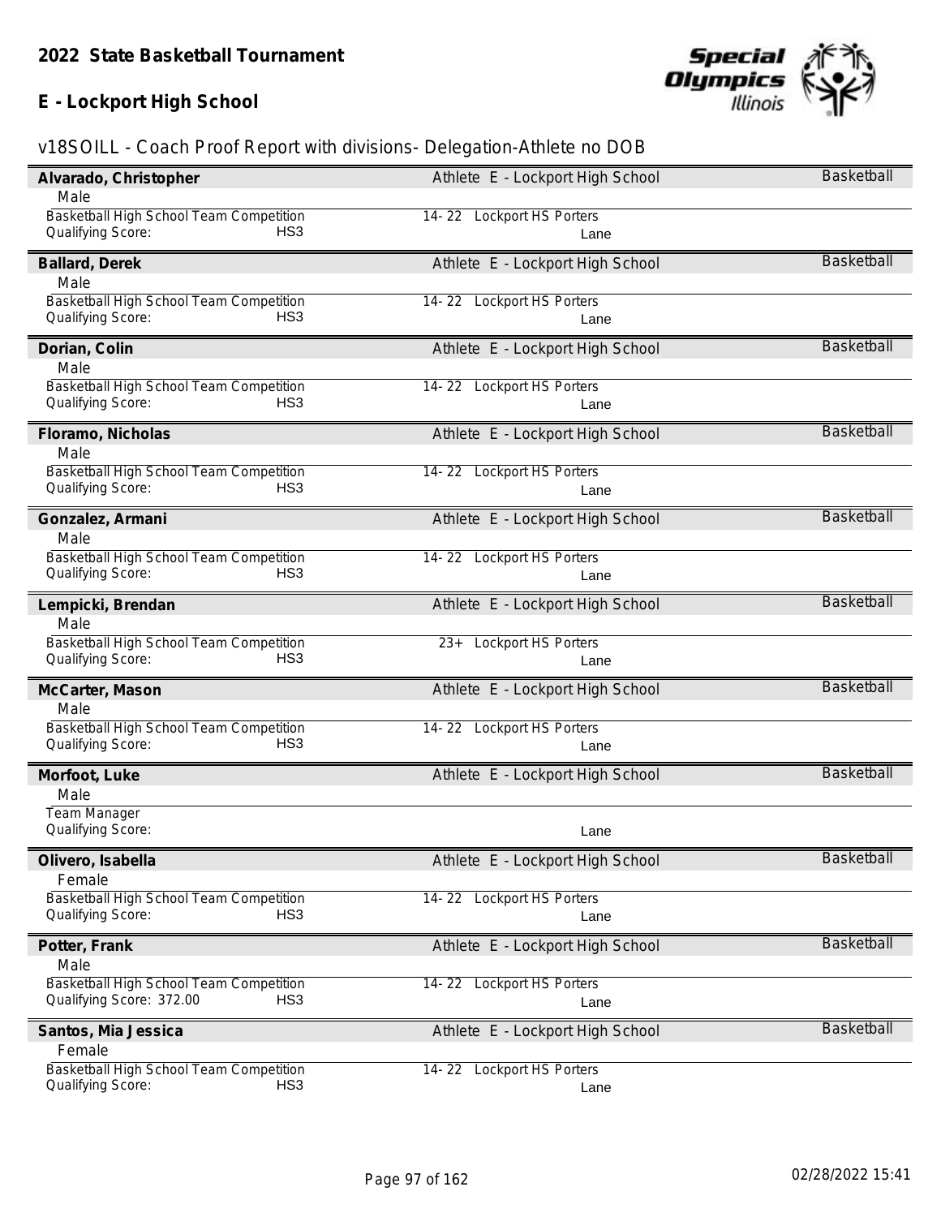# 2022 State Basketball Tournament

## E - Lockport High School

v18SOILL - Coach Proof Report with divisions- Delegation-Athlete no DOB

**Alvarado, Christopher** | Athlete E - Lockport High School | Basketball
Male
Basketball High School Team Competition | 14- 22 Lockport HS Porters
Qualifying Score: HS3 | Lane

**Ballard, Derek** | Athlete E - Lockport High School | Basketball
Male
Basketball High School Team Competition | 14- 22 Lockport HS Porters
Qualifying Score: HS3 | Lane

**Dorian, Colin** | Athlete E - Lockport High School | Basketball
Male
Basketball High School Team Competition | 14- 22 Lockport HS Porters
Qualifying Score: HS3 | Lane

**Floramo, Nicholas** | Athlete E - Lockport High School | Basketball
Male
Basketball High School Team Competition | 14- 22 Lockport HS Porters
Qualifying Score: HS3 | Lane

**Gonzalez, Armani** | Athlete E - Lockport High School | Basketball
Male
Basketball High School Team Competition | 14- 22 Lockport HS Porters
Qualifying Score: HS3 | Lane

**Lempicki, Brendan** | Athlete E - Lockport High School | Basketball
Male
Basketball High School Team Competition | 23+ Lockport HS Porters
Qualifying Score: HS3 | Lane

**McCarter, Mason** | Athlete E - Lockport High School | Basketball
Male
Basketball High School Team Competition | 14- 22 Lockport HS Porters
Qualifying Score: HS3 | Lane

**Morfoot, Luke** | Athlete E - Lockport High School | Basketball
Male
Team Manager
Qualifying Score: | Lane

**Olivero, Isabella** | Athlete E - Lockport High School | Basketball
Female
Basketball High School Team Competition | 14- 22 Lockport HS Porters
Qualifying Score: HS3 | Lane

**Potter, Frank** | Athlete E - Lockport High School | Basketball
Male
Basketball High School Team Competition | 14- 22 Lockport HS Porters
Qualifying Score: 372.00 HS3 | Lane

**Santos, Mia Jessica** | Athlete E - Lockport High School | Basketball
Female
Basketball High School Team Competition | 14- 22 Lockport HS Porters
Qualifying Score: HS3 | Lane

02/28/2022 15:41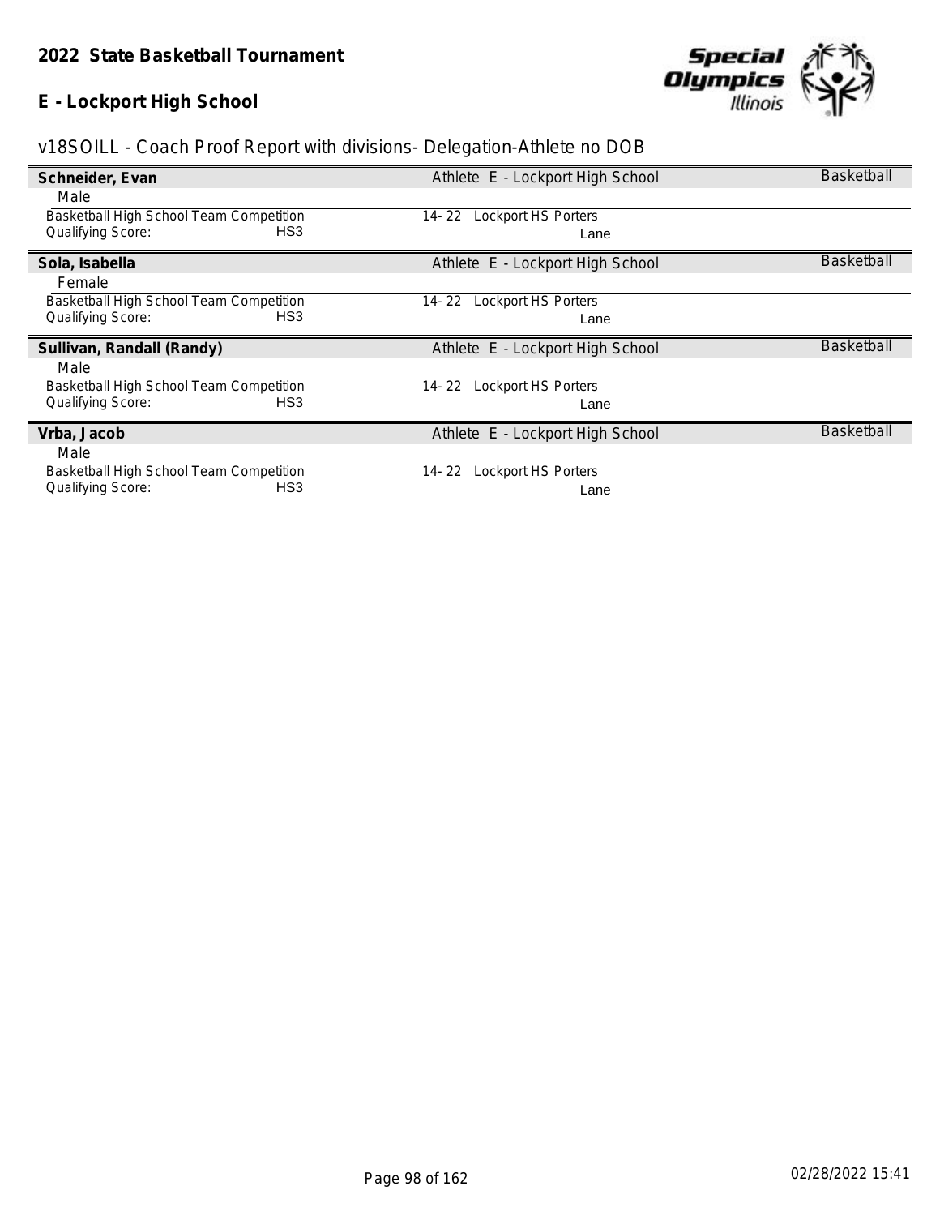**2022 State Basketball Tournament**

**E - Lockport High School**

v18SOILL - Coach Proof Report with divisions- Delegation-Athlete no DOB

**Schneider, Evan** — Athlete E - Lockport High School — Basketball

Male

Basketball High School Team Competition — 14- 22 Lockport HS Porters

Qualifying Score: HS3 — Lane

**Sola, Isabella** — Athlete E - Lockport High School — Basketball

Female

Basketball High School Team Competition — 14- 22 Lockport HS Porters

Qualifying Score: HS3 — Lane

**Sullivan, Randall (Randy)** — Athlete E - Lockport High School — Basketball

Male

Basketball High School Team Competition — 14- 22 Lockport HS Porters

Qualifying Score: HS3 — Lane

**Vrba, Jacob** — Athlete E - Lockport High School — Basketball

Male

Basketball High School Team Competition — 14- 22 Lockport HS Porters

Qualifying Score: HS3 — Lane

02/28/2022 15:41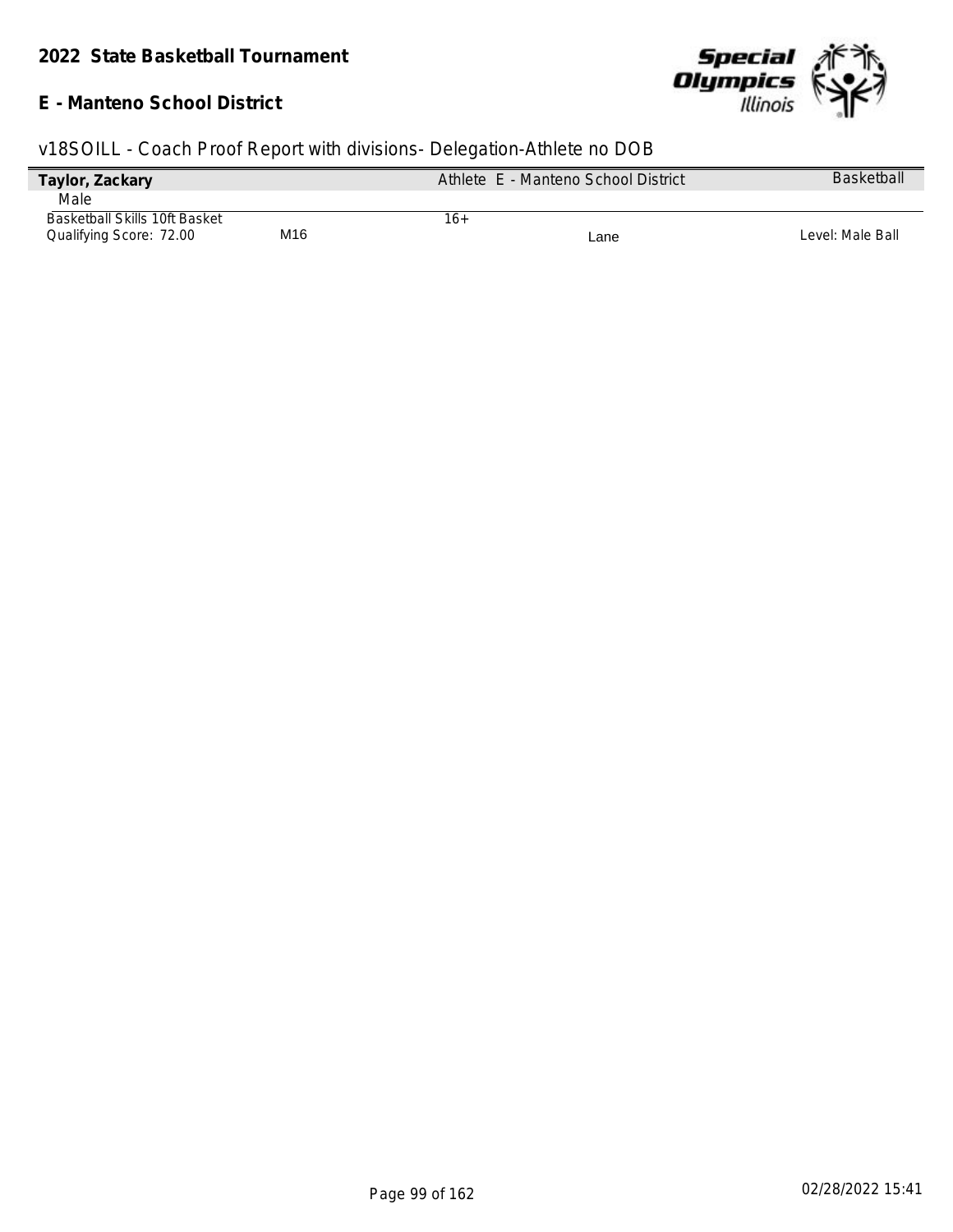# 2022 State Basketball Tournament

## E - Manteno School District

v18SOILL - Coach Proof Report with divisions- Delegation-Athlete no DOB

| **Taylor, Zackary** | | Athlete E - Manteno School District | | Basketball |
|---|---|---|---|---|
| Male | | | | |
| Basketball Skills 10ft Basket | | 16+ | | |
| Qualifying Score: 72.00 | M16 | | Lane | Level: Male Ball |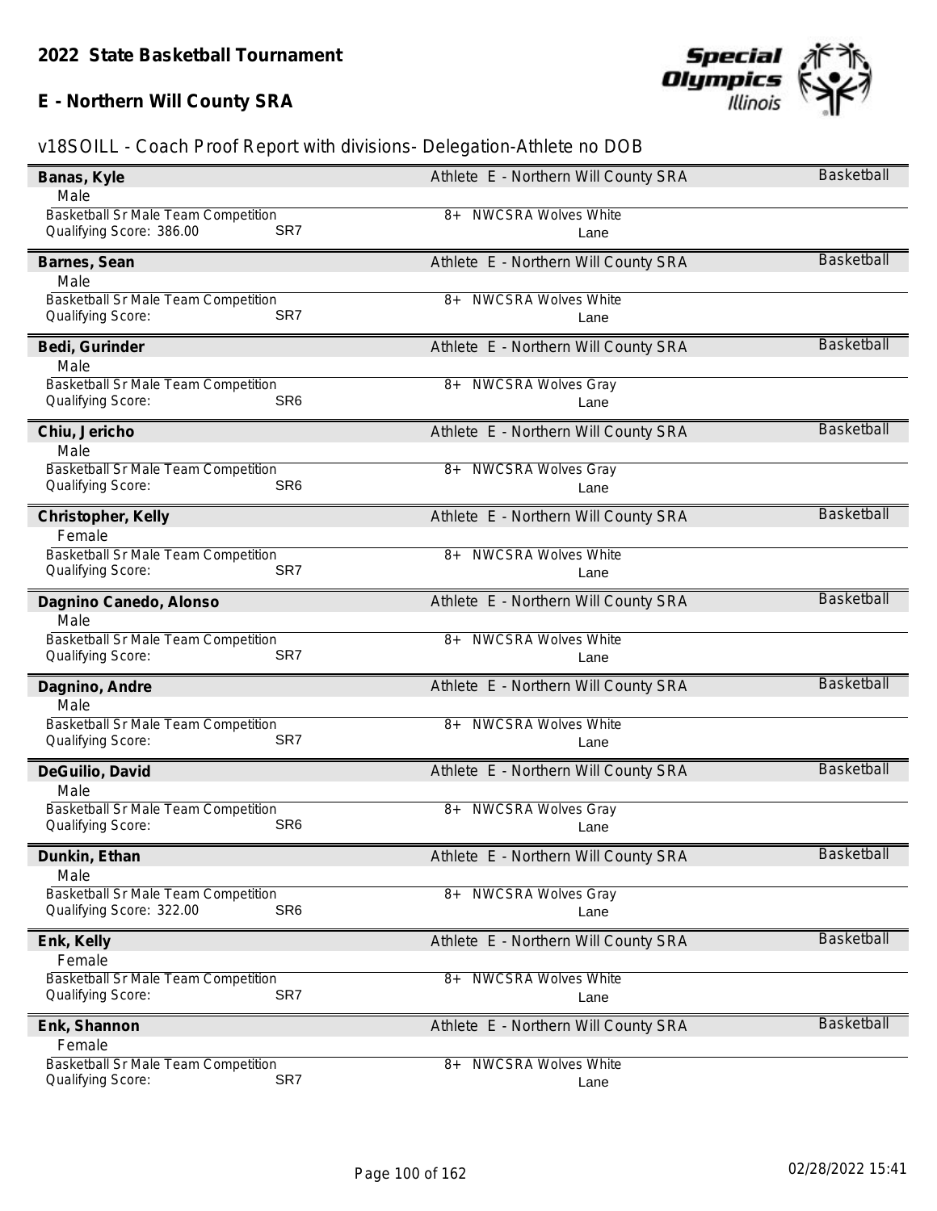## 2022 State Basketball Tournament

## E - Northern Will County SRA

v18SOILL - Coach Proof Report with divisions- Delegation-Athlete no DOB

**Banas, Kyle** — Athlete E - Northern Will County SRA — Basketball
Male
Basketball Sr Male Team Competition — 8+ NWCSRA Wolves White
Qualifying Score: 386.00 — SR7 — Lane

**Barnes, Sean** — Athlete E - Northern Will County SRA — Basketball
Male
Basketball Sr Male Team Competition — 8+ NWCSRA Wolves White
Qualifying Score: — SR7 — Lane

**Bedi, Gurinder** — Athlete E - Northern Will County SRA — Basketball
Male
Basketball Sr Male Team Competition — 8+ NWCSRA Wolves Gray
Qualifying Score: — SR6 — Lane

**Chiu, Jericho** — Athlete E - Northern Will County SRA — Basketball
Male
Basketball Sr Male Team Competition — 8+ NWCSRA Wolves Gray
Qualifying Score: — SR6 — Lane

**Christopher, Kelly** — Athlete E - Northern Will County SRA — Basketball
Female
Basketball Sr Male Team Competition — 8+ NWCSRA Wolves White
Qualifying Score: — SR7 — Lane

**Dagnino Canedo, Alonso** — Athlete E - Northern Will County SRA — Basketball
Male
Basketball Sr Male Team Competition — 8+ NWCSRA Wolves White
Qualifying Score: — SR7 — Lane

**Dagnino, Andre** — Athlete E - Northern Will County SRA — Basketball
Male
Basketball Sr Male Team Competition — 8+ NWCSRA Wolves White
Qualifying Score: — SR7 — Lane

**DeGuilio, David** — Athlete E - Northern Will County SRA — Basketball
Male
Basketball Sr Male Team Competition — 8+ NWCSRA Wolves Gray
Qualifying Score: — SR6 — Lane

**Dunkin, Ethan** — Athlete E - Northern Will County SRA — Basketball
Male
Basketball Sr Male Team Competition — 8+ NWCSRA Wolves Gray
Qualifying Score: 322.00 — SR6 — Lane

**Enk, Kelly** — Athlete E - Northern Will County SRA — Basketball
Female
Basketball Sr Male Team Competition — 8+ NWCSRA Wolves White
Qualifying Score: — SR7 — Lane

**Enk, Shannon** — Athlete E - Northern Will County SRA — Basketball
Female
Basketball Sr Male Team Competition — 8+ NWCSRA Wolves White
Qualifying Score: — SR7 — Lane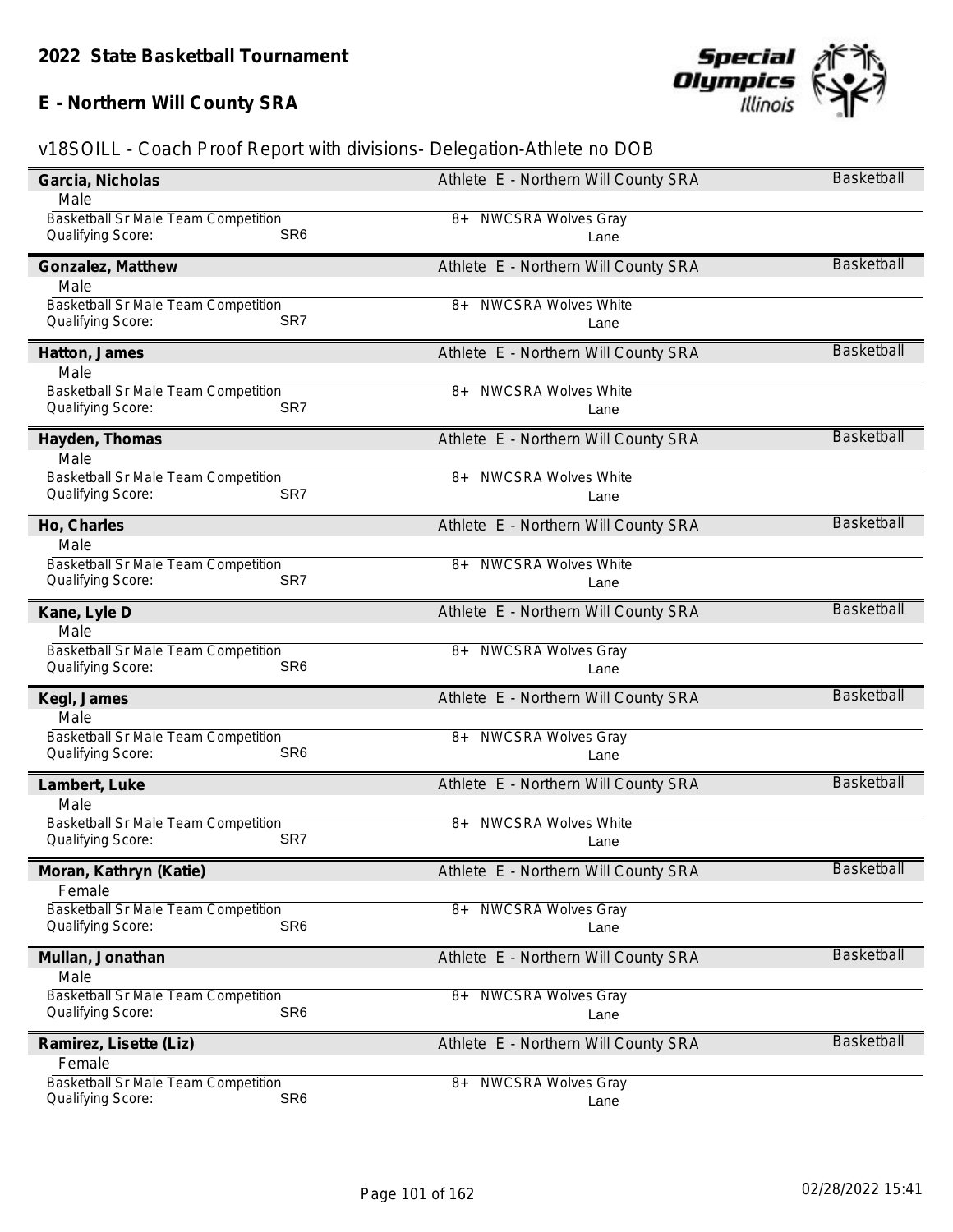# 2022 State Basketball Tournament

## E - Northern Will County SRA

v18SOILL - Coach Proof Report with divisions- Delegation-Athlete no DOB

| Name | Gender | Competition | Qualifying Score | Division / Team | Lane | Delegation | Sport |
|---|---|---|---|---|---|---|---|
| Garcia, Nicholas | Male | Basketball Sr Male Team Competition | SR6 | 8+ NWCSRA Wolves Gray | Lane | Athlete E - Northern Will County SRA | Basketball |
| Gonzalez, Matthew | Male | Basketball Sr Male Team Competition | SR7 | 8+ NWCSRA Wolves White | Lane | Athlete E - Northern Will County SRA | Basketball |
| Hatton, James | Male | Basketball Sr Male Team Competition | SR7 | 8+ NWCSRA Wolves White | Lane | Athlete E - Northern Will County SRA | Basketball |
| Hayden, Thomas | Male | Basketball Sr Male Team Competition | SR7 | 8+ NWCSRA Wolves White | Lane | Athlete E - Northern Will County SRA | Basketball |
| Ho, Charles | Male | Basketball Sr Male Team Competition | SR7 | 8+ NWCSRA Wolves White | Lane | Athlete E - Northern Will County SRA | Basketball |
| Kane, Lyle D | Male | Basketball Sr Male Team Competition | SR6 | 8+ NWCSRA Wolves Gray | Lane | Athlete E - Northern Will County SRA | Basketball |
| Kegl, James | Male | Basketball Sr Male Team Competition | SR6 | 8+ NWCSRA Wolves Gray | Lane | Athlete E - Northern Will County SRA | Basketball |
| Lambert, Luke | Male | Basketball Sr Male Team Competition | SR7 | 8+ NWCSRA Wolves White | Lane | Athlete E - Northern Will County SRA | Basketball |
| Moran, Kathryn (Katie) | Female | Basketball Sr Male Team Competition | SR6 | 8+ NWCSRA Wolves Gray | Lane | Athlete E - Northern Will County SRA | Basketball |
| Mullan, Jonathan | Male | Basketball Sr Male Team Competition | SR6 | 8+ NWCSRA Wolves Gray | Lane | Athlete E - Northern Will County SRA | Basketball |
| Ramirez, Lisette (Liz) | Female | Basketball Sr Male Team Competition | SR6 | 8+ NWCSRA Wolves Gray | Lane | Athlete E - Northern Will County SRA | Basketball |

02/28/2022 15:41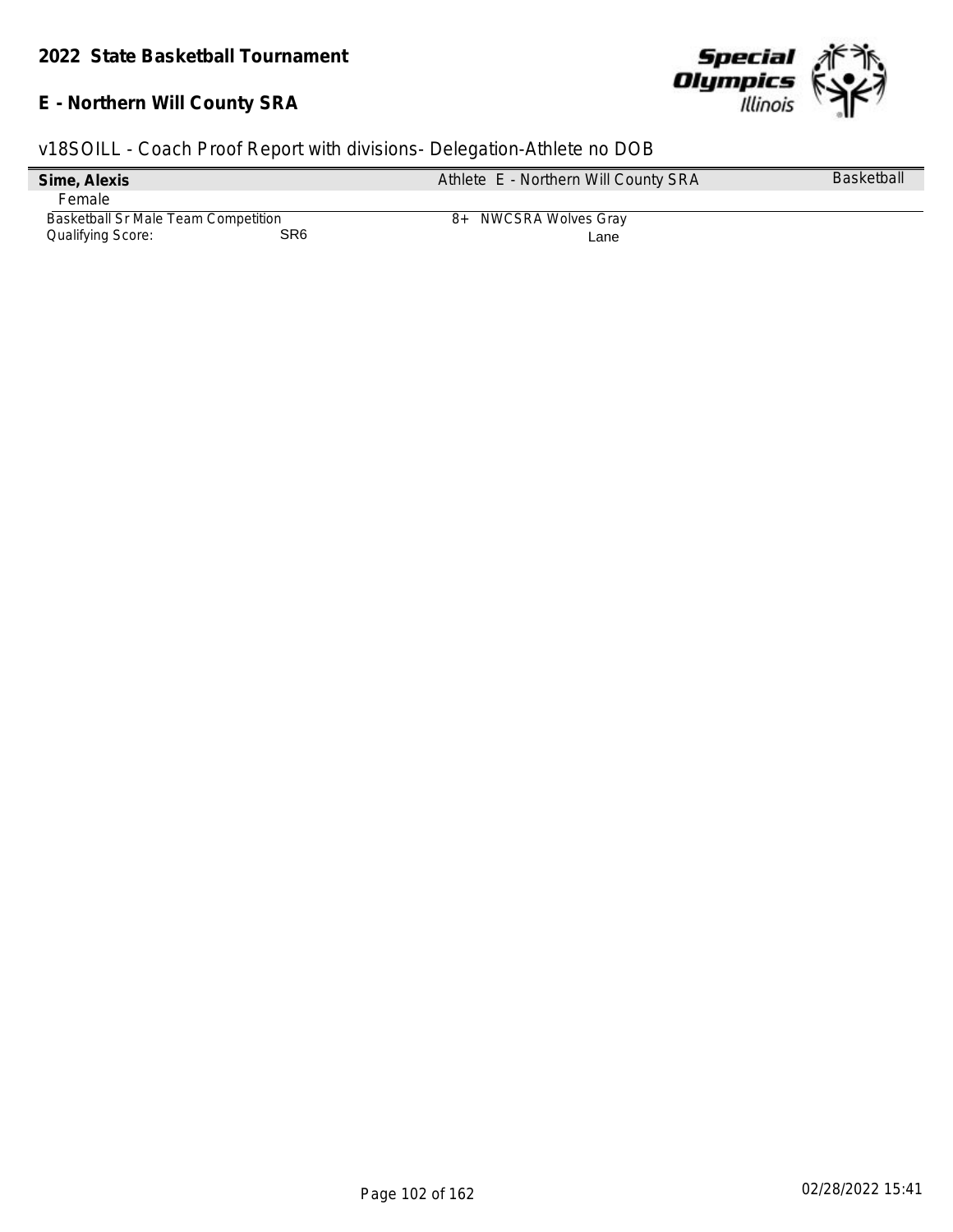## 2022 State Basketball Tournament

## E - Northern Will County SRA

v18SOILL - Coach Proof Report with divisions- Delegation-Athlete no DOB

| **Sime, Alexis** | Athlete E - Northern Will County SRA | Basketball |
|---|---|---|
| Female | | |
| Basketball Sr Male Team Competition | 8+ NWCSRA Wolves Gray | |
| Qualifying Score: SR6 | Lane | |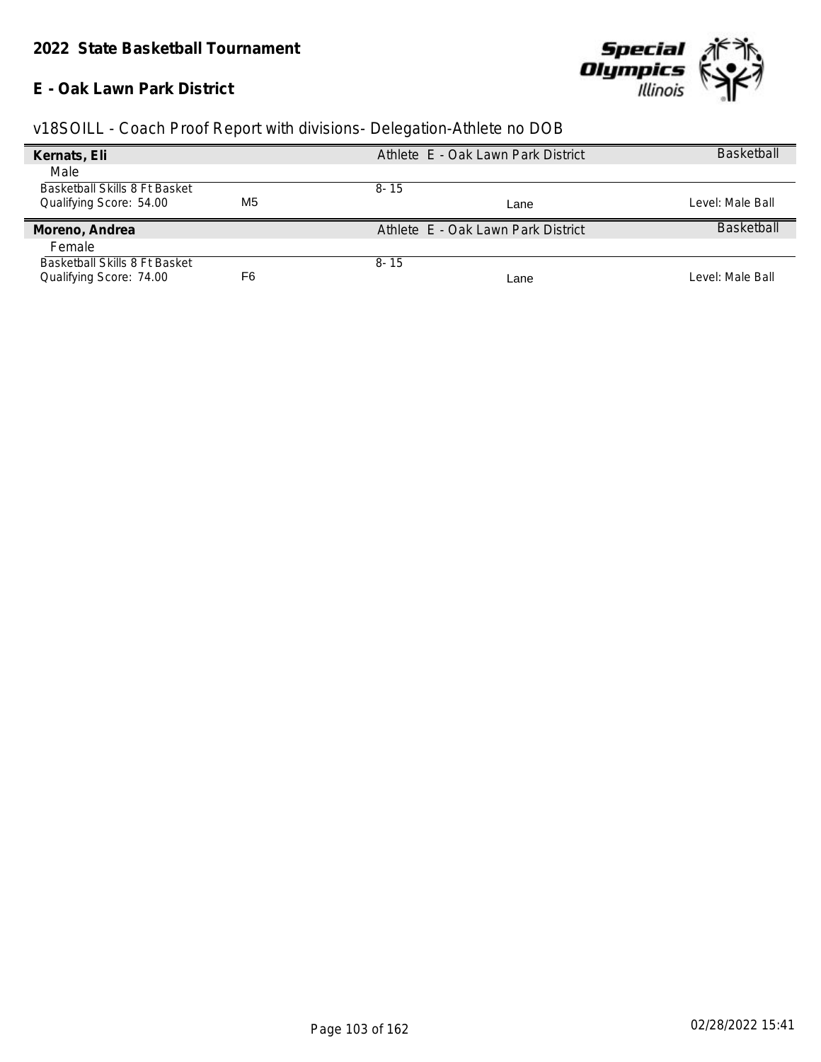**2022 State Basketball Tournament**

**E - Oak Lawn Park District**

v18SOILL - Coach Proof Report with divisions- Delegation-Athlete no DOB

| **Kernats, Eli** | | Athlete E - Oak Lawn Park District | | Basketball |
|---|---|---|---|---|
| Male | | | | |
| Basketball Skills 8 Ft Basket | | 8- 15 | | |
| Qualifying Score: 54.00 | M5 | | Lane | Level: Male Ball |
| **Moreno, Andrea** | | Athlete E - Oak Lawn Park District | | Basketball |
| Female | | | | |
| Basketball Skills 8 Ft Basket | | 8- 15 | | |
| Qualifying Score: 74.00 | F6 | | Lane | Level: Male Ball |

02/28/2022 15:41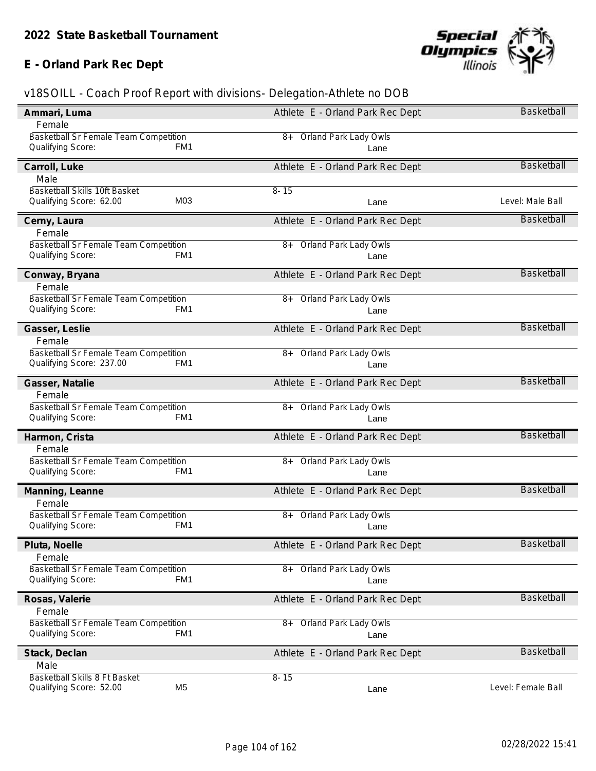# 2022 State Basketball Tournament

## E - Orland Park Rec Dept

v18SOILL - Coach Proof Report with divisions- Delegation-Athlete no DOB

**Ammari, Luma** — Athlete E - Orland Park Rec Dept — Basketball
Female
Basketball Sr Female Team Competition — 8+ Orland Park Lady Owls
Qualifying Score: FM1 — Lane

**Carroll, Luke** — Athlete E - Orland Park Rec Dept — Basketball
Male
Basketball Skills 10ft Basket — 8- 15
Qualifying Score: 62.00 M03 — Lane — Level: Male Ball

**Cerny, Laura** — Athlete E - Orland Park Rec Dept — Basketball
Female
Basketball Sr Female Team Competition — 8+ Orland Park Lady Owls
Qualifying Score: FM1 — Lane

**Conway, Bryana** — Athlete E - Orland Park Rec Dept — Basketball
Female
Basketball Sr Female Team Competition — 8+ Orland Park Lady Owls
Qualifying Score: FM1 — Lane

**Gasser, Leslie** — Athlete E - Orland Park Rec Dept — Basketball
Female
Basketball Sr Female Team Competition — 8+ Orland Park Lady Owls
Qualifying Score: 237.00 FM1 — Lane

**Gasser, Natalie** — Athlete E - Orland Park Rec Dept — Basketball
Female
Basketball Sr Female Team Competition — 8+ Orland Park Lady Owls
Qualifying Score: FM1 — Lane

**Harmon, Crista** — Athlete E - Orland Park Rec Dept — Basketball
Female
Basketball Sr Female Team Competition — 8+ Orland Park Lady Owls
Qualifying Score: FM1 — Lane

**Manning, Leanne** — Athlete E - Orland Park Rec Dept — Basketball
Female
Basketball Sr Female Team Competition — 8+ Orland Park Lady Owls
Qualifying Score: FM1 — Lane

**Pluta, Noelle** — Athlete E - Orland Park Rec Dept — Basketball
Female
Basketball Sr Female Team Competition — 8+ Orland Park Lady Owls
Qualifying Score: FM1 — Lane

**Rosas, Valerie** — Athlete E - Orland Park Rec Dept — Basketball
Female
Basketball Sr Female Team Competition — 8+ Orland Park Lady Owls
Qualifying Score: FM1 — Lane

**Stack, Declan** — Athlete E - Orland Park Rec Dept — Basketball
Male
Basketball Skills 8 Ft Basket — 8- 15
Qualifying Score: 52.00 M5 — Lane — Level: Female Ball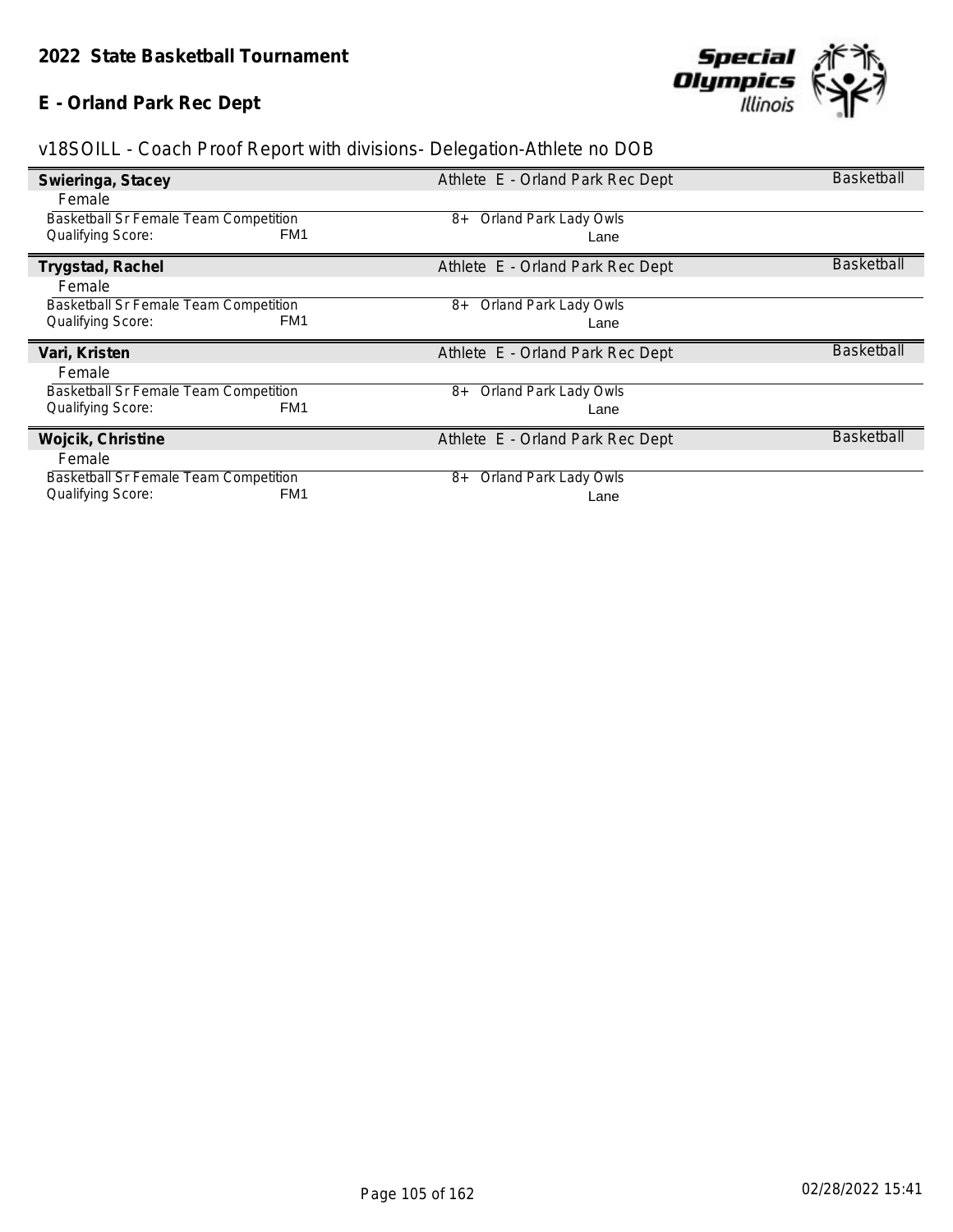## 2022 State Basketball Tournament

## E - Orland Park Rec Dept

v18SOILL - Coach Proof Report with divisions- Delegation-Athlete no DOB

**Swieringa, Stacey** — Athlete E - Orland Park Rec Dept — Basketball

Female

Basketball Sr Female Team Competition — 8+ Orland Park Lady Owls

Qualifying Score: FM1 — Lane

**Trygstad, Rachel** — Athlete E - Orland Park Rec Dept — Basketball

Female

Basketball Sr Female Team Competition — 8+ Orland Park Lady Owls

Qualifying Score: FM1 — Lane

**Vari, Kristen** — Athlete E - Orland Park Rec Dept — Basketball

Female

Basketball Sr Female Team Competition — 8+ Orland Park Lady Owls

Qualifying Score: FM1 — Lane

**Wojcik, Christine** — Athlete E - Orland Park Rec Dept — Basketball

Female

Basketball Sr Female Team Competition — 8+ Orland Park Lady Owls

Qualifying Score: FM1 — Lane

02/28/2022 15:41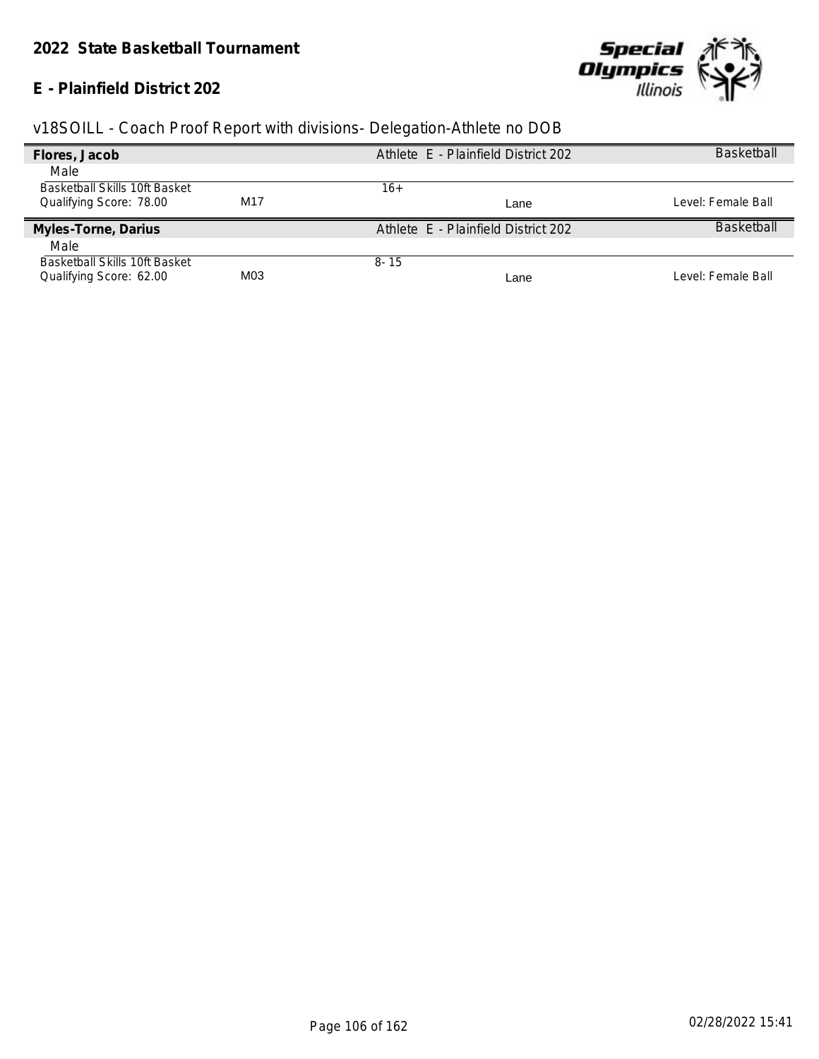**2022 State Basketball Tournament**

**E - Plainfield District 202**

v18SOILL - Coach Proof Report with divisions- Delegation-Athlete no DOB

| **Flores, Jacob** | | Athlete E - Plainfield District 202 | | Basketball |
|---|---|---|---|---|
| Male | | | | |
| Basketball Skills 10ft Basket | | 16+ | | |
| Qualifying Score: 78.00 | M17 | | Lane | Level: Female Ball |

| **Myles-Torne, Darius** | | Athlete E - Plainfield District 202 | | Basketball |
|---|---|---|---|---|
| Male | | | | |
| Basketball Skills 10ft Basket | | 8- 15 | | |
| Qualifying Score: 62.00 | M03 | | Lane | Level: Female Ball |

02/28/2022 15:41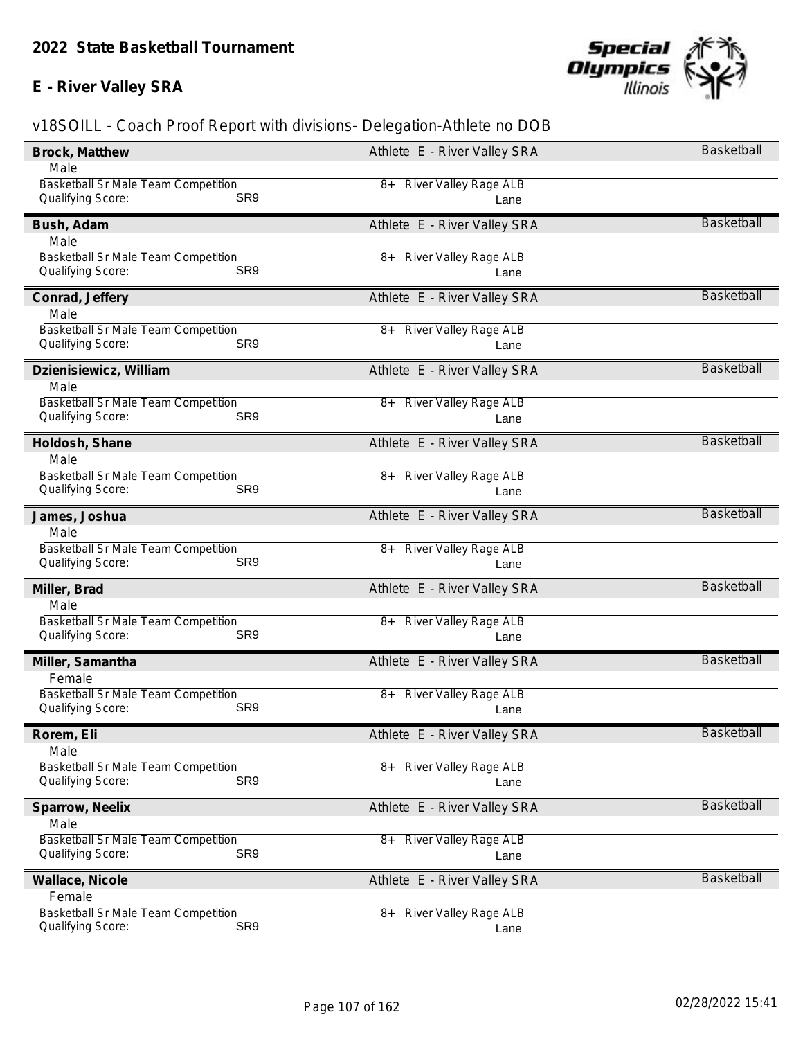# 2022 State Basketball Tournament

## E - River Valley SRA

### v18SOILL - Coach Proof Report with divisions- Delegation-Athlete no DOB

**Brock, Matthew** — Athlete E - River Valley SRA — Basketball
Male
Basketball Sr Male Team Competition — 8+ River Valley Rage ALB
Qualifying Score: SR9 — Lane

**Bush, Adam** — Athlete E - River Valley SRA — Basketball
Male
Basketball Sr Male Team Competition — 8+ River Valley Rage ALB
Qualifying Score: SR9 — Lane

**Conrad, Jeffery** — Athlete E - River Valley SRA — Basketball
Male
Basketball Sr Male Team Competition — 8+ River Valley Rage ALB
Qualifying Score: SR9 — Lane

**Dzienisiewicz, William** — Athlete E - River Valley SRA — Basketball
Male
Basketball Sr Male Team Competition — 8+ River Valley Rage ALB
Qualifying Score: SR9 — Lane

**Holdosh, Shane** — Athlete E - River Valley SRA — Basketball
Male
Basketball Sr Male Team Competition — 8+ River Valley Rage ALB
Qualifying Score: SR9 — Lane

**James, Joshua** — Athlete E - River Valley SRA — Basketball
Male
Basketball Sr Male Team Competition — 8+ River Valley Rage ALB
Qualifying Score: SR9 — Lane

**Miller, Brad** — Athlete E - River Valley SRA — Basketball
Male
Basketball Sr Male Team Competition — 8+ River Valley Rage ALB
Qualifying Score: SR9 — Lane

**Miller, Samantha** — Athlete E - River Valley SRA — Basketball
Female
Basketball Sr Male Team Competition — 8+ River Valley Rage ALB
Qualifying Score: SR9 — Lane

**Rorem, Eli** — Athlete E - River Valley SRA — Basketball
Male
Basketball Sr Male Team Competition — 8+ River Valley Rage ALB
Qualifying Score: SR9 — Lane

**Sparrow, Neelix** — Athlete E - River Valley SRA — Basketball
Male
Basketball Sr Male Team Competition — 8+ River Valley Rage ALB
Qualifying Score: SR9 — Lane

**Wallace, Nicole** — Athlete E - River Valley SRA — Basketball
Female
Basketball Sr Male Team Competition — 8+ River Valley Rage ALB
Qualifying Score: SR9 — Lane

02/28/2022 15:41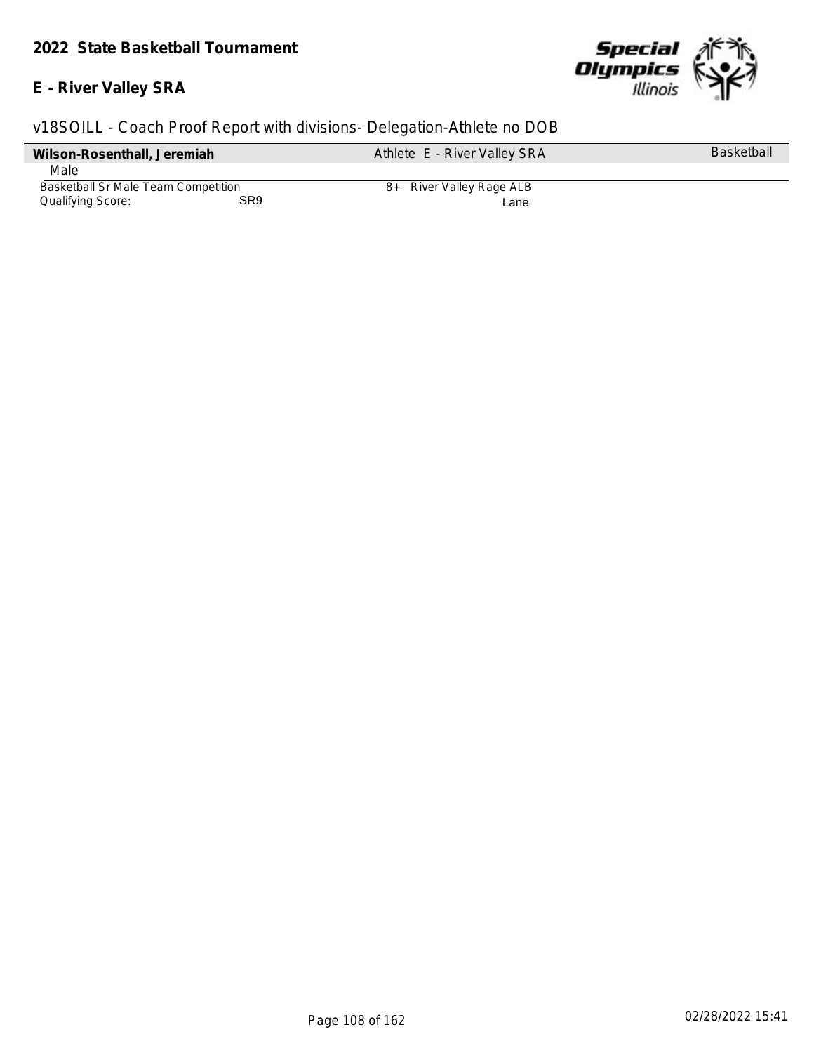## 2022 State Basketball Tournament

## E - River Valley SRA

v18SOILL - Coach Proof Report with divisions- Delegation-Athlete no DOB

**Wilson-Rosenthall, Jeremiah** — Athlete E - River Valley SRA — Basketball

Male

Basketball Sr Male Team Competition — 8+ River Valley Rage ALB

Qualifying Score: SR9 — Lane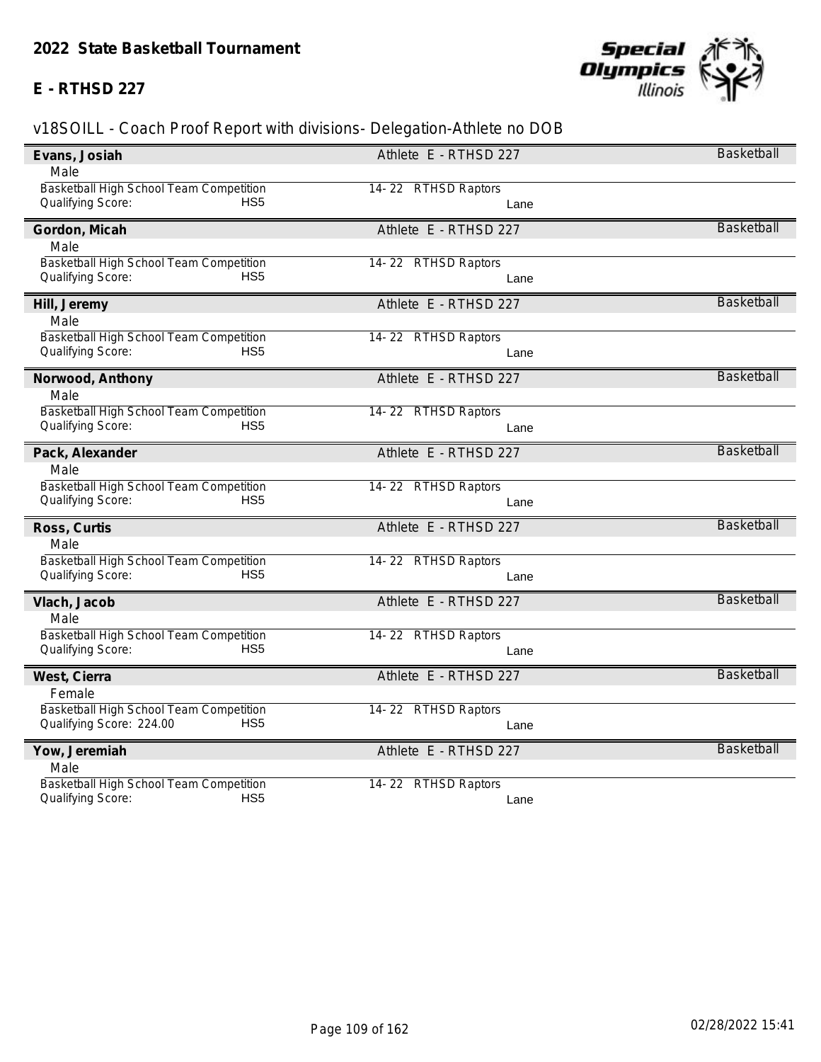## 2022 State Basketball Tournament

### E - RTHSD 227

v18SOILL - Coach Proof Report with divisions- Delegation-Athlete no DOB

**Evans, Josiah** — Athlete E - RTHSD 227 — Basketball
Male
Basketball High School Team Competition — 14- 22 RTHSD Raptors
Qualifying Score: HS5 — Lane

**Gordon, Micah** — Athlete E - RTHSD 227 — Basketball
Male
Basketball High School Team Competition — 14- 22 RTHSD Raptors
Qualifying Score: HS5 — Lane

**Hill, Jeremy** — Athlete E - RTHSD 227 — Basketball
Male
Basketball High School Team Competition — 14- 22 RTHSD Raptors
Qualifying Score: HS5 — Lane

**Norwood, Anthony** — Athlete E - RTHSD 227 — Basketball
Male
Basketball High School Team Competition — 14- 22 RTHSD Raptors
Qualifying Score: HS5 — Lane

**Pack, Alexander** — Athlete E - RTHSD 227 — Basketball
Male
Basketball High School Team Competition — 14- 22 RTHSD Raptors
Qualifying Score: HS5 — Lane

**Ross, Curtis** — Athlete E - RTHSD 227 — Basketball
Male
Basketball High School Team Competition — 14- 22 RTHSD Raptors
Qualifying Score: HS5 — Lane

**Vlach, Jacob** — Athlete E - RTHSD 227 — Basketball
Male
Basketball High School Team Competition — 14- 22 RTHSD Raptors
Qualifying Score: HS5 — Lane

**West, Cierra** — Athlete E - RTHSD 227 — Basketball
Female
Basketball High School Team Competition — 14- 22 RTHSD Raptors
Qualifying Score: 224.00 HS5 — Lane

**Yow, Jeremiah** — Athlete E - RTHSD 227 — Basketball
Male
Basketball High School Team Competition — 14- 22 RTHSD Raptors
Qualifying Score: HS5 — Lane

02/28/2022 15:41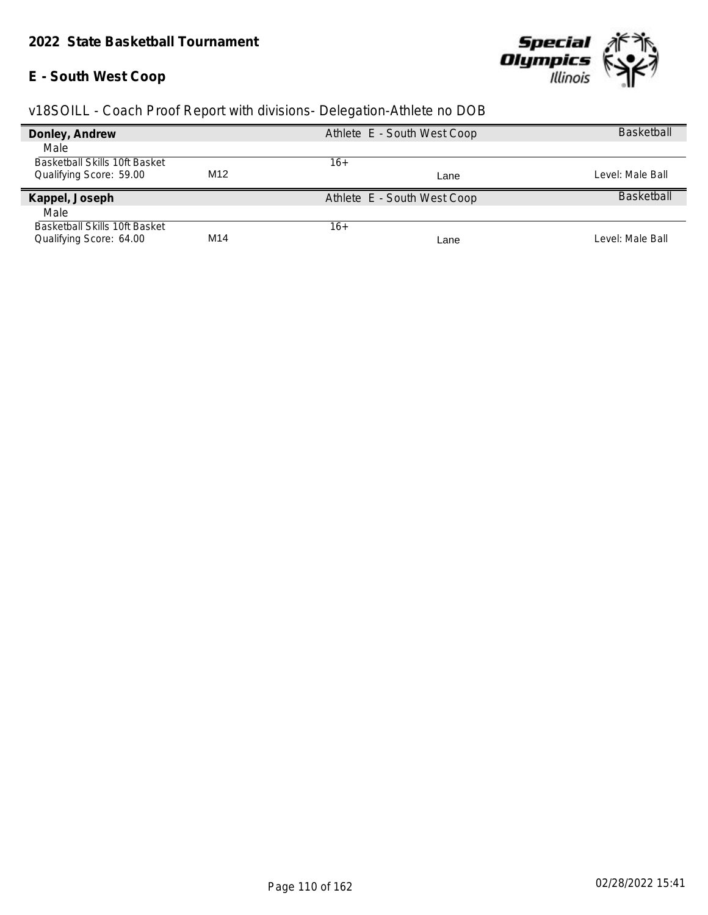**2022 State Basketball Tournament**

**E - South West Coop**

v18SOILL - Coach Proof Report with divisions- Delegation-Athlete no DOB

| **Donley, Andrew** | | Athlete E - South West Coop | | Basketball |
|---|---|---|---|---|
| Male | | | | |
| Basketball Skills 10ft Basket | | 16+ | | |
| Qualifying Score: 59.00 | M12 | | Lane | Level: Male Ball |

| **Kappel, Joseph** | | Athlete E - South West Coop | | Basketball |
|---|---|---|---|---|
| Male | | | | |
| Basketball Skills 10ft Basket | | 16+ | | |
| Qualifying Score: 64.00 | M14 | | Lane | Level: Male Ball |

02/28/2022 15:41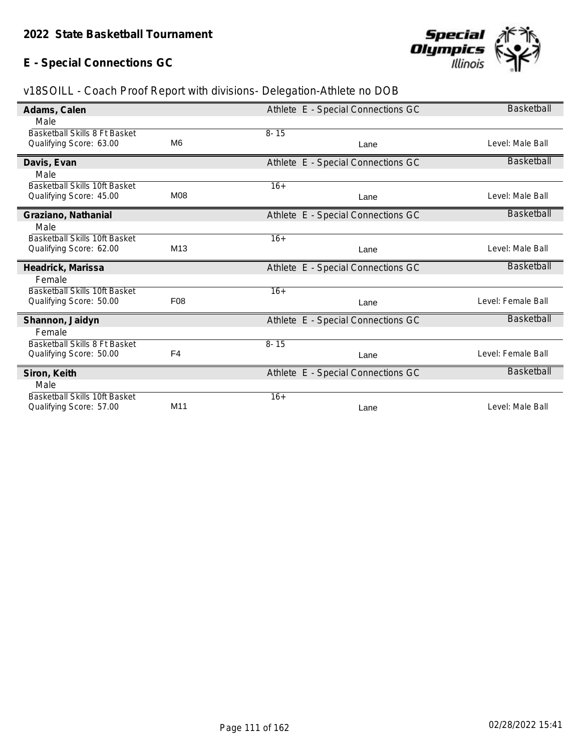# 2022 State Basketball Tournament

## E - Special Connections GC

v18SOILL - Coach Proof Report with divisions- Delegation-Athlete no DOB

**Adams, Calen** — Athlete E - Special Connections GC — Basketball
Male

| Basketball Skills 8 Ft Basket | | 8- 15 | | |
|---|---|---|---|---|
| Qualifying Score: 63.00 | M6 | | Lane | Level: Male Ball |

**Davis, Evan** — Athlete E - Special Connections GC — Basketball
Male

| Basketball Skills 10ft Basket | | 16+ | | |
|---|---|---|---|---|
| Qualifying Score: 45.00 | M08 | | Lane | Level: Male Ball |

**Graziano, Nathanial** — Athlete E - Special Connections GC — Basketball
Male

| Basketball Skills 10ft Basket | | 16+ | | |
|---|---|---|---|---|
| Qualifying Score: 62.00 | M13 | | Lane | Level: Male Ball |

**Headrick, Marissa** — Athlete E - Special Connections GC — Basketball
Female

| Basketball Skills 10ft Basket | | 16+ | | |
|---|---|---|---|---|
| Qualifying Score: 50.00 | F08 | | Lane | Level: Female Ball |

**Shannon, Jaidyn** — Athlete E - Special Connections GC — Basketball
Female

| Basketball Skills 8 Ft Basket | | 8- 15 | | |
|---|---|---|---|---|
| Qualifying Score: 50.00 | F4 | | Lane | Level: Female Ball |

**Siron, Keith** — Athlete E - Special Connections GC — Basketball
Male

| Basketball Skills 10ft Basket | | 16+ | | |
|---|---|---|---|---|
| Qualifying Score: 57.00 | M11 | | Lane | Level: Male Ball |

02/28/2022 15:41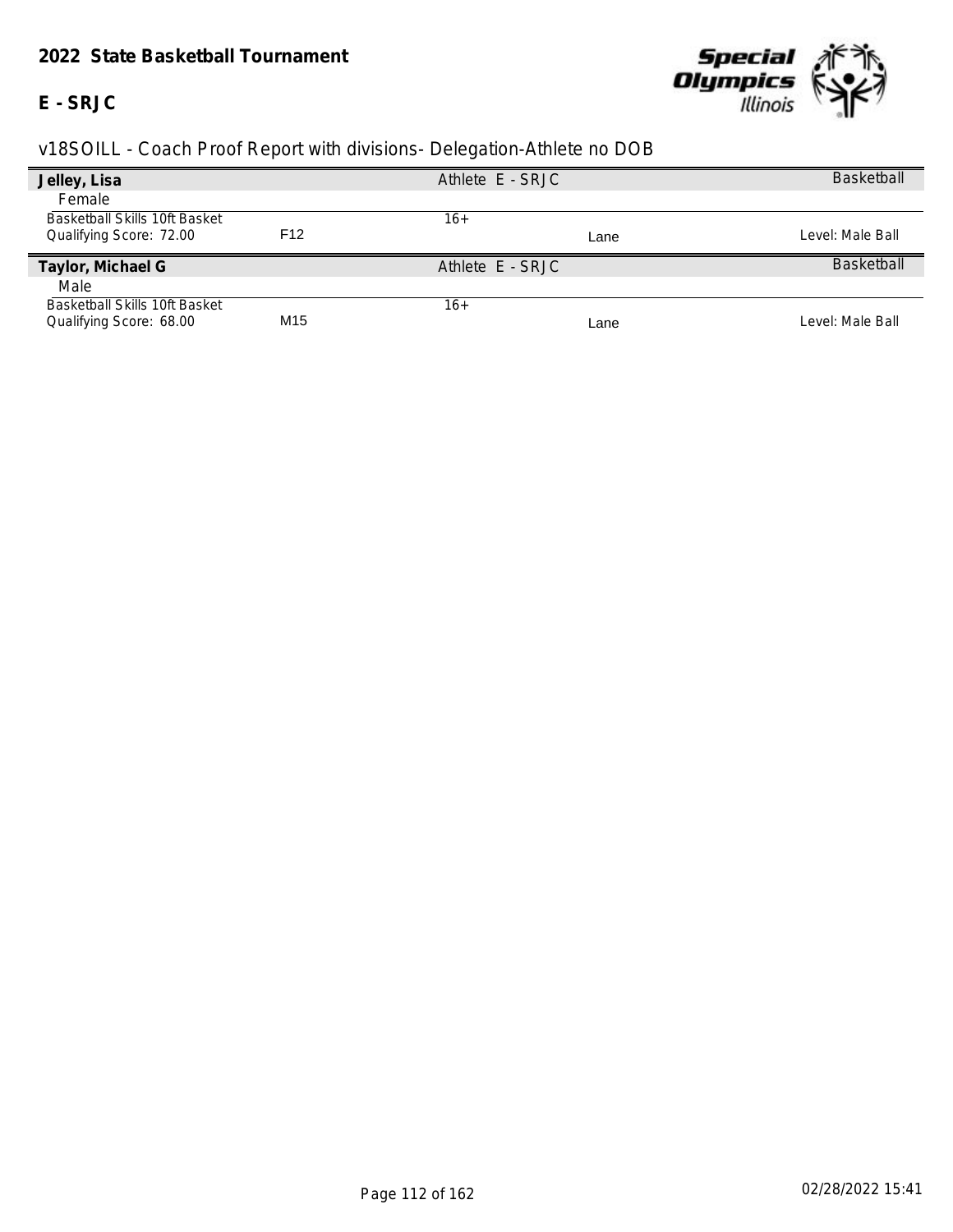## 2022 State Basketball Tournament

**E - SRJC**

v18SOILL - Coach Proof Report with divisions- Delegation-Athlete no DOB

| **Jelley, Lisa** | | Athlete E - SRJC | | Basketball |
|---|---|---|---|---|
| Female | | | | |
| Basketball Skills 10ft Basket | | 16+ | | |
| Qualifying Score: 72.00 | F12 | | Lane | Level: Male Ball |

| **Taylor, Michael G** | | Athlete E - SRJC | | Basketball |
|---|---|---|---|---|
| Male | | | | |
| Basketball Skills 10ft Basket | | 16+ | | |
| Qualifying Score: 68.00 | M15 | | Lane | Level: Male Ball |

02/28/2022 15:41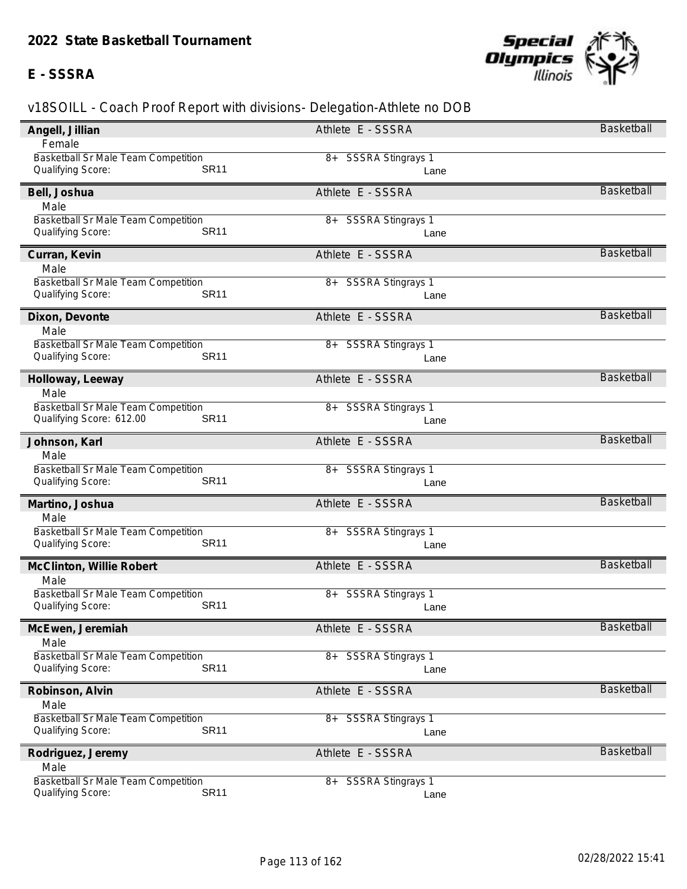## 2022 State Basketball Tournament

### E - SSSRA

v18SOILL - Coach Proof Report with divisions- Delegation-Athlete no DOB

**Angell, Jillian** — Athlete E - SSSRA — Basketball
Female
Basketball Sr Male Team Competition — 8+ SSSRA Stingrays 1
Qualifying Score: SR11 — Lane

**Bell, Joshua** — Athlete E - SSSRA — Basketball
Male
Basketball Sr Male Team Competition — 8+ SSSRA Stingrays 1
Qualifying Score: SR11 — Lane

**Curran, Kevin** — Athlete E - SSSRA — Basketball
Male
Basketball Sr Male Team Competition — 8+ SSSRA Stingrays 1
Qualifying Score: SR11 — Lane

**Dixon, Devonte** — Athlete E - SSSRA — Basketball
Male
Basketball Sr Male Team Competition — 8+ SSSRA Stingrays 1
Qualifying Score: SR11 — Lane

**Holloway, Leeway** — Athlete E - SSSRA — Basketball
Male
Basketball Sr Male Team Competition — 8+ SSSRA Stingrays 1
Qualifying Score: 612.00 SR11 — Lane

**Johnson, Karl** — Athlete E - SSSRA — Basketball
Male
Basketball Sr Male Team Competition — 8+ SSSRA Stingrays 1
Qualifying Score: SR11 — Lane

**Martino, Joshua** — Athlete E - SSSRA — Basketball
Male
Basketball Sr Male Team Competition — 8+ SSSRA Stingrays 1
Qualifying Score: SR11 — Lane

**McClinton, Willie Robert** — Athlete E - SSSRA — Basketball
Male
Basketball Sr Male Team Competition — 8+ SSSRA Stingrays 1
Qualifying Score: SR11 — Lane

**McEwen, Jeremiah** — Athlete E - SSSRA — Basketball
Male
Basketball Sr Male Team Competition — 8+ SSSRA Stingrays 1
Qualifying Score: SR11 — Lane

**Robinson, Alvin** — Athlete E - SSSRA — Basketball
Male
Basketball Sr Male Team Competition — 8+ SSSRA Stingrays 1
Qualifying Score: SR11 — Lane

**Rodriguez, Jeremy** — Athlete E - SSSRA — Basketball
Male
Basketball Sr Male Team Competition — 8+ SSSRA Stingrays 1
Qualifying Score: SR11 — Lane

02/28/2022 15:41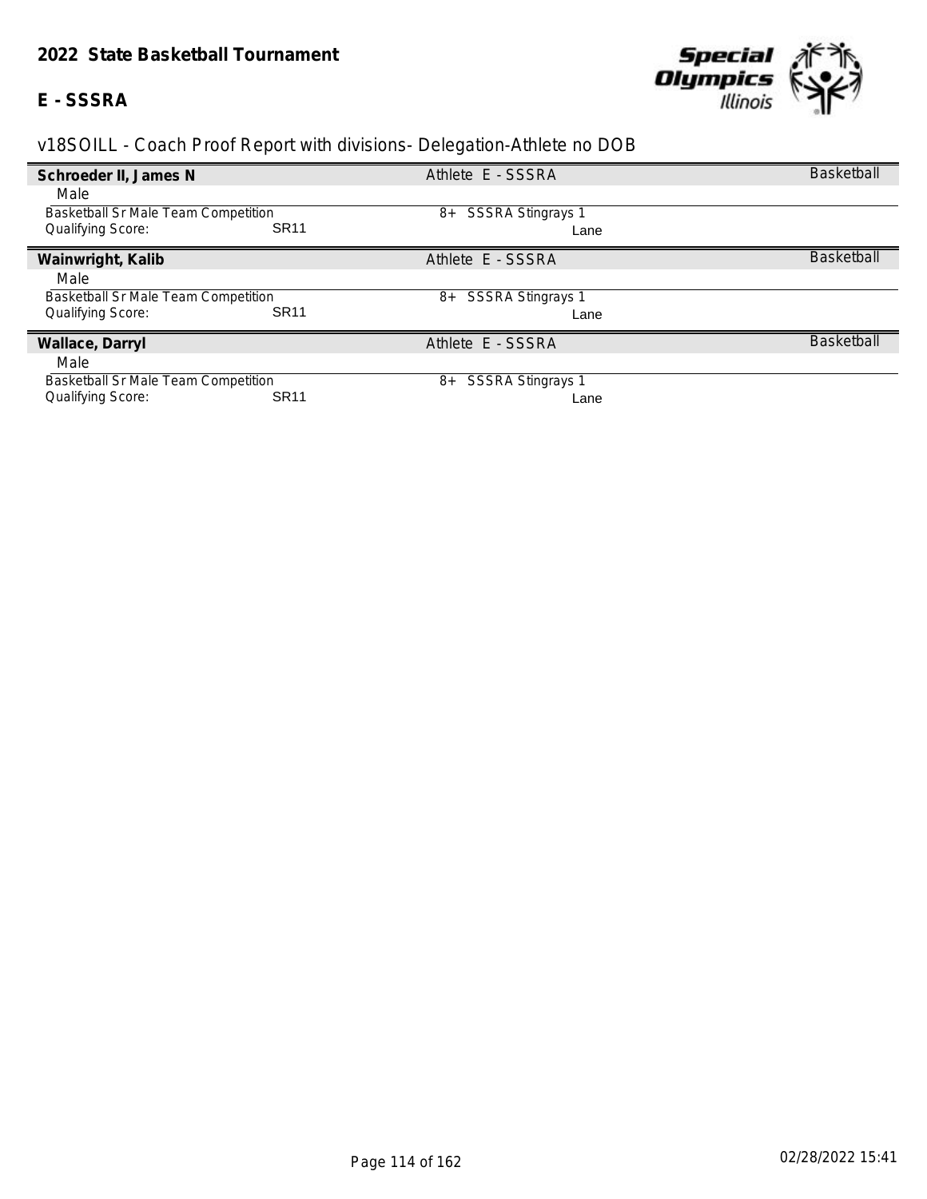## 2022 State Basketball Tournament

### E - SSSRA

v18SOILL - Coach Proof Report with divisions- Delegation-Athlete no DOB

**Schroeder II, James N** — Athlete E - SSSRA — Basketball

Male

Basketball Sr Male Team Competition — 8+ SSSRA Stingrays 1

Qualifying Score: SR11 — Lane

**Wainwright, Kalib** — Athlete E - SSSRA — Basketball

Male

Basketball Sr Male Team Competition — 8+ SSSRA Stingrays 1

Qualifying Score: SR11 — Lane

**Wallace, Darryl** — Athlete E - SSSRA — Basketball

Male

Basketball Sr Male Team Competition — 8+ SSSRA Stingrays 1

Qualifying Score: SR11 — Lane

02/28/2022 15:41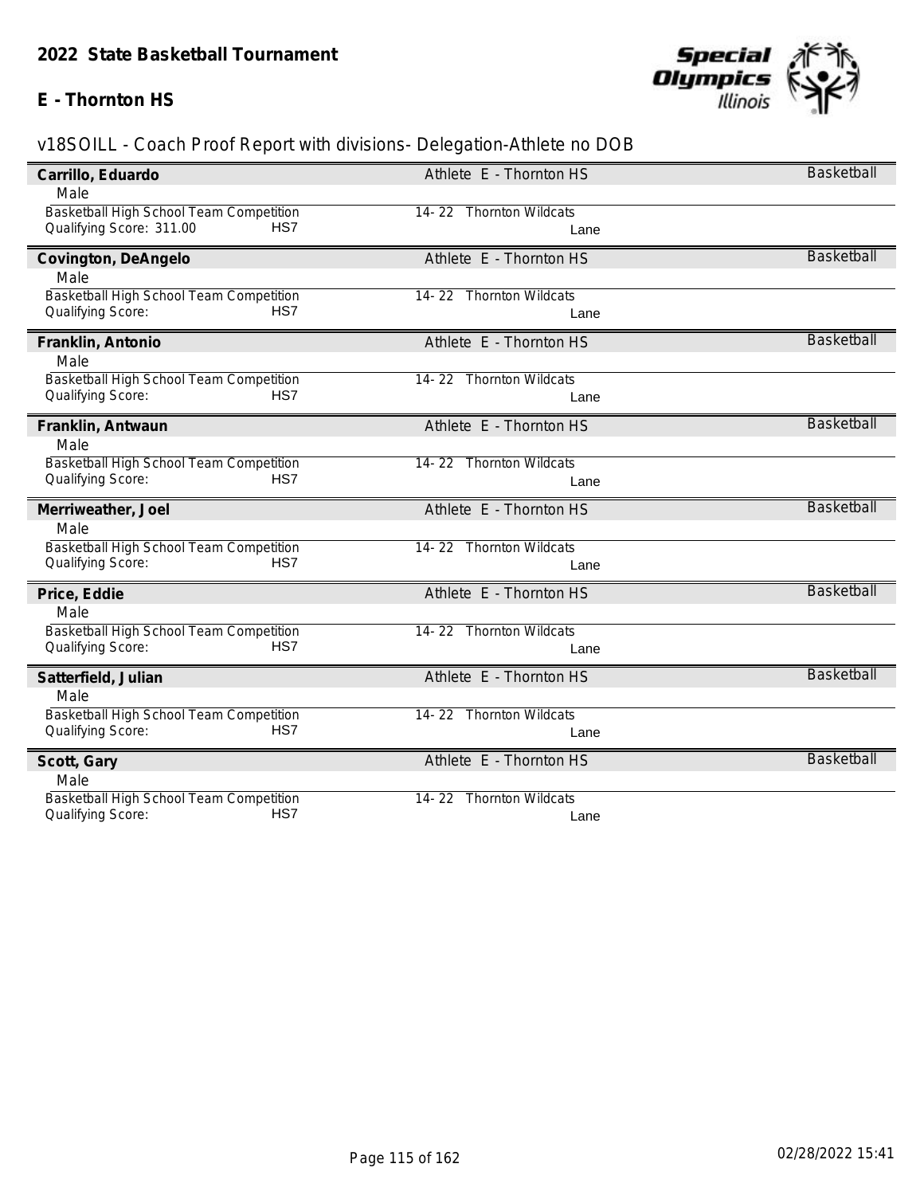## 2022 State Basketball Tournament

## E - Thornton HS

v18SOILL - Coach Proof Report with divisions- Delegation-Athlete no DOB

**Carrillo, Eduardo** — Athlete E - Thornton HS — Basketball
Male
Basketball High School Team Competition — 14- 22 Thornton Wildcats
Qualifying Score: 311.00 HS7 — Lane

**Covington, DeAngelo** — Athlete E - Thornton HS — Basketball
Male
Basketball High School Team Competition — 14- 22 Thornton Wildcats
Qualifying Score: HS7 — Lane

**Franklin, Antonio** — Athlete E - Thornton HS — Basketball
Male
Basketball High School Team Competition — 14- 22 Thornton Wildcats
Qualifying Score: HS7 — Lane

**Franklin, Antwaun** — Athlete E - Thornton HS — Basketball
Male
Basketball High School Team Competition — 14- 22 Thornton Wildcats
Qualifying Score: HS7 — Lane

**Merriweather, Joel** — Athlete E - Thornton HS — Basketball
Male
Basketball High School Team Competition — 14- 22 Thornton Wildcats
Qualifying Score: HS7 — Lane

**Price, Eddie** — Athlete E - Thornton HS — Basketball
Male
Basketball High School Team Competition — 14- 22 Thornton Wildcats
Qualifying Score: HS7 — Lane

**Satterfield, Julian** — Athlete E - Thornton HS — Basketball
Male
Basketball High School Team Competition — 14- 22 Thornton Wildcats
Qualifying Score: HS7 — Lane

**Scott, Gary** — Athlete E - Thornton HS — Basketball
Male
Basketball High School Team Competition — 14- 22 Thornton Wildcats
Qualifying Score: HS7 — Lane

02/28/2022 15:41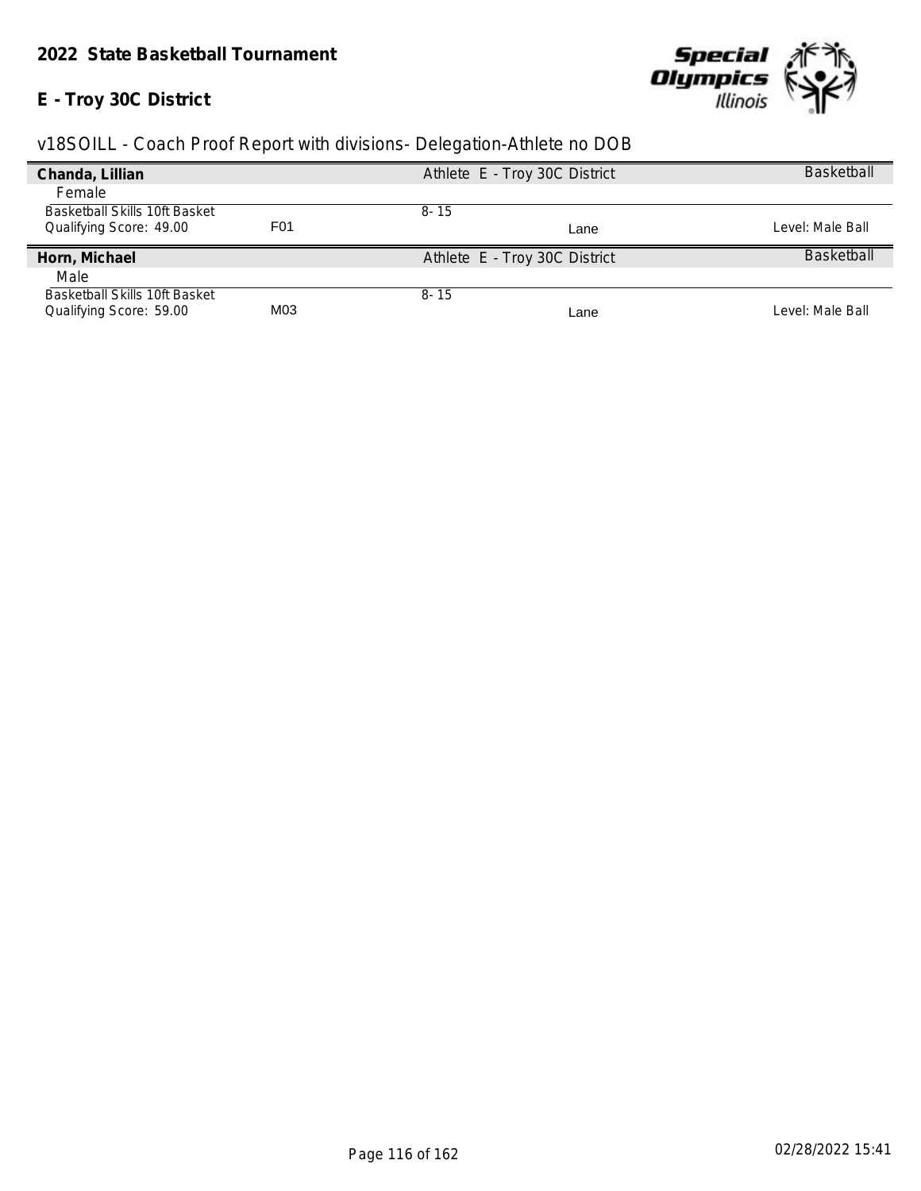## 2022 State Basketball Tournament

## E - Troy 30C District

v18SOILL - Coach Proof Report with divisions- Delegation-Athlete no DOB

| **Chanda, Lillian** | | Athlete E - Troy 30C District | | Basketball |
|---|---|---|---|---|
| Female | | | | |
| Basketball Skills 10ft Basket | | 8- 15 | | |
| Qualifying Score: 49.00 | F01 | | Lane | Level: Male Ball |
| **Horn, Michael** | | Athlete E - Troy 30C District | | Basketball |
| Male | | | | |
| Basketball Skills 10ft Basket | | 8- 15 | | |
| Qualifying Score: 59.00 | M03 | | Lane | Level: Male Ball |

02/28/2022 15:41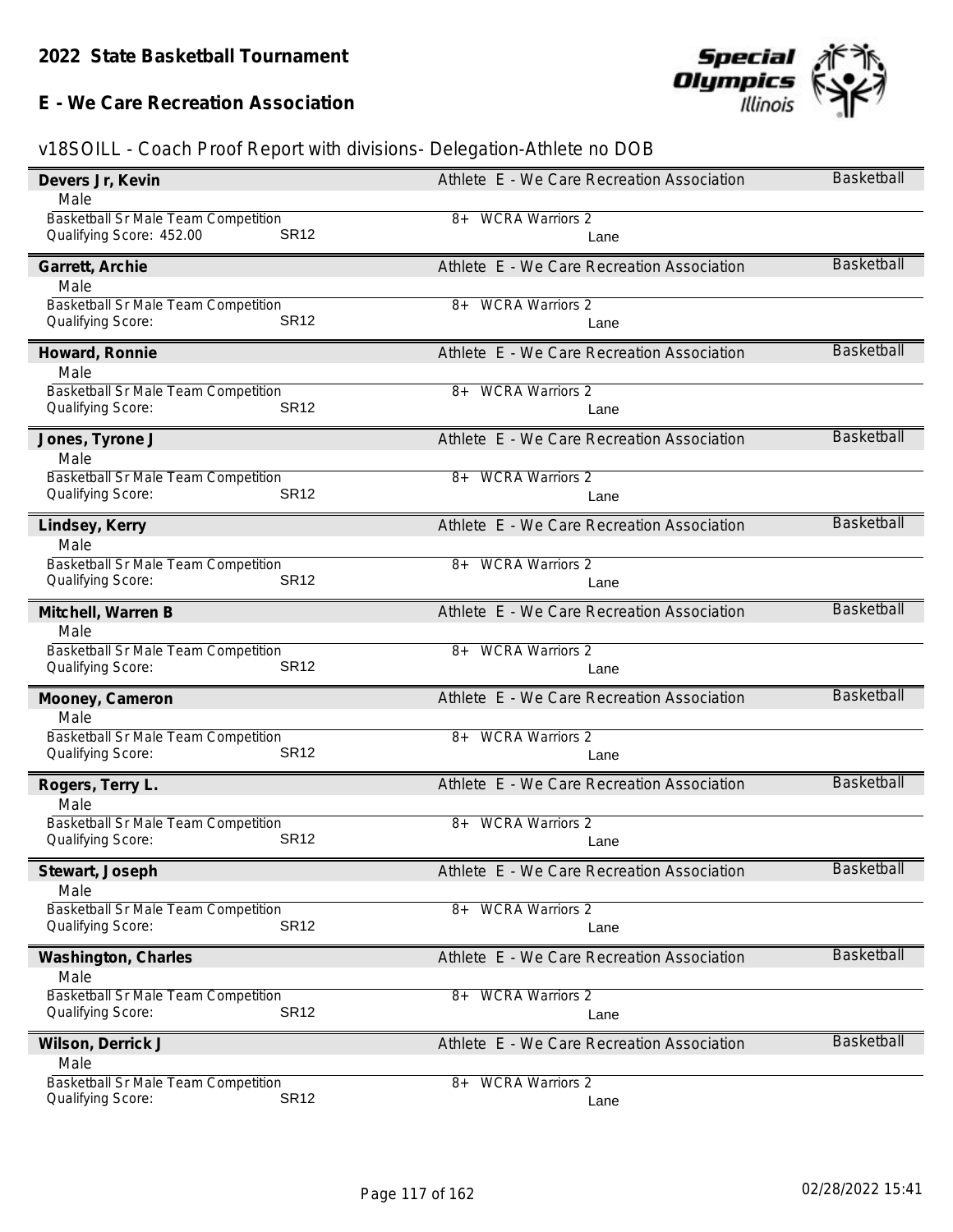# 2022 State Basketball Tournament

## E - We Care Recreation Association

v18SOILL - Coach Proof Report with divisions- Delegation-Athlete no DOB

**Devers Jr, Kevin** — Athlete E - We Care Recreation Association — Basketball
Male
Basketball Sr Male Team Competition — 8+ WCRA Warriors 2
Qualifying Score: 452.00 SR12 — Lane

**Garrett, Archie** — Athlete E - We Care Recreation Association — Basketball
Male
Basketball Sr Male Team Competition — 8+ WCRA Warriors 2
Qualifying Score: SR12 — Lane

**Howard, Ronnie** — Athlete E - We Care Recreation Association — Basketball
Male
Basketball Sr Male Team Competition — 8+ WCRA Warriors 2
Qualifying Score: SR12 — Lane

**Jones, Tyrone J** — Athlete E - We Care Recreation Association — Basketball
Male
Basketball Sr Male Team Competition — 8+ WCRA Warriors 2
Qualifying Score: SR12 — Lane

**Lindsey, Kerry** — Athlete E - We Care Recreation Association — Basketball
Male
Basketball Sr Male Team Competition — 8+ WCRA Warriors 2
Qualifying Score: SR12 — Lane

**Mitchell, Warren B** — Athlete E - We Care Recreation Association — Basketball
Male
Basketball Sr Male Team Competition — 8+ WCRA Warriors 2
Qualifying Score: SR12 — Lane

**Mooney, Cameron** — Athlete E - We Care Recreation Association — Basketball
Male
Basketball Sr Male Team Competition — 8+ WCRA Warriors 2
Qualifying Score: SR12 — Lane

**Rogers, Terry L.** — Athlete E - We Care Recreation Association — Basketball
Male
Basketball Sr Male Team Competition — 8+ WCRA Warriors 2
Qualifying Score: SR12 — Lane

**Stewart, Joseph** — Athlete E - We Care Recreation Association — Basketball
Male
Basketball Sr Male Team Competition — 8+ WCRA Warriors 2
Qualifying Score: SR12 — Lane

**Washington, Charles** — Athlete E - We Care Recreation Association — Basketball
Male
Basketball Sr Male Team Competition — 8+ WCRA Warriors 2
Qualifying Score: SR12 — Lane

**Wilson, Derrick J** — Athlete E - We Care Recreation Association — Basketball
Male
Basketball Sr Male Team Competition — 8+ WCRA Warriors 2
Qualifying Score: SR12 — Lane

02/28/2022 15:41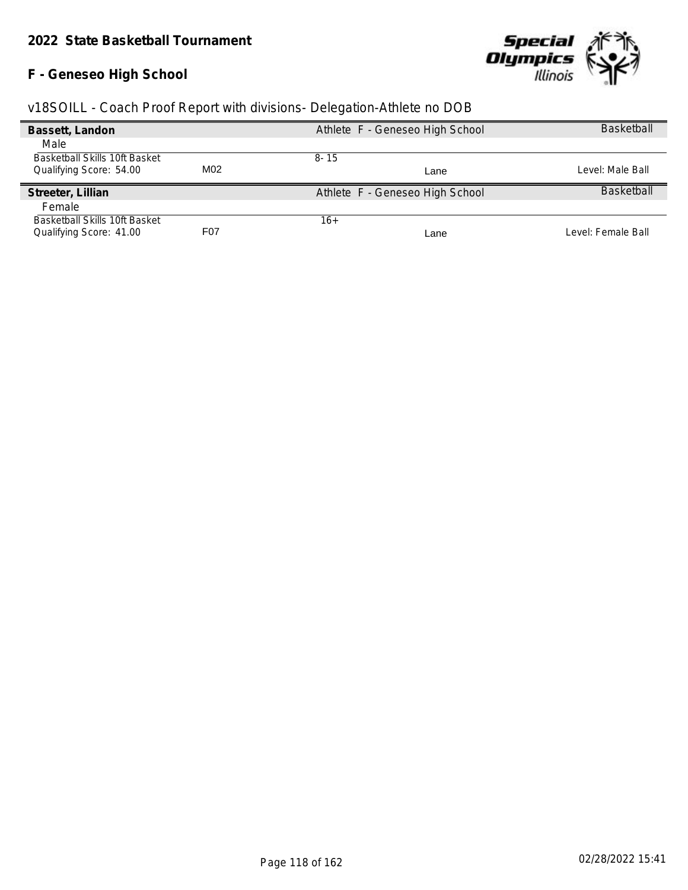## 2022 State Basketball Tournament

## F - Geneseo High School

v18SOILL - Coach Proof Report with divisions- Delegation-Athlete no DOB

| **Bassett, Landon** | | Athlete F - Geneseo High School | | Basketball |
|---|---|---|---|---|
| Male | | | | |
| Basketball Skills 10ft Basket | | 8- 15 | | |
| Qualifying Score: 54.00 | M02 | | Lane | Level: Male Ball |

| **Streeter, Lillian** | | Athlete F - Geneseo High School | | Basketball |
|---|---|---|---|---|
| Female | | | | |
| Basketball Skills 10ft Basket | | 16+ | | |
| Qualifying Score: 41.00 | F07 | | Lane | Level: Female Ball |

02/28/2022 15:41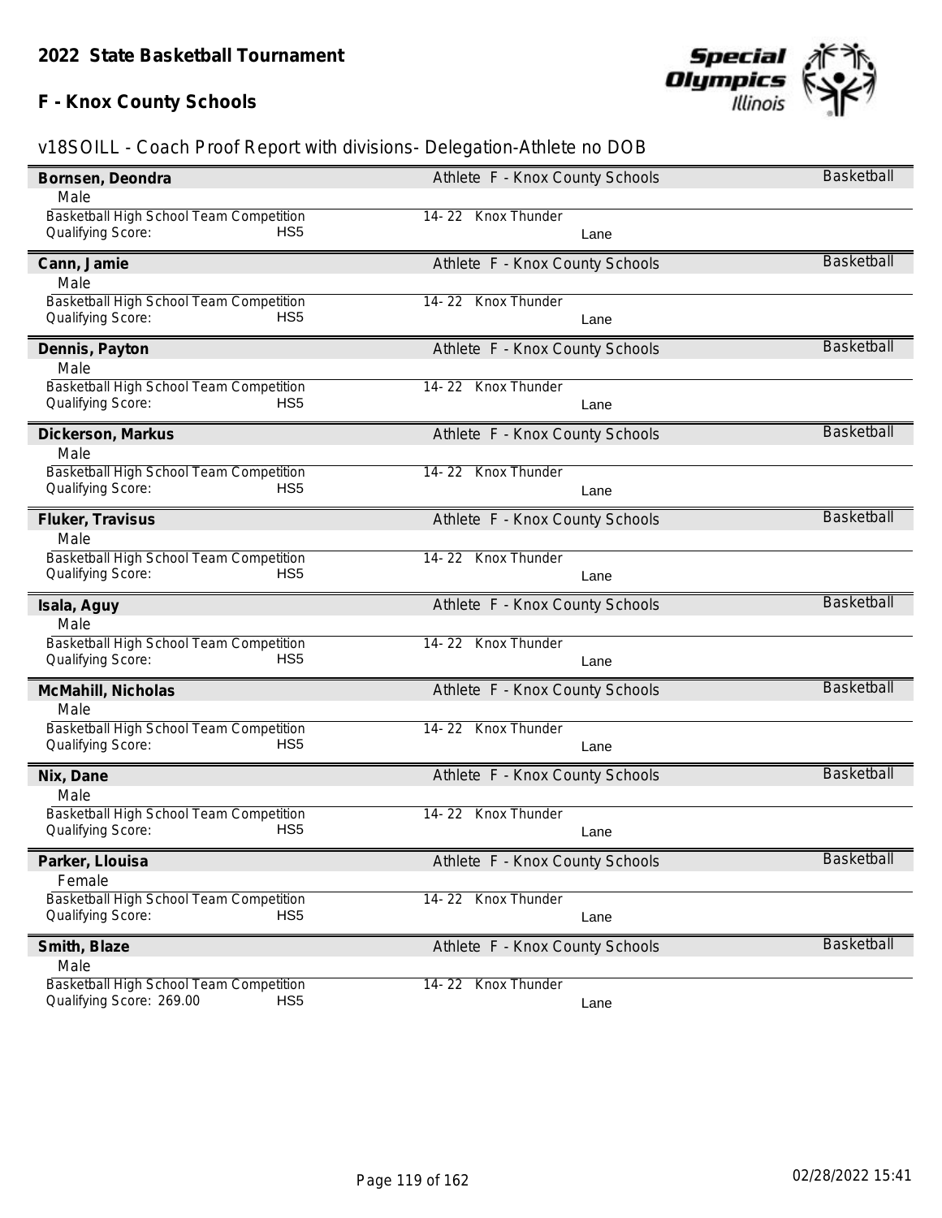## 2022 State Basketball Tournament

### F - Knox County Schools

v18SOILL - Coach Proof Report with divisions- Delegation-Athlete no DOB

**Bornsen, Deondra** — Athlete F - Knox County Schools — Basketball
Male
Basketball High School Team Competition — 14- 22 Knox Thunder
Qualifying Score: HS5 — Lane

**Cann, Jamie** — Athlete F - Knox County Schools — Basketball
Male
Basketball High School Team Competition — 14- 22 Knox Thunder
Qualifying Score: HS5 — Lane

**Dennis, Payton** — Athlete F - Knox County Schools — Basketball
Male
Basketball High School Team Competition — 14- 22 Knox Thunder
Qualifying Score: HS5 — Lane

**Dickerson, Markus** — Athlete F - Knox County Schools — Basketball
Male
Basketball High School Team Competition — 14- 22 Knox Thunder
Qualifying Score: HS5 — Lane

**Fluker, Travisus** — Athlete F - Knox County Schools — Basketball
Male
Basketball High School Team Competition — 14- 22 Knox Thunder
Qualifying Score: HS5 — Lane

**Isala, Aguy** — Athlete F - Knox County Schools — Basketball
Male
Basketball High School Team Competition — 14- 22 Knox Thunder
Qualifying Score: HS5 — Lane

**McMahill, Nicholas** — Athlete F - Knox County Schools — Basketball
Male
Basketball High School Team Competition — 14- 22 Knox Thunder
Qualifying Score: HS5 — Lane

**Nix, Dane** — Athlete F - Knox County Schools — Basketball
Male
Basketball High School Team Competition — 14- 22 Knox Thunder
Qualifying Score: HS5 — Lane

**Parker, Llouisa** — Athlete F - Knox County Schools — Basketball
Female
Basketball High School Team Competition — 14- 22 Knox Thunder
Qualifying Score: HS5 — Lane

**Smith, Blaze** — Athlete F - Knox County Schools — Basketball
Male
Basketball High School Team Competition — 14- 22 Knox Thunder
Qualifying Score: 269.00 HS5 — Lane

02/28/2022 15:41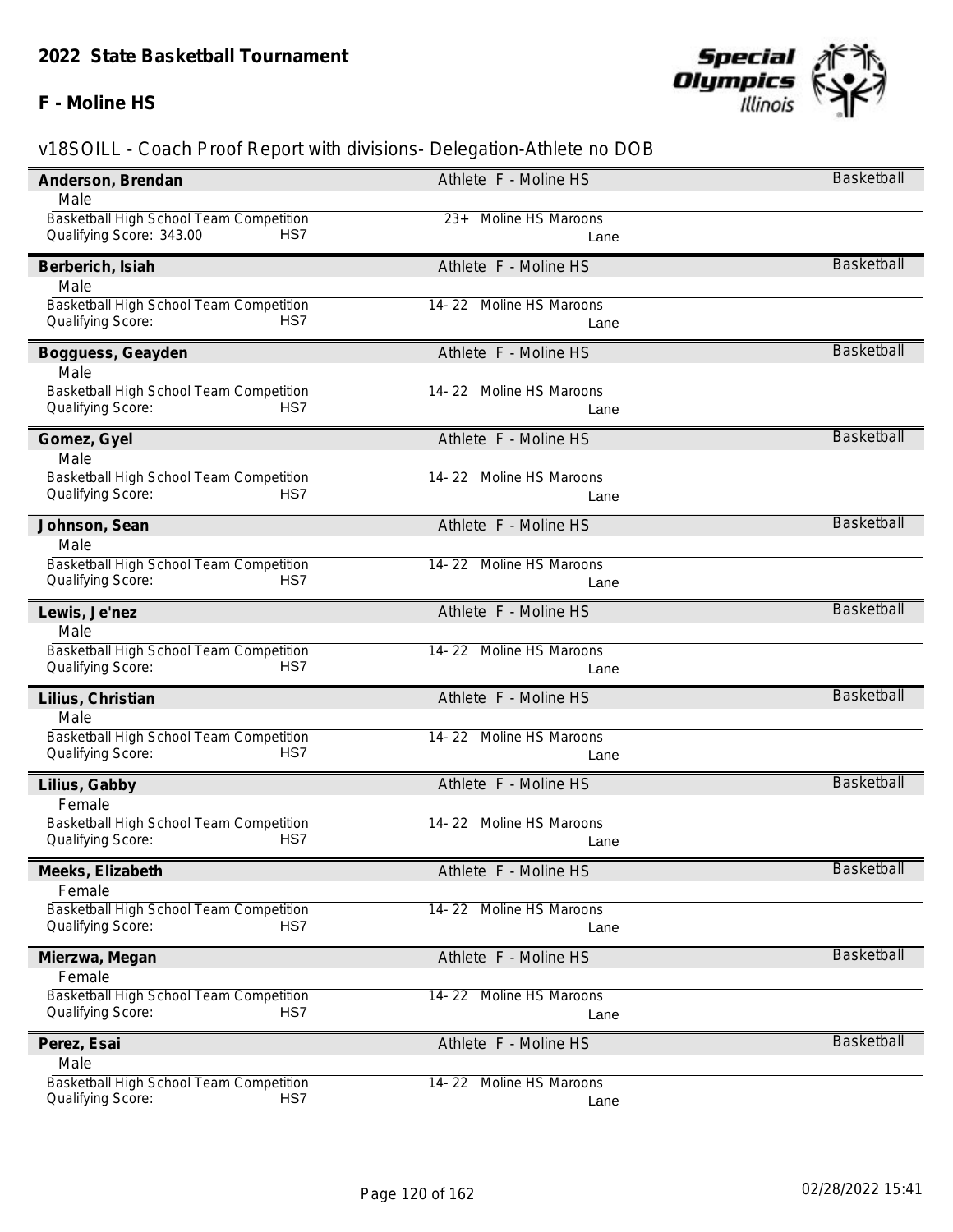## 2022 State Basketball Tournament

### F - Moline HS

v18SOILL - Coach Proof Report with divisions- Delegation-Athlete no DOB

**Anderson, Brendan** — Athlete F - Moline HS — Basketball
Male
Basketball High School Team Competition — 23+ Moline HS Maroons
Qualifying Score: 343.00 HS7 — Lane

**Berberich, Isiah** — Athlete F - Moline HS — Basketball
Male
Basketball High School Team Competition — 14- 22 Moline HS Maroons
Qualifying Score: HS7 — Lane

**Bogguess, Geayden** — Athlete F - Moline HS — Basketball
Male
Basketball High School Team Competition — 14- 22 Moline HS Maroons
Qualifying Score: HS7 — Lane

**Gomez, Gyel** — Athlete F - Moline HS — Basketball
Male
Basketball High School Team Competition — 14- 22 Moline HS Maroons
Qualifying Score: HS7 — Lane

**Johnson, Sean** — Athlete F - Moline HS — Basketball
Male
Basketball High School Team Competition — 14- 22 Moline HS Maroons
Qualifying Score: HS7 — Lane

**Lewis, Je'nez** — Athlete F - Moline HS — Basketball
Male
Basketball High School Team Competition — 14- 22 Moline HS Maroons
Qualifying Score: HS7 — Lane

**Lilius, Christian** — Athlete F - Moline HS — Basketball
Male
Basketball High School Team Competition — 14- 22 Moline HS Maroons
Qualifying Score: HS7 — Lane

**Lilius, Gabby** — Athlete F - Moline HS — Basketball
Female
Basketball High School Team Competition — 14- 22 Moline HS Maroons
Qualifying Score: HS7 — Lane

**Meeks, Elizabeth** — Athlete F - Moline HS — Basketball
Female
Basketball High School Team Competition — 14- 22 Moline HS Maroons
Qualifying Score: HS7 — Lane

**Mierzwa, Megan** — Athlete F - Moline HS — Basketball
Female
Basketball High School Team Competition — 14- 22 Moline HS Maroons
Qualifying Score: HS7 — Lane

**Perez, Esai** — Athlete F - Moline HS — Basketball
Male
Basketball High School Team Competition — 14- 22 Moline HS Maroons
Qualifying Score: HS7 — Lane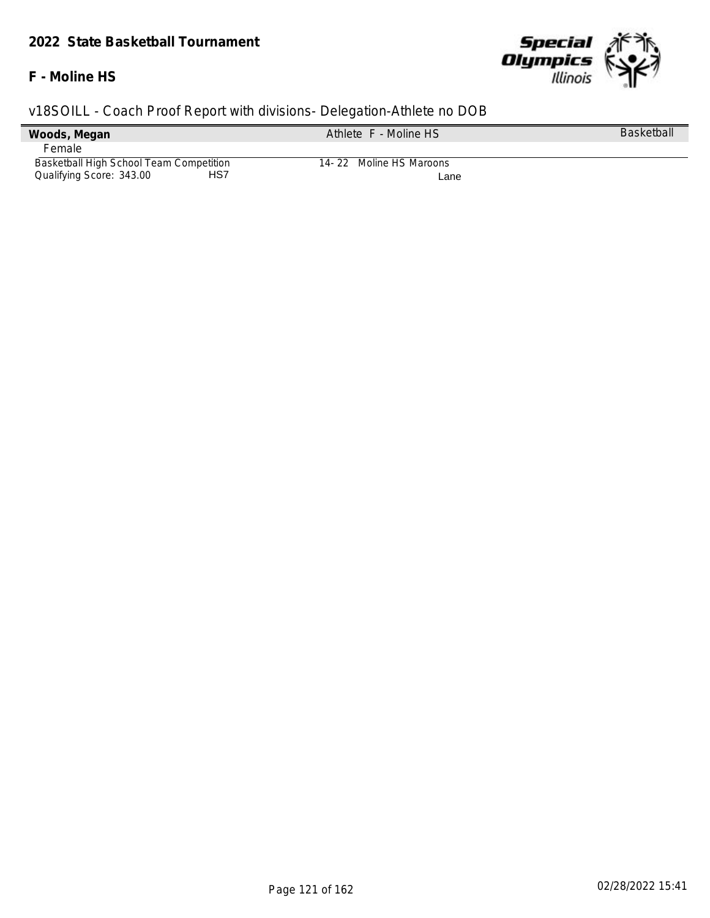## 2022 State Basketball Tournament

**F - Moline HS**

v18SOILL - Coach Proof Report with divisions- Delegation-Athlete no DOB

| **Woods, Megan** | Athlete F - Moline HS | Basketball |
|---|---|---|
| Female | | |
| Basketball High School Team Competition | 14- 22 Moline HS Maroons | |
| Qualifying Score: 343.00 HS7 | Lane | |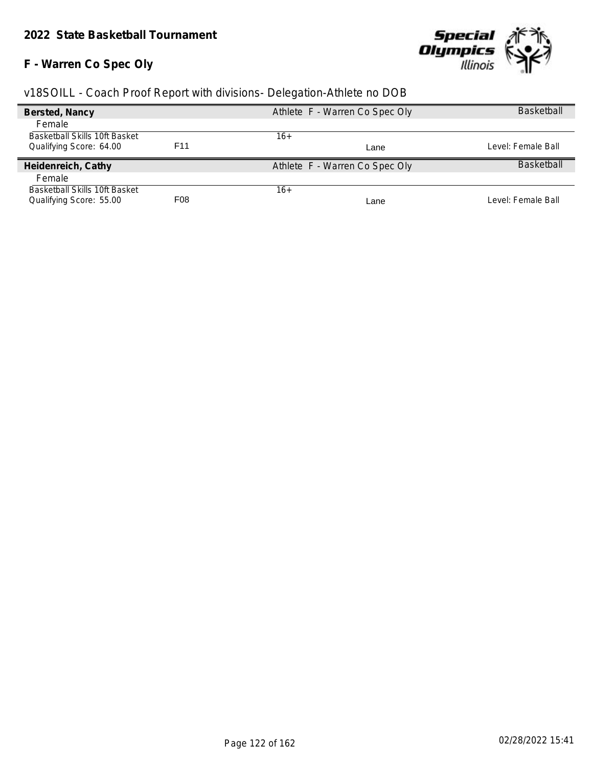**2022 State Basketball Tournament**

**F - Warren Co Spec Oly**

v18SOILL - Coach Proof Report with divisions- Delegation-Athlete no DOB

| **Bersted, Nancy** | | Athlete F - Warren Co Spec Oly | | Basketball |
|---|---|---|---|---|
| Female | | | | |
| Basketball Skills 10ft Basket | | 16+ | | |
| Qualifying Score: 64.00 | F11 | | Lane | Level: Female Ball |

| **Heidenreich, Cathy** | | Athlete F - Warren Co Spec Oly | | Basketball |
|---|---|---|---|---|
| Female | | | | |
| Basketball Skills 10ft Basket | | 16+ | | |
| Qualifying Score: 55.00 | F08 | | Lane | Level: Female Ball |

02/28/2022 15:41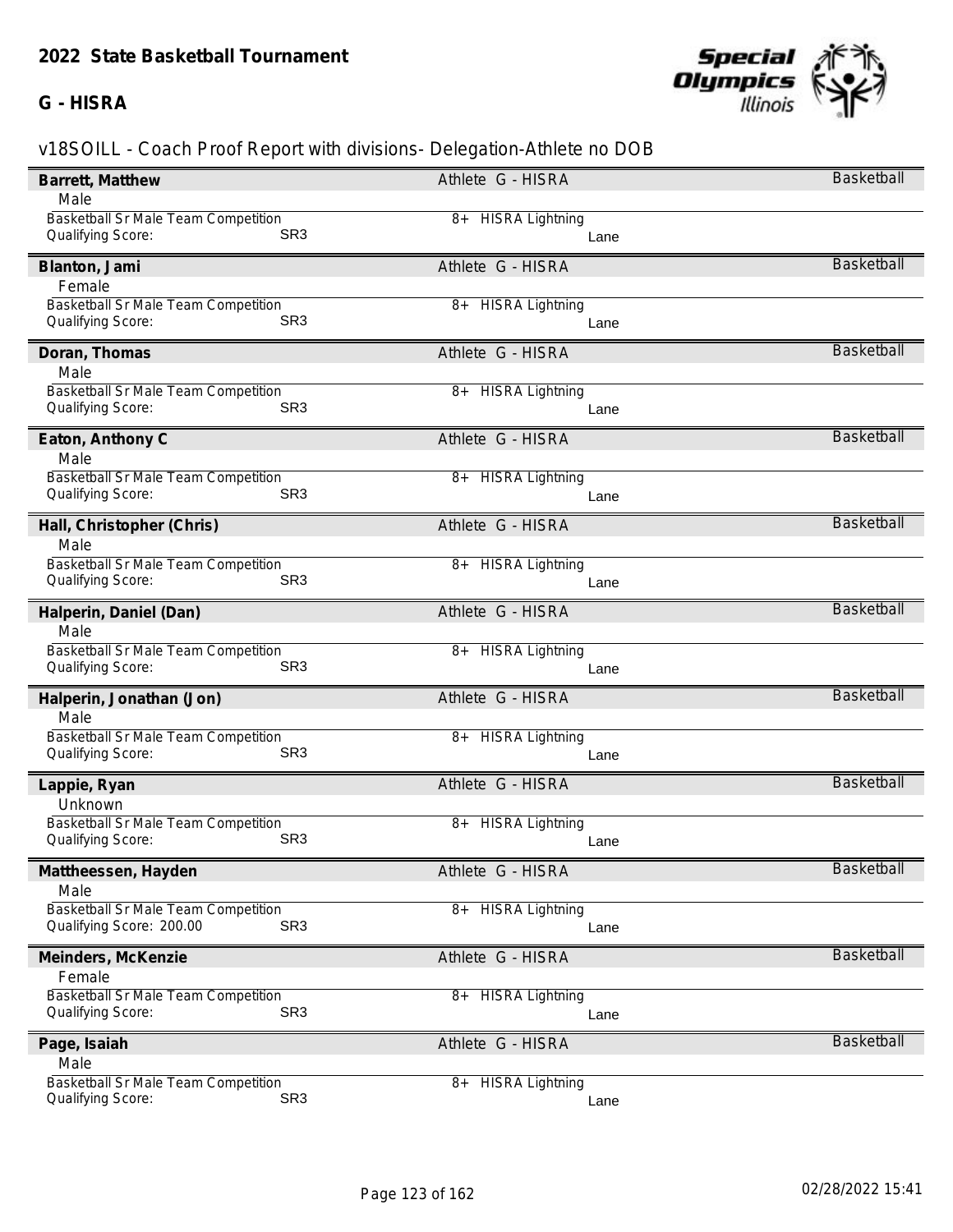# 2022 State Basketball Tournament

## G - HISRA

### v18SOILL - Coach Proof Report with divisions- Delegation-Athlete no DOB

**Barrett, Matthew** — Athlete G - HISRA — Basketball
Male
Basketball Sr Male Team Competition — 8+ HISRA Lightning
Qualifying Score: SR3 — Lane

**Blanton, Jami** — Athlete G - HISRA — Basketball
Female
Basketball Sr Male Team Competition — 8+ HISRA Lightning
Qualifying Score: SR3 — Lane

**Doran, Thomas** — Athlete G - HISRA — Basketball
Male
Basketball Sr Male Team Competition — 8+ HISRA Lightning
Qualifying Score: SR3 — Lane

**Eaton, Anthony C** — Athlete G - HISRA — Basketball
Male
Basketball Sr Male Team Competition — 8+ HISRA Lightning
Qualifying Score: SR3 — Lane

**Hall, Christopher (Chris)** — Athlete G - HISRA — Basketball
Male
Basketball Sr Male Team Competition — 8+ HISRA Lightning
Qualifying Score: SR3 — Lane

**Halperin, Daniel (Dan)** — Athlete G - HISRA — Basketball
Male
Basketball Sr Male Team Competition — 8+ HISRA Lightning
Qualifying Score: SR3 — Lane

**Halperin, Jonathan (Jon)** — Athlete G - HISRA — Basketball
Male
Basketball Sr Male Team Competition — 8+ HISRA Lightning
Qualifying Score: SR3 — Lane

**Lappie, Ryan** — Athlete G - HISRA — Basketball
Unknown
Basketball Sr Male Team Competition — 8+ HISRA Lightning
Qualifying Score: SR3 — Lane

**Mattheessen, Hayden** — Athlete G - HISRA — Basketball
Male
Basketball Sr Male Team Competition — 8+ HISRA Lightning
Qualifying Score: 200.00 SR3 — Lane

**Meinders, McKenzie** — Athlete G - HISRA — Basketball
Female
Basketball Sr Male Team Competition — 8+ HISRA Lightning
Qualifying Score: SR3 — Lane

**Page, Isaiah** — Athlete G - HISRA — Basketball
Male
Basketball Sr Male Team Competition — 8+ HISRA Lightning
Qualifying Score: SR3 — Lane

02/28/2022 15:41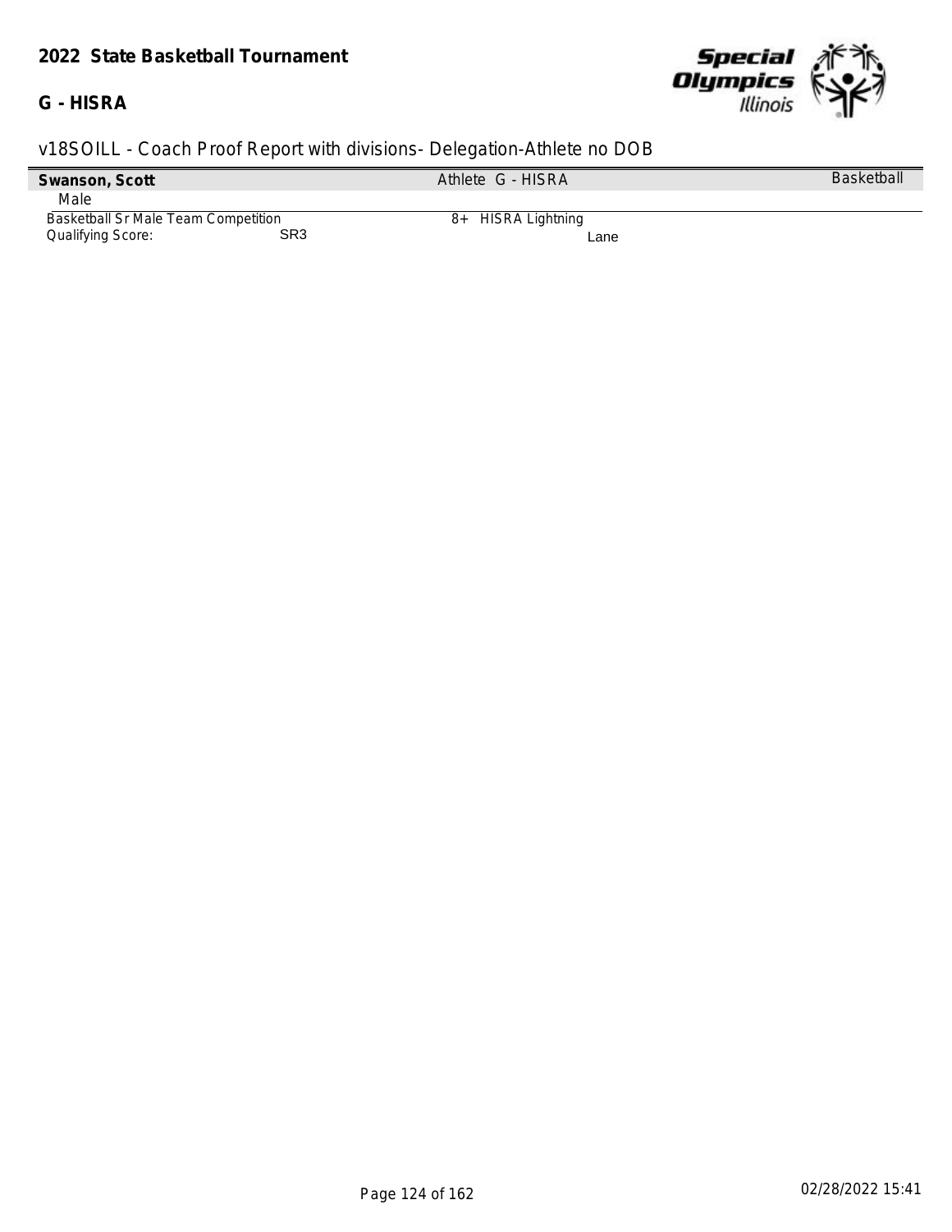**2022 State Basketball Tournament**

**G - HISRA**

v18SOILL - Coach Proof Report with divisions- Delegation-Athlete no DOB

| **Swanson, Scott** | Athlete G - HISRA | Basketball |
|---|---|---|
| Male | | |
| Basketball Sr Male Team Competition | 8+ HISRA Lightning | |
| Qualifying Score: SR3 | Lane | |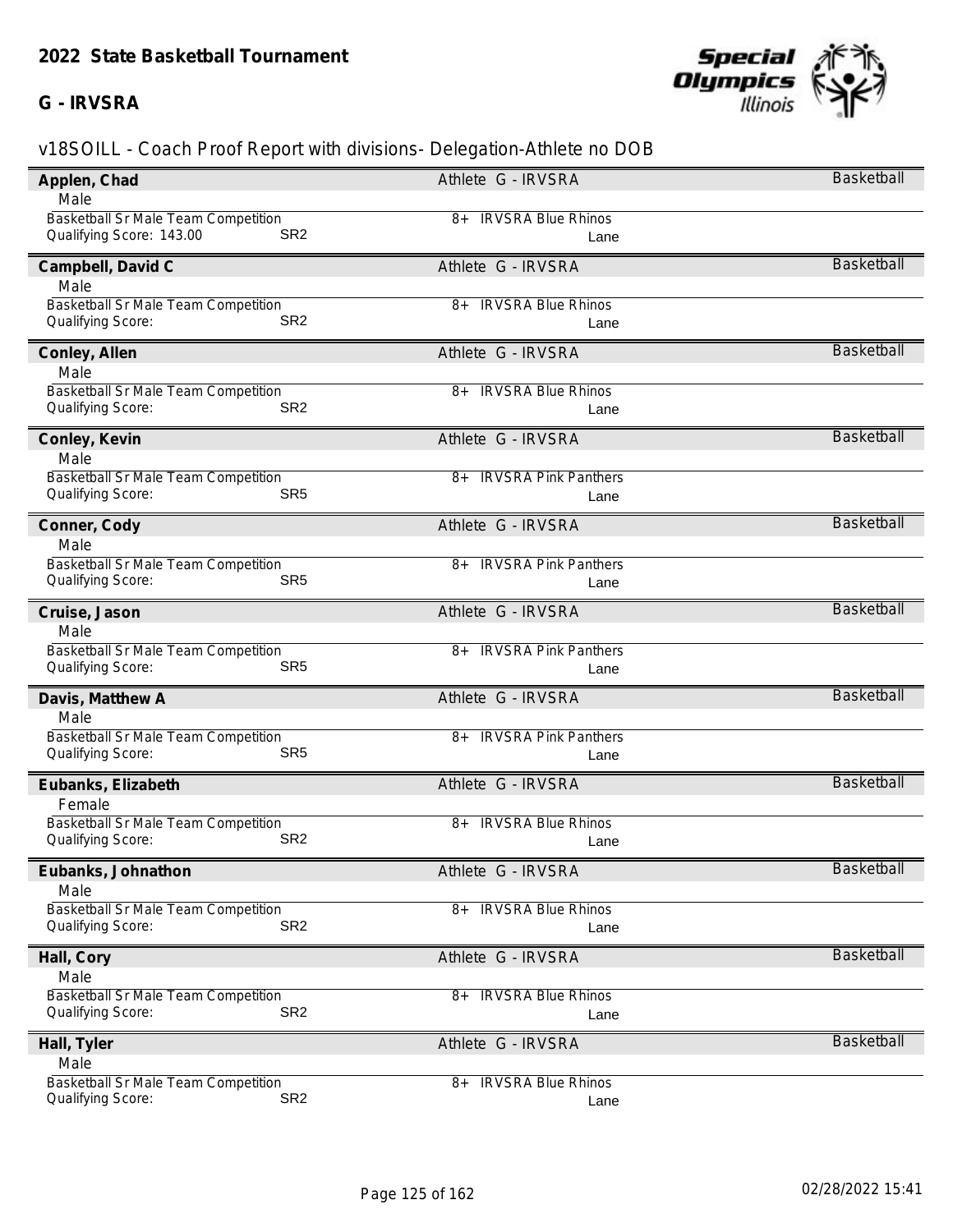## 2022 State Basketball Tournament

### G - IRVSRA

v18SOILL - Coach Proof Report with divisions- Delegation-Athlete no DOB

**Applen, Chad** — Athlete G - IRVSRA — Basketball
Male
Basketball Sr Male Team Competition — 8+ IRVSRA Blue Rhinos
Qualifying Score: 143.00 — SR2 — Lane

**Campbell, David C** — Athlete G - IRVSRA — Basketball
Male
Basketball Sr Male Team Competition — 8+ IRVSRA Blue Rhinos
Qualifying Score: — SR2 — Lane

**Conley, Allen** — Athlete G - IRVSRA — Basketball
Male
Basketball Sr Male Team Competition — 8+ IRVSRA Blue Rhinos
Qualifying Score: — SR2 — Lane

**Conley, Kevin** — Athlete G - IRVSRA — Basketball
Male
Basketball Sr Male Team Competition — 8+ IRVSRA Pink Panthers
Qualifying Score: — SR5 — Lane

**Conner, Cody** — Athlete G - IRVSRA — Basketball
Male
Basketball Sr Male Team Competition — 8+ IRVSRA Pink Panthers
Qualifying Score: — SR5 — Lane

**Cruise, Jason** — Athlete G - IRVSRA — Basketball
Male
Basketball Sr Male Team Competition — 8+ IRVSRA Pink Panthers
Qualifying Score: — SR5 — Lane

**Davis, Matthew A** — Athlete G - IRVSRA — Basketball
Male
Basketball Sr Male Team Competition — 8+ IRVSRA Pink Panthers
Qualifying Score: — SR5 — Lane

**Eubanks, Elizabeth** — Athlete G - IRVSRA — Basketball
Female
Basketball Sr Male Team Competition — 8+ IRVSRA Blue Rhinos
Qualifying Score: — SR2 — Lane

**Eubanks, Johnathon** — Athlete G - IRVSRA — Basketball
Male
Basketball Sr Male Team Competition — 8+ IRVSRA Blue Rhinos
Qualifying Score: — SR2 — Lane

**Hall, Cory** — Athlete G - IRVSRA — Basketball
Male
Basketball Sr Male Team Competition — 8+ IRVSRA Blue Rhinos
Qualifying Score: — SR2 — Lane

**Hall, Tyler** — Athlete G - IRVSRA — Basketball
Male
Basketball Sr Male Team Competition — 8+ IRVSRA Blue Rhinos
Qualifying Score: — SR2 — Lane

02/28/2022 15:41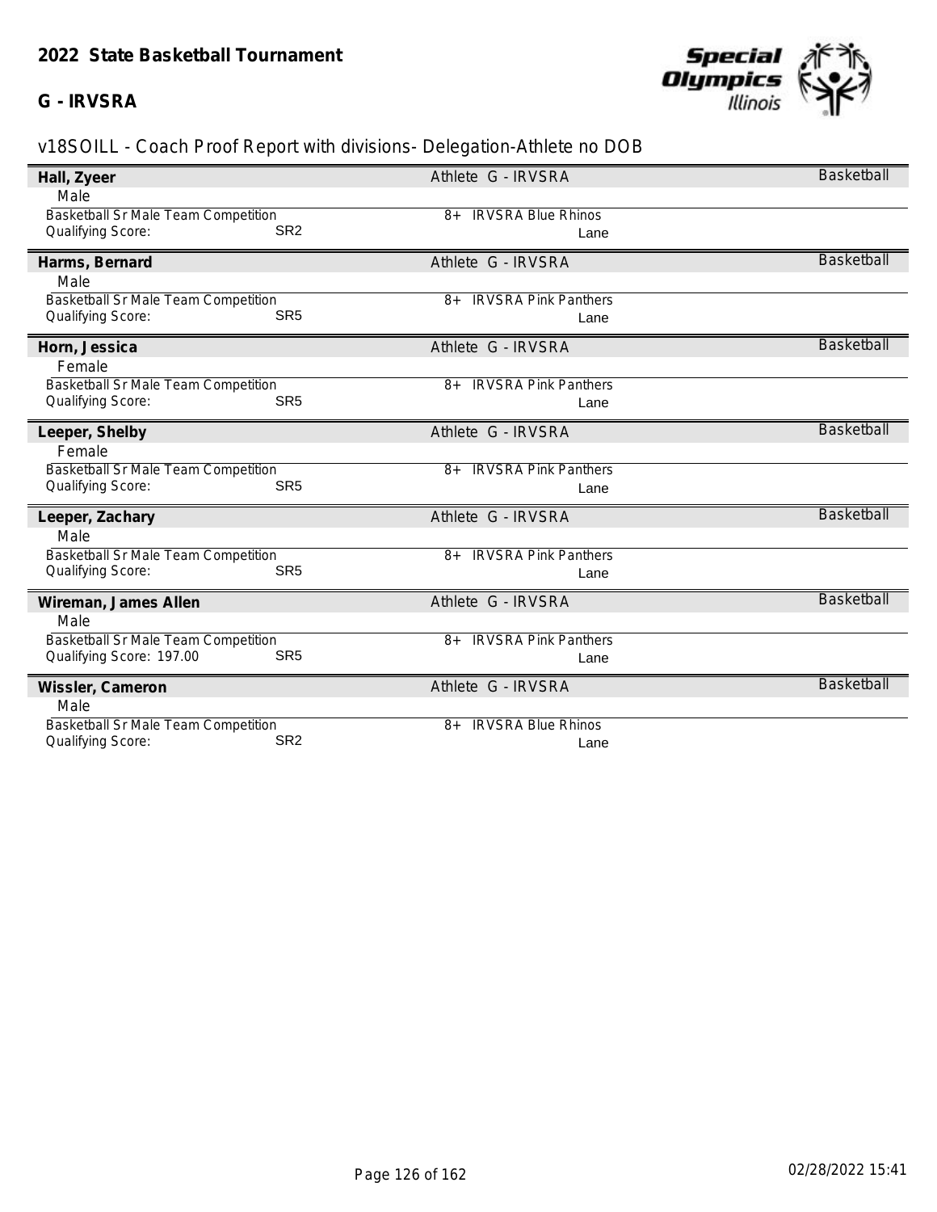## 2022 State Basketball Tournament

### G - IRVSRA

v18SOILL - Coach Proof Report with divisions- Delegation-Athlete no DOB

**Hall, Zyeer** — Athlete G - IRVSRA — Basketball
Male
Basketball Sr Male Team Competition — 8+ IRVSRA Blue Rhinos
Qualifying Score: SR2 — Lane

**Harms, Bernard** — Athlete G - IRVSRA — Basketball
Male
Basketball Sr Male Team Competition — 8+ IRVSRA Pink Panthers
Qualifying Score: SR5 — Lane

**Horn, Jessica** — Athlete G - IRVSRA — Basketball
Female
Basketball Sr Male Team Competition — 8+ IRVSRA Pink Panthers
Qualifying Score: SR5 — Lane

**Leeper, Shelby** — Athlete G - IRVSRA — Basketball
Female
Basketball Sr Male Team Competition — 8+ IRVSRA Pink Panthers
Qualifying Score: SR5 — Lane

**Leeper, Zachary** — Athlete G - IRVSRA — Basketball
Male
Basketball Sr Male Team Competition — 8+ IRVSRA Pink Panthers
Qualifying Score: SR5 — Lane

**Wireman, James Allen** — Athlete G - IRVSRA — Basketball
Male
Basketball Sr Male Team Competition — 8+ IRVSRA Pink Panthers
Qualifying Score: 197.00 SR5 — Lane

**Wissler, Cameron** — Athlete G - IRVSRA — Basketball
Male
Basketball Sr Male Team Competition — 8+ IRVSRA Blue Rhinos
Qualifying Score: SR2 — Lane

02/28/2022 15:41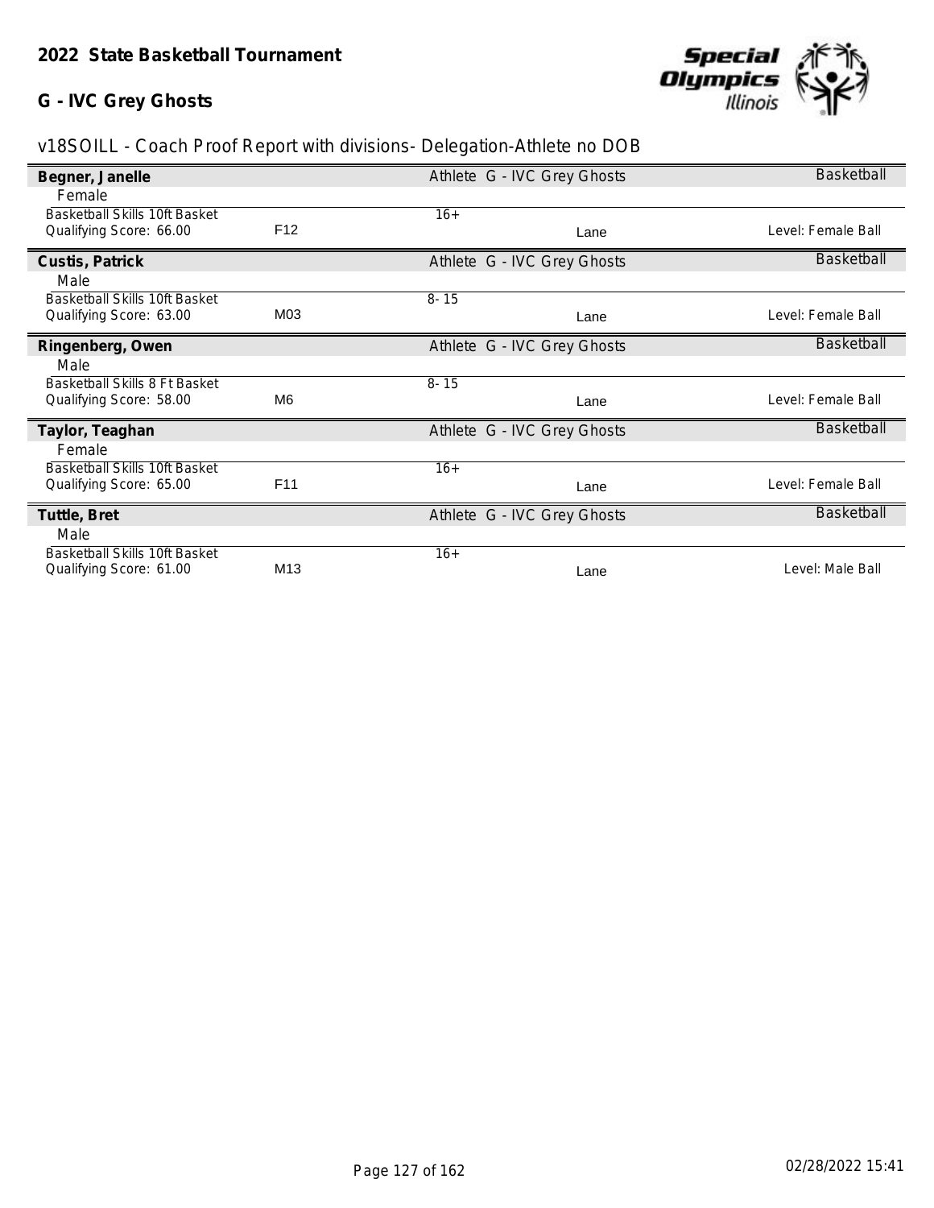## 2022 State Basketball Tournament

## G - IVC Grey Ghosts

v18SOILL - Coach Proof Report with divisions- Delegation-Athlete no DOB

| **Begner, Janelle** | | Athlete G - IVC Grey Ghosts | | Basketball |
|---|---|---|---|---|
| Female | | | | |
| Basketball Skills 10ft Basket | | 16+ | | |
| Qualifying Score: 66.00 | F12 | | Lane | Level: Female Ball |
| **Custis, Patrick** | | Athlete G - IVC Grey Ghosts | | Basketball |
| Male | | | | |
| Basketball Skills 10ft Basket | | 8- 15 | | |
| Qualifying Score: 63.00 | M03 | | Lane | Level: Female Ball |
| **Ringenberg, Owen** | | Athlete G - IVC Grey Ghosts | | Basketball |
| Male | | | | |
| Basketball Skills 8 Ft Basket | | 8- 15 | | |
| Qualifying Score: 58.00 | M6 | | Lane | Level: Female Ball |
| **Taylor, Teaghan** | | Athlete G - IVC Grey Ghosts | | Basketball |
| Female | | | | |
| Basketball Skills 10ft Basket | | 16+ | | |
| Qualifying Score: 65.00 | F11 | | Lane | Level: Female Ball |
| **Tuttle, Bret** | | Athlete G - IVC Grey Ghosts | | Basketball |
| Male | | | | |
| Basketball Skills 10ft Basket | | 16+ | | |
| Qualifying Score: 61.00 | M13 | | Lane | Level: Male Ball |

02/28/2022 15:41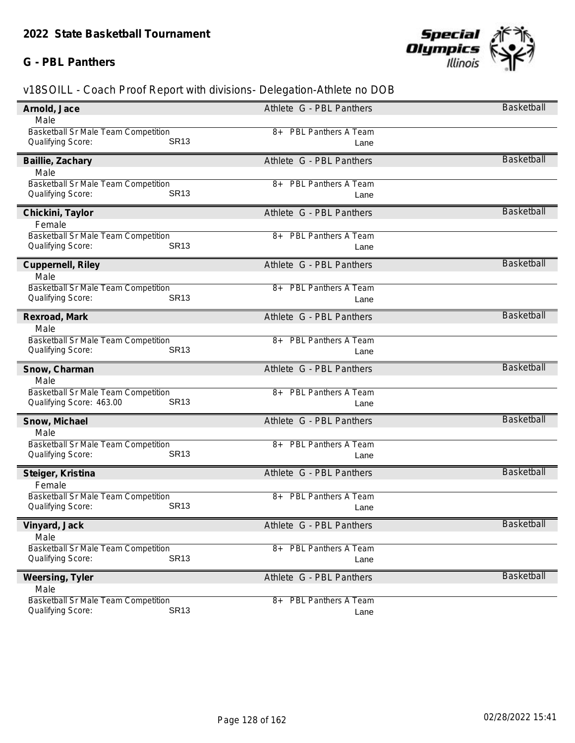## 2022 State Basketball Tournament

### G - PBL Panthers

v18SOILL - Coach Proof Report with divisions- Delegation-Athlete no DOB

**Arnold, Jace** — Athlete G - PBL Panthers — Basketball
Male
Basketball Sr Male Team Competition — 8+ PBL Panthers A Team
Qualifying Score: SR13 — Lane

**Baillie, Zachary** — Athlete G - PBL Panthers — Basketball
Male
Basketball Sr Male Team Competition — 8+ PBL Panthers A Team
Qualifying Score: SR13 — Lane

**Chickini, Taylor** — Athlete G - PBL Panthers — Basketball
Female
Basketball Sr Male Team Competition — 8+ PBL Panthers A Team
Qualifying Score: SR13 — Lane

**Cuppernell, Riley** — Athlete G - PBL Panthers — Basketball
Male
Basketball Sr Male Team Competition — 8+ PBL Panthers A Team
Qualifying Score: SR13 — Lane

**Rexroad, Mark** — Athlete G - PBL Panthers — Basketball
Male
Basketball Sr Male Team Competition — 8+ PBL Panthers A Team
Qualifying Score: SR13 — Lane

**Snow, Charman** — Athlete G - PBL Panthers — Basketball
Male
Basketball Sr Male Team Competition — 8+ PBL Panthers A Team
Qualifying Score: 463.00 SR13 — Lane

**Snow, Michael** — Athlete G - PBL Panthers — Basketball
Male
Basketball Sr Male Team Competition — 8+ PBL Panthers A Team
Qualifying Score: SR13 — Lane

**Steiger, Kristina** — Athlete G - PBL Panthers — Basketball
Female
Basketball Sr Male Team Competition — 8+ PBL Panthers A Team
Qualifying Score: SR13 — Lane

**Vinyard, Jack** — Athlete G - PBL Panthers — Basketball
Male
Basketball Sr Male Team Competition — 8+ PBL Panthers A Team
Qualifying Score: SR13 — Lane

**Weersing, Tyler** — Athlete G - PBL Panthers — Basketball
Male
Basketball Sr Male Team Competition — 8+ PBL Panthers A Team
Qualifying Score: SR13 — Lane

02/28/2022 15:41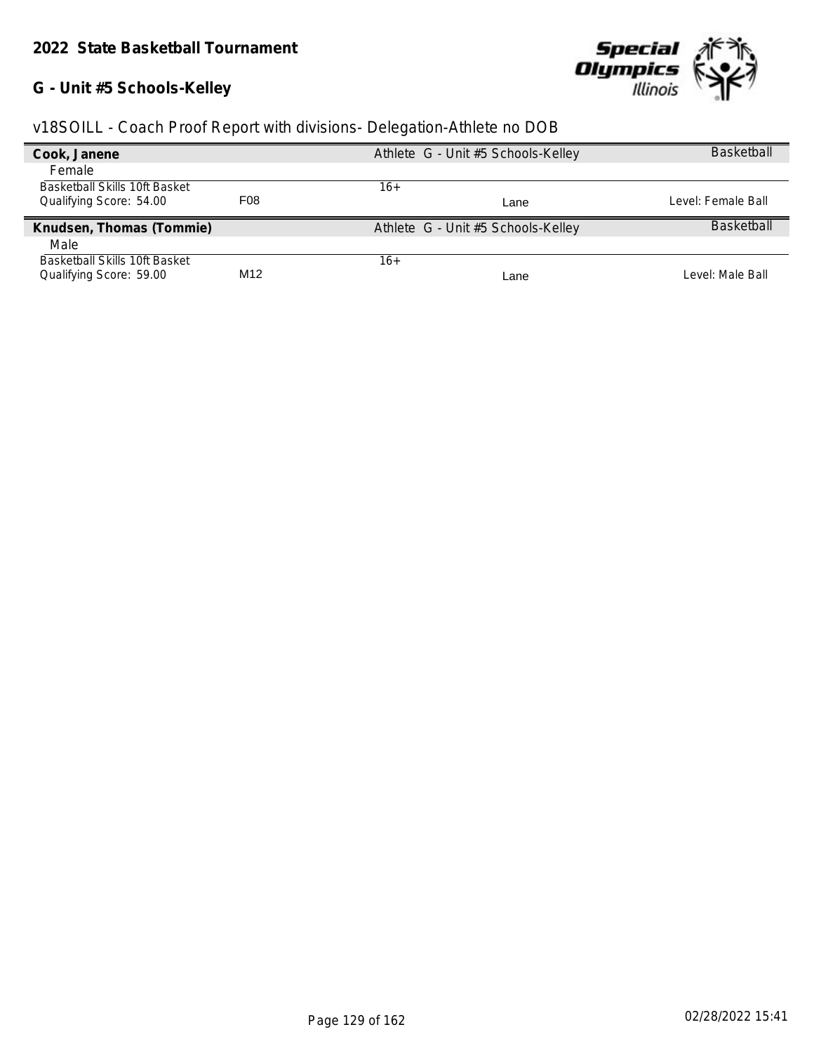## 2022 State Basketball Tournament

### G - Unit #5 Schools-Kelley

v18SOILL - Coach Proof Report with divisions- Delegation-Athlete no DOB

**Cook, Janene** — Athlete G - Unit #5 Schools-Kelley — Basketball

Female

| Event | Division | Age Group | Lane | Level |
|---|---|---|---|---|
| Basketball Skills 10ft Basket<br>Qualifying Score: 54.00 | F08 | 16+ | Lane | Level: Female Ball |

**Knudsen, Thomas (Tommie)** — Athlete G - Unit #5 Schools-Kelley — Basketball

Male

| Event | Division | Age Group | Lane | Level |
|---|---|---|---|---|
| Basketball Skills 10ft Basket<br>Qualifying Score: 59.00 | M12 | 16+ | Lane | Level: Male Ball |

02/28/2022 15:41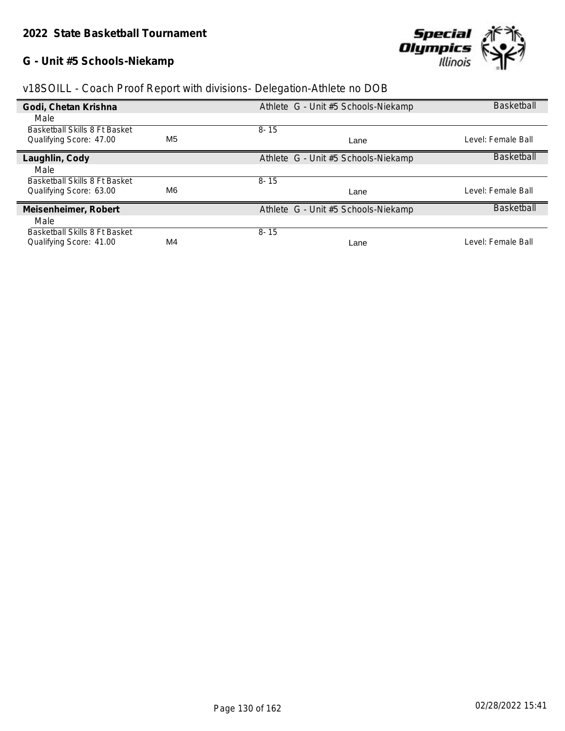# 2022 State Basketball Tournament

## G - Unit #5 Schools-Niekamp

v18SOILL - Coach Proof Report with divisions- Delegation-Athlete no DOB

**Godi, Chetan Krishna** — Athlete G - Unit #5 Schools-Niekamp — Basketball

Male

| Event | Division | Age Group | Lane | Level |
|---|---|---|---|---|
| Basketball Skills 8 Ft Basket<br>Qualifying Score: 47.00 | M5 | 8- 15 | Lane | Level: Female Ball |

**Laughlin, Cody** — Athlete G - Unit #5 Schools-Niekamp — Basketball

Male

| Event | Division | Age Group | Lane | Level |
|---|---|---|---|---|
| Basketball Skills 8 Ft Basket<br>Qualifying Score: 63.00 | M6 | 8- 15 | Lane | Level: Female Ball |

**Meisenheimer, Robert** — Athlete G - Unit #5 Schools-Niekamp — Basketball

Male

| Event | Division | Age Group | Lane | Level |
|---|---|---|---|---|
| Basketball Skills 8 Ft Basket<br>Qualifying Score: 41.00 | M4 | 8- 15 | Lane | Level: Female Ball |

02/28/2022 15:41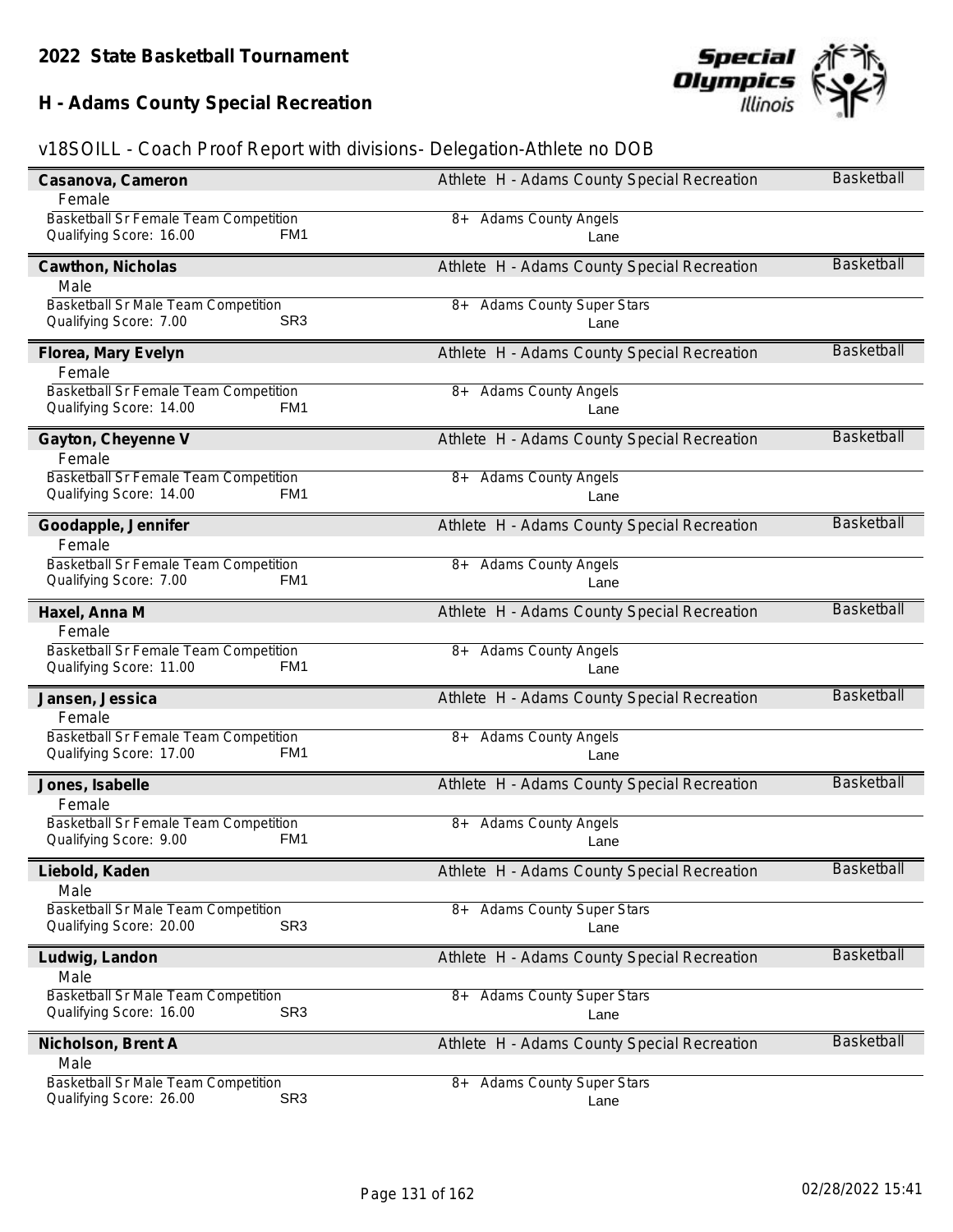# 2022 State Basketball Tournament

## H - Adams County Special Recreation

v18SOILL - Coach Proof Report with divisions- Delegation-Athlete no DOB

**Casanova, Cameron** — Athlete H - Adams County Special Recreation — Basketball
Female
Basketball Sr Female Team Competition — 8+ Adams County Angels
Qualifying Score: 16.00 FM1 — Lane

**Cawthon, Nicholas** — Athlete H - Adams County Special Recreation — Basketball
Male
Basketball Sr Male Team Competition — 8+ Adams County Super Stars
Qualifying Score: 7.00 SR3 — Lane

**Florea, Mary Evelyn** — Athlete H - Adams County Special Recreation — Basketball
Female
Basketball Sr Female Team Competition — 8+ Adams County Angels
Qualifying Score: 14.00 FM1 — Lane

**Gayton, Cheyenne V** — Athlete H - Adams County Special Recreation — Basketball
Female
Basketball Sr Female Team Competition — 8+ Adams County Angels
Qualifying Score: 14.00 FM1 — Lane

**Goodapple, Jennifer** — Athlete H - Adams County Special Recreation — Basketball
Female
Basketball Sr Female Team Competition — 8+ Adams County Angels
Qualifying Score: 7.00 FM1 — Lane

**Haxel, Anna M** — Athlete H - Adams County Special Recreation — Basketball
Female
Basketball Sr Female Team Competition — 8+ Adams County Angels
Qualifying Score: 11.00 FM1 — Lane

**Jansen, Jessica** — Athlete H - Adams County Special Recreation — Basketball
Female
Basketball Sr Female Team Competition — 8+ Adams County Angels
Qualifying Score: 17.00 FM1 — Lane

**Jones, Isabelle** — Athlete H - Adams County Special Recreation — Basketball
Female
Basketball Sr Female Team Competition — 8+ Adams County Angels
Qualifying Score: 9.00 FM1 — Lane

**Liebold, Kaden** — Athlete H - Adams County Special Recreation — Basketball
Male
Basketball Sr Male Team Competition — 8+ Adams County Super Stars
Qualifying Score: 20.00 SR3 — Lane

**Ludwig, Landon** — Athlete H - Adams County Special Recreation — Basketball
Male
Basketball Sr Male Team Competition — 8+ Adams County Super Stars
Qualifying Score: 16.00 SR3 — Lane

**Nicholson, Brent A** — Athlete H - Adams County Special Recreation — Basketball
Male
Basketball Sr Male Team Competition — 8+ Adams County Super Stars
Qualifying Score: 26.00 SR3 — Lane

02/28/2022 15:41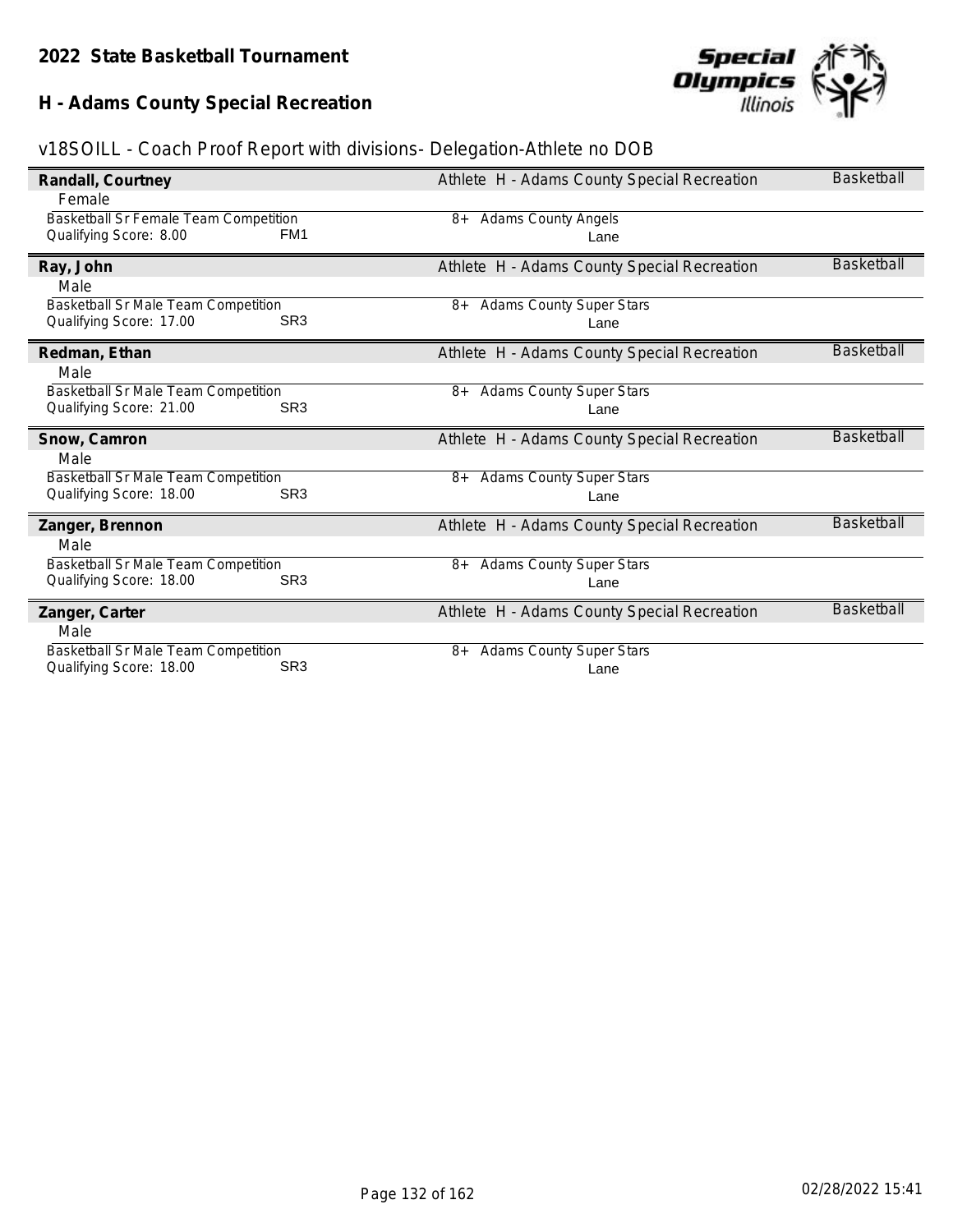## 2022 State Basketball Tournament

## H - Adams County Special Recreation

v18SOILL - Coach Proof Report with divisions- Delegation-Athlete no DOB

**Randall, Courtney** — Athlete H - Adams County Special Recreation — Basketball

Female

Basketball Sr Female Team Competition — 8+ Adams County Angels

Qualifying Score: 8.00 — FM1 — Lane

**Ray, John** — Athlete H - Adams County Special Recreation — Basketball

Male

Basketball Sr Male Team Competition — 8+ Adams County Super Stars

Qualifying Score: 17.00 — SR3 — Lane

**Redman, Ethan** — Athlete H - Adams County Special Recreation — Basketball

Male

Basketball Sr Male Team Competition — 8+ Adams County Super Stars

Qualifying Score: 21.00 — SR3 — Lane

**Snow, Camron** — Athlete H - Adams County Special Recreation — Basketball

Male

Basketball Sr Male Team Competition — 8+ Adams County Super Stars

Qualifying Score: 18.00 — SR3 — Lane

**Zanger, Brennon** — Athlete H - Adams County Special Recreation — Basketball

Male

Basketball Sr Male Team Competition — 8+ Adams County Super Stars

Qualifying Score: 18.00 — SR3 — Lane

**Zanger, Carter** — Athlete H - Adams County Special Recreation — Basketball

Male

Basketball Sr Male Team Competition — 8+ Adams County Super Stars

Qualifying Score: 18.00 — SR3 — Lane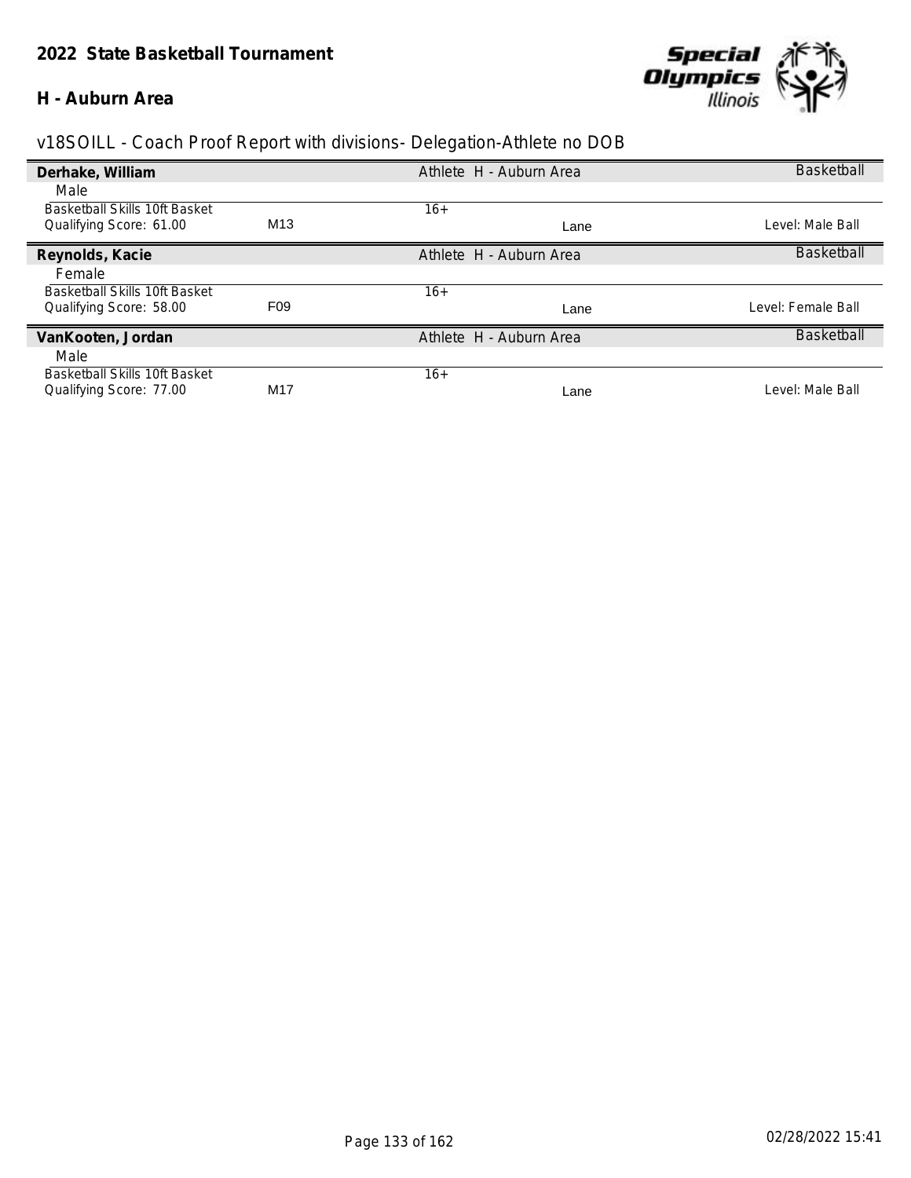# 2022 State Basketball Tournament

## H - Auburn Area

v18SOILL - Coach Proof Report with divisions- Delegation-Athlete no DOB

**Derhake, William** | Athlete H - Auburn Area | Basketball

Male

Basketball Skills 10ft Basket | | 16+ | |
Qualifying Score: 61.00 | M13 | | Lane | Level: Male Ball

**Reynolds, Kacie** | Athlete H - Auburn Area | Basketball

Female

Basketball Skills 10ft Basket | | 16+ | |
Qualifying Score: 58.00 | F09 | | Lane | Level: Female Ball

**VanKooten, Jordan** | Athlete H - Auburn Area | Basketball

Male

Basketball Skills 10ft Basket | | 16+ | |
Qualifying Score: 77.00 | M17 | | Lane | Level: Male Ball

02/28/2022 15:41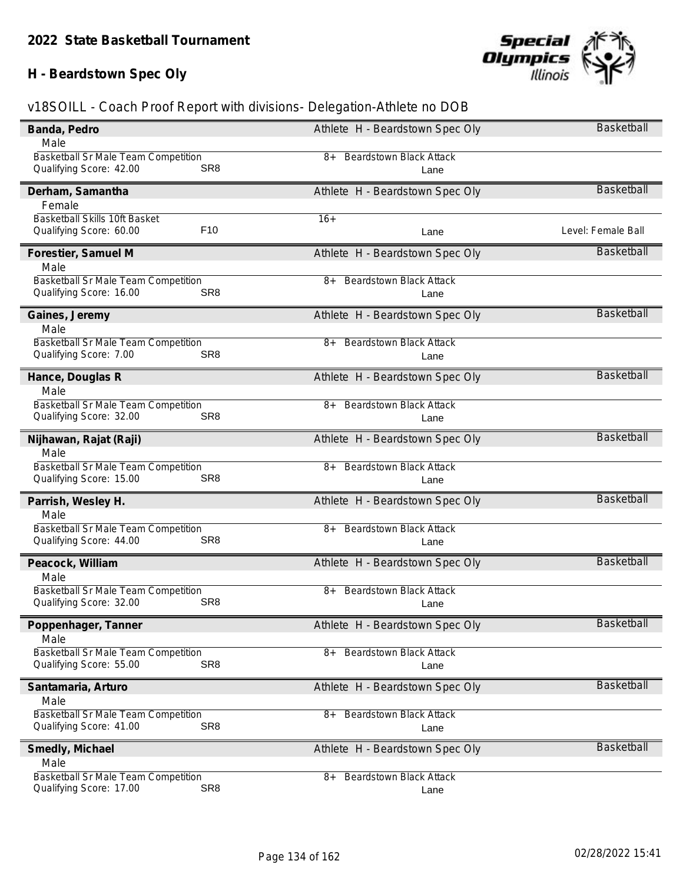## 2022 State Basketball Tournament

## H - Beardstown Spec Oly

v18SOILL - Coach Proof Report with divisions- Delegation-Athlete no DOB

**Banda, Pedro** — Athlete H - Beardstown Spec Oly — Basketball
Male
Basketball Sr Male Team Competition — 8+ Beardstown Black Attack
Qualifying Score: 42.00 — SR8 — Lane

**Derham, Samantha** — Athlete H - Beardstown Spec Oly — Basketball
Female
Basketball Skills 10ft Basket — 16+
Qualifying Score: 60.00 — F10 — Lane — Level: Female Ball

**Forestier, Samuel M** — Athlete H - Beardstown Spec Oly — Basketball
Male
Basketball Sr Male Team Competition — 8+ Beardstown Black Attack
Qualifying Score: 16.00 — SR8 — Lane

**Gaines, Jeremy** — Athlete H - Beardstown Spec Oly — Basketball
Male
Basketball Sr Male Team Competition — 8+ Beardstown Black Attack
Qualifying Score: 7.00 — SR8 — Lane

**Hance, Douglas R** — Athlete H - Beardstown Spec Oly — Basketball
Male
Basketball Sr Male Team Competition — 8+ Beardstown Black Attack
Qualifying Score: 32.00 — SR8 — Lane

**Nijhawan, Rajat (Raji)** — Athlete H - Beardstown Spec Oly — Basketball
Male
Basketball Sr Male Team Competition — 8+ Beardstown Black Attack
Qualifying Score: 15.00 — SR8 — Lane

**Parrish, Wesley H.** — Athlete H - Beardstown Spec Oly — Basketball
Male
Basketball Sr Male Team Competition — 8+ Beardstown Black Attack
Qualifying Score: 44.00 — SR8 — Lane

**Peacock, William** — Athlete H - Beardstown Spec Oly — Basketball
Male
Basketball Sr Male Team Competition — 8+ Beardstown Black Attack
Qualifying Score: 32.00 — SR8 — Lane

**Poppenhager, Tanner** — Athlete H - Beardstown Spec Oly — Basketball
Male
Basketball Sr Male Team Competition — 8+ Beardstown Black Attack
Qualifying Score: 55.00 — SR8 — Lane

**Santamaria, Arturo** — Athlete H - Beardstown Spec Oly — Basketball
Male
Basketball Sr Male Team Competition — 8+ Beardstown Black Attack
Qualifying Score: 41.00 — SR8 — Lane

**Smedly, Michael** — Athlete H - Beardstown Spec Oly — Basketball
Male
Basketball Sr Male Team Competition — 8+ Beardstown Black Attack
Qualifying Score: 17.00 — SR8 — Lane

02/28/2022 15:41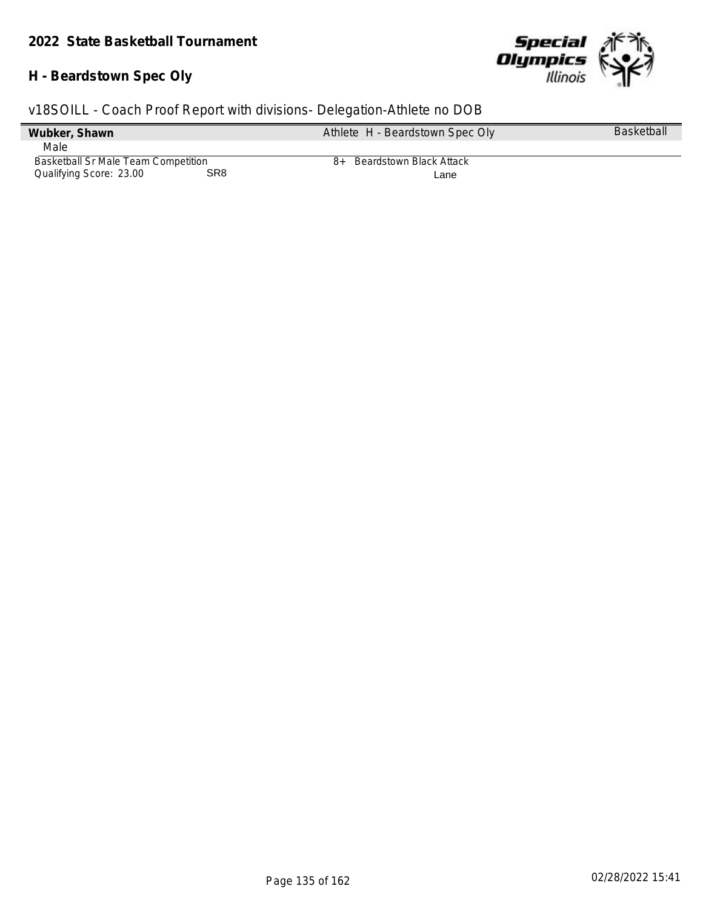**2022 State Basketball Tournament**

**H - Beardstown Spec Oly**

v18SOILL - Coach Proof Report with divisions- Delegation-Athlete no DOB

| **Wubker, Shawn** | Athlete H - Beardstown Spec Oly | Basketball |
|---|---|---|
| Male | | |
| Basketball Sr Male Team Competition | 8+ Beardstown Black Attack | |
| Qualifying Score: 23.00 SR8 | Lane | |

02/28/2022 15:41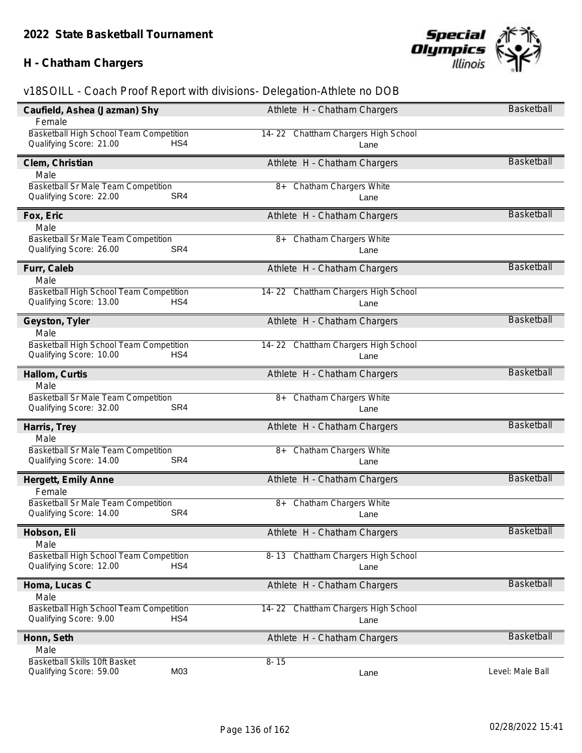# 2022 State Basketball Tournament

## H - Chatham Chargers

v18SOILL - Coach Proof Report with divisions- Delegation-Athlete no DOB

**Caufield, Ashea (Jazman) Shy** — Athlete H - Chatham Chargers — Basketball
Female
Basketball High School Team Competition — 14- 22 Chattham Chargers High School
Qualifying Score: 21.00 HS4 — Lane

**Clem, Christian** — Athlete H - Chatham Chargers — Basketball
Male
Basketball Sr Male Team Competition — 8+ Chatham Chargers White
Qualifying Score: 22.00 SR4 — Lane

**Fox, Eric** — Athlete H - Chatham Chargers — Basketball
Male
Basketball Sr Male Team Competition — 8+ Chatham Chargers White
Qualifying Score: 26.00 SR4 — Lane

**Furr, Caleb** — Athlete H - Chatham Chargers — Basketball
Male
Basketball High School Team Competition — 14- 22 Chattham Chargers High School
Qualifying Score: 13.00 HS4 — Lane

**Geyston, Tyler** — Athlete H - Chatham Chargers — Basketball
Male
Basketball High School Team Competition — 14- 22 Chattham Chargers High School
Qualifying Score: 10.00 HS4 — Lane

**Hallom, Curtis** — Athlete H - Chatham Chargers — Basketball
Male
Basketball Sr Male Team Competition — 8+ Chatham Chargers White
Qualifying Score: 32.00 SR4 — Lane

**Harris, Trey** — Athlete H - Chatham Chargers — Basketball
Male
Basketball Sr Male Team Competition — 8+ Chatham Chargers White
Qualifying Score: 14.00 SR4 — Lane

**Hergett, Emily Anne** — Athlete H - Chatham Chargers — Basketball
Female
Basketball Sr Male Team Competition — 8+ Chatham Chargers White
Qualifying Score: 14.00 SR4 — Lane

**Hobson, Eli** — Athlete H - Chatham Chargers — Basketball
Male
Basketball High School Team Competition — 8- 13 Chattham Chargers High School
Qualifying Score: 12.00 HS4 — Lane

**Homa, Lucas C** — Athlete H - Chatham Chargers — Basketball
Male
Basketball High School Team Competition — 14- 22 Chattham Chargers High School
Qualifying Score: 9.00 HS4 — Lane

**Honn, Seth** — Athlete H - Chatham Chargers — Basketball
Male
Basketball Skills 10ft Basket — 8- 15
Qualifying Score: 59.00 M03 — Lane — Level: Male Ball

02/28/2022 15:41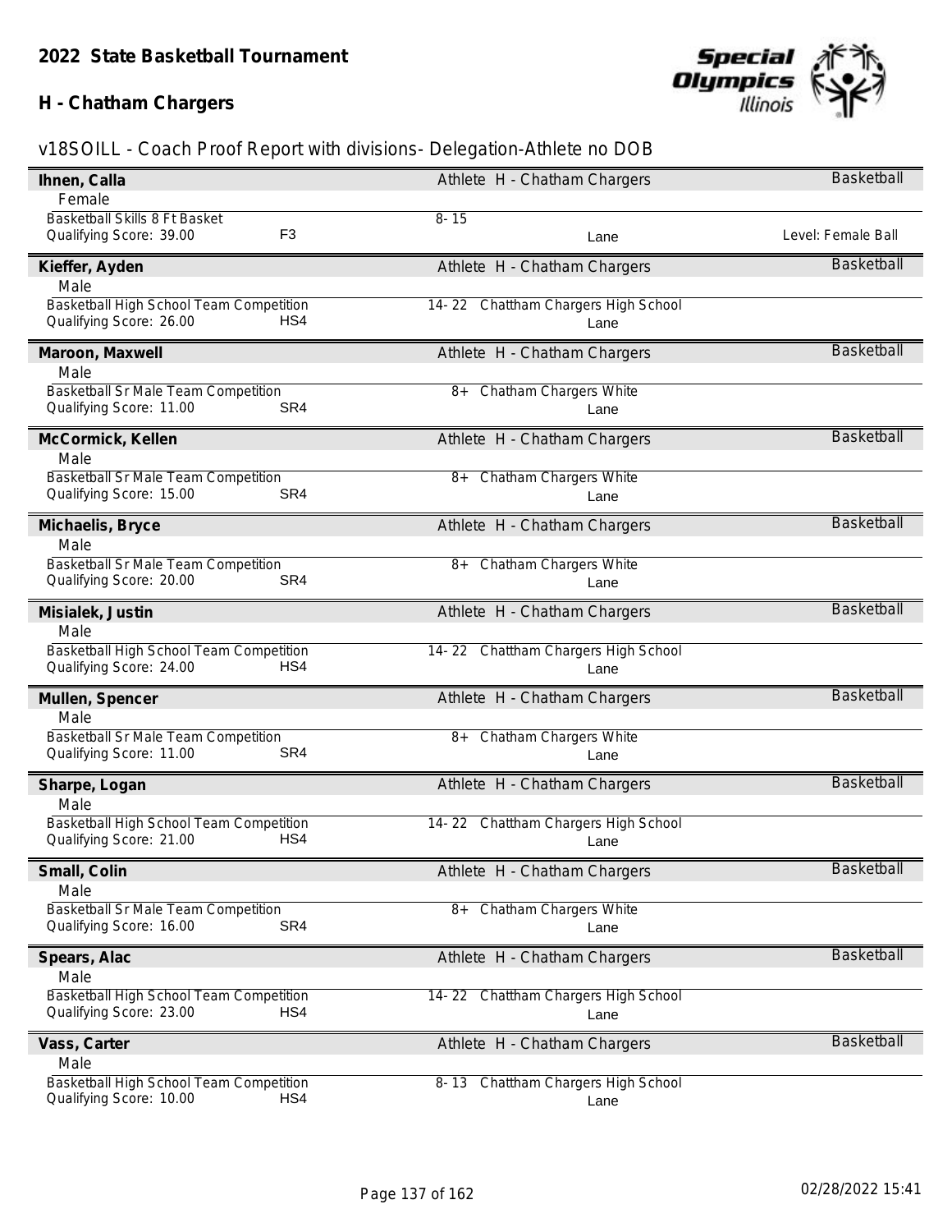## 2022 State Basketball Tournament

### H - Chatham Chargers

v18SOILL - Coach Proof Report with divisions- Delegation-Athlete no DOB

**Ihnen, Calla** — Athlete H - Chatham Chargers — Basketball
Female
Basketball Skills 8 Ft Basket — 8- 15
Qualifying Score: 39.00 — F3 — Lane — Level: Female Ball

**Kieffer, Ayden** — Athlete H - Chatham Chargers — Basketball
Male
Basketball High School Team Competition — 14- 22 Chattham Chargers High School
Qualifying Score: 26.00 — HS4 — Lane

**Maroon, Maxwell** — Athlete H - Chatham Chargers — Basketball
Male
Basketball Sr Male Team Competition — 8+ Chatham Chargers White
Qualifying Score: 11.00 — SR4 — Lane

**McCormick, Kellen** — Athlete H - Chatham Chargers — Basketball
Male
Basketball Sr Male Team Competition — 8+ Chatham Chargers White
Qualifying Score: 15.00 — SR4 — Lane

**Michaelis, Bryce** — Athlete H - Chatham Chargers — Basketball
Male
Basketball Sr Male Team Competition — 8+ Chatham Chargers White
Qualifying Score: 20.00 — SR4 — Lane

**Misialek, Justin** — Athlete H - Chatham Chargers — Basketball
Male
Basketball High School Team Competition — 14- 22 Chattham Chargers High School
Qualifying Score: 24.00 — HS4 — Lane

**Mullen, Spencer** — Athlete H - Chatham Chargers — Basketball
Male
Basketball Sr Male Team Competition — 8+ Chatham Chargers White
Qualifying Score: 11.00 — SR4 — Lane

**Sharpe, Logan** — Athlete H - Chatham Chargers — Basketball
Male
Basketball High School Team Competition — 14- 22 Chattham Chargers High School
Qualifying Score: 21.00 — HS4 — Lane

**Small, Colin** — Athlete H - Chatham Chargers — Basketball
Male
Basketball Sr Male Team Competition — 8+ Chatham Chargers White
Qualifying Score: 16.00 — SR4 — Lane

**Spears, Alac** — Athlete H - Chatham Chargers — Basketball
Male
Basketball High School Team Competition — 14- 22 Chattham Chargers High School
Qualifying Score: 23.00 — HS4 — Lane

**Vass, Carter** — Athlete H - Chatham Chargers — Basketball
Male
Basketball High School Team Competition — 8- 13 Chattham Chargers High School
Qualifying Score: 10.00 — HS4 — Lane

02/28/2022 15:41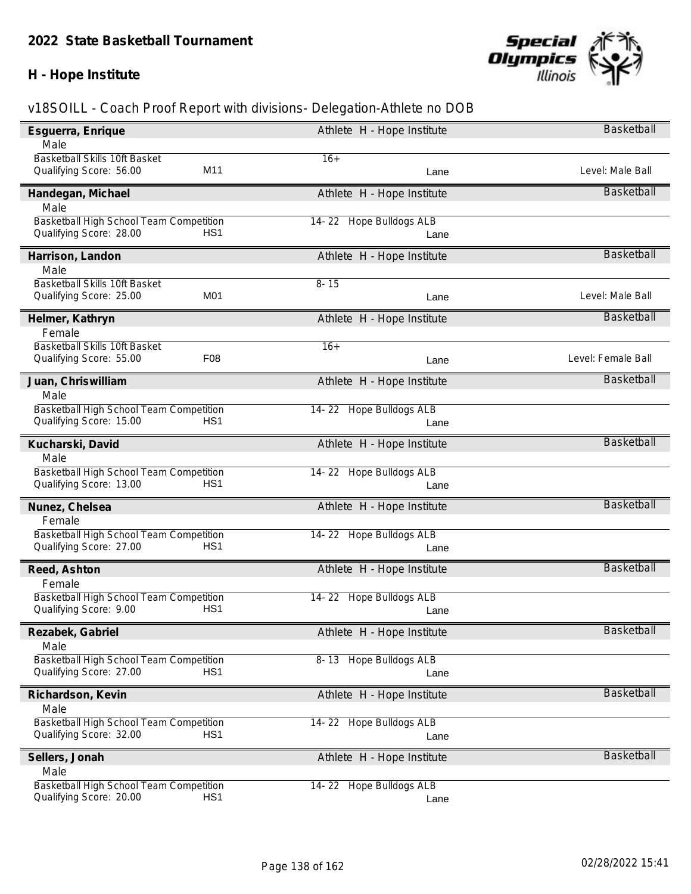# 2022 State Basketball Tournament

## H - Hope Institute

v18SOILL - Coach Proof Report with divisions- Delegation-Athlete no DOB

**Esguerra, Enrique** — Athlete H - Hope Institute — Basketball
Male
Basketball Skills 10ft Basket — 16+
Qualifying Score: 56.00 — M11 — Lane — Level: Male Ball

**Handegan, Michael** — Athlete H - Hope Institute — Basketball
Male
Basketball High School Team Competition — 14- 22 Hope Bulldogs ALB
Qualifying Score: 28.00 — HS1 — Lane

**Harrison, Landon** — Athlete H - Hope Institute — Basketball
Male
Basketball Skills 10ft Basket — 8- 15
Qualifying Score: 25.00 — M01 — Lane — Level: Male Ball

**Helmer, Kathryn** — Athlete H - Hope Institute — Basketball
Female
Basketball Skills 10ft Basket — 16+
Qualifying Score: 55.00 — F08 — Lane — Level: Female Ball

**Juan, Chriswilliam** — Athlete H - Hope Institute — Basketball
Male
Basketball High School Team Competition — 14- 22 Hope Bulldogs ALB
Qualifying Score: 15.00 — HS1 — Lane

**Kucharski, David** — Athlete H - Hope Institute — Basketball
Male
Basketball High School Team Competition — 14- 22 Hope Bulldogs ALB
Qualifying Score: 13.00 — HS1 — Lane

**Nunez, Chelsea** — Athlete H - Hope Institute — Basketball
Female
Basketball High School Team Competition — 14- 22 Hope Bulldogs ALB
Qualifying Score: 27.00 — HS1 — Lane

**Reed, Ashton** — Athlete H - Hope Institute — Basketball
Female
Basketball High School Team Competition — 14- 22 Hope Bulldogs ALB
Qualifying Score: 9.00 — HS1 — Lane

**Rezabek, Gabriel** — Athlete H - Hope Institute — Basketball
Male
Basketball High School Team Competition — 8- 13 Hope Bulldogs ALB
Qualifying Score: 27.00 — HS1 — Lane

**Richardson, Kevin** — Athlete H - Hope Institute — Basketball
Male
Basketball High School Team Competition — 14- 22 Hope Bulldogs ALB
Qualifying Score: 32.00 — HS1 — Lane

**Sellers, Jonah** — Athlete H - Hope Institute — Basketball
Male
Basketball High School Team Competition — 14- 22 Hope Bulldogs ALB
Qualifying Score: 20.00 — HS1 — Lane

02/28/2022 15:41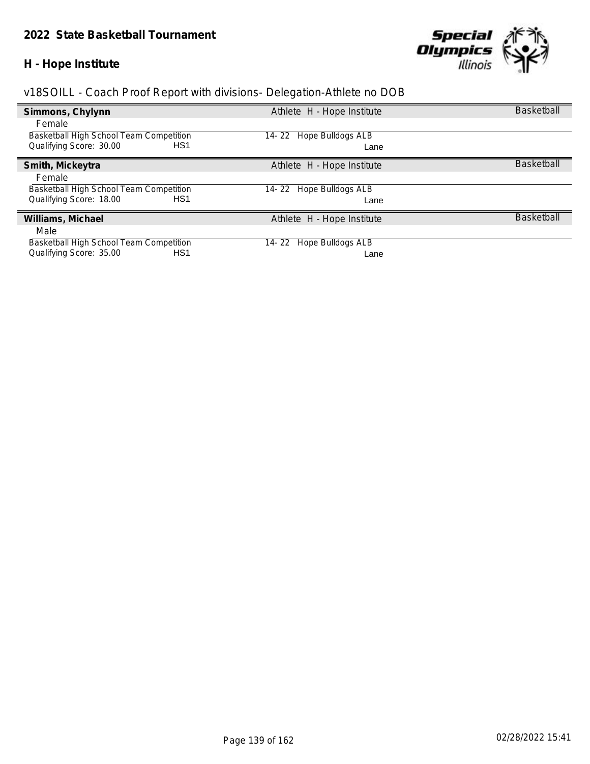# 2022 State Basketball Tournament

## H - Hope Institute

v18SOILL - Coach Proof Report with divisions- Delegation-Athlete no DOB

**Simmons, Chylynn** — Athlete H - Hope Institute — Basketball

Female

Basketball High School Team Competition — 14- 22 Hope Bulldogs ALB

Qualifying Score: 30.00 HS1 — Lane

**Smith, Mickeytra** — Athlete H - Hope Institute — Basketball

Female

Basketball High School Team Competition — 14- 22 Hope Bulldogs ALB

Qualifying Score: 18.00 HS1 — Lane

**Williams, Michael** — Athlete H - Hope Institute — Basketball

Male

Basketball High School Team Competition — 14- 22 Hope Bulldogs ALB

Qualifying Score: 35.00 HS1 — Lane

02/28/2022 15:41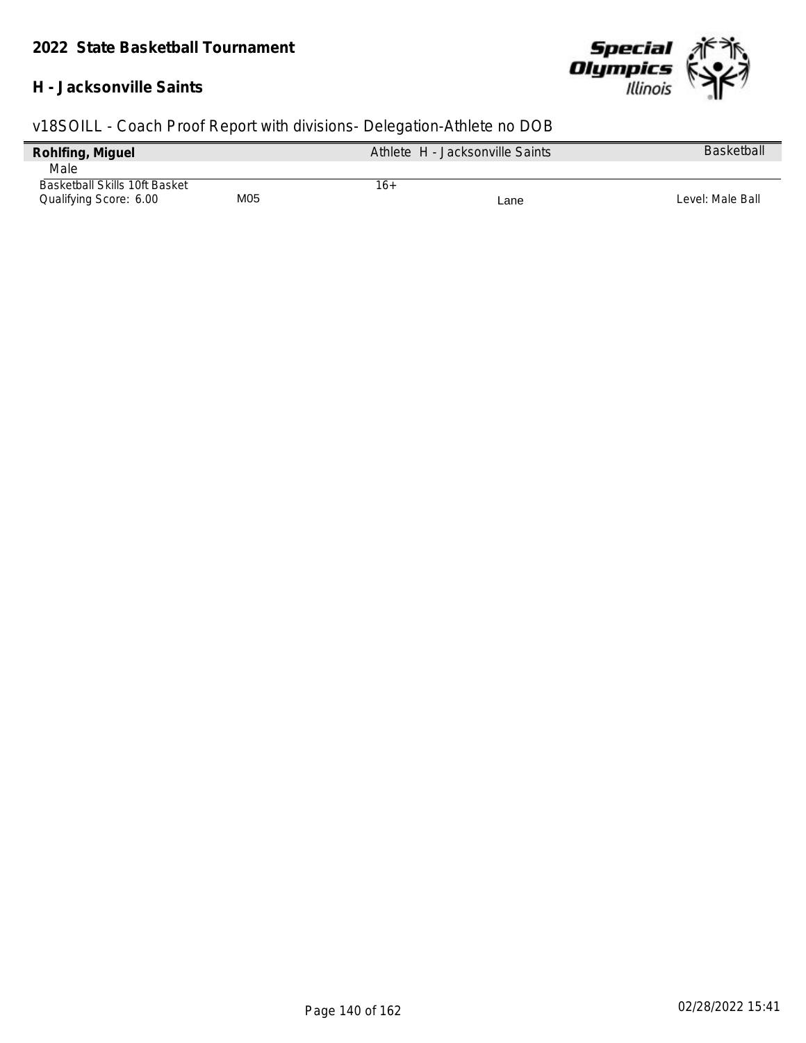## 2022 State Basketball Tournament

## H - Jacksonville Saints

v18SOILL - Coach Proof Report with divisions- Delegation-Athlete no DOB

| **Rohlfing, Miguel** | | Athlete H - Jacksonville Saints | | Basketball |
|---|---|---|---|---|
| Male | | | | |
| Basketball Skills 10ft Basket | | 16+ | | |
| Qualifying Score: 6.00 | M05 | | Lane | Level: Male Ball |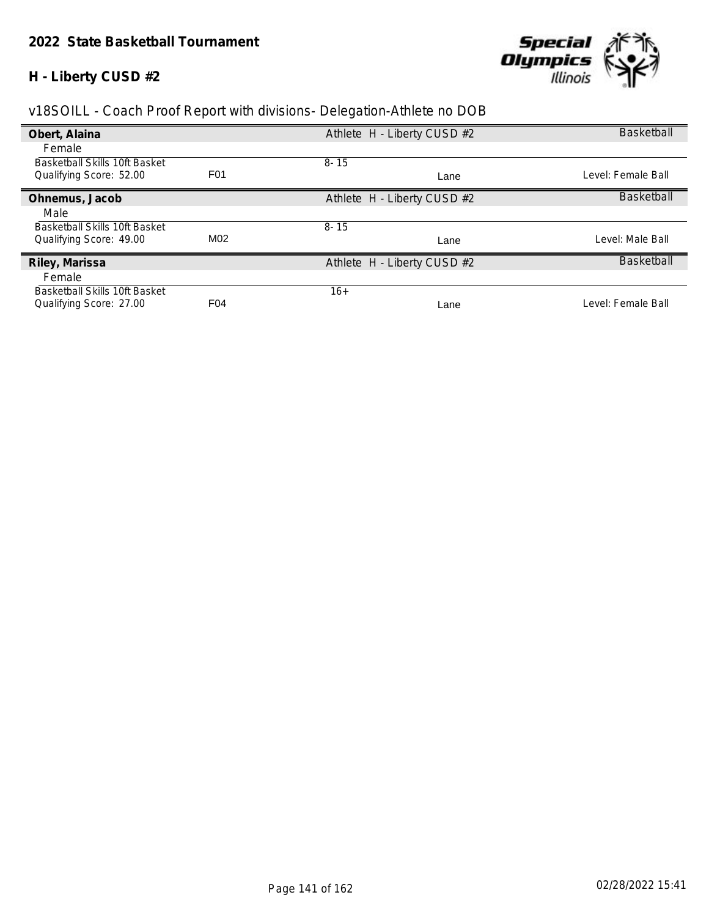**2022 State Basketball Tournament**

**H - Liberty CUSD #2**

v18SOILL - Coach Proof Report with divisions- Delegation-Athlete no DOB

| **Obert, Alaina** | | Athlete H - Liberty CUSD #2 | | Basketball |
|---|---|---|---|---|
| Female | | | | |
| Basketball Skills 10ft Basket | | 8- 15 | | |
| Qualifying Score: 52.00 | F01 | | Lane | Level: Female Ball |
| **Ohnemus, Jacob** | | Athlete H - Liberty CUSD #2 | | Basketball |
| Male | | | | |
| Basketball Skills 10ft Basket | | 8- 15 | | |
| Qualifying Score: 49.00 | M02 | | Lane | Level: Male Ball |
| **Riley, Marissa** | | Athlete H - Liberty CUSD #2 | | Basketball |
| Female | | | | |
| Basketball Skills 10ft Basket | | 16+ | | |
| Qualifying Score: 27.00 | F04 | | Lane | Level: Female Ball |

02/28/2022 15:41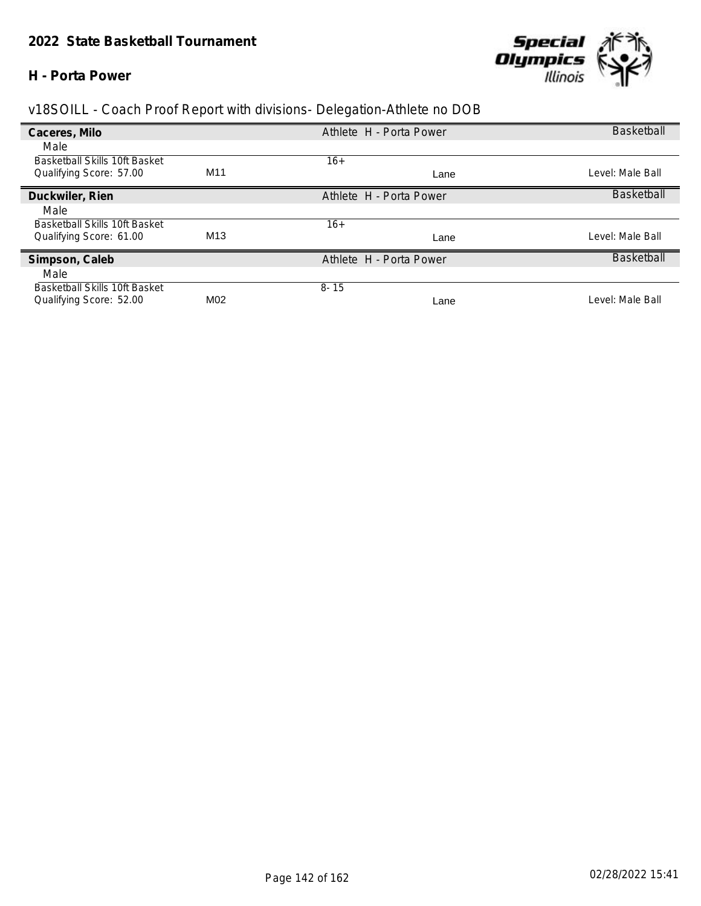## 2022 State Basketball Tournament

### H - Porta Power

v18SOILL - Coach Proof Report with divisions- Delegation-Athlete no DOB

| **Caceres, Milo** | | Athlete H - Porta Power | | Basketball |
|---|---|---|---|---|
| Male | | | | |
| Basketball Skills 10ft Basket | | 16+ | | |
| Qualifying Score: 57.00 | M11 | | Lane | Level: Male Ball |

| **Duckwiler, Rien** | | Athlete H - Porta Power | | Basketball |
|---|---|---|---|---|
| Male | | | | |
| Basketball Skills 10ft Basket | | 16+ | | |
| Qualifying Score: 61.00 | M13 | | Lane | Level: Male Ball |

| **Simpson, Caleb** | | Athlete H - Porta Power | | Basketball |
|---|---|---|---|---|
| Male | | | | |
| Basketball Skills 10ft Basket | | 8- 15 | | |
| Qualifying Score: 52.00 | M02 | | Lane | Level: Male Ball |

02/28/2022 15:41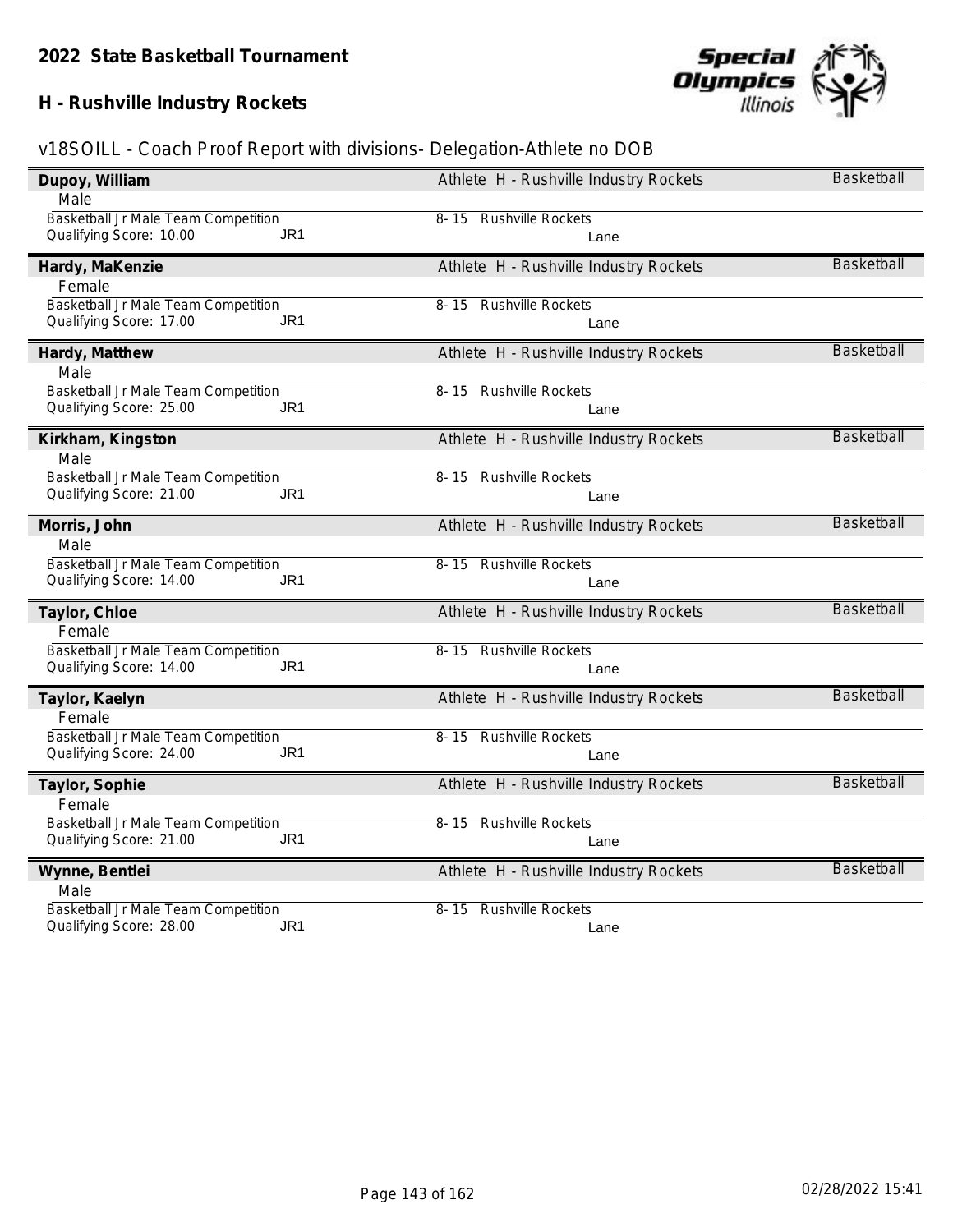# 2022 State Basketball Tournament

## H - Rushville Industry Rockets

v18SOILL - Coach Proof Report with divisions- Delegation-Athlete no DOB

**Dupoy, William** — Athlete H - Rushville Industry Rockets — Basketball
Male
Basketball Jr Male Team Competition — 8- 15 Rushville Rockets
Qualifying Score: 10.00 JR1 — Lane

**Hardy, MaKenzie** — Athlete H - Rushville Industry Rockets — Basketball
Female
Basketball Jr Male Team Competition — 8- 15 Rushville Rockets
Qualifying Score: 17.00 JR1 — Lane

**Hardy, Matthew** — Athlete H - Rushville Industry Rockets — Basketball
Male
Basketball Jr Male Team Competition — 8- 15 Rushville Rockets
Qualifying Score: 25.00 JR1 — Lane

**Kirkham, Kingston** — Athlete H - Rushville Industry Rockets — Basketball
Male
Basketball Jr Male Team Competition — 8- 15 Rushville Rockets
Qualifying Score: 21.00 JR1 — Lane

**Morris, John** — Athlete H - Rushville Industry Rockets — Basketball
Male
Basketball Jr Male Team Competition — 8- 15 Rushville Rockets
Qualifying Score: 14.00 JR1 — Lane

**Taylor, Chloe** — Athlete H - Rushville Industry Rockets — Basketball
Female
Basketball Jr Male Team Competition — 8- 15 Rushville Rockets
Qualifying Score: 14.00 JR1 — Lane

**Taylor, Kaelyn** — Athlete H - Rushville Industry Rockets — Basketball
Female
Basketball Jr Male Team Competition — 8- 15 Rushville Rockets
Qualifying Score: 24.00 JR1 — Lane

**Taylor, Sophie** — Athlete H - Rushville Industry Rockets — Basketball
Female
Basketball Jr Male Team Competition — 8- 15 Rushville Rockets
Qualifying Score: 21.00 JR1 — Lane

**Wynne, Bentlei** — Athlete H - Rushville Industry Rockets — Basketball
Male
Basketball Jr Male Team Competition — 8- 15 Rushville Rockets
Qualifying Score: 28.00 JR1 — Lane

02/28/2022 15:41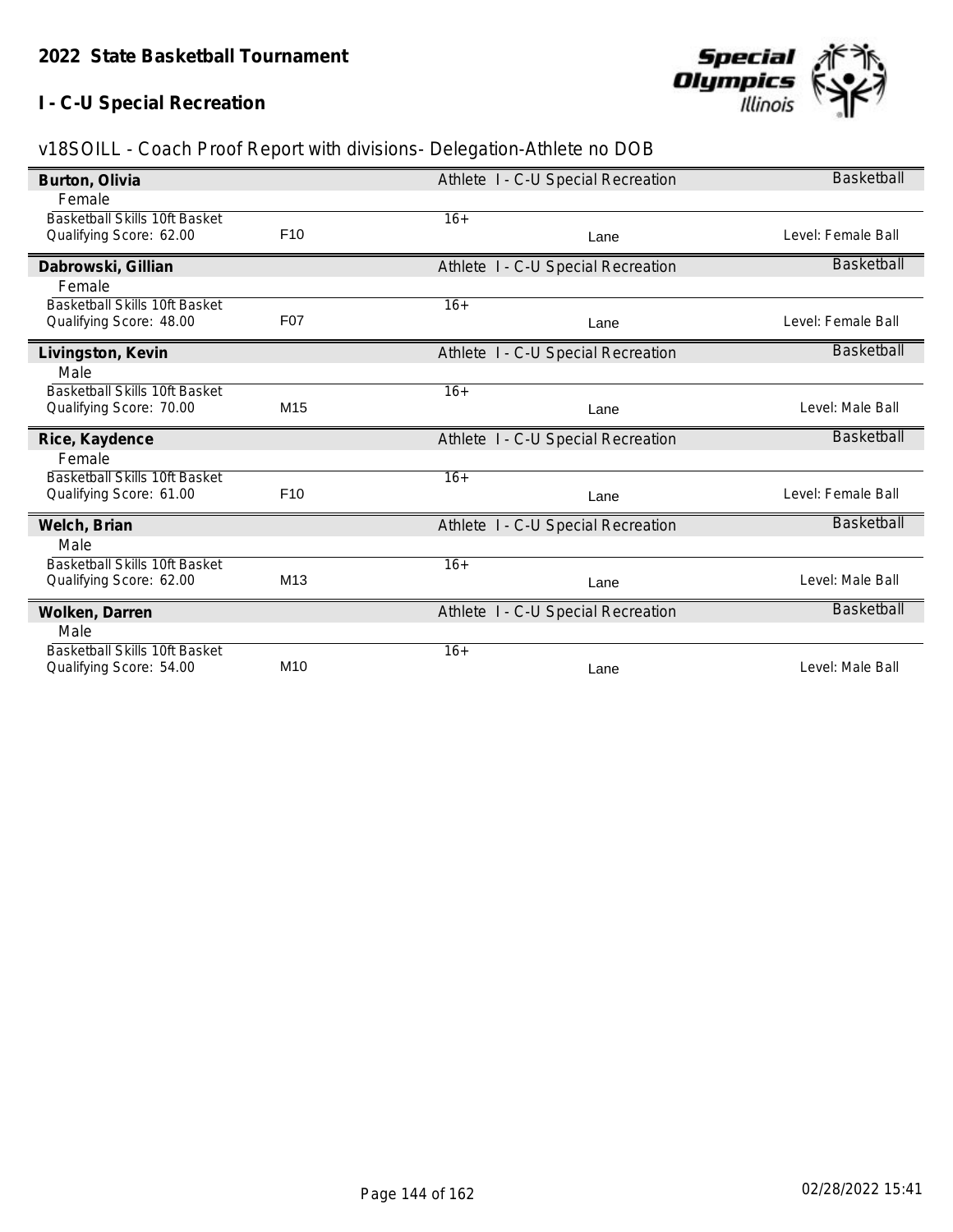## 2022 State Basketball Tournament

### I - C-U Special Recreation

v18SOILL - Coach Proof Report with divisions- Delegation-Athlete no DOB

**Burton, Olivia** | Athlete I - C-U Special Recreation | Basketball

Female

| Basketball Skills 10ft Basket | | 16+ | | |
|---|---|---|---|---|
| Qualifying Score: 62.00 | F10 | | Lane | Level: Female Ball |

**Dabrowski, Gillian** | Athlete I - C-U Special Recreation | Basketball

Female

| Basketball Skills 10ft Basket | | 16+ | | |
|---|---|---|---|---|
| Qualifying Score: 48.00 | F07 | | Lane | Level: Female Ball |

**Livingston, Kevin** | Athlete I - C-U Special Recreation | Basketball

Male

| Basketball Skills 10ft Basket | | 16+ | | |
|---|---|---|---|---|
| Qualifying Score: 70.00 | M15 | | Lane | Level: Male Ball |

**Rice, Kaydence** | Athlete I - C-U Special Recreation | Basketball

Female

| Basketball Skills 10ft Basket | | 16+ | | |
|---|---|---|---|---|
| Qualifying Score: 61.00 | F10 | | Lane | Level: Female Ball |

**Welch, Brian** | Athlete I - C-U Special Recreation | Basketball

Male

| Basketball Skills 10ft Basket | | 16+ | | |
|---|---|---|---|---|
| Qualifying Score: 62.00 | M13 | | Lane | Level: Male Ball |

**Wolken, Darren** | Athlete I - C-U Special Recreation | Basketball

Male

| Basketball Skills 10ft Basket | | 16+ | | |
|---|---|---|---|---|
| Qualifying Score: 54.00 | M10 | | Lane | Level: Male Ball |

02/28/2022 15:41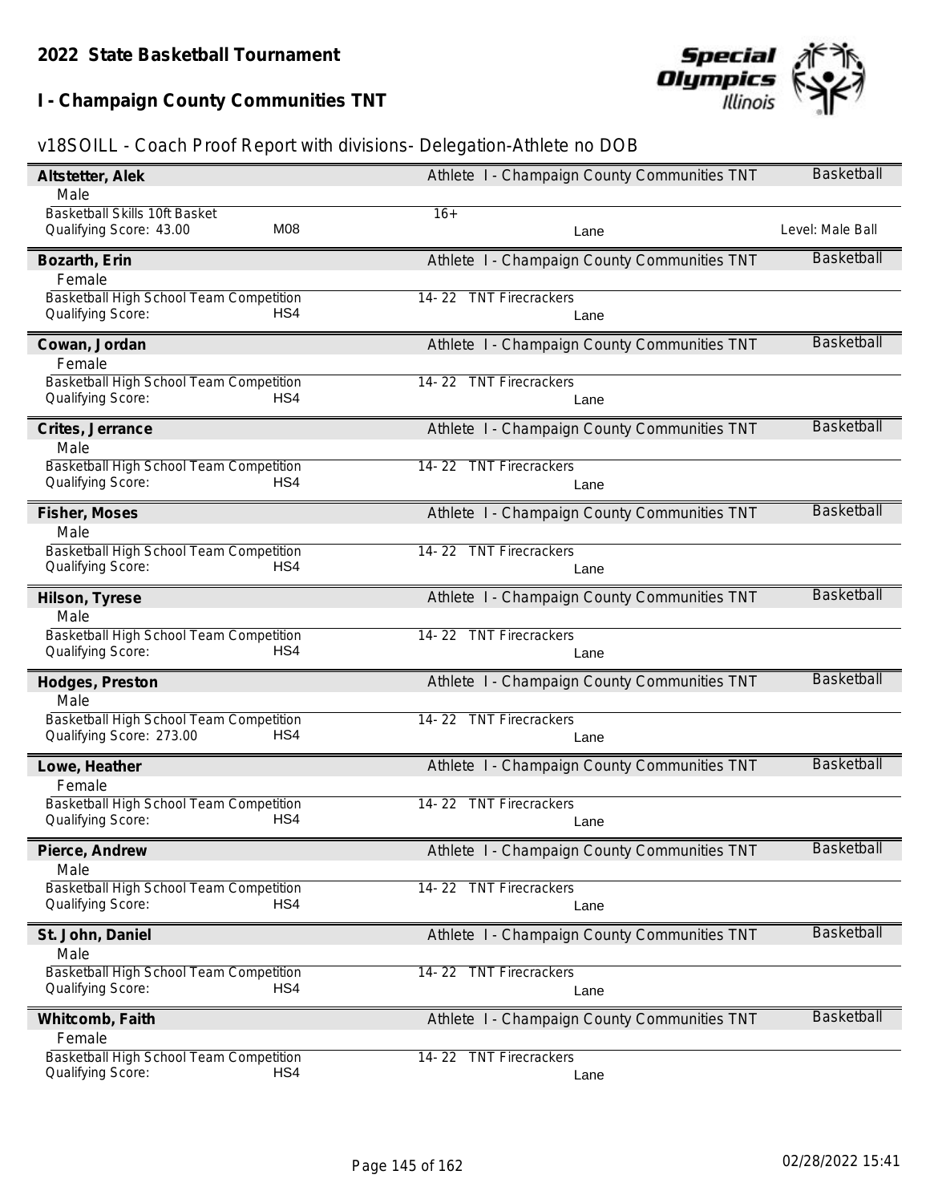## 2022 State Basketball Tournament

## I - Champaign County Communities TNT

v18SOILL - Coach Proof Report with divisions- Delegation-Athlete no DOB

**Altstetter, Alek** — Athlete I - Champaign County Communities TNT — Basketball
Male
Basketball Skills 10ft Basket — 16+
Qualifying Score: 43.00 — M08 — Lane — Level: Male Ball

**Bozarth, Erin** — Athlete I - Champaign County Communities TNT — Basketball
Female
Basketball High School Team Competition — 14- 22 TNT Firecrackers
Qualifying Score: — HS4 — Lane

**Cowan, Jordan** — Athlete I - Champaign County Communities TNT — Basketball
Female
Basketball High School Team Competition — 14- 22 TNT Firecrackers
Qualifying Score: — HS4 — Lane

**Crites, Jerrance** — Athlete I - Champaign County Communities TNT — Basketball
Male
Basketball High School Team Competition — 14- 22 TNT Firecrackers
Qualifying Score: — HS4 — Lane

**Fisher, Moses** — Athlete I - Champaign County Communities TNT — Basketball
Male
Basketball High School Team Competition — 14- 22 TNT Firecrackers
Qualifying Score: — HS4 — Lane

**Hilson, Tyrese** — Athlete I - Champaign County Communities TNT — Basketball
Male
Basketball High School Team Competition — 14- 22 TNT Firecrackers
Qualifying Score: — HS4 — Lane

**Hodges, Preston** — Athlete I - Champaign County Communities TNT — Basketball
Male
Basketball High School Team Competition — 14- 22 TNT Firecrackers
Qualifying Score: 273.00 — HS4 — Lane

**Lowe, Heather** — Athlete I - Champaign County Communities TNT — Basketball
Female
Basketball High School Team Competition — 14- 22 TNT Firecrackers
Qualifying Score: — HS4 — Lane

**Pierce, Andrew** — Athlete I - Champaign County Communities TNT — Basketball
Male
Basketball High School Team Competition — 14- 22 TNT Firecrackers
Qualifying Score: — HS4 — Lane

**St. John, Daniel** — Athlete I - Champaign County Communities TNT — Basketball
Male
Basketball High School Team Competition — 14- 22 TNT Firecrackers
Qualifying Score: — HS4 — Lane

**Whitcomb, Faith** — Athlete I - Champaign County Communities TNT — Basketball
Female
Basketball High School Team Competition — 14- 22 TNT Firecrackers
Qualifying Score: — HS4 — Lane

02/28/2022 15:41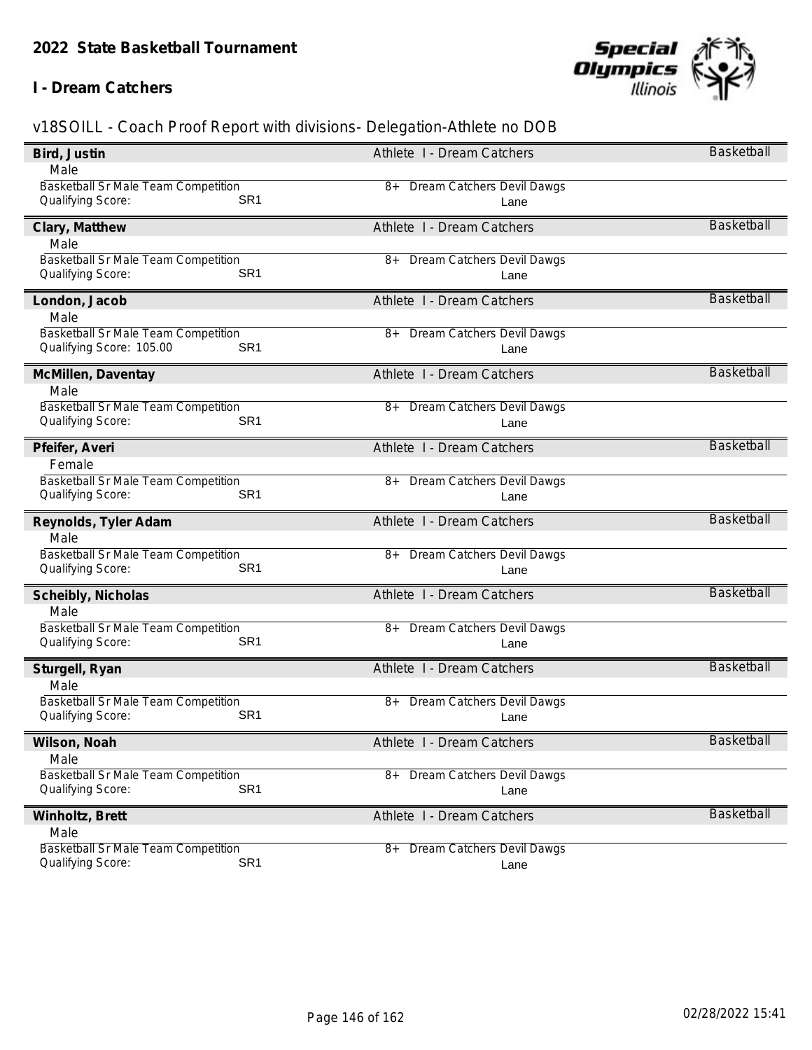## 2022 State Basketball Tournament

### I - Dream Catchers

v18SOILL - Coach Proof Report with divisions- Delegation-Athlete no DOB

**Bird, Justin** — Athlete I - Dream Catchers — Basketball
Male
Basketball Sr Male Team Competition — 8+ Dream Catchers Devil Dawgs
Qualifying Score: SR1 — Lane

**Clary, Matthew** — Athlete I - Dream Catchers — Basketball
Male
Basketball Sr Male Team Competition — 8+ Dream Catchers Devil Dawgs
Qualifying Score: SR1 — Lane

**London, Jacob** — Athlete I - Dream Catchers — Basketball
Male
Basketball Sr Male Team Competition — 8+ Dream Catchers Devil Dawgs
Qualifying Score: 105.00 SR1 — Lane

**McMillen, Daventay** — Athlete I - Dream Catchers — Basketball
Male
Basketball Sr Male Team Competition — 8+ Dream Catchers Devil Dawgs
Qualifying Score: SR1 — Lane

**Pfeifer, Averi** — Athlete I - Dream Catchers — Basketball
Female
Basketball Sr Male Team Competition — 8+ Dream Catchers Devil Dawgs
Qualifying Score: SR1 — Lane

**Reynolds, Tyler Adam** — Athlete I - Dream Catchers — Basketball
Male
Basketball Sr Male Team Competition — 8+ Dream Catchers Devil Dawgs
Qualifying Score: SR1 — Lane

**Scheibly, Nicholas** — Athlete I - Dream Catchers — Basketball
Male
Basketball Sr Male Team Competition — 8+ Dream Catchers Devil Dawgs
Qualifying Score: SR1 — Lane

**Sturgell, Ryan** — Athlete I - Dream Catchers — Basketball
Male
Basketball Sr Male Team Competition — 8+ Dream Catchers Devil Dawgs
Qualifying Score: SR1 — Lane

**Wilson, Noah** — Athlete I - Dream Catchers — Basketball
Male
Basketball Sr Male Team Competition — 8+ Dream Catchers Devil Dawgs
Qualifying Score: SR1 — Lane

**Winholtz, Brett** — Athlete I - Dream Catchers — Basketball
Male
Basketball Sr Male Team Competition — 8+ Dream Catchers Devil Dawgs
Qualifying Score: SR1 — Lane

02/28/2022 15:41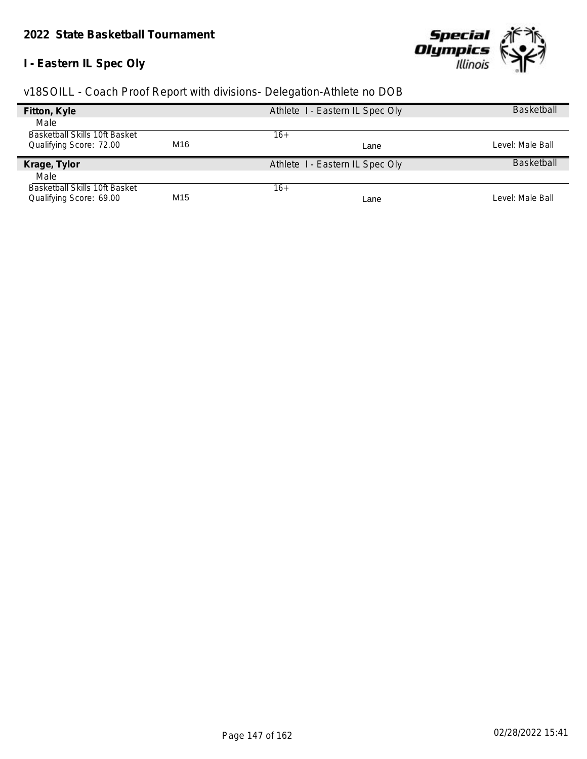**2022 State Basketball Tournament**

**I - Eastern IL Spec Oly**

v18SOILL - Coach Proof Report with divisions- Delegation-Athlete no DOB

| **Fitton, Kyle** | | Athlete I - Eastern IL Spec Oly | | Basketball |
|---|---|---|---|---|
| Male | | | | |
| Basketball Skills 10ft Basket | | 16+ | | |
| Qualifying Score: 72.00 | M16 | | Lane | Level: Male Ball |

| **Krage, Tylor** | | Athlete I - Eastern IL Spec Oly | | Basketball |
|---|---|---|---|---|
| Male | | | | |
| Basketball Skills 10ft Basket | | 16+ | | |
| Qualifying Score: 69.00 | M15 | | Lane | Level: Male Ball |

02/28/2022 15:41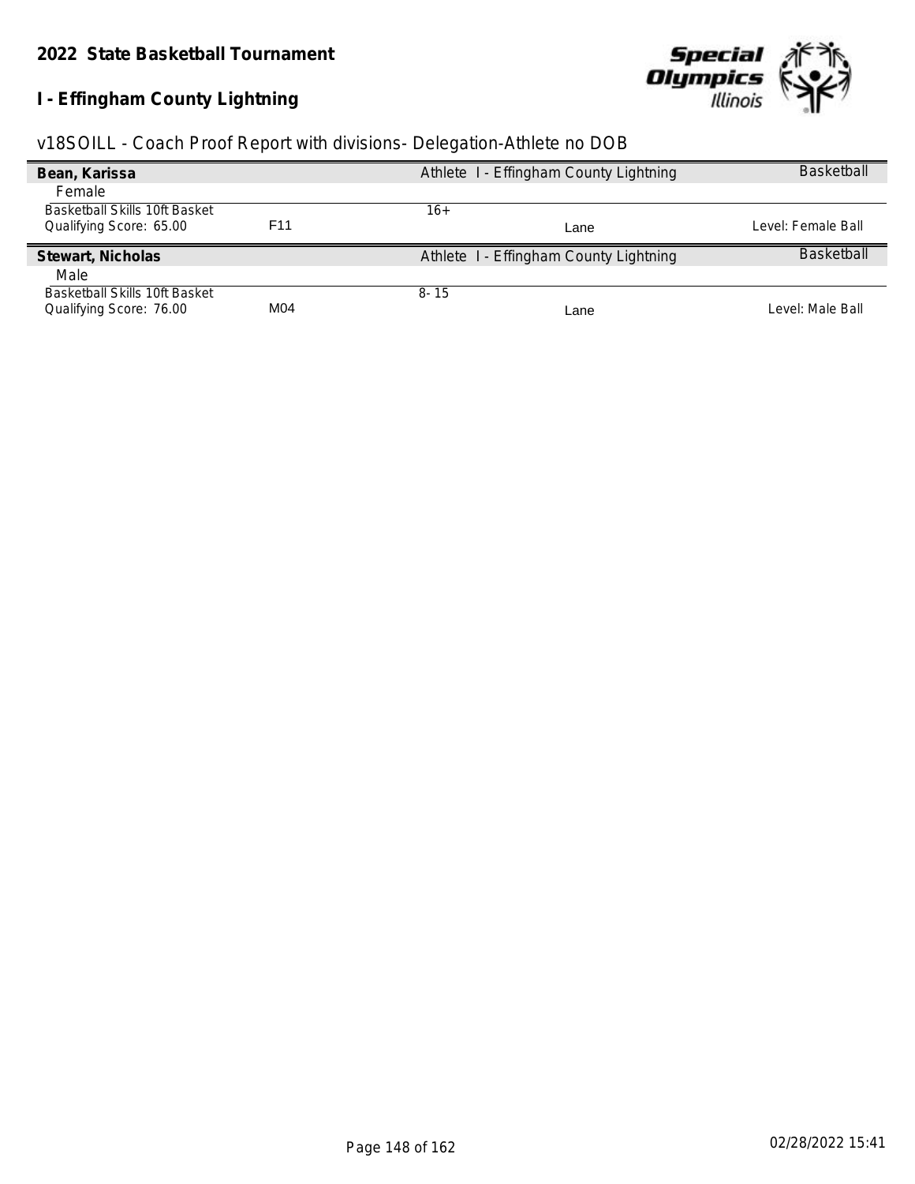## 2022 State Basketball Tournament

## I - Effingham County Lightning

v18SOILL - Coach Proof Report with divisions- Delegation-Athlete no DOB

**Bean, Karissa** | Athlete I - Effingham County Lightning | Basketball

Female

Basketball Skills 10ft Basket | | 16+ | | 
Qualifying Score: 65.00 | F11 | | Lane | Level: Female Ball

**Stewart, Nicholas** | Athlete I - Effingham County Lightning | Basketball

Male

Basketball Skills 10ft Basket | | 8- 15 | | 
Qualifying Score: 76.00 | M04 | | Lane | Level: Male Ball

02/28/2022 15:41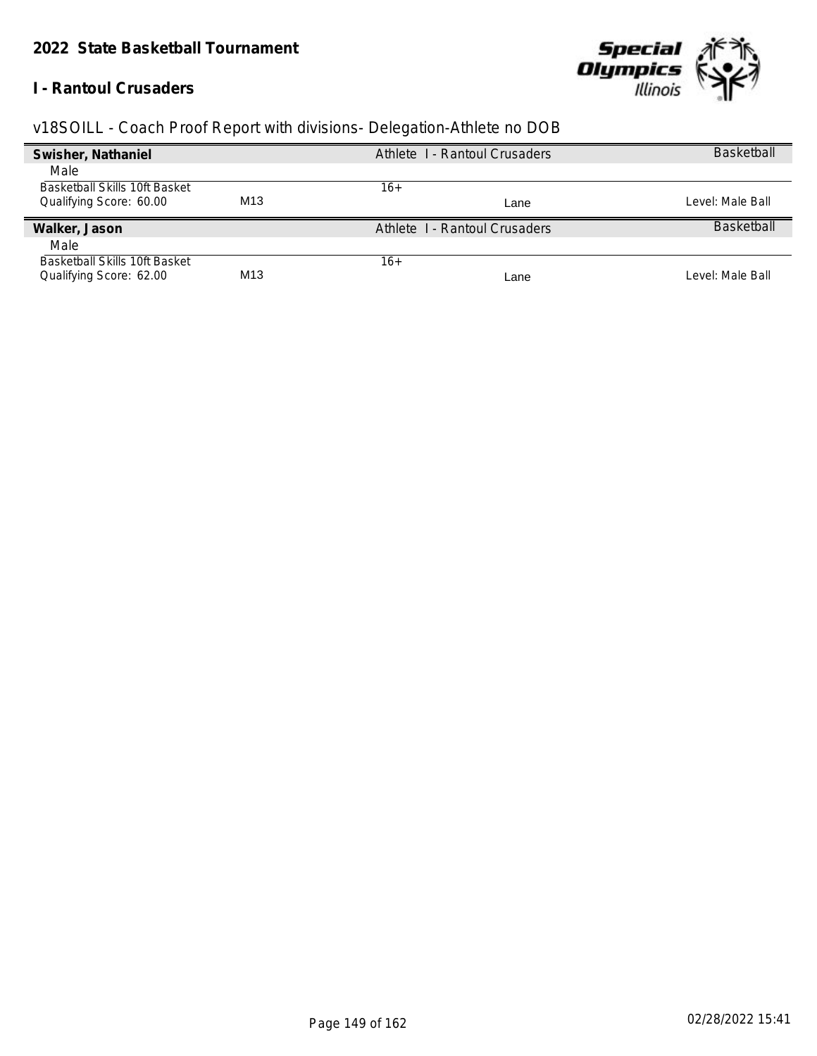**2022 State Basketball Tournament**

**I - Rantoul Crusaders**

v18SOILL - Coach Proof Report with divisions- Delegation-Athlete no DOB

| **Swisher, Nathaniel** | | Athlete I - Rantoul Crusaders | | Basketball |
|---|---|---|---|---|
| Male | | | | |
| Basketball Skills 10ft Basket | | 16+ | | |
| Qualifying Score: 60.00 | M13 | | Lane | Level: Male Ball |

| **Walker, Jason** | | Athlete I - Rantoul Crusaders | | Basketball |
|---|---|---|---|---|
| Male | | | | |
| Basketball Skills 10ft Basket | | 16+ | | |
| Qualifying Score: 62.00 | M13 | | Lane | Level: Male Ball |

02/28/2022 15:41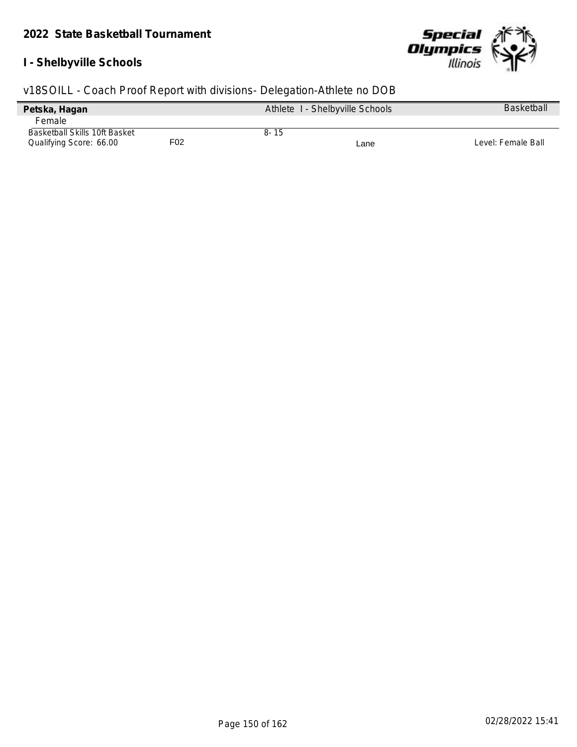## 2022 State Basketball Tournament

### I - Shelbyville Schools

v18SOILL - Coach Proof Report with divisions- Delegation-Athlete no DOB

| **Petska, Hagan** | | Athlete I - Shelbyville Schools | | Basketball |
|---|---|---|---|---|
| Female | | | | |
| Basketball Skills 10ft Basket | | 8- 15 | | |
| Qualifying Score: 66.00 | F02 | | Lane | Level: Female Ball |

02/28/2022 15:41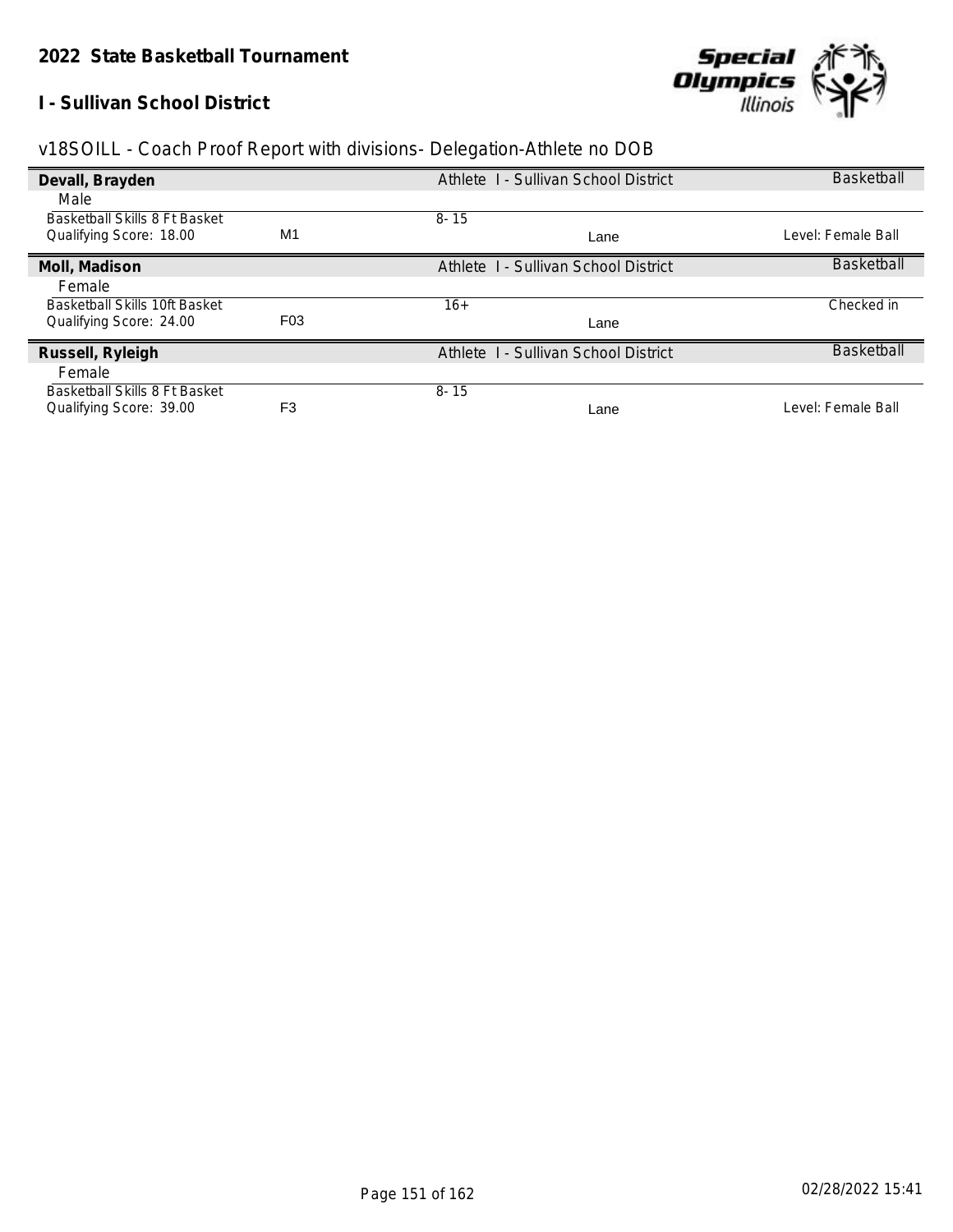**2022 State Basketball Tournament**

**I - Sullivan School District**

v18SOILL - Coach Proof Report with divisions- Delegation-Athlete no DOB

| | | | | |
|---|---|---|---|---|
| **Devall, Brayden** | | Athlete I - Sullivan School District | | Basketball |
| Male | | | | |
| Basketball Skills 8 Ft Basket | | 8- 15 | | |
| Qualifying Score: 18.00 | M1 | | Lane | Level: Female Ball |
| **Moll, Madison** | | Athlete I - Sullivan School District | | Basketball |
| Female | | | | |
| Basketball Skills 10ft Basket | | 16+ | | Checked in |
| Qualifying Score: 24.00 | F03 | | Lane | |
| **Russell, Ryleigh** | | Athlete I - Sullivan School District | | Basketball |
| Female | | | | |
| Basketball Skills 8 Ft Basket | | 8- 15 | | |
| Qualifying Score: 39.00 | F3 | | Lane | Level: Female Ball |

02/28/2022 15:41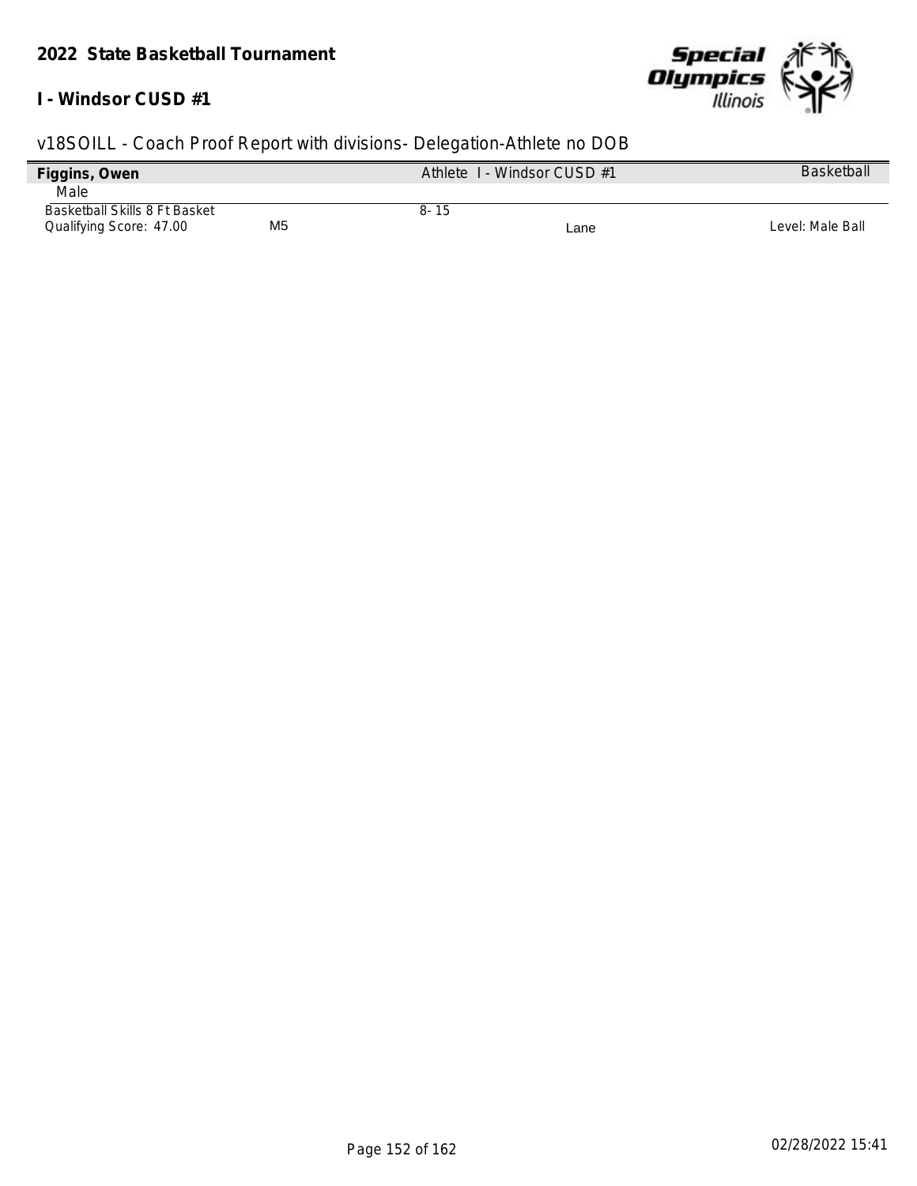## 2022 State Basketball Tournament

**I - Windsor CUSD #1**

v18SOILL - Coach Proof Report with divisions- Delegation-Athlete no DOB

| **Figgins, Owen** | | Athlete I - Windsor CUSD #1 | | Basketball |
|---|---|---|---|---|
| Male | | | | |
| Basketball Skills 8 Ft Basket | | 8- 15 | | |
| Qualifying Score: 47.00 | M5 | | Lane | Level: Male Ball |

02/28/2022 15:41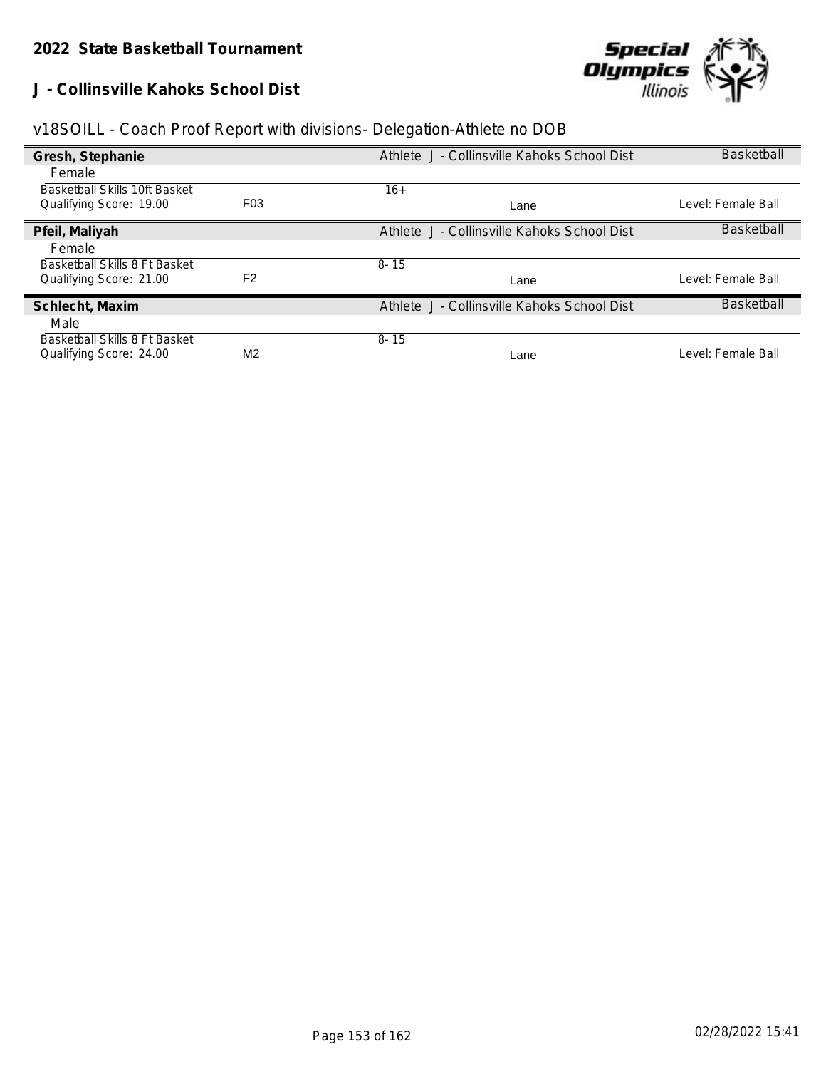## 2022 State Basketball Tournament

### J - Collinsville Kahoks School Dist

v18SOILL - Coach Proof Report with divisions- Delegation-Athlete no DOB

| **Gresh, Stephanie** | | Athlete J - Collinsville Kahoks School Dist | | Basketball |
|---|---|---|---|---|
| Female | | | | |
| Basketball Skills 10ft Basket | | 16+ | | |
| Qualifying Score: 19.00 | F03 | | Lane | Level: Female Ball |
| **Pfeil, Maliyah** | | Athlete J - Collinsville Kahoks School Dist | | Basketball |
| Female | | | | |
| Basketball Skills 8 Ft Basket | | 8- 15 | | |
| Qualifying Score: 21.00 | F2 | | Lane | Level: Female Ball |
| **Schlecht, Maxim** | | Athlete J - Collinsville Kahoks School Dist | | Basketball |
| Male | | | | |
| Basketball Skills 8 Ft Basket | | 8- 15 | | |
| Qualifying Score: 24.00 | M2 | | Lane | Level: Female Ball |

02/28/2022 15:41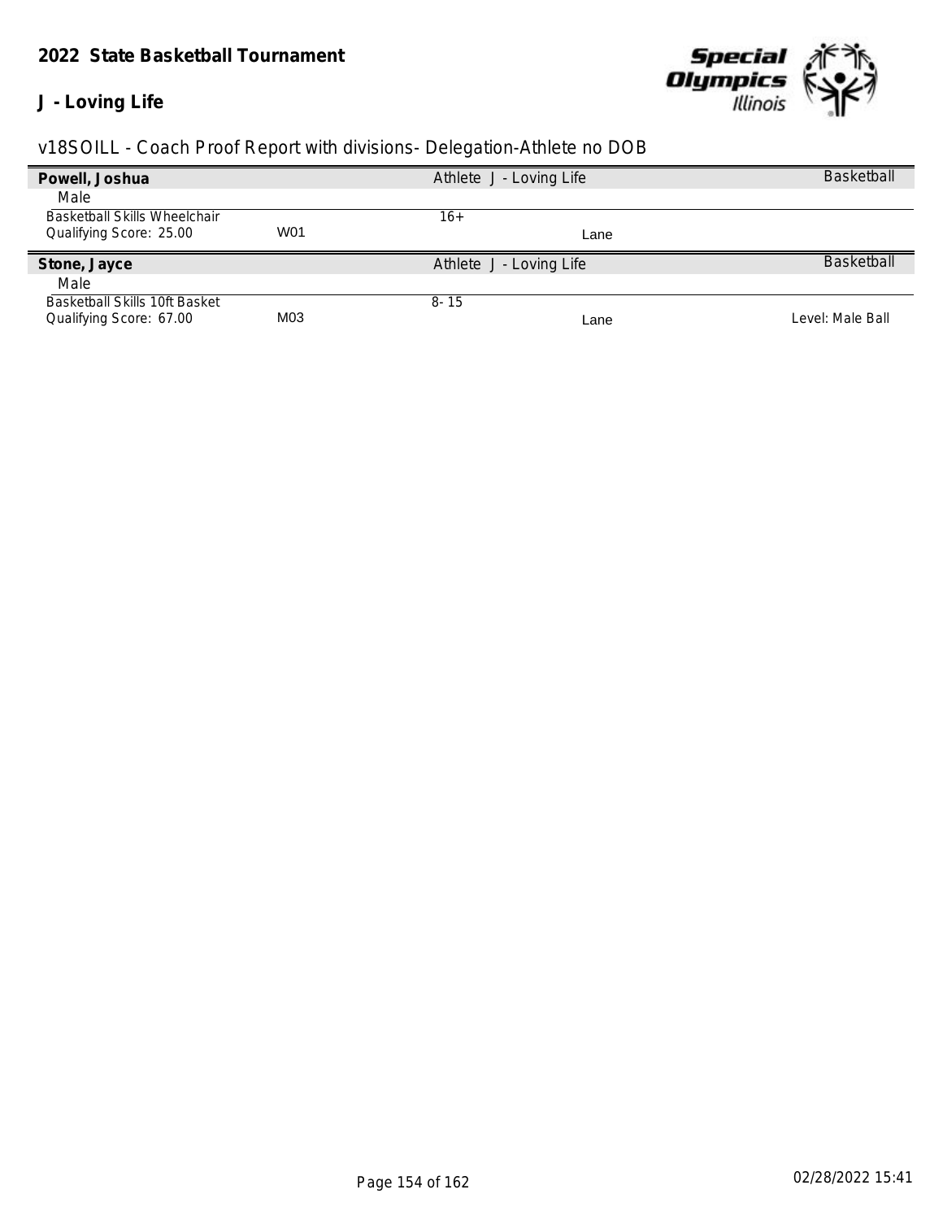**2022 State Basketball Tournament**

**J - Loving Life**

v18SOILL - Coach Proof Report with divisions- Delegation-Athlete no DOB

| **Powell, Joshua** | | Athlete J - Loving Life | | Basketball |
|---|---|---|---|---|
| Male | | | | |
| Basketball Skills Wheelchair | | 16+ | | |
| Qualifying Score: 25.00 | W01 | | Lane | |

| **Stone, Jayce** | | Athlete J - Loving Life | | Basketball |
|---|---|---|---|---|
| Male | | | | |
| Basketball Skills 10ft Basket | | 8- 15 | | |
| Qualifying Score: 67.00 | M03 | | Lane | Level: Male Ball |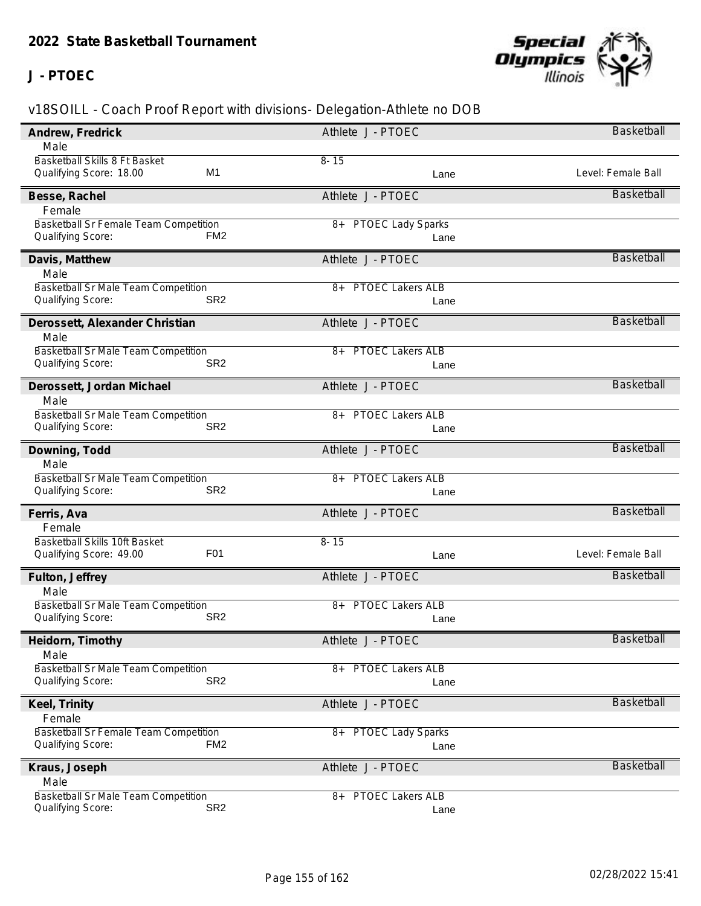## 2022 State Basketball Tournament

## J - PTOEC

v18SOILL - Coach Proof Report with divisions- Delegation-Athlete no DOB

**Andrew, Fredrick** — Athlete J - PTOEC — Basketball
Male
Basketball Skills 8 Ft Basket — 8- 15
Qualifying Score: 18.00 — M1 — Lane — Level: Female Ball

**Besse, Rachel** — Athlete J - PTOEC — Basketball
Female
Basketball Sr Female Team Competition — 8+ PTOEC Lady Sparks
Qualifying Score: — FM2 — Lane

**Davis, Matthew** — Athlete J - PTOEC — Basketball
Male
Basketball Sr Male Team Competition — 8+ PTOEC Lakers ALB
Qualifying Score: — SR2 — Lane

**Derossett, Alexander Christian** — Athlete J - PTOEC — Basketball
Male
Basketball Sr Male Team Competition — 8+ PTOEC Lakers ALB
Qualifying Score: — SR2 — Lane

**Derossett, Jordan Michael** — Athlete J - PTOEC — Basketball
Male
Basketball Sr Male Team Competition — 8+ PTOEC Lakers ALB
Qualifying Score: — SR2 — Lane

**Downing, Todd** — Athlete J - PTOEC — Basketball
Male
Basketball Sr Male Team Competition — 8+ PTOEC Lakers ALB
Qualifying Score: — SR2 — Lane

**Ferris, Ava** — Athlete J - PTOEC — Basketball
Female
Basketball Skills 10ft Basket — 8- 15
Qualifying Score: 49.00 — F01 — Lane — Level: Female Ball

**Fulton, Jeffrey** — Athlete J - PTOEC — Basketball
Male
Basketball Sr Male Team Competition — 8+ PTOEC Lakers ALB
Qualifying Score: — SR2 — Lane

**Heidorn, Timothy** — Athlete J - PTOEC — Basketball
Male
Basketball Sr Male Team Competition — 8+ PTOEC Lakers ALB
Qualifying Score: — SR2 — Lane

**Keel, Trinity** — Athlete J - PTOEC — Basketball
Female
Basketball Sr Female Team Competition — 8+ PTOEC Lady Sparks
Qualifying Score: — FM2 — Lane

**Kraus, Joseph** — Athlete J - PTOEC — Basketball
Male
Basketball Sr Male Team Competition — 8+ PTOEC Lakers ALB
Qualifying Score: — SR2 — Lane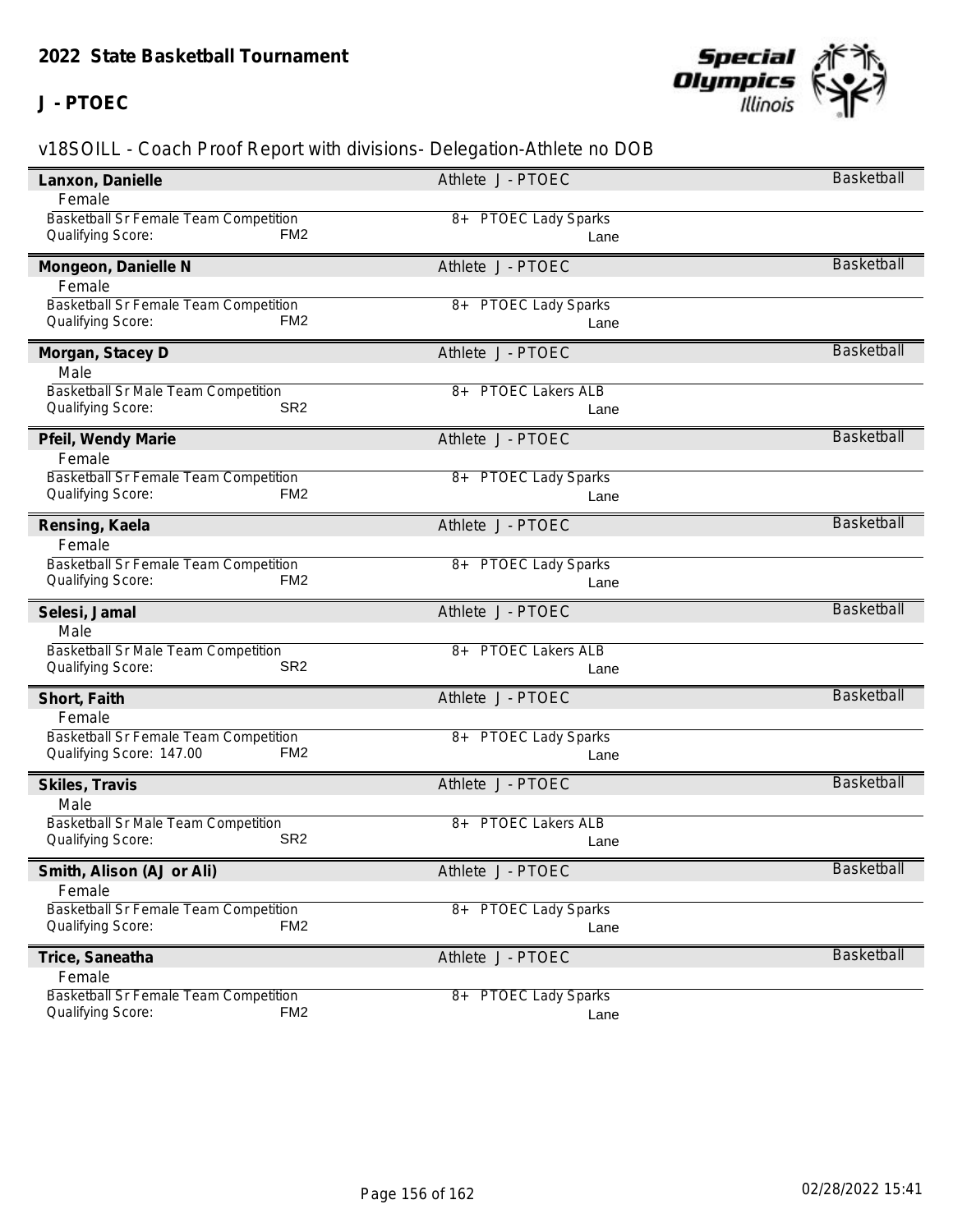**2022 State Basketball Tournament**

**J - PTOEC**

v18SOILL - Coach Proof Report with divisions- Delegation-Athlete no DOB

**Lanxon, Danielle** | Athlete J - PTOEC | Basketball
Female
Basketball Sr Female Team Competition | 8+ PTOEC Lady Sparks
Qualifying Score: FM2 | Lane

**Mongeon, Danielle N** | Athlete J - PTOEC | Basketball
Female
Basketball Sr Female Team Competition | 8+ PTOEC Lady Sparks
Qualifying Score: FM2 | Lane

**Morgan, Stacey D** | Athlete J - PTOEC | Basketball
Male
Basketball Sr Male Team Competition | 8+ PTOEC Lakers ALB
Qualifying Score: SR2 | Lane

**Pfeil, Wendy Marie** | Athlete J - PTOEC | Basketball
Female
Basketball Sr Female Team Competition | 8+ PTOEC Lady Sparks
Qualifying Score: FM2 | Lane

**Rensing, Kaela** | Athlete J - PTOEC | Basketball
Female
Basketball Sr Female Team Competition | 8+ PTOEC Lady Sparks
Qualifying Score: FM2 | Lane

**Selesi, Jamal** | Athlete J - PTOEC | Basketball
Male
Basketball Sr Male Team Competition | 8+ PTOEC Lakers ALB
Qualifying Score: SR2 | Lane

**Short, Faith** | Athlete J - PTOEC | Basketball
Female
Basketball Sr Female Team Competition | 8+ PTOEC Lady Sparks
Qualifying Score: 147.00 FM2 | Lane

**Skiles, Travis** | Athlete J - PTOEC | Basketball
Male
Basketball Sr Male Team Competition | 8+ PTOEC Lakers ALB
Qualifying Score: SR2 | Lane

**Smith, Alison (AJ or Ali)** | Athlete J - PTOEC | Basketball
Female
Basketball Sr Female Team Competition | 8+ PTOEC Lady Sparks
Qualifying Score: FM2 | Lane

**Trice, Saneatha** | Athlete J - PTOEC | Basketball
Female
Basketball Sr Female Team Competition | 8+ PTOEC Lady Sparks
Qualifying Score: FM2 | Lane

02/28/2022 15:41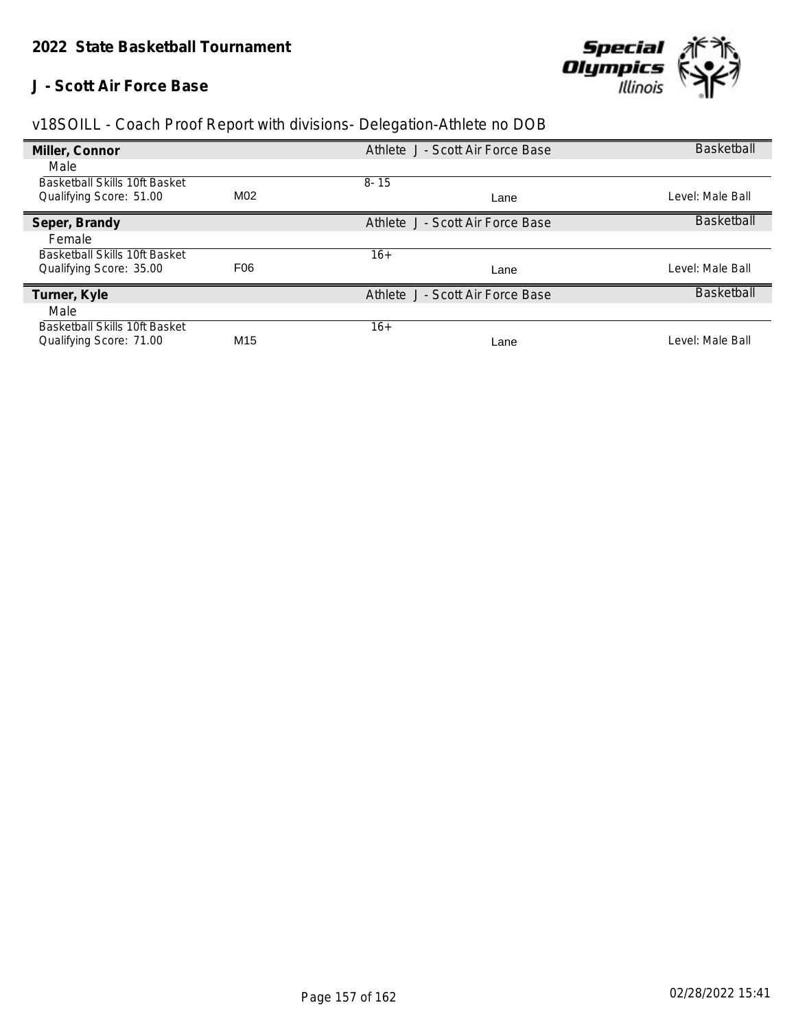## 2022 State Basketball Tournament

### J - Scott Air Force Base

v18SOILL - Coach Proof Report with divisions- Delegation-Athlete no DOB

**Miller, Connor** | Athlete J - Scott Air Force Base | Basketball

Male

Basketball Skills 10ft Basket | 8- 15

Qualifying Score: 51.00 | M02 | Lane | Level: Male Ball

**Seper, Brandy** | Athlete J - Scott Air Force Base | Basketball

Female

Basketball Skills 10ft Basket | 16+

Qualifying Score: 35.00 | F06 | Lane | Level: Male Ball

**Turner, Kyle** | Athlete J - Scott Air Force Base | Basketball

Male

Basketball Skills 10ft Basket | 16+

Qualifying Score: 71.00 | M15 | Lane | Level: Male Ball

02/28/2022 15:41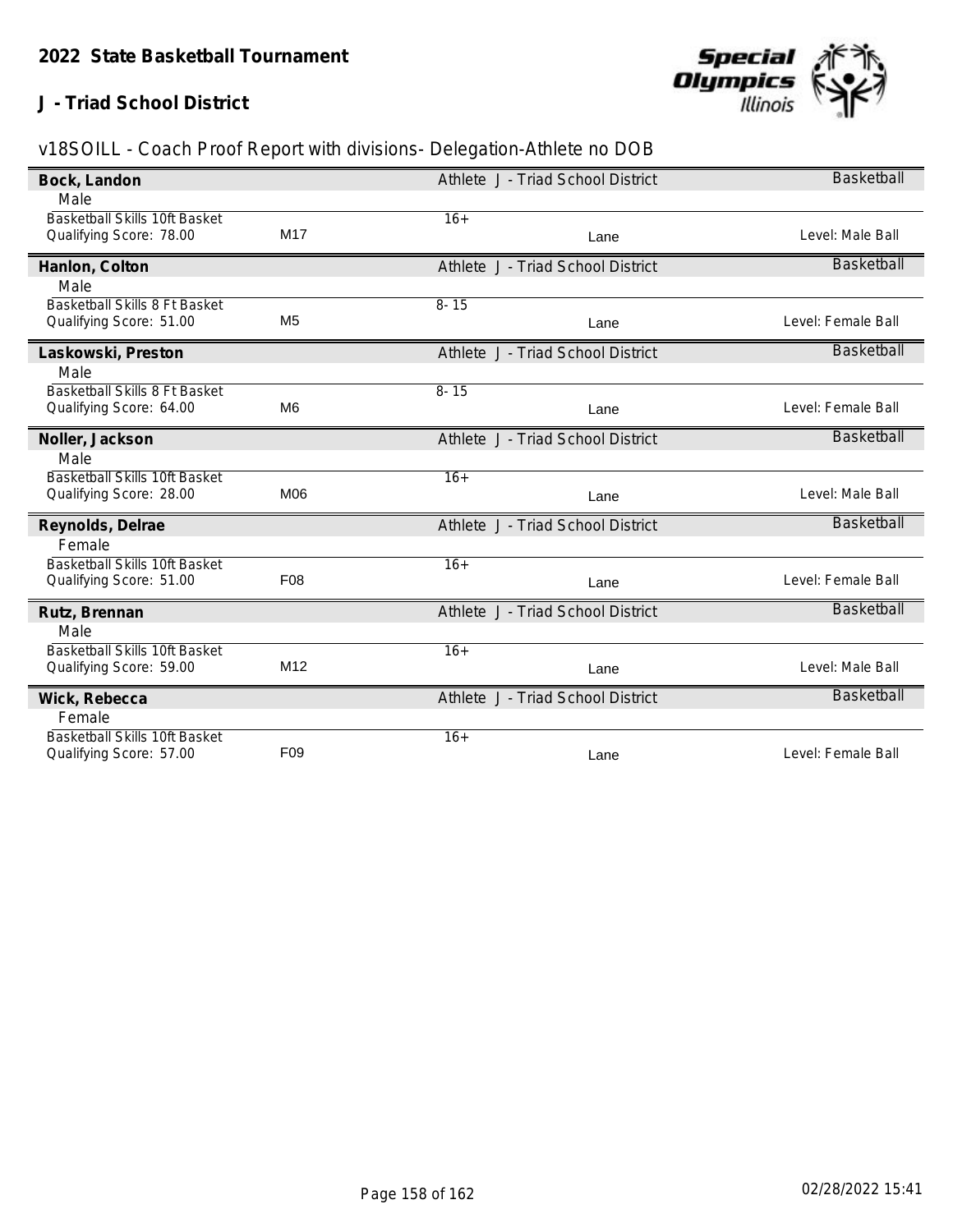## 2022 State Basketball Tournament

### J - Triad School District

v18SOILL - Coach Proof Report with divisions- Delegation-Athlete no DOB

**Bock, Landon** — Athlete J - Triad School District — Basketball
Male
Basketball Skills 10ft Basket — 16+
Qualifying Score: 78.00 — M17 — Lane — Level: Male Ball

**Hanlon, Colton** — Athlete J - Triad School District — Basketball
Male
Basketball Skills 8 Ft Basket — 8- 15
Qualifying Score: 51.00 — M5 — Lane — Level: Female Ball

**Laskowski, Preston** — Athlete J - Triad School District — Basketball
Male
Basketball Skills 8 Ft Basket — 8- 15
Qualifying Score: 64.00 — M6 — Lane — Level: Female Ball

**Noller, Jackson** — Athlete J - Triad School District — Basketball
Male
Basketball Skills 10ft Basket — 16+
Qualifying Score: 28.00 — M06 — Lane — Level: Male Ball

**Reynolds, Delrae** — Athlete J - Triad School District — Basketball
Female
Basketball Skills 10ft Basket — 16+
Qualifying Score: 51.00 — F08 — Lane — Level: Female Ball

**Rutz, Brennan** — Athlete J - Triad School District — Basketball
Male
Basketball Skills 10ft Basket — 16+
Qualifying Score: 59.00 — M12 — Lane — Level: Male Ball

**Wick, Rebecca** — Athlete J - Triad School District — Basketball
Female
Basketball Skills 10ft Basket — 16+
Qualifying Score: 57.00 — F09 — Lane — Level: Female Ball

02/28/2022 15:41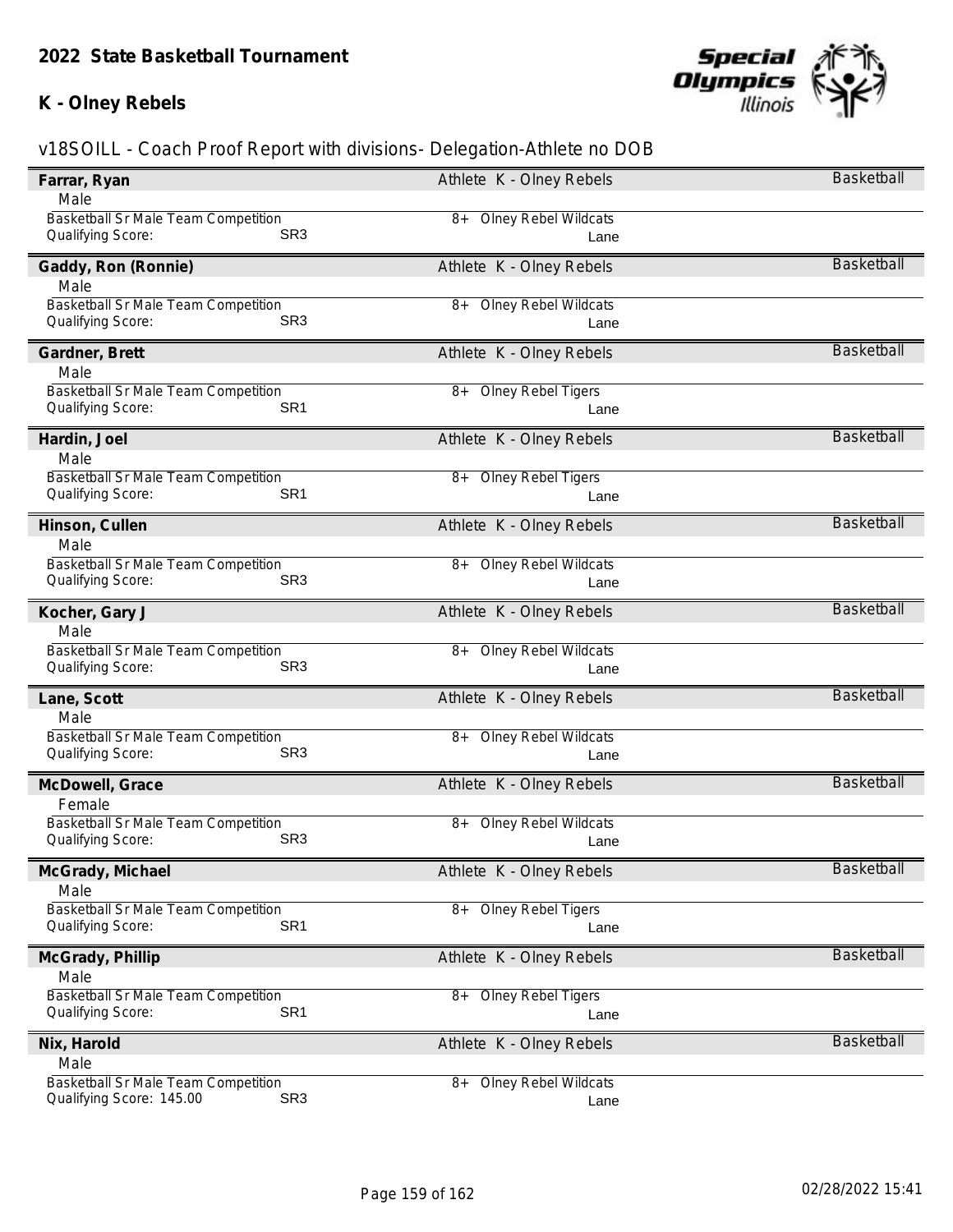## 2022 State Basketball Tournament

## K - Olney Rebels

v18SOILL - Coach Proof Report with divisions- Delegation-Athlete no DOB

**Farrar, Ryan** — Athlete K - Olney Rebels — Basketball
Male
Basketball Sr Male Team Competition — 8+ Olney Rebel Wildcats
Qualifying Score: SR3 — Lane

**Gaddy, Ron (Ronnie)** — Athlete K - Olney Rebels — Basketball
Male
Basketball Sr Male Team Competition — 8+ Olney Rebel Wildcats
Qualifying Score: SR3 — Lane

**Gardner, Brett** — Athlete K - Olney Rebels — Basketball
Male
Basketball Sr Male Team Competition — 8+ Olney Rebel Tigers
Qualifying Score: SR1 — Lane

**Hardin, Joel** — Athlete K - Olney Rebels — Basketball
Male
Basketball Sr Male Team Competition — 8+ Olney Rebel Tigers
Qualifying Score: SR1 — Lane

**Hinson, Cullen** — Athlete K - Olney Rebels — Basketball
Male
Basketball Sr Male Team Competition — 8+ Olney Rebel Wildcats
Qualifying Score: SR3 — Lane

**Kocher, Gary J** — Athlete K - Olney Rebels — Basketball
Male
Basketball Sr Male Team Competition — 8+ Olney Rebel Wildcats
Qualifying Score: SR3 — Lane

**Lane, Scott** — Athlete K - Olney Rebels — Basketball
Male
Basketball Sr Male Team Competition — 8+ Olney Rebel Wildcats
Qualifying Score: SR3 — Lane

**McDowell, Grace** — Athlete K - Olney Rebels — Basketball
Female
Basketball Sr Male Team Competition — 8+ Olney Rebel Wildcats
Qualifying Score: SR3 — Lane

**McGrady, Michael** — Athlete K - Olney Rebels — Basketball
Male
Basketball Sr Male Team Competition — 8+ Olney Rebel Tigers
Qualifying Score: SR1 — Lane

**McGrady, Phillip** — Athlete K - Olney Rebels — Basketball
Male
Basketball Sr Male Team Competition — 8+ Olney Rebel Tigers
Qualifying Score: SR1 — Lane

**Nix, Harold** — Athlete K - Olney Rebels — Basketball
Male
Basketball Sr Male Team Competition — 8+ Olney Rebel Wildcats
Qualifying Score: 145.00 SR3 — Lane

02/28/2022 15:41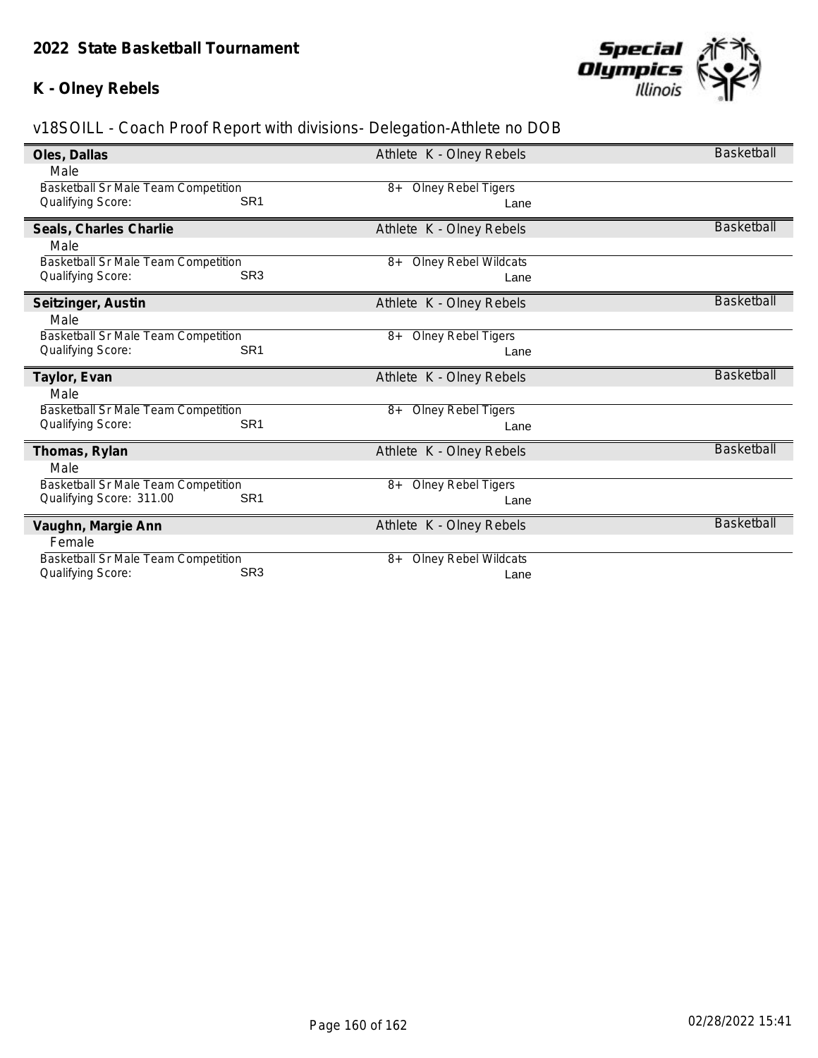## 2022 State Basketball Tournament

### K - Olney Rebels

v18SOILL - Coach Proof Report with divisions- Delegation-Athlete no DOB

**Oles, Dallas** — Athlete K - Olney Rebels — Basketball
Male
Basketball Sr Male Team Competition — 8+ Olney Rebel Tigers
Qualifying Score: SR1 — Lane

**Seals, Charles Charlie** — Athlete K - Olney Rebels — Basketball
Male
Basketball Sr Male Team Competition — 8+ Olney Rebel Wildcats
Qualifying Score: SR3 — Lane

**Seitzinger, Austin** — Athlete K - Olney Rebels — Basketball
Male
Basketball Sr Male Team Competition — 8+ Olney Rebel Tigers
Qualifying Score: SR1 — Lane

**Taylor, Evan** — Athlete K - Olney Rebels — Basketball
Male
Basketball Sr Male Team Competition — 8+ Olney Rebel Tigers
Qualifying Score: SR1 — Lane

**Thomas, Rylan** — Athlete K - Olney Rebels — Basketball
Male
Basketball Sr Male Team Competition — 8+ Olney Rebel Tigers
Qualifying Score: 311.00 SR1 — Lane

**Vaughn, Margie Ann** — Athlete K - Olney Rebels — Basketball
Female
Basketball Sr Male Team Competition — 8+ Olney Rebel Wildcats
Qualifying Score: SR3 — Lane

02/28/2022 15:41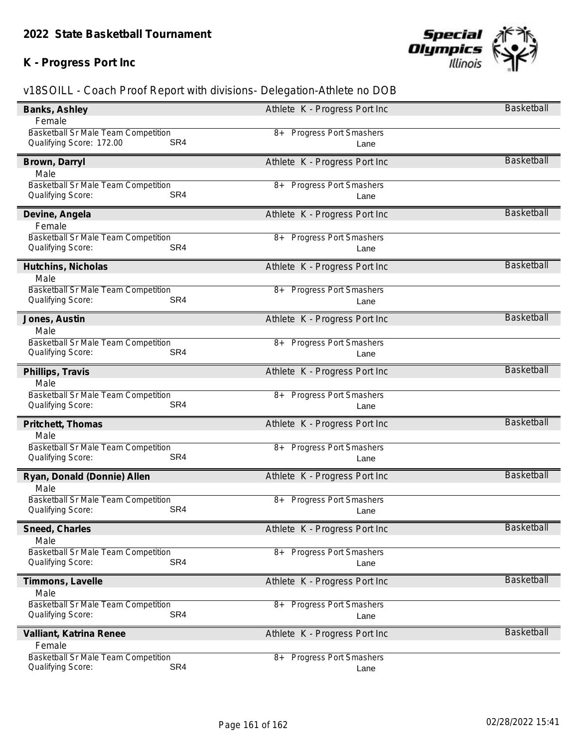# 2022 State Basketball Tournament

## K - Progress Port Inc

v18SOILL - Coach Proof Report with divisions- Delegation-Athlete no DOB

**Banks, Ashley** — Athlete K - Progress Port Inc — Basketball
Female
Basketball Sr Male Team Competition — 8+ Progress Port Smashers
Qualifying Score: 172.00 — SR4 — Lane

**Brown, Darryl** — Athlete K - Progress Port Inc — Basketball
Male
Basketball Sr Male Team Competition — 8+ Progress Port Smashers
Qualifying Score: — SR4 — Lane

**Devine, Angela** — Athlete K - Progress Port Inc — Basketball
Female
Basketball Sr Male Team Competition — 8+ Progress Port Smashers
Qualifying Score: — SR4 — Lane

**Hutchins, Nicholas** — Athlete K - Progress Port Inc — Basketball
Male
Basketball Sr Male Team Competition — 8+ Progress Port Smashers
Qualifying Score: — SR4 — Lane

**Jones, Austin** — Athlete K - Progress Port Inc — Basketball
Male
Basketball Sr Male Team Competition — 8+ Progress Port Smashers
Qualifying Score: — SR4 — Lane

**Phillips, Travis** — Athlete K - Progress Port Inc — Basketball
Male
Basketball Sr Male Team Competition — 8+ Progress Port Smashers
Qualifying Score: — SR4 — Lane

**Pritchett, Thomas** — Athlete K - Progress Port Inc — Basketball
Male
Basketball Sr Male Team Competition — 8+ Progress Port Smashers
Qualifying Score: — SR4 — Lane

**Ryan, Donald (Donnie) Allen** — Athlete K - Progress Port Inc — Basketball
Male
Basketball Sr Male Team Competition — 8+ Progress Port Smashers
Qualifying Score: — SR4 — Lane

**Sneed, Charles** — Athlete K - Progress Port Inc — Basketball
Male
Basketball Sr Male Team Competition — 8+ Progress Port Smashers
Qualifying Score: — SR4 — Lane

**Timmons, Lavelle** — Athlete K - Progress Port Inc — Basketball
Male
Basketball Sr Male Team Competition — 8+ Progress Port Smashers
Qualifying Score: — SR4 — Lane

**Valliant, Katrina Renee** — Athlete K - Progress Port Inc — Basketball
Female
Basketball Sr Male Team Competition — 8+ Progress Port Smashers
Qualifying Score: — SR4 — Lane

02/28/2022 15:41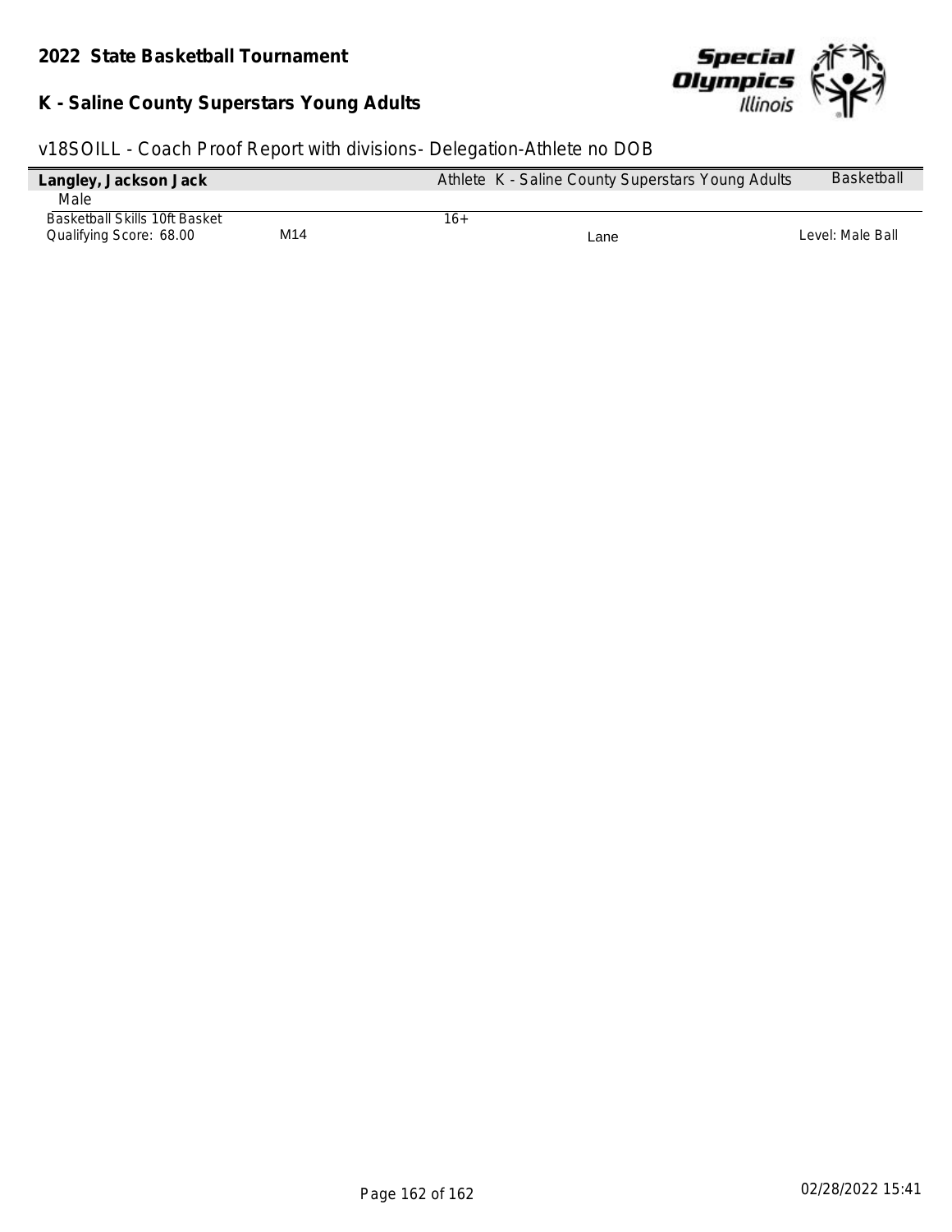# 2022 State Basketball Tournament

## K - Saline County Superstars Young Adults

v18SOILL - Coach Proof Report with divisions- Delegation-Athlete no DOB

| Langley, Jackson Jack | | Athlete K - Saline County Superstars Young Adults | | Basketball |
|---|---|---|---|---|
| Male | | | | |
| Basketball Skills 10ft Basket | | 16+ | | |
| Qualifying Score: 68.00 | M14 | | Lane | Level: Male Ball |

02/28/2022 15:41